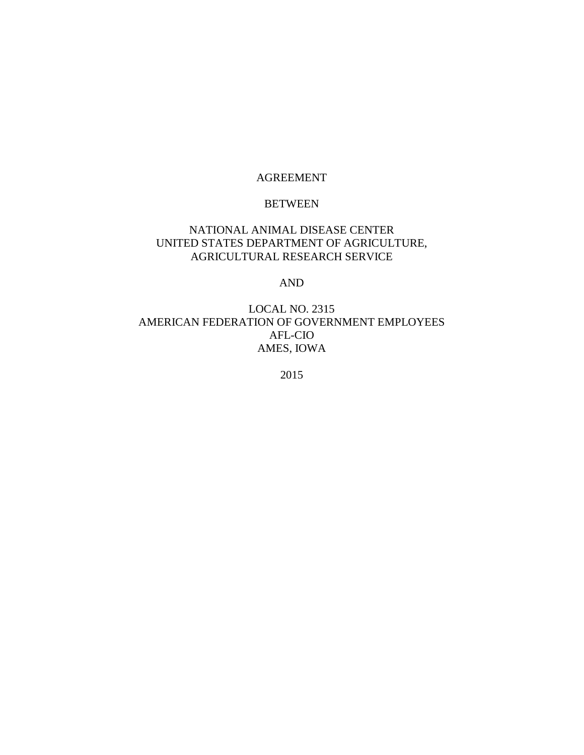AGREEMENT

BETWEEN

NATIONAL ANIMAL DISEASE CENTER
UNITED STATES DEPARTMENT OF AGRICULTURE,
AGRICULTURAL RESEARCH SERVICE

AND

LOCAL NO. 2315
AMERICAN FEDERATION OF GOVERNMENT EMPLOYEES
AFL-CIO
AMES, IOWA

2015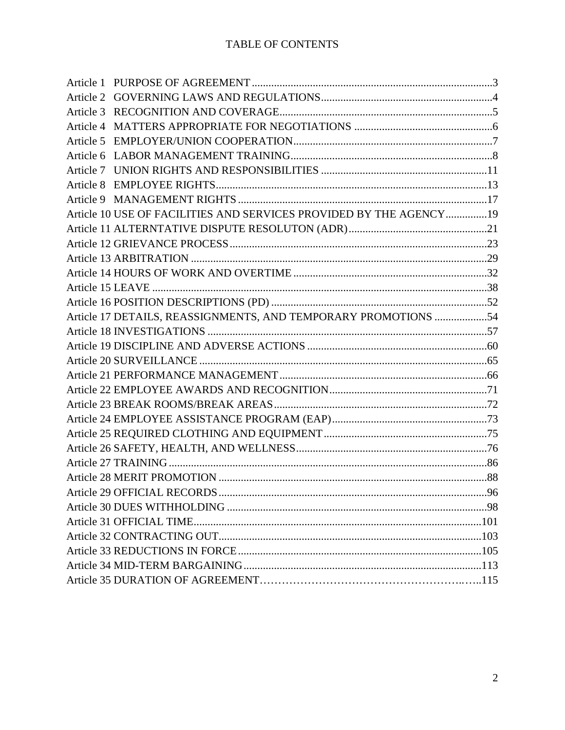# TABLE OF CONTENTS

Article 1 PURPOSE OF AGREEMENT ....................................................................................3
Article 2 GOVERNING LAWS AND REGULATIONS.............................................................4
Article 3 RECOGNITION AND COVERAGE............................................................................5
Article 4 MATTERS APPROPRIATE FOR NEGOTIATIONS .................................................6
Article 5 EMPLOYER/UNION COOPERATION.......................................................................7
Article 6 LABOR MANAGEMENT TRAINING.........................................................................8
Article 7 UNION RIGHTS AND RESPONSIBILITIES ...........................................................11
Article 8 EMPLOYEE RIGHTS..................................................................................................13
Article 9 MANAGEMENT RIGHTS .........................................................................................17
Article 10 USE OF FACILITIES AND SERVICES PROVIDED BY THE AGENCY...............19
Article 11 ALTERNTATIVE DISPUTE RESOLUTON (ADR)..................................................21
Article 12 GRIEVANCE PROCESS............................................................................................23
Article 13 ARBITRATION ..........................................................................................................29
Article 14 HOURS OF WORK AND OVERTIME .....................................................................32
Article 15 LEAVE ........................................................................................................................38
Article 16 POSITION DESCRIPTIONS (PD) .............................................................................52
Article 17 DETAILS, REASSIGNMENTS, AND TEMPORARY PROMOTIONS ...................54
Article 18 INVESTIGATIONS ....................................................................................................57
Article 19 DISCIPLINE AND ADVERSE ACTIONS ................................................................60
Article 20 SURVEILLANCE .......................................................................................................65
Article 21 PERFORMANCE MANAGEMENT ..........................................................................66
Article 22 EMPLOYEE AWARDS AND RECOGNITION.........................................................71
Article 23 BREAK ROOMS/BREAK AREAS............................................................................72
Article 24 EMPLOYEE ASSISTANCE PROGRAM (EAP)........................................................73
Article 25 REQUIRED CLOTHING AND EQUIPMENT...........................................................75
Article 26 SAFETY, HEALTH, AND WELLNESS....................................................................76
Article 27 TRAINING ..................................................................................................................86
Article 28 MERIT PROMOTION ................................................................................................88
Article 29 OFFICIAL RECORDS................................................................................................96
Article 30 DUES WITHHOLDING .............................................................................................98
Article 31 OFFICIAL TIME........................................................................................................101
Article 32 CONTRACTING OUT...............................................................................................103
Article 33 REDUCTIONS IN FORCE........................................................................................105
Article 34 MID-TERM BARGAINING.....................................................................................113
Article 35 DURATION OF AGREEMENT……………………………………………..…..115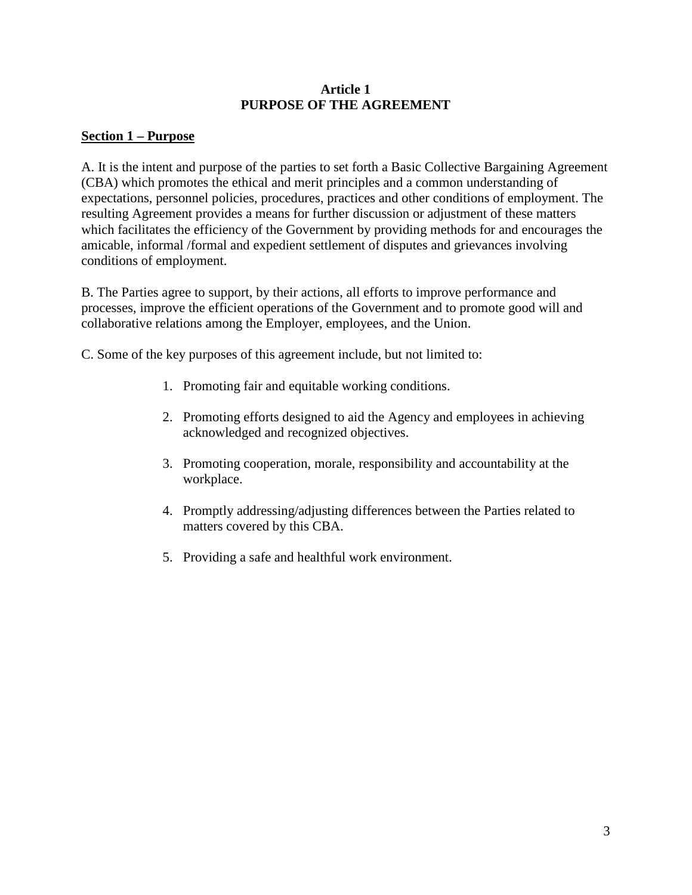# Article 1
# PURPOSE OF THE AGREEMENT

## Section 1 – Purpose

A. It is the intent and purpose of the parties to set forth a Basic Collective Bargaining Agreement (CBA) which promotes the ethical and merit principles and a common understanding of expectations, personnel policies, procedures, practices and other conditions of employment. The resulting Agreement provides a means for further discussion or adjustment of these matters which facilitates the efficiency of the Government by providing methods for and encourages the amicable, informal /formal and expedient settlement of disputes and grievances involving conditions of employment.

B. The Parties agree to support, by their actions, all efforts to improve performance and processes, improve the efficient operations of the Government and to promote good will and collaborative relations among the Employer, employees, and the Union.

C. Some of the key purposes of this agreement include, but not limited to:

1. Promoting fair and equitable working conditions.
2. Promoting efforts designed to aid the Agency and employees in achieving acknowledged and recognized objectives.
3. Promoting cooperation, morale, responsibility and accountability at the workplace.
4. Promptly addressing/adjusting differences between the Parties related to matters covered by this CBA.
5. Providing a safe and healthful work environment.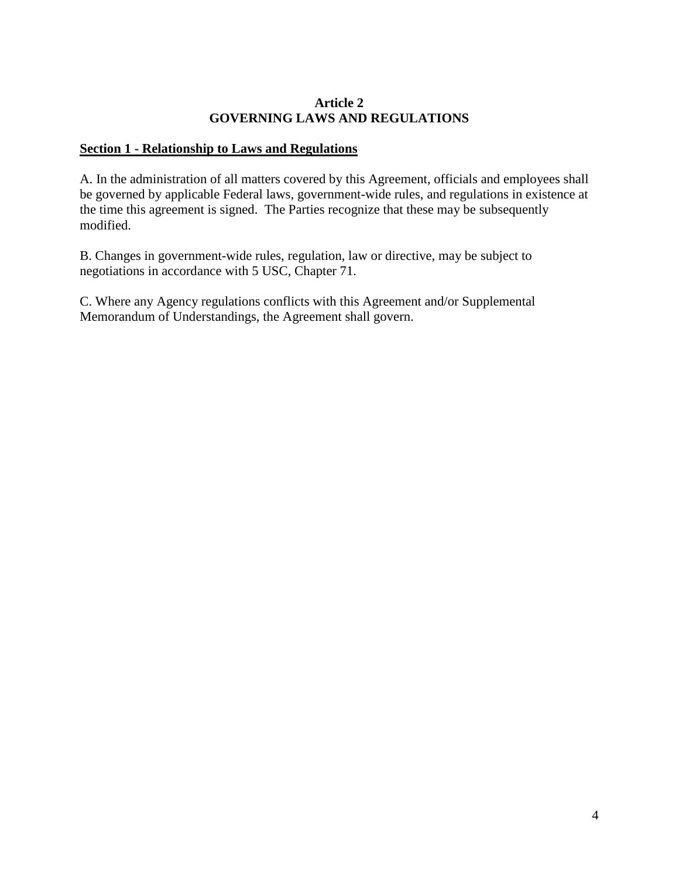# Article 2
# GOVERNING LAWS AND REGULATIONS

## Section 1 - Relationship to Laws and Regulations

A. In the administration of all matters covered by this Agreement, officials and employees shall be governed by applicable Federal laws, government-wide rules, and regulations in existence at the time this agreement is signed. The Parties recognize that these may be subsequently modified.

B. Changes in government-wide rules, regulation, law or directive, may be subject to negotiations in accordance with 5 USC, Chapter 71.

C. Where any Agency regulations conflicts with this Agreement and/or Supplemental Memorandum of Understandings, the Agreement shall govern.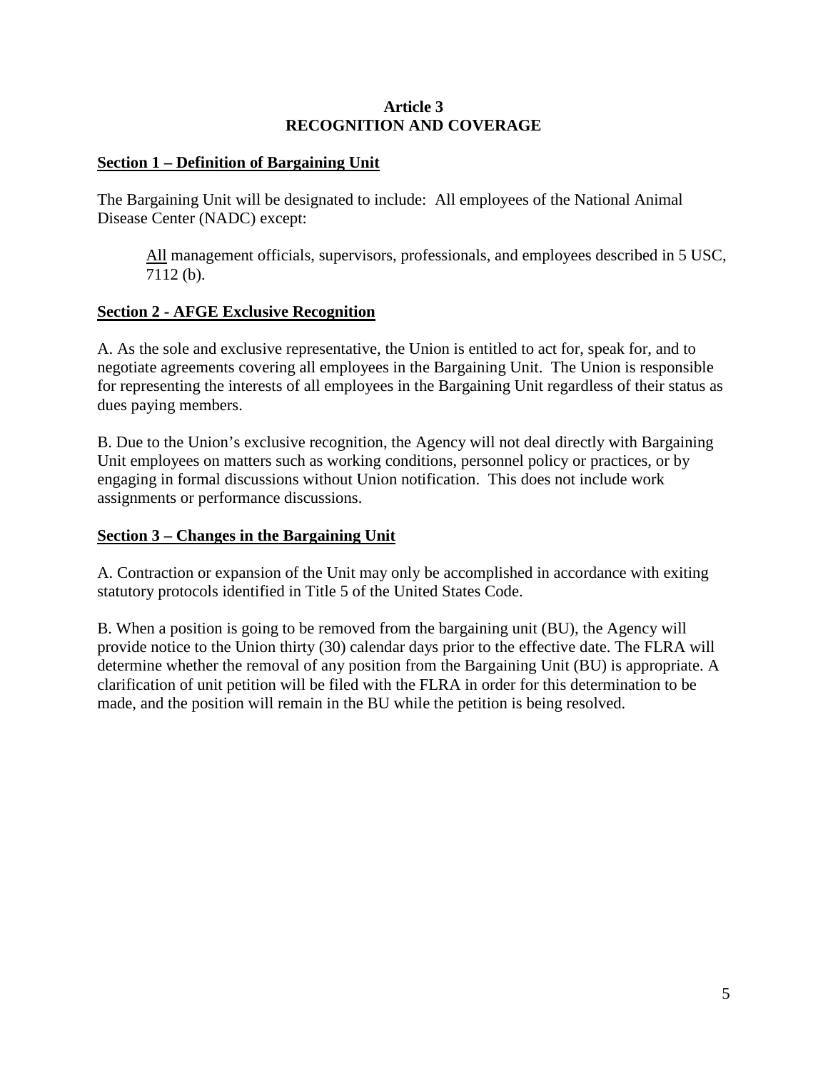# Article 3
# RECOGNITION AND COVERAGE

**Section 1 – Definition of Bargaining Unit**

The Bargaining Unit will be designated to include: All employees of the National Animal Disease Center (NADC) except:

> All management officials, supervisors, professionals, and employees described in 5 USC, 7112 (b).

**Section 2 - AFGE Exclusive Recognition**

A. As the sole and exclusive representative, the Union is entitled to act for, speak for, and to negotiate agreements covering all employees in the Bargaining Unit. The Union is responsible for representing the interests of all employees in the Bargaining Unit regardless of their status as dues paying members.

B. Due to the Union's exclusive recognition, the Agency will not deal directly with Bargaining Unit employees on matters such as working conditions, personnel policy or practices, or by engaging in formal discussions without Union notification. This does not include work assignments or performance discussions.

**Section 3 – Changes in the Bargaining Unit**

A. Contraction or expansion of the Unit may only be accomplished in accordance with exiting statutory protocols identified in Title 5 of the United States Code.

B. When a position is going to be removed from the bargaining unit (BU), the Agency will provide notice to the Union thirty (30) calendar days prior to the effective date. The FLRA will determine whether the removal of any position from the Bargaining Unit (BU) is appropriate. A clarification of unit petition will be filed with the FLRA in order for this determination to be made, and the position will remain in the BU while the petition is being resolved.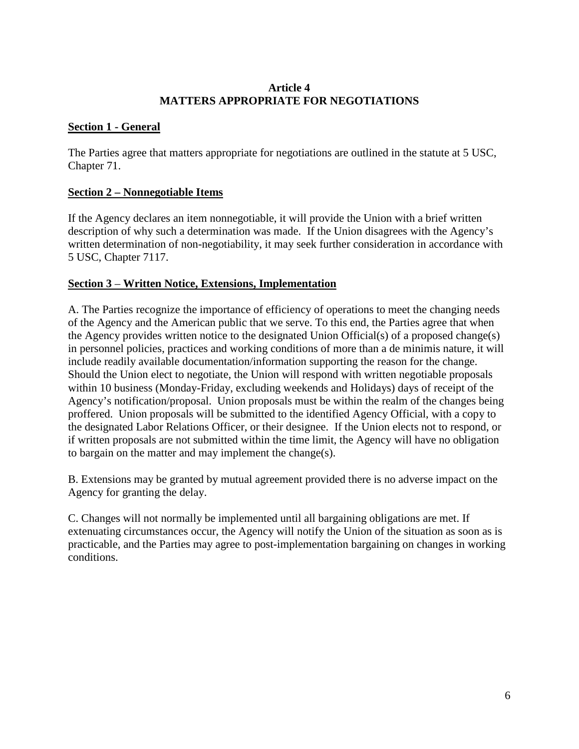# Article 4
# MATTERS APPROPRIATE FOR NEGOTIATIONS

## Section 1 - General

The Parties agree that matters appropriate for negotiations are outlined in the statute at 5 USC, Chapter 71.

## Section 2 – Nonnegotiable Items

If the Agency declares an item nonnegotiable, it will provide the Union with a brief written description of why such a determination was made. If the Union disagrees with the Agency's written determination of non-negotiability, it may seek further consideration in accordance with 5 USC, Chapter 7117.

## Section 3 – Written Notice, Extensions, Implementation

A. The Parties recognize the importance of efficiency of operations to meet the changing needs of the Agency and the American public that we serve. To this end, the Parties agree that when the Agency provides written notice to the designated Union Official(s) of a proposed change(s) in personnel policies, practices and working conditions of more than a de minimis nature, it will include readily available documentation/information supporting the reason for the change. Should the Union elect to negotiate, the Union will respond with written negotiable proposals within 10 business (Monday-Friday, excluding weekends and Holidays) days of receipt of the Agency's notification/proposal. Union proposals must be within the realm of the changes being proffered. Union proposals will be submitted to the identified Agency Official, with a copy to the designated Labor Relations Officer, or their designee. If the Union elects not to respond, or if written proposals are not submitted within the time limit, the Agency will have no obligation to bargain on the matter and may implement the change(s).

B. Extensions may be granted by mutual agreement provided there is no adverse impact on the Agency for granting the delay.

C. Changes will not normally be implemented until all bargaining obligations are met. If extenuating circumstances occur, the Agency will notify the Union of the situation as soon as is practicable, and the Parties may agree to post-implementation bargaining on changes in working conditions.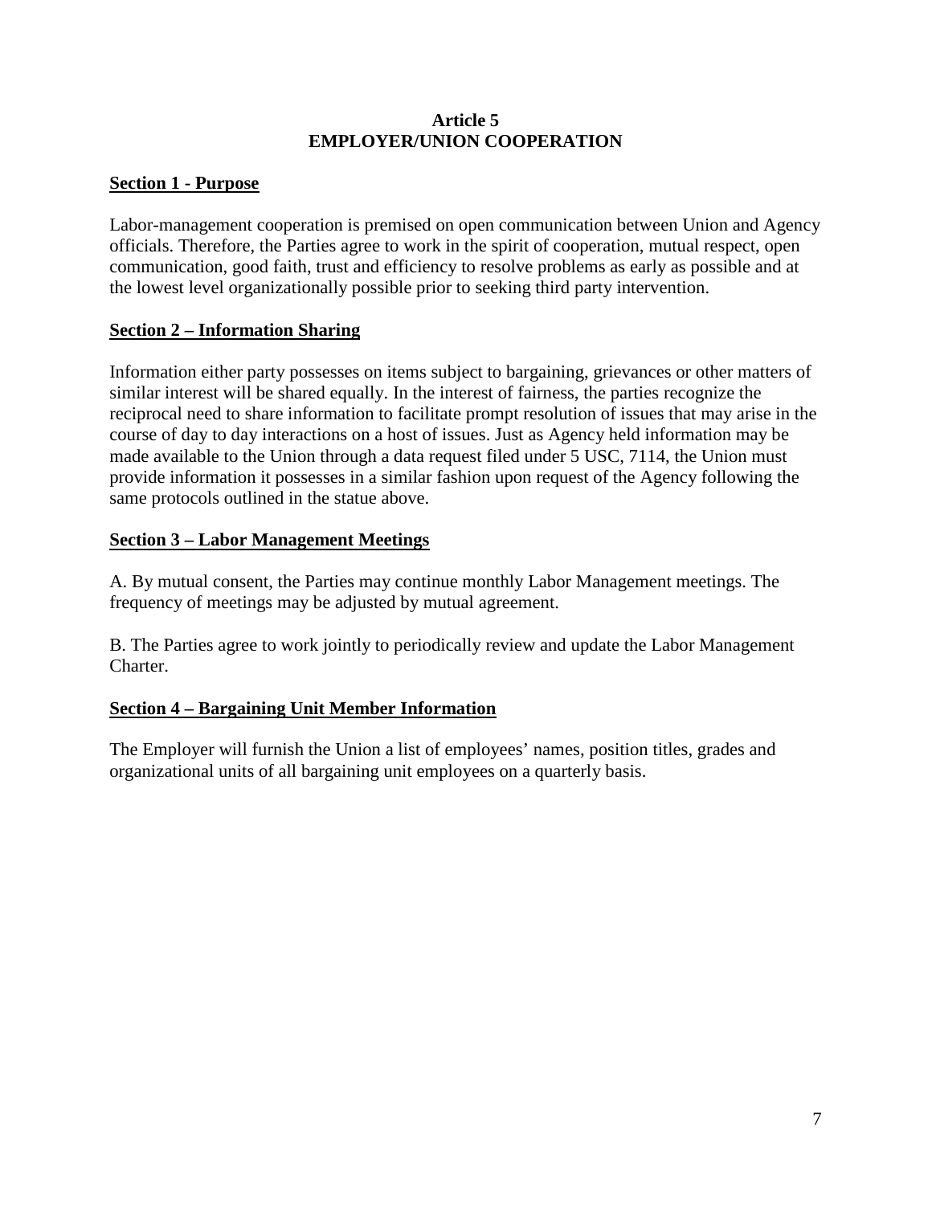# Article 5
# EMPLOYER/UNION COOPERATION

## Section 1 - Purpose

Labor-management cooperation is premised on open communication between Union and Agency officials. Therefore, the Parties agree to work in the spirit of cooperation, mutual respect, open communication, good faith, trust and efficiency to resolve problems as early as possible and at the lowest level organizationally possible prior to seeking third party intervention.

## Section 2 – Information Sharing

Information either party possesses on items subject to bargaining, grievances or other matters of similar interest will be shared equally. In the interest of fairness, the parties recognize the reciprocal need to share information to facilitate prompt resolution of issues that may arise in the course of day to day interactions on a host of issues. Just as Agency held information may be made available to the Union through a data request filed under 5 USC, 7114, the Union must provide information it possesses in a similar fashion upon request of the Agency following the same protocols outlined in the statue above.

## Section 3 – Labor Management Meetings

A. By mutual consent, the Parties may continue monthly Labor Management meetings. The frequency of meetings may be adjusted by mutual agreement.

B. The Parties agree to work jointly to periodically review and update the Labor Management Charter.

## Section 4 – Bargaining Unit Member Information

The Employer will furnish the Union a list of employees' names, position titles, grades and organizational units of all bargaining unit employees on a quarterly basis.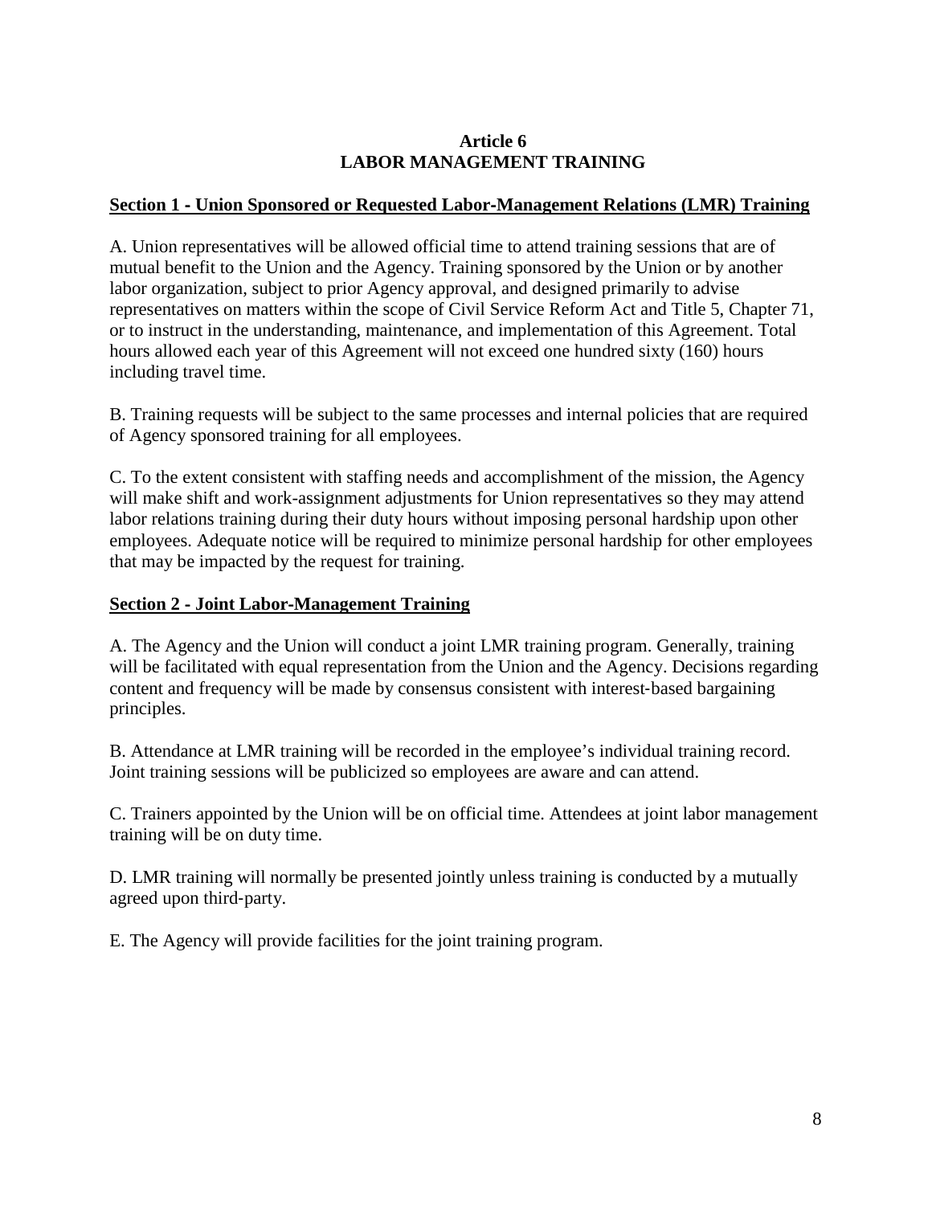# Article 6
# LABOR MANAGEMENT TRAINING

## Section 1 - Union Sponsored or Requested Labor-Management Relations (LMR) Training

A. Union representatives will be allowed official time to attend training sessions that are of mutual benefit to the Union and the Agency. Training sponsored by the Union or by another labor organization, subject to prior Agency approval, and designed primarily to advise representatives on matters within the scope of Civil Service Reform Act and Title 5, Chapter 71, or to instruct in the understanding, maintenance, and implementation of this Agreement. Total hours allowed each year of this Agreement will not exceed one hundred sixty (160) hours including travel time.

B. Training requests will be subject to the same processes and internal policies that are required of Agency sponsored training for all employees.

C. To the extent consistent with staffing needs and accomplishment of the mission, the Agency will make shift and work-assignment adjustments for Union representatives so they may attend labor relations training during their duty hours without imposing personal hardship upon other employees. Adequate notice will be required to minimize personal hardship for other employees that may be impacted by the request for training.

## Section 2 - Joint Labor-Management Training

A. The Agency and the Union will conduct a joint LMR training program. Generally, training will be facilitated with equal representation from the Union and the Agency. Decisions regarding content and frequency will be made by consensus consistent with interest-based bargaining principles.

B. Attendance at LMR training will be recorded in the employee's individual training record. Joint training sessions will be publicized so employees are aware and can attend.

C. Trainers appointed by the Union will be on official time. Attendees at joint labor management training will be on duty time.

D. LMR training will normally be presented jointly unless training is conducted by a mutually agreed upon third-party.

E. The Agency will provide facilities for the joint training program.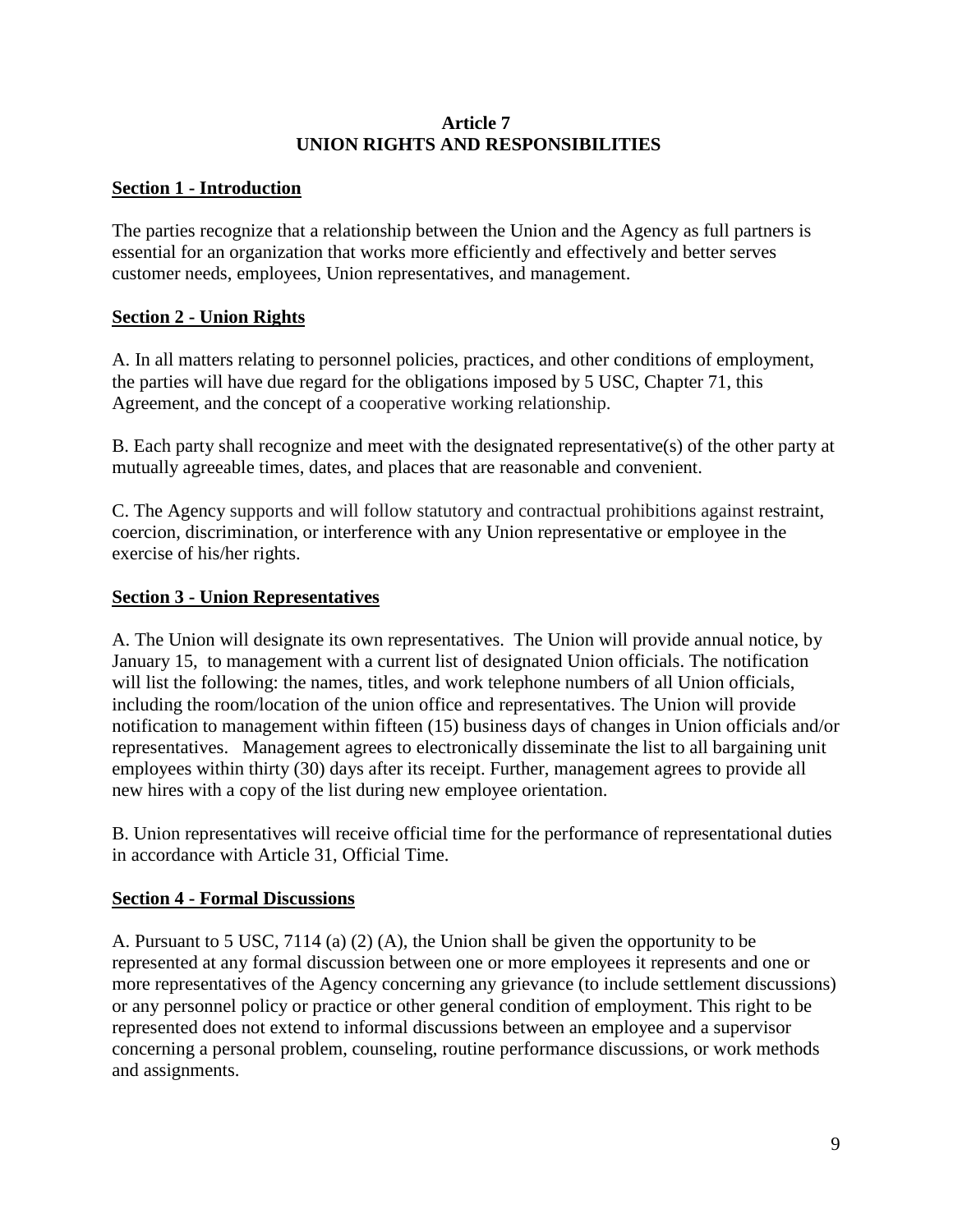# Article 7
# UNION RIGHTS AND RESPONSIBILITIES

## Section 1 - Introduction

The parties recognize that a relationship between the Union and the Agency as full partners is essential for an organization that works more efficiently and effectively and better serves customer needs, employees, Union representatives, and management.

## Section 2 - Union Rights

A. In all matters relating to personnel policies, practices, and other conditions of employment, the parties will have due regard for the obligations imposed by 5 USC, Chapter 71, this Agreement, and the concept of a cooperative working relationship.

B. Each party shall recognize and meet with the designated representative(s) of the other party at mutually agreeable times, dates, and places that are reasonable and convenient.

C. The Agency supports and will follow statutory and contractual prohibitions against restraint, coercion, discrimination, or interference with any Union representative or employee in the exercise of his/her rights.

## Section 3 - Union Representatives

A. The Union will designate its own representatives. The Union will provide annual notice, by January 15, to management with a current list of designated Union officials. The notification will list the following: the names, titles, and work telephone numbers of all Union officials, including the room/location of the union office and representatives. The Union will provide notification to management within fifteen (15) business days of changes in Union officials and/or representatives. Management agrees to electronically disseminate the list to all bargaining unit employees within thirty (30) days after its receipt. Further, management agrees to provide all new hires with a copy of the list during new employee orientation.

B. Union representatives will receive official time for the performance of representational duties in accordance with Article 31, Official Time.

## Section 4 - Formal Discussions

A. Pursuant to 5 USC, 7114 (a) (2) (A), the Union shall be given the opportunity to be represented at any formal discussion between one or more employees it represents and one or more representatives of the Agency concerning any grievance (to include settlement discussions) or any personnel policy or practice or other general condition of employment. This right to be represented does not extend to informal discussions between an employee and a supervisor concerning a personal problem, counseling, routine performance discussions, or work methods and assignments.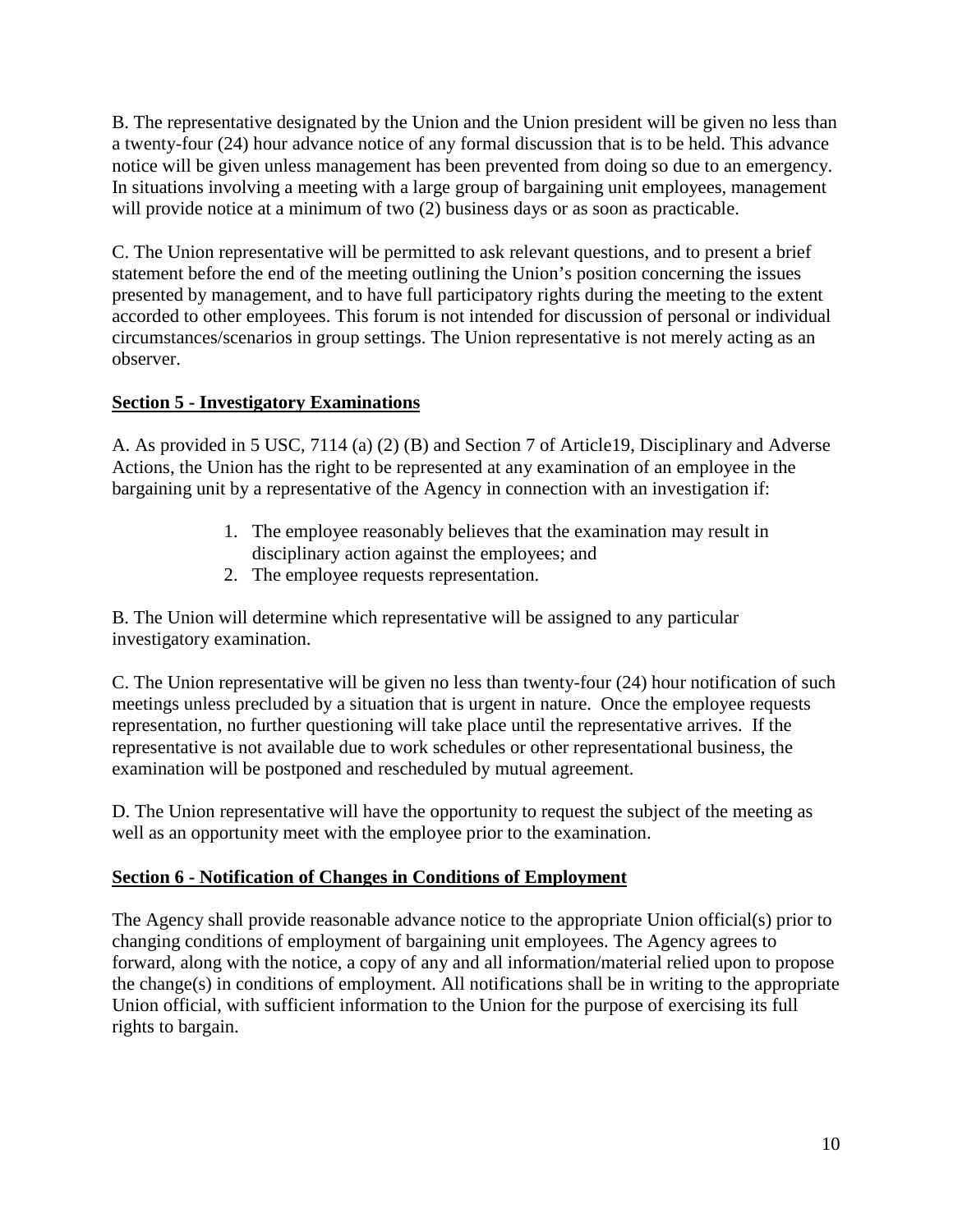B. The representative designated by the Union and the Union president will be given no less than a twenty-four (24) hour advance notice of any formal discussion that is to be held. This advance notice will be given unless management has been prevented from doing so due to an emergency. In situations involving a meeting with a large group of bargaining unit employees, management will provide notice at a minimum of two (2) business days or as soon as practicable.

C. The Union representative will be permitted to ask relevant questions, and to present a brief statement before the end of the meeting outlining the Union's position concerning the issues presented by management, and to have full participatory rights during the meeting to the extent accorded to other employees. This forum is not intended for discussion of personal or individual circumstances/scenarios in group settings. The Union representative is not merely acting as an observer.

**Section 5 - Investigatory Examinations**

A. As provided in 5 USC, 7114 (a) (2) (B) and Section 7 of Article19, Disciplinary and Adverse Actions, the Union has the right to be represented at any examination of an employee in the bargaining unit by a representative of the Agency in connection with an investigation if:

1. The employee reasonably believes that the examination may result in disciplinary action against the employees; and
2. The employee requests representation.

B. The Union will determine which representative will be assigned to any particular investigatory examination.

C. The Union representative will be given no less than twenty-four (24) hour notification of such meetings unless precluded by a situation that is urgent in nature. Once the employee requests representation, no further questioning will take place until the representative arrives. If the representative is not available due to work schedules or other representational business, the examination will be postponed and rescheduled by mutual agreement.

D. The Union representative will have the opportunity to request the subject of the meeting as well as an opportunity meet with the employee prior to the examination.

**Section 6 - Notification of Changes in Conditions of Employment**

The Agency shall provide reasonable advance notice to the appropriate Union official(s) prior to changing conditions of employment of bargaining unit employees. The Agency agrees to forward, along with the notice, a copy of any and all information/material relied upon to propose the change(s) in conditions of employment. All notifications shall be in writing to the appropriate Union official, with sufficient information to the Union for the purpose of exercising its full rights to bargain.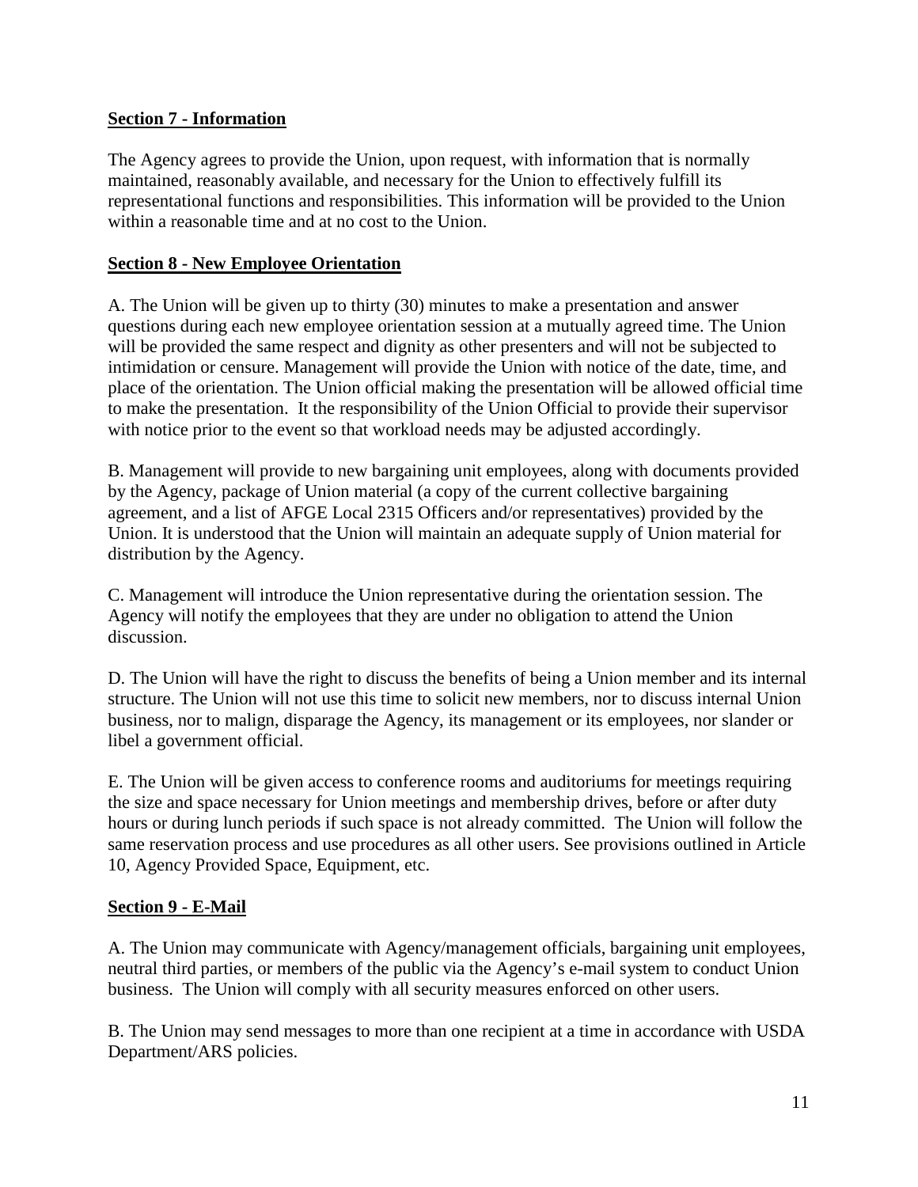**Section 7 - Information**

The Agency agrees to provide the Union, upon request, with information that is normally maintained, reasonably available, and necessary for the Union to effectively fulfill its representational functions and responsibilities. This information will be provided to the Union within a reasonable time and at no cost to the Union.

**Section 8 - New Employee Orientation**

A. The Union will be given up to thirty (30) minutes to make a presentation and answer questions during each new employee orientation session at a mutually agreed time. The Union will be provided the same respect and dignity as other presenters and will not be subjected to intimidation or censure. Management will provide the Union with notice of the date, time, and place of the orientation. The Union official making the presentation will be allowed official time to make the presentation. It the responsibility of the Union Official to provide their supervisor with notice prior to the event so that workload needs may be adjusted accordingly.

B. Management will provide to new bargaining unit employees, along with documents provided by the Agency, package of Union material (a copy of the current collective bargaining agreement, and a list of AFGE Local 2315 Officers and/or representatives) provided by the Union. It is understood that the Union will maintain an adequate supply of Union material for distribution by the Agency.

C. Management will introduce the Union representative during the orientation session. The Agency will notify the employees that they are under no obligation to attend the Union discussion.

D. The Union will have the right to discuss the benefits of being a Union member and its internal structure. The Union will not use this time to solicit new members, nor to discuss internal Union business, nor to malign, disparage the Agency, its management or its employees, nor slander or libel a government official.

E. The Union will be given access to conference rooms and auditoriums for meetings requiring the size and space necessary for Union meetings and membership drives, before or after duty hours or during lunch periods if such space is not already committed. The Union will follow the same reservation process and use procedures as all other users. See provisions outlined in Article 10, Agency Provided Space, Equipment, etc.

**Section 9 - E-Mail**

A. The Union may communicate with Agency/management officials, bargaining unit employees, neutral third parties, or members of the public via the Agency's e-mail system to conduct Union business. The Union will comply with all security measures enforced on other users.

B. The Union may send messages to more than one recipient at a time in accordance with USDA Department/ARS policies.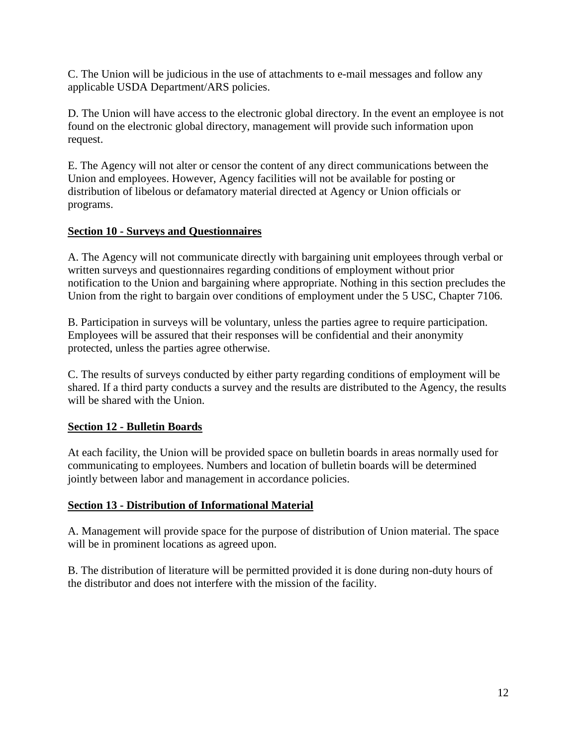C. The Union will be judicious in the use of attachments to e-mail messages and follow any applicable USDA Department/ARS policies.

D. The Union will have access to the electronic global directory. In the event an employee is not found on the electronic global directory, management will provide such information upon request.

E. The Agency will not alter or censor the content of any direct communications between the Union and employees. However, Agency facilities will not be available for posting or distribution of libelous or defamatory material directed at Agency or Union officials or programs.

**Section 10 - Surveys and Questionnaires**

A. The Agency will not communicate directly with bargaining unit employees through verbal or written surveys and questionnaires regarding conditions of employment without prior notification to the Union and bargaining where appropriate. Nothing in this section precludes the Union from the right to bargain over conditions of employment under the 5 USC, Chapter 7106.

B. Participation in surveys will be voluntary, unless the parties agree to require participation. Employees will be assured that their responses will be confidential and their anonymity protected, unless the parties agree otherwise.

C. The results of surveys conducted by either party regarding conditions of employment will be shared. If a third party conducts a survey and the results are distributed to the Agency, the results will be shared with the Union.

**Section 12 - Bulletin Boards**

At each facility, the Union will be provided space on bulletin boards in areas normally used for communicating to employees. Numbers and location of bulletin boards will be determined jointly between labor and management in accordance policies.

**Section 13 - Distribution of Informational Material**

A. Management will provide space for the purpose of distribution of Union material. The space will be in prominent locations as agreed upon.

B. The distribution of literature will be permitted provided it is done during non-duty hours of the distributor and does not interfere with the mission of the facility.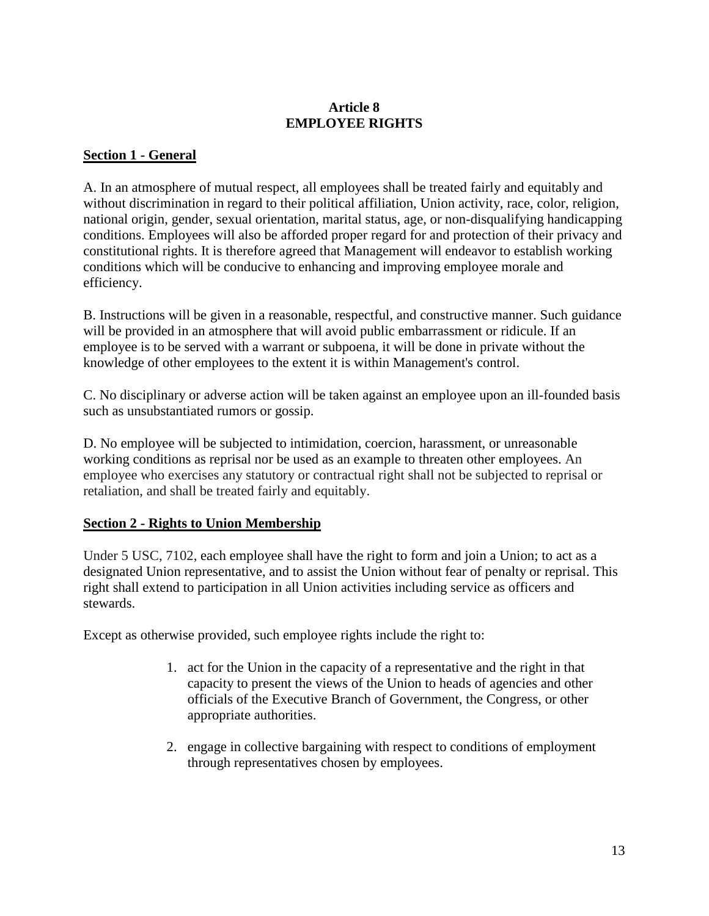# Article 8
# EMPLOYEE RIGHTS

## Section 1 - General

A. In an atmosphere of mutual respect, all employees shall be treated fairly and equitably and without discrimination in regard to their political affiliation, Union activity, race, color, religion, national origin, gender, sexual orientation, marital status, age, or non-disqualifying handicapping conditions. Employees will also be afforded proper regard for and protection of their privacy and constitutional rights. It is therefore agreed that Management will endeavor to establish working conditions which will be conducive to enhancing and improving employee morale and efficiency.

B. Instructions will be given in a reasonable, respectful, and constructive manner. Such guidance will be provided in an atmosphere that will avoid public embarrassment or ridicule. If an employee is to be served with a warrant or subpoena, it will be done in private without the knowledge of other employees to the extent it is within Management's control.

C. No disciplinary or adverse action will be taken against an employee upon an ill-founded basis such as unsubstantiated rumors or gossip.

D. No employee will be subjected to intimidation, coercion, harassment, or unreasonable working conditions as reprisal nor be used as an example to threaten other employees. An employee who exercises any statutory or contractual right shall not be subjected to reprisal or retaliation, and shall be treated fairly and equitably.

## Section 2 - Rights to Union Membership

Under 5 USC, 7102, each employee shall have the right to form and join a Union; to act as a designated Union representative, and to assist the Union without fear of penalty or reprisal. This right shall extend to participation in all Union activities including service as officers and stewards.

Except as otherwise provided, such employee rights include the right to:

1. act for the Union in the capacity of a representative and the right in that capacity to present the views of the Union to heads of agencies and other officials of the Executive Branch of Government, the Congress, or other appropriate authorities.

2. engage in collective bargaining with respect to conditions of employment through representatives chosen by employees.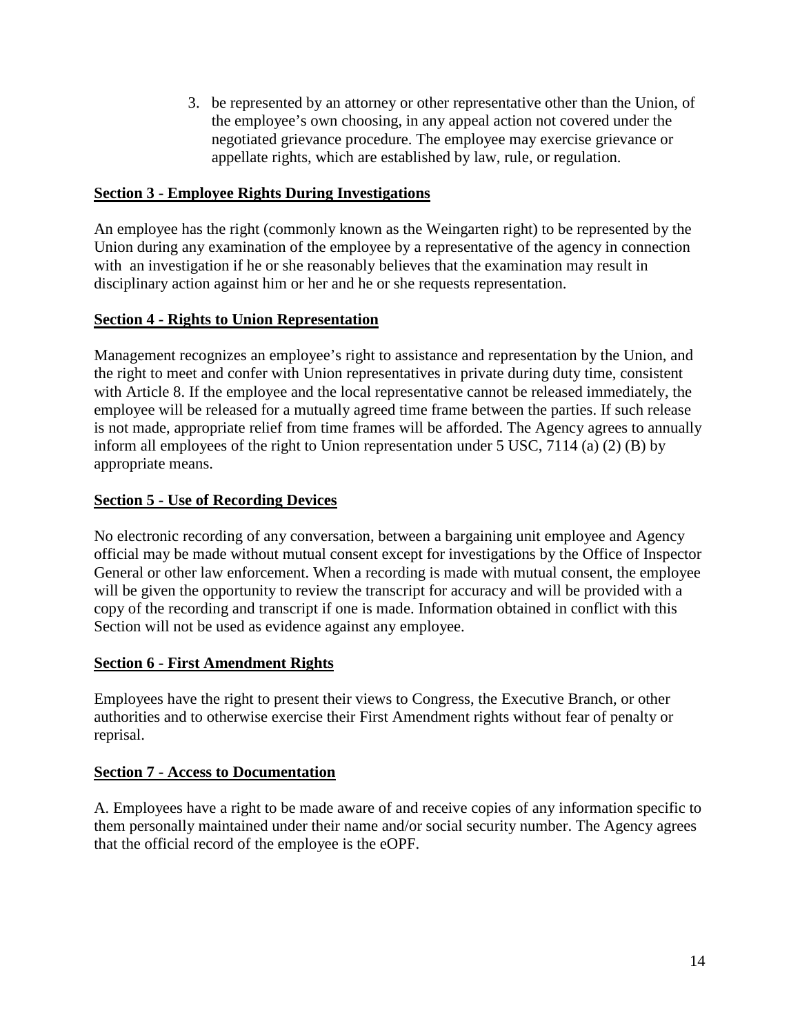3. be represented by an attorney or other representative other than the Union, of the employee's own choosing, in any appeal action not covered under the negotiated grievance procedure. The employee may exercise grievance or appellate rights, which are established by law, rule, or regulation.

**Section 3 - Employee Rights During Investigations**

An employee has the right (commonly known as the Weingarten right) to be represented by the Union during any examination of the employee by a representative of the agency in connection with an investigation if he or she reasonably believes that the examination may result in disciplinary action against him or her and he or she requests representation.

**Section 4 - Rights to Union Representation**

Management recognizes an employee's right to assistance and representation by the Union, and the right to meet and confer with Union representatives in private during duty time, consistent with Article 8. If the employee and the local representative cannot be released immediately, the employee will be released for a mutually agreed time frame between the parties. If such release is not made, appropriate relief from time frames will be afforded. The Agency agrees to annually inform all employees of the right to Union representation under 5 USC, 7114 (a) (2) (B) by appropriate means.

**Section 5 - Use of Recording Devices**

No electronic recording of any conversation, between a bargaining unit employee and Agency official may be made without mutual consent except for investigations by the Office of Inspector General or other law enforcement. When a recording is made with mutual consent, the employee will be given the opportunity to review the transcript for accuracy and will be provided with a copy of the recording and transcript if one is made. Information obtained in conflict with this Section will not be used as evidence against any employee.

**Section 6 - First Amendment Rights**

Employees have the right to present their views to Congress, the Executive Branch, or other authorities and to otherwise exercise their First Amendment rights without fear of penalty or reprisal.

**Section 7 - Access to Documentation**

A. Employees have a right to be made aware of and receive copies of any information specific to them personally maintained under their name and/or social security number. The Agency agrees that the official record of the employee is the eOPF.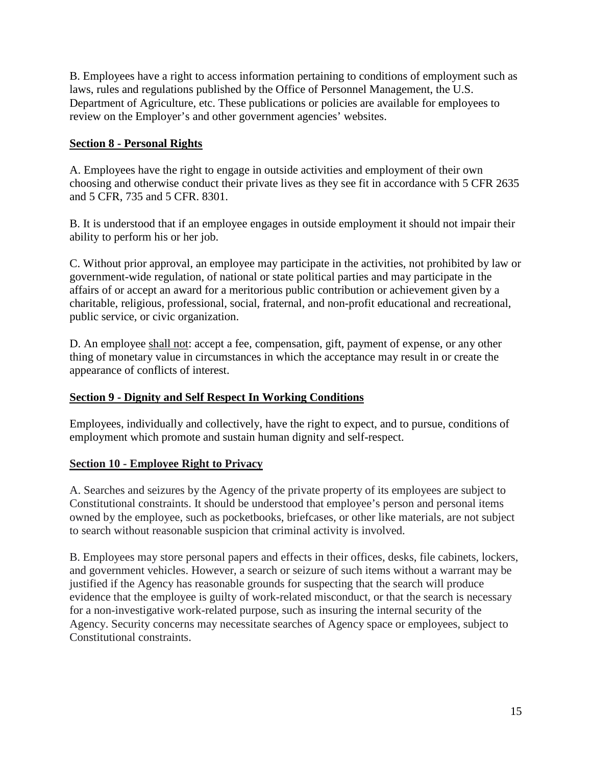B. Employees have a right to access information pertaining to conditions of employment such as laws, rules and regulations published by the Office of Personnel Management, the U.S. Department of Agriculture, etc. These publications or policies are available for employees to review on the Employer's and other government agencies' websites.

## Section 8 - Personal Rights

A. Employees have the right to engage in outside activities and employment of their own choosing and otherwise conduct their private lives as they see fit in accordance with 5 CFR 2635 and 5 CFR, 735 and 5 CFR. 8301.

B. It is understood that if an employee engages in outside employment it should not impair their ability to perform his or her job.

C. Without prior approval, an employee may participate in the activities, not prohibited by law or government-wide regulation, of national or state political parties and may participate in the affairs of or accept an award for a meritorious public contribution or achievement given by a charitable, religious, professional, social, fraternal, and non-profit educational and recreational, public service, or civic organization.

D. An employee shall not: accept a fee, compensation, gift, payment of expense, or any other thing of monetary value in circumstances in which the acceptance may result in or create the appearance of conflicts of interest.

## Section 9 - Dignity and Self Respect In Working Conditions

Employees, individually and collectively, have the right to expect, and to pursue, conditions of employment which promote and sustain human dignity and self-respect.

## Section 10 - Employee Right to Privacy

A. Searches and seizures by the Agency of the private property of its employees are subject to Constitutional constraints. It should be understood that employee's person and personal items owned by the employee, such as pocketbooks, briefcases, or other like materials, are not subject to search without reasonable suspicion that criminal activity is involved.

B. Employees may store personal papers and effects in their offices, desks, file cabinets, lockers, and government vehicles. However, a search or seizure of such items without a warrant may be justified if the Agency has reasonable grounds for suspecting that the search will produce evidence that the employee is guilty of work-related misconduct, or that the search is necessary for a non-investigative work-related purpose, such as insuring the internal security of the Agency. Security concerns may necessitate searches of Agency space or employees, subject to Constitutional constraints.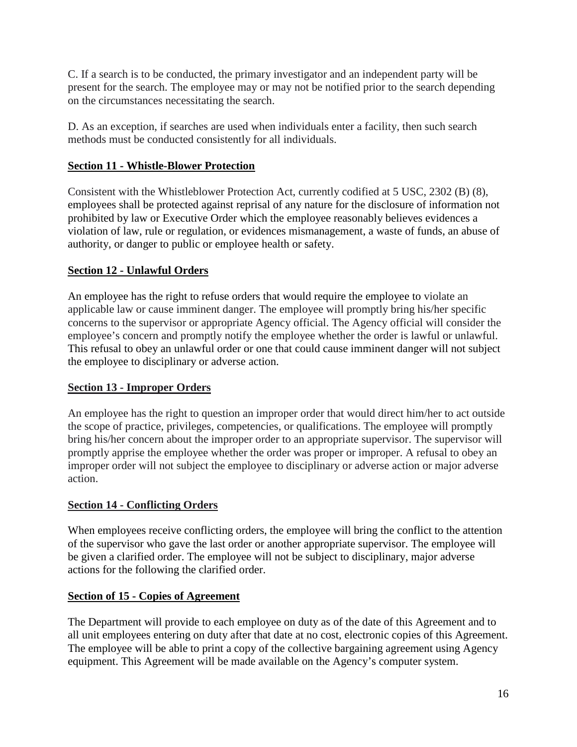C. If a search is to be conducted, the primary investigator and an independent party will be present for the search. The employee may or may not be notified prior to the search depending on the circumstances necessitating the search.

D. As an exception, if searches are used when individuals enter a facility, then such search methods must be conducted consistently for all individuals.

**Section 11 - Whistle-Blower Protection**

Consistent with the Whistleblower Protection Act, currently codified at 5 USC, 2302 (B) (8), employees shall be protected against reprisal of any nature for the disclosure of information not prohibited by law or Executive Order which the employee reasonably believes evidences a violation of law, rule or regulation, or evidences mismanagement, a waste of funds, an abuse of authority, or danger to public or employee health or safety.

**Section 12 - Unlawful Orders**

An employee has the right to refuse orders that would require the employee to violate an applicable law or cause imminent danger. The employee will promptly bring his/her specific concerns to the supervisor or appropriate Agency official. The Agency official will consider the employee's concern and promptly notify the employee whether the order is lawful or unlawful. This refusal to obey an unlawful order or one that could cause imminent danger will not subject the employee to disciplinary or adverse action.

**Section 13 - Improper Orders**

An employee has the right to question an improper order that would direct him/her to act outside the scope of practice, privileges, competencies, or qualifications. The employee will promptly bring his/her concern about the improper order to an appropriate supervisor. The supervisor will promptly apprise the employee whether the order was proper or improper. A refusal to obey an improper order will not subject the employee to disciplinary or adverse action or major adverse action.

**Section 14 - Conflicting Orders**

When employees receive conflicting orders, the employee will bring the conflict to the attention of the supervisor who gave the last order or another appropriate supervisor. The employee will be given a clarified order. The employee will not be subject to disciplinary, major adverse actions for the following the clarified order.

**Section of 15 - Copies of Agreement**

The Department will provide to each employee on duty as of the date of this Agreement and to all unit employees entering on duty after that date at no cost, electronic copies of this Agreement. The employee will be able to print a copy of the collective bargaining agreement using Agency equipment. This Agreement will be made available on the Agency's computer system.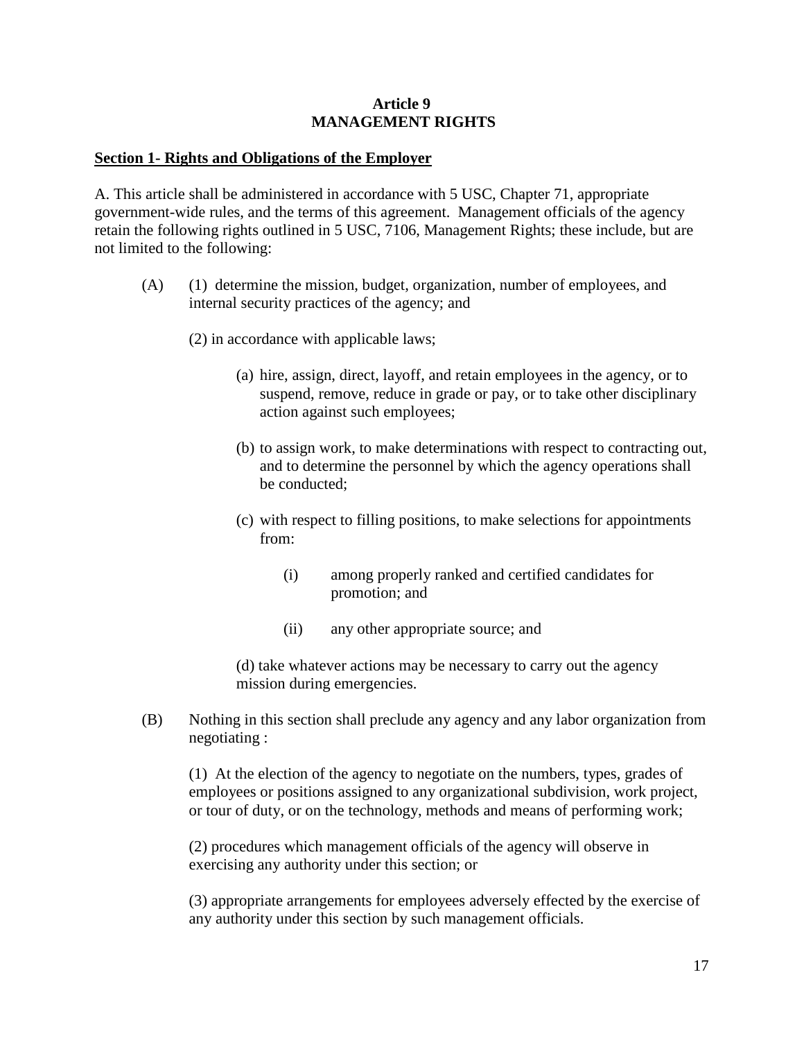# Article 9
# MANAGEMENT RIGHTS

**Section 1- Rights and Obligations of the Employer**

A. This article shall be administered in accordance with 5 USC, Chapter 71, appropriate government-wide rules, and the terms of this agreement. Management officials of the agency retain the following rights outlined in 5 USC, 7106, Management Rights; these include, but are not limited to the following:

(A) (1) determine the mission, budget, organization, number of employees, and internal security practices of the agency; and

(2) in accordance with applicable laws;

(a) hire, assign, direct, layoff, and retain employees in the agency, or to suspend, remove, reduce in grade or pay, or to take other disciplinary action against such employees;

(b) to assign work, to make determinations with respect to contracting out, and to determine the personnel by which the agency operations shall be conducted;

(c) with respect to filling positions, to make selections for appointments from:

(i) among properly ranked and certified candidates for promotion; and

(ii) any other appropriate source; and

(d) take whatever actions may be necessary to carry out the agency mission during emergencies.

(B) Nothing in this section shall preclude any agency and any labor organization from negotiating :

(1) At the election of the agency to negotiate on the numbers, types, grades of employees or positions assigned to any organizational subdivision, work project, or tour of duty, or on the technology, methods and means of performing work;

(2) procedures which management officials of the agency will observe in exercising any authority under this section; or

(3) appropriate arrangements for employees adversely effected by the exercise of any authority under this section by such management officials.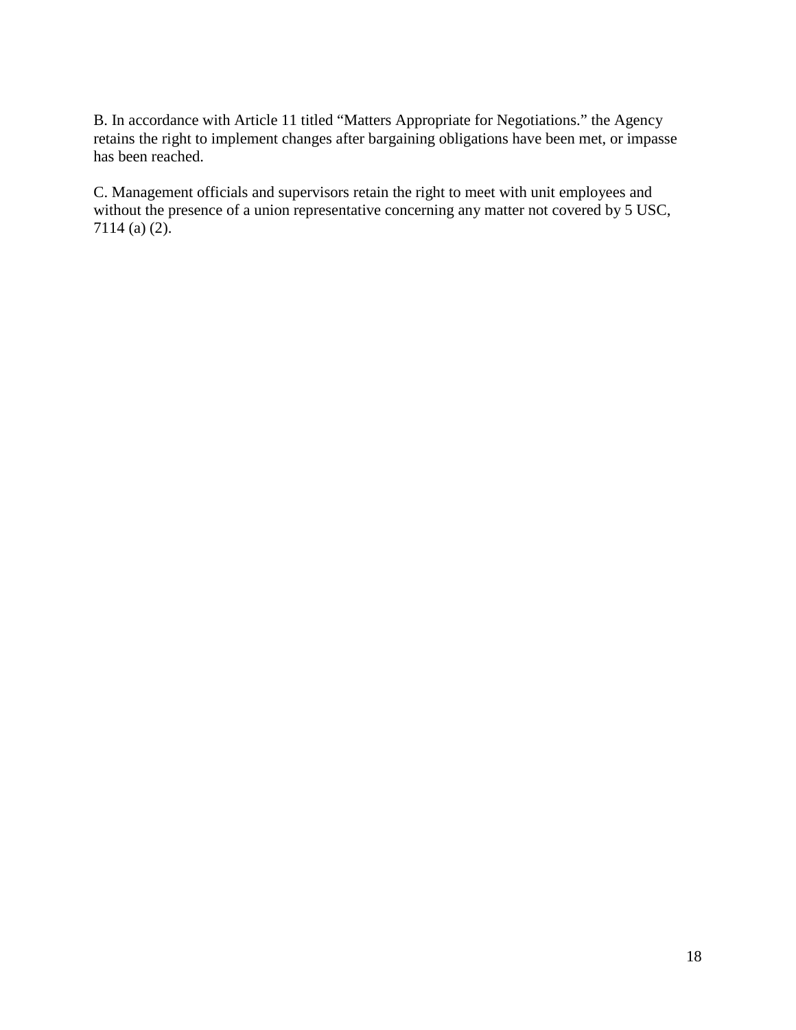B. In accordance with Article 11 titled "Matters Appropriate for Negotiations." the Agency retains the right to implement changes after bargaining obligations have been met, or impasse has been reached.

C. Management officials and supervisors retain the right to meet with unit employees and without the presence of a union representative concerning any matter not covered by 5 USC, 7114 (a) (2).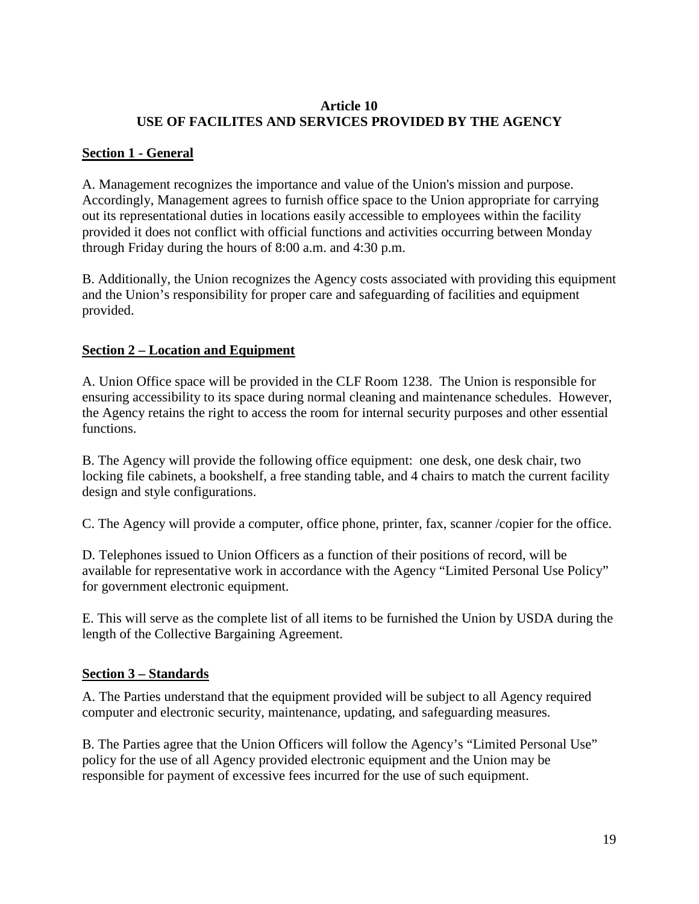## Article 10
## USE OF FACILITES AND SERVICES PROVIDED BY THE AGENCY

### Section 1 - General

A. Management recognizes the importance and value of the Union's mission and purpose. Accordingly, Management agrees to furnish office space to the Union appropriate for carrying out its representational duties in locations easily accessible to employees within the facility provided it does not conflict with official functions and activities occurring between Monday through Friday during the hours of 8:00 a.m. and 4:30 p.m.

B. Additionally, the Union recognizes the Agency costs associated with providing this equipment and the Union's responsibility for proper care and safeguarding of facilities and equipment provided.

### Section 2 – Location and Equipment

A. Union Office space will be provided in the CLF Room 1238. The Union is responsible for ensuring accessibility to its space during normal cleaning and maintenance schedules. However, the Agency retains the right to access the room for internal security purposes and other essential functions.

B. The Agency will provide the following office equipment: one desk, one desk chair, two locking file cabinets, a bookshelf, a free standing table, and 4 chairs to match the current facility design and style configurations.

C. The Agency will provide a computer, office phone, printer, fax, scanner /copier for the office.

D. Telephones issued to Union Officers as a function of their positions of record, will be available for representative work in accordance with the Agency "Limited Personal Use Policy" for government electronic equipment.

E. This will serve as the complete list of all items to be furnished the Union by USDA during the length of the Collective Bargaining Agreement.

### Section 3 – Standards

A. The Parties understand that the equipment provided will be subject to all Agency required computer and electronic security, maintenance, updating, and safeguarding measures.

B. The Parties agree that the Union Officers will follow the Agency's "Limited Personal Use" policy for the use of all Agency provided electronic equipment and the Union may be responsible for payment of excessive fees incurred for the use of such equipment.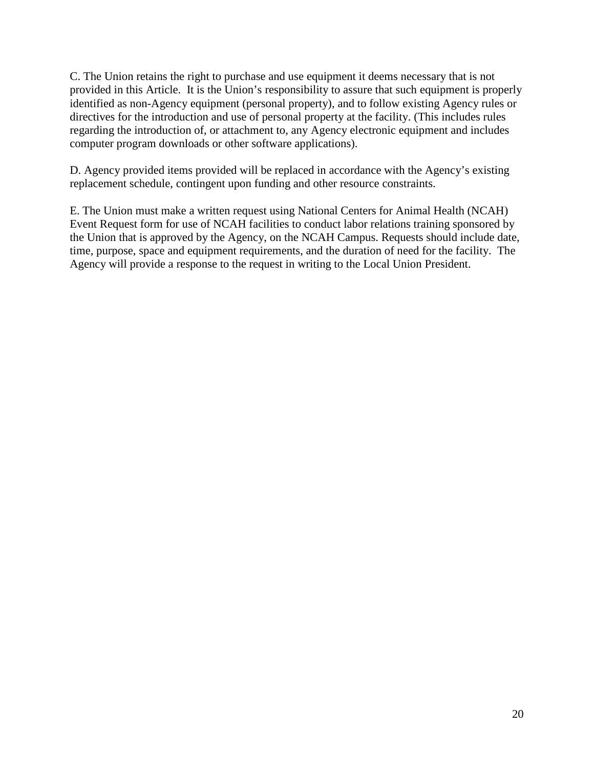C. The Union retains the right to purchase and use equipment it deems necessary that is not provided in this Article. It is the Union's responsibility to assure that such equipment is properly identified as non-Agency equipment (personal property), and to follow existing Agency rules or directives for the introduction and use of personal property at the facility. (This includes rules regarding the introduction of, or attachment to, any Agency electronic equipment and includes computer program downloads or other software applications).

D. Agency provided items provided will be replaced in accordance with the Agency's existing replacement schedule, contingent upon funding and other resource constraints.

E. The Union must make a written request using National Centers for Animal Health (NCAH) Event Request form for use of NCAH facilities to conduct labor relations training sponsored by the Union that is approved by the Agency, on the NCAH Campus. Requests should include date, time, purpose, space and equipment requirements, and the duration of need for the facility. The Agency will provide a response to the request in writing to the Local Union President.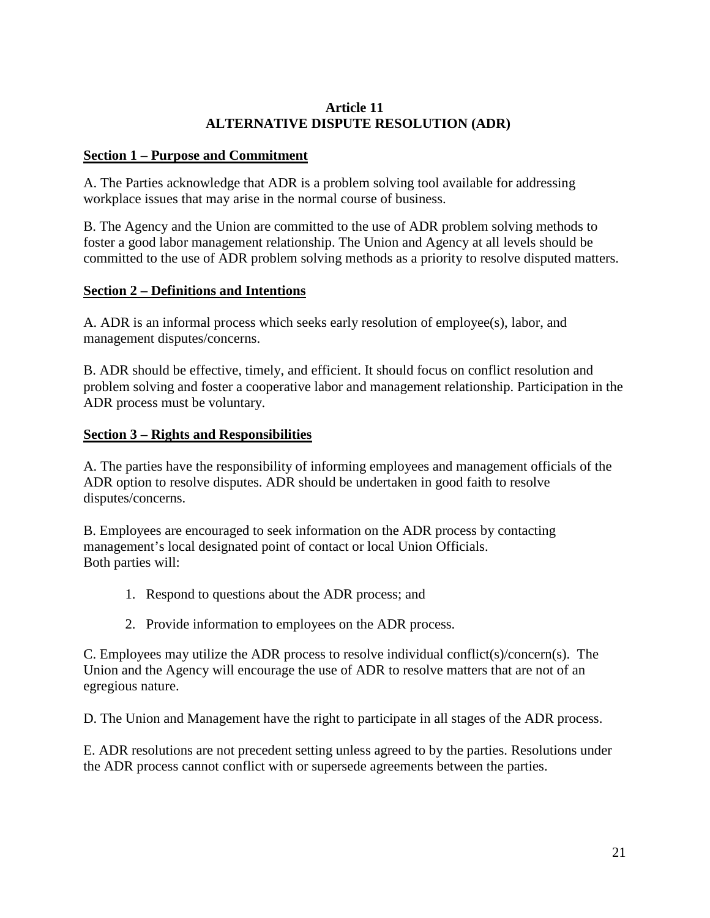# Article 11
# ALTERNATIVE DISPUTE RESOLUTION (ADR)

**Section 1 – Purpose and Commitment**

A. The Parties acknowledge that ADR is a problem solving tool available for addressing workplace issues that may arise in the normal course of business.

B. The Agency and the Union are committed to the use of ADR problem solving methods to foster a good labor management relationship. The Union and Agency at all levels should be committed to the use of ADR problem solving methods as a priority to resolve disputed matters.

**Section 2 – Definitions and Intentions**

A. ADR is an informal process which seeks early resolution of employee(s), labor, and management disputes/concerns.

B. ADR should be effective, timely, and efficient. It should focus on conflict resolution and problem solving and foster a cooperative labor and management relationship. Participation in the ADR process must be voluntary.

**Section 3 – Rights and Responsibilities**

A. The parties have the responsibility of informing employees and management officials of the ADR option to resolve disputes. ADR should be undertaken in good faith to resolve disputes/concerns.

B. Employees are encouraged to seek information on the ADR process by contacting management's local designated point of contact or local Union Officials.
Both parties will:

1. Respond to questions about the ADR process; and
2. Provide information to employees on the ADR process.

C. Employees may utilize the ADR process to resolve individual conflict(s)/concern(s). The Union and the Agency will encourage the use of ADR to resolve matters that are not of an egregious nature.

D. The Union and Management have the right to participate in all stages of the ADR process.

E. ADR resolutions are not precedent setting unless agreed to by the parties. Resolutions under the ADR process cannot conflict with or supersede agreements between the parties.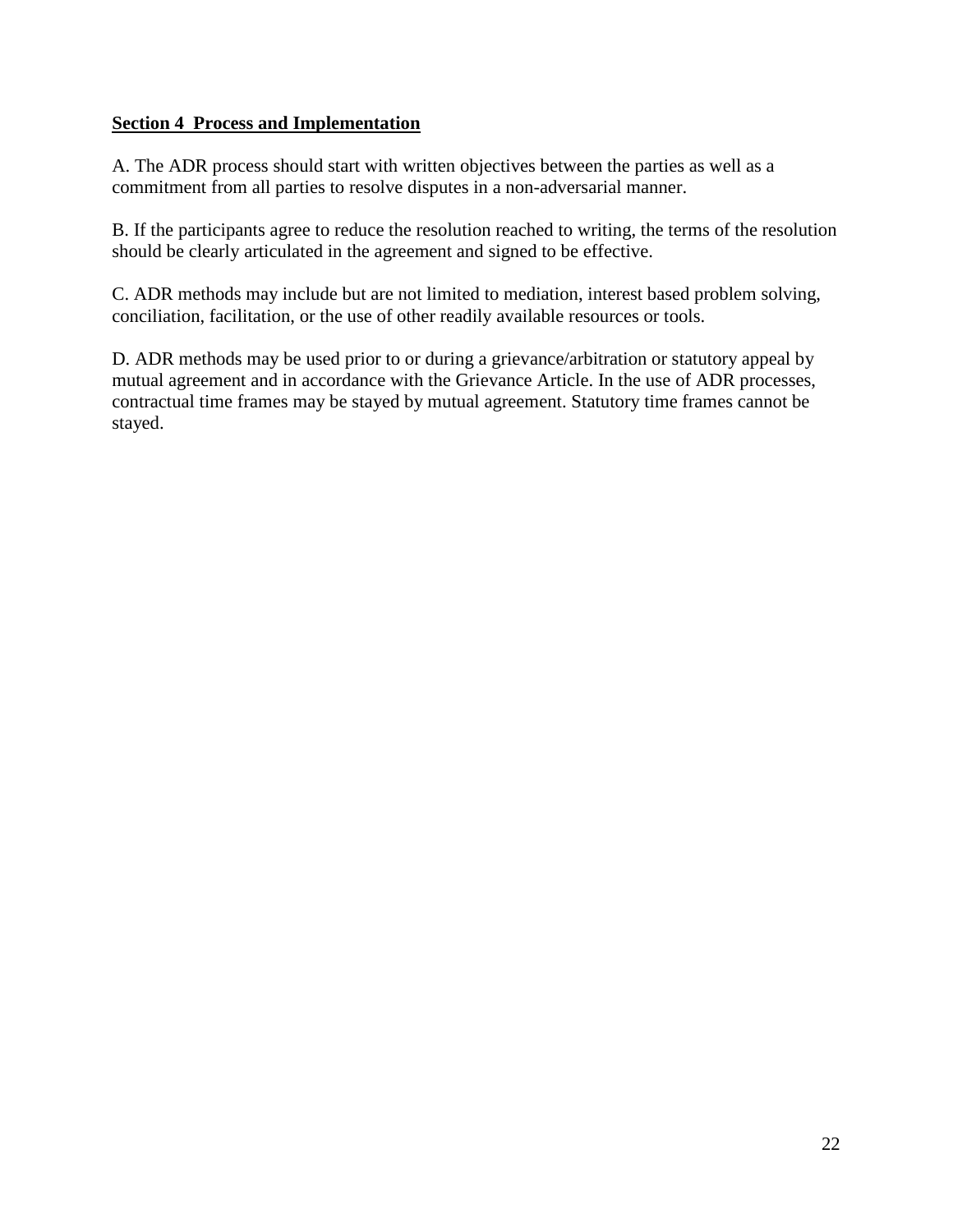**Section 4  Process and Implementation**

A. The ADR process should start with written objectives between the parties as well as a commitment from all parties to resolve disputes in a non-adversarial manner.

B. If the participants agree to reduce the resolution reached to writing, the terms of the resolution should be clearly articulated in the agreement and signed to be effective.

C. ADR methods may include but are not limited to mediation, interest based problem solving, conciliation, facilitation, or the use of other readily available resources or tools.

D. ADR methods may be used prior to or during a grievance/arbitration or statutory appeal by mutual agreement and in accordance with the Grievance Article. In the use of ADR processes, contractual time frames may be stayed by mutual agreement. Statutory time frames cannot be stayed.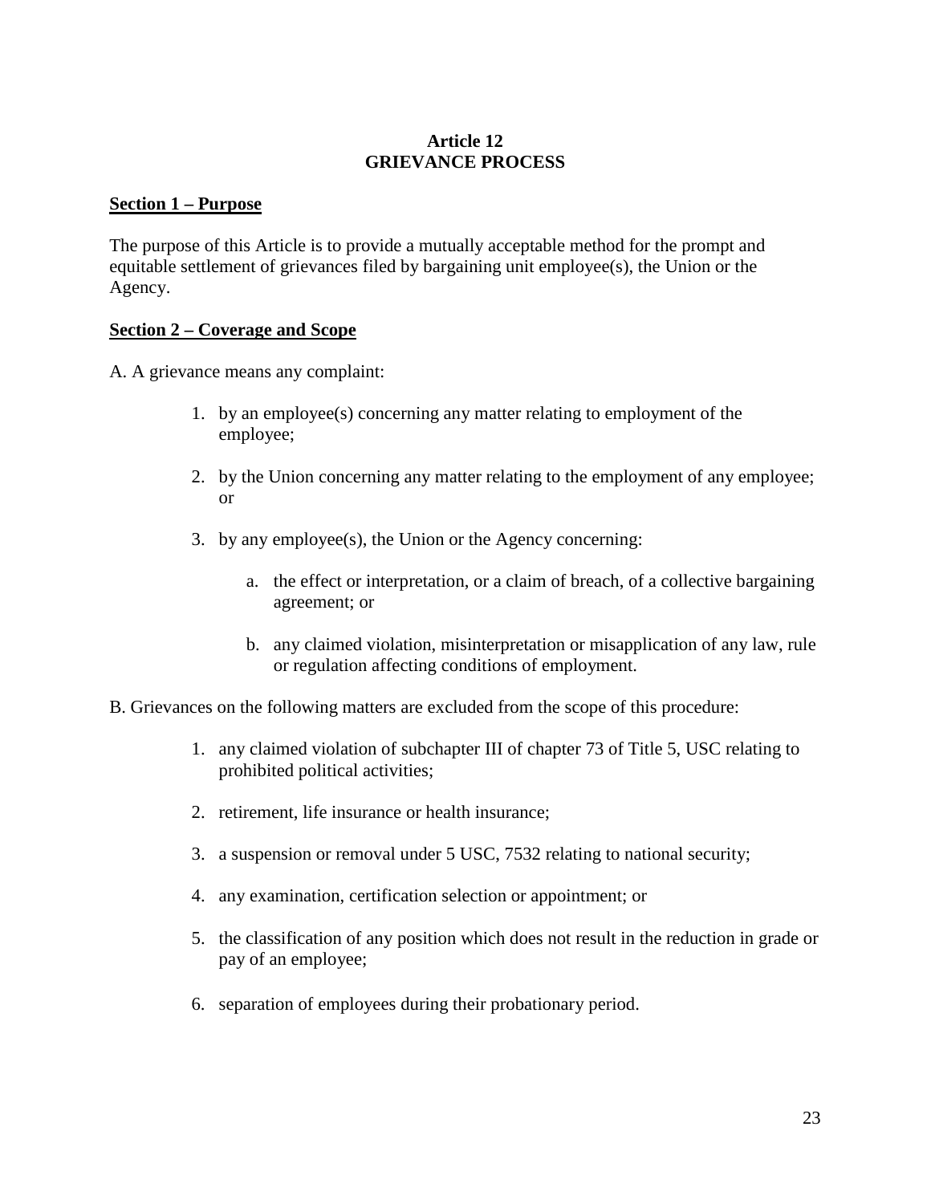# Article 12
# GRIEVANCE PROCESS

## Section 1 – Purpose

The purpose of this Article is to provide a mutually acceptable method for the prompt and equitable settlement of grievances filed by bargaining unit employee(s), the Union or the Agency.

## Section 2 – Coverage and Scope

A. A grievance means any complaint:

1. by an employee(s) concerning any matter relating to employment of the employee;

2. by the Union concerning any matter relating to the employment of any employee; or

3. by any employee(s), the Union or the Agency concerning:

   a. the effect or interpretation, or a claim of breach, of a collective bargaining agreement; or

   b. any claimed violation, misinterpretation or misapplication of any law, rule or regulation affecting conditions of employment.

B. Grievances on the following matters are excluded from the scope of this procedure:

1. any claimed violation of subchapter III of chapter 73 of Title 5, USC relating to prohibited political activities;

2. retirement, life insurance or health insurance;

3. a suspension or removal under 5 USC, 7532 relating to national security;

4. any examination, certification selection or appointment; or

5. the classification of any position which does not result in the reduction in grade or pay of an employee;

6. separation of employees during their probationary period.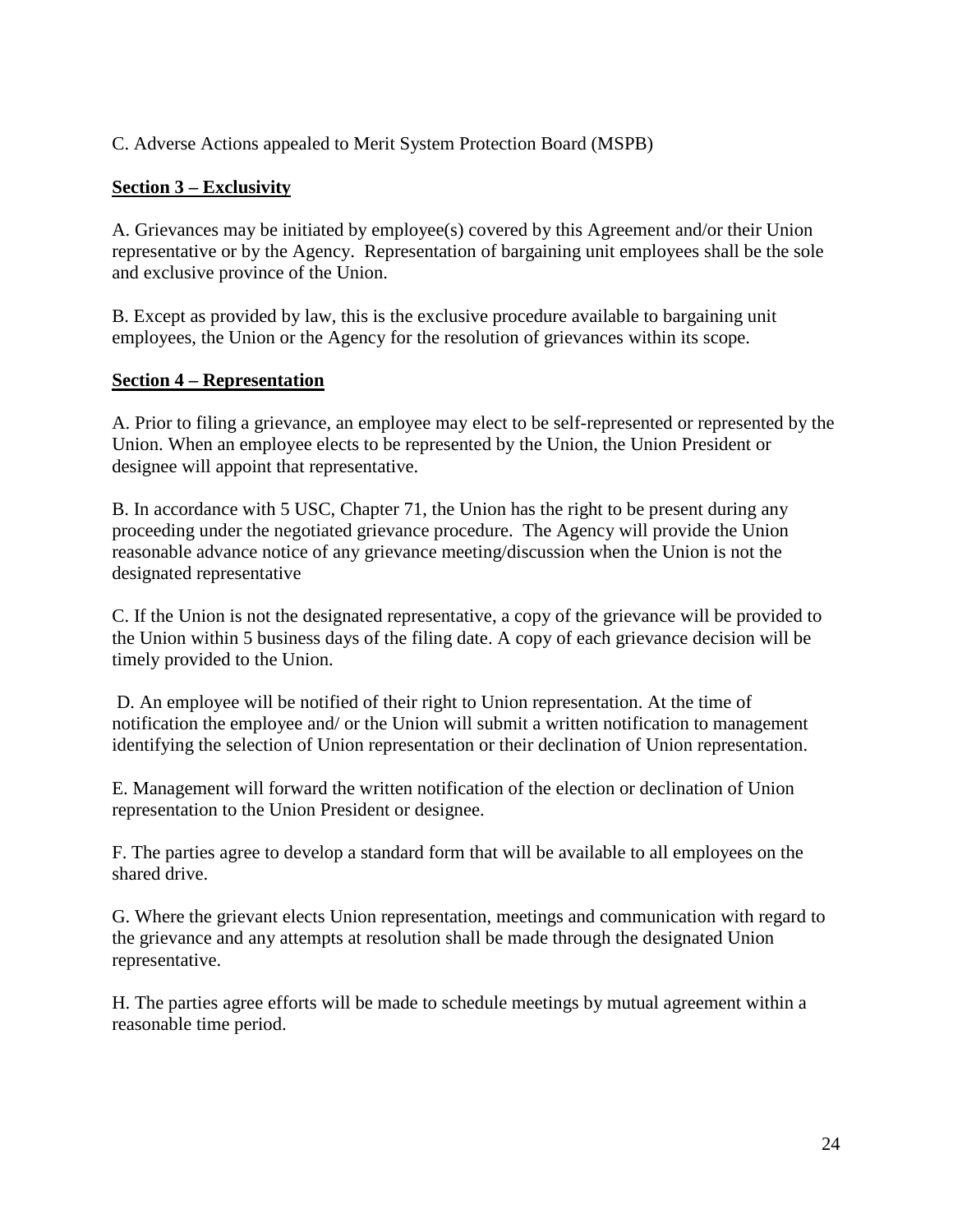C. Adverse Actions appealed to Merit System Protection Board (MSPB)

**Section 3 – Exclusivity**

A. Grievances may be initiated by employee(s) covered by this Agreement and/or their Union representative or by the Agency. Representation of bargaining unit employees shall be the sole and exclusive province of the Union.

B. Except as provided by law, this is the exclusive procedure available to bargaining unit employees, the Union or the Agency for the resolution of grievances within its scope.

**Section 4 – Representation**

A. Prior to filing a grievance, an employee may elect to be self-represented or represented by the Union. When an employee elects to be represented by the Union, the Union President or designee will appoint that representative.

B. In accordance with 5 USC, Chapter 71, the Union has the right to be present during any proceeding under the negotiated grievance procedure. The Agency will provide the Union reasonable advance notice of any grievance meeting/discussion when the Union is not the designated representative

C. If the Union is not the designated representative, a copy of the grievance will be provided to the Union within 5 business days of the filing date. A copy of each grievance decision will be timely provided to the Union.

D. An employee will be notified of their right to Union representation. At the time of notification the employee and/ or the Union will submit a written notification to management identifying the selection of Union representation or their declination of Union representation.

E. Management will forward the written notification of the election or declination of Union representation to the Union President or designee.

F. The parties agree to develop a standard form that will be available to all employees on the shared drive.

G. Where the grievant elects Union representation, meetings and communication with regard to the grievance and any attempts at resolution shall be made through the designated Union representative.

H. The parties agree efforts will be made to schedule meetings by mutual agreement within a reasonable time period.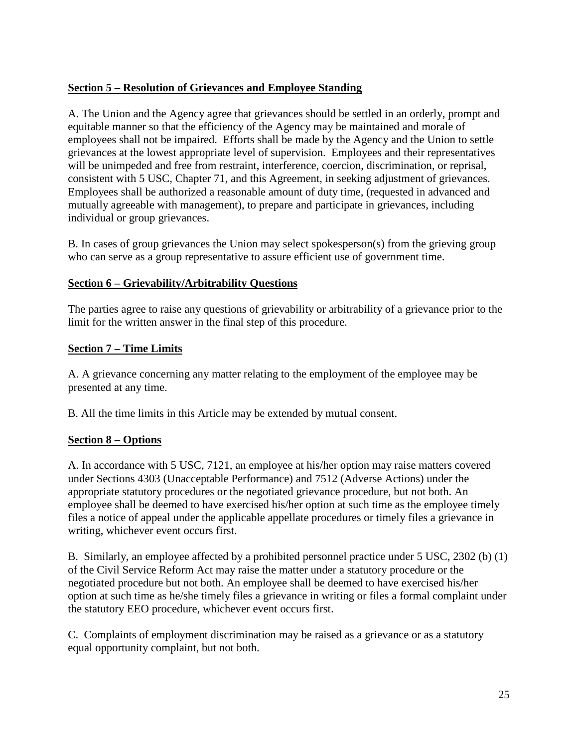**Section 5 – Resolution of Grievances and Employee Standing**

A. The Union and the Agency agree that grievances should be settled in an orderly, prompt and equitable manner so that the efficiency of the Agency may be maintained and morale of employees shall not be impaired. Efforts shall be made by the Agency and the Union to settle grievances at the lowest appropriate level of supervision. Employees and their representatives will be unimpeded and free from restraint, interference, coercion, discrimination, or reprisal, consistent with 5 USC, Chapter 71, and this Agreement, in seeking adjustment of grievances. Employees shall be authorized a reasonable amount of duty time, (requested in advanced and mutually agreeable with management), to prepare and participate in grievances, including individual or group grievances.

B. In cases of group grievances the Union may select spokesperson(s) from the grieving group who can serve as a group representative to assure efficient use of government time.

**Section 6 – Grievability/Arbitrability Questions**

The parties agree to raise any questions of grievability or arbitrability of a grievance prior to the limit for the written answer in the final step of this procedure.

**Section 7 – Time Limits**

A. A grievance concerning any matter relating to the employment of the employee may be presented at any time.

B. All the time limits in this Article may be extended by mutual consent.

**Section 8 – Options**

A. In accordance with 5 USC, 7121, an employee at his/her option may raise matters covered under Sections 4303 (Unacceptable Performance) and 7512 (Adverse Actions) under the appropriate statutory procedures or the negotiated grievance procedure, but not both. An employee shall be deemed to have exercised his/her option at such time as the employee timely files a notice of appeal under the applicable appellate procedures or timely files a grievance in writing, whichever event occurs first.

B. Similarly, an employee affected by a prohibited personnel practice under 5 USC, 2302 (b) (1) of the Civil Service Reform Act may raise the matter under a statutory procedure or the negotiated procedure but not both. An employee shall be deemed to have exercised his/her option at such time as he/she timely files a grievance in writing or files a formal complaint under the statutory EEO procedure, whichever event occurs first.

C. Complaints of employment discrimination may be raised as a grievance or as a statutory equal opportunity complaint, but not both.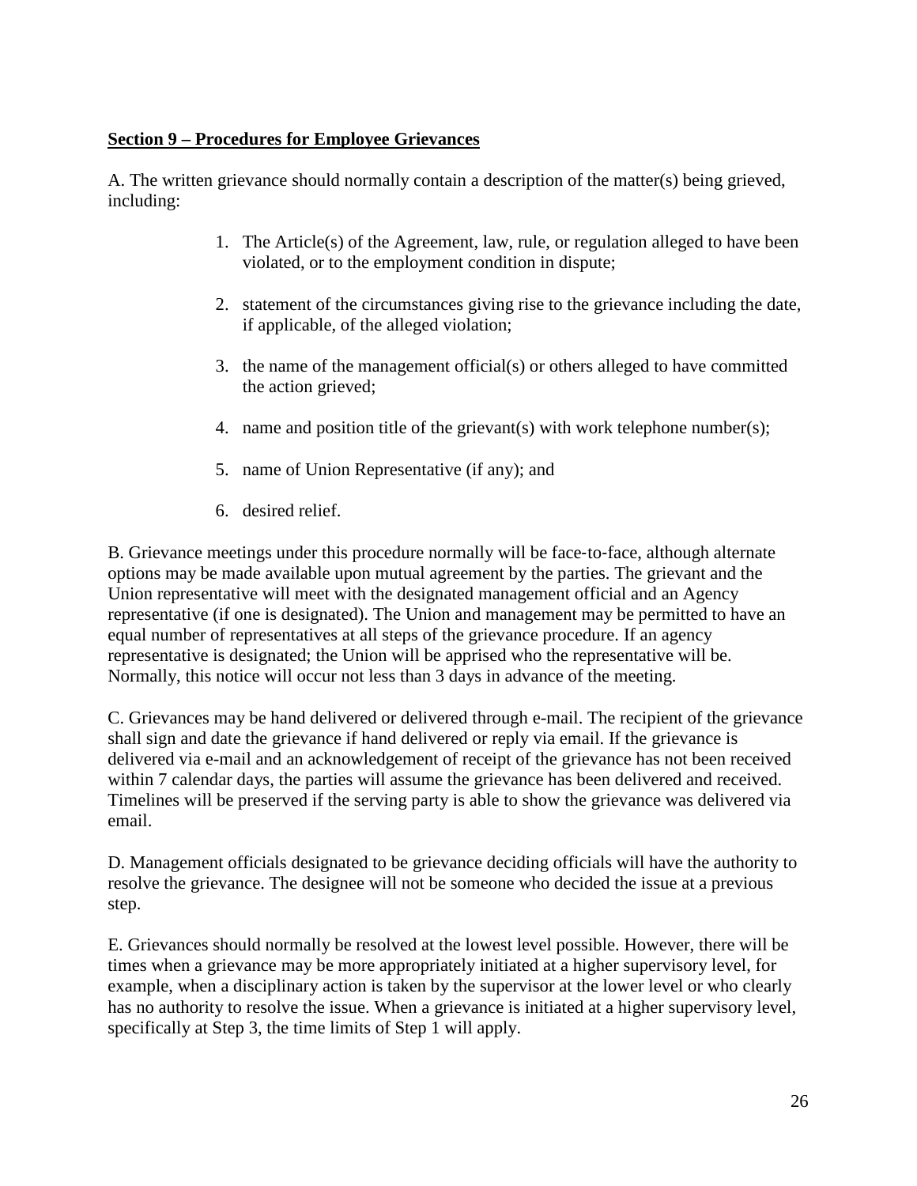**Section 9 – Procedures for Employee Grievances**

A. The written grievance should normally contain a description of the matter(s) being grieved, including:

1. The Article(s) of the Agreement, law, rule, or regulation alleged to have been violated, or to the employment condition in dispute;
2. statement of the circumstances giving rise to the grievance including the date, if applicable, of the alleged violation;
3. the name of the management official(s) or others alleged to have committed the action grieved;
4. name and position title of the grievant(s) with work telephone number(s);
5. name of Union Representative (if any); and
6. desired relief.

B. Grievance meetings under this procedure normally will be face-to-face, although alternate options may be made available upon mutual agreement by the parties. The grievant and the Union representative will meet with the designated management official and an Agency representative (if one is designated). The Union and management may be permitted to have an equal number of representatives at all steps of the grievance procedure. If an agency representative is designated; the Union will be apprised who the representative will be. Normally, this notice will occur not less than 3 days in advance of the meeting.

C. Grievances may be hand delivered or delivered through e-mail. The recipient of the grievance shall sign and date the grievance if hand delivered or reply via email. If the grievance is delivered via e-mail and an acknowledgement of receipt of the grievance has not been received within 7 calendar days, the parties will assume the grievance has been delivered and received. Timelines will be preserved if the serving party is able to show the grievance was delivered via email.

D. Management officials designated to be grievance deciding officials will have the authority to resolve the grievance. The designee will not be someone who decided the issue at a previous step.

E. Grievances should normally be resolved at the lowest level possible. However, there will be times when a grievance may be more appropriately initiated at a higher supervisory level, for example, when a disciplinary action is taken by the supervisor at the lower level or who clearly has no authority to resolve the issue. When a grievance is initiated at a higher supervisory level, specifically at Step 3, the time limits of Step 1 will apply.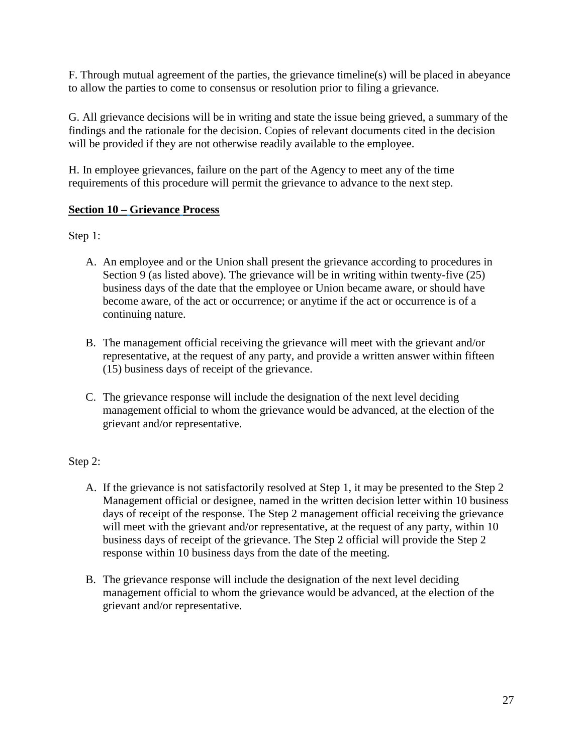F. Through mutual agreement of the parties, the grievance timeline(s) will be placed in abeyance to allow the parties to come to consensus or resolution prior to filing a grievance.

G. All grievance decisions will be in writing and state the issue being grieved, a summary of the findings and the rationale for the decision. Copies of relevant documents cited in the decision will be provided if they are not otherwise readily available to the employee.

H. In employee grievances, failure on the part of the Agency to meet any of the time requirements of this procedure will permit the grievance to advance to the next step.

**<u>Section 10 – Grievance Process</u>**

Step 1:

A. An employee and or the Union shall present the grievance according to procedures in Section 9 (as listed above). The grievance will be in writing within twenty-five (25) business days of the date that the employee or Union became aware, or should have become aware, of the act or occurrence; or anytime if the act or occurrence is of a continuing nature.

B. The management official receiving the grievance will meet with the grievant and/or representative, at the request of any party, and provide a written answer within fifteen (15) business days of receipt of the grievance.

C. The grievance response will include the designation of the next level deciding management official to whom the grievance would be advanced, at the election of the grievant and/or representative.

Step 2:

A. If the grievance is not satisfactorily resolved at Step 1, it may be presented to the Step 2 Management official or designee, named in the written decision letter within 10 business days of receipt of the response. The Step 2 management official receiving the grievance will meet with the grievant and/or representative, at the request of any party, within 10 business days of receipt of the grievance. The Step 2 official will provide the Step 2 response within 10 business days from the date of the meeting.

B. The grievance response will include the designation of the next level deciding management official to whom the grievance would be advanced, at the election of the grievant and/or representative.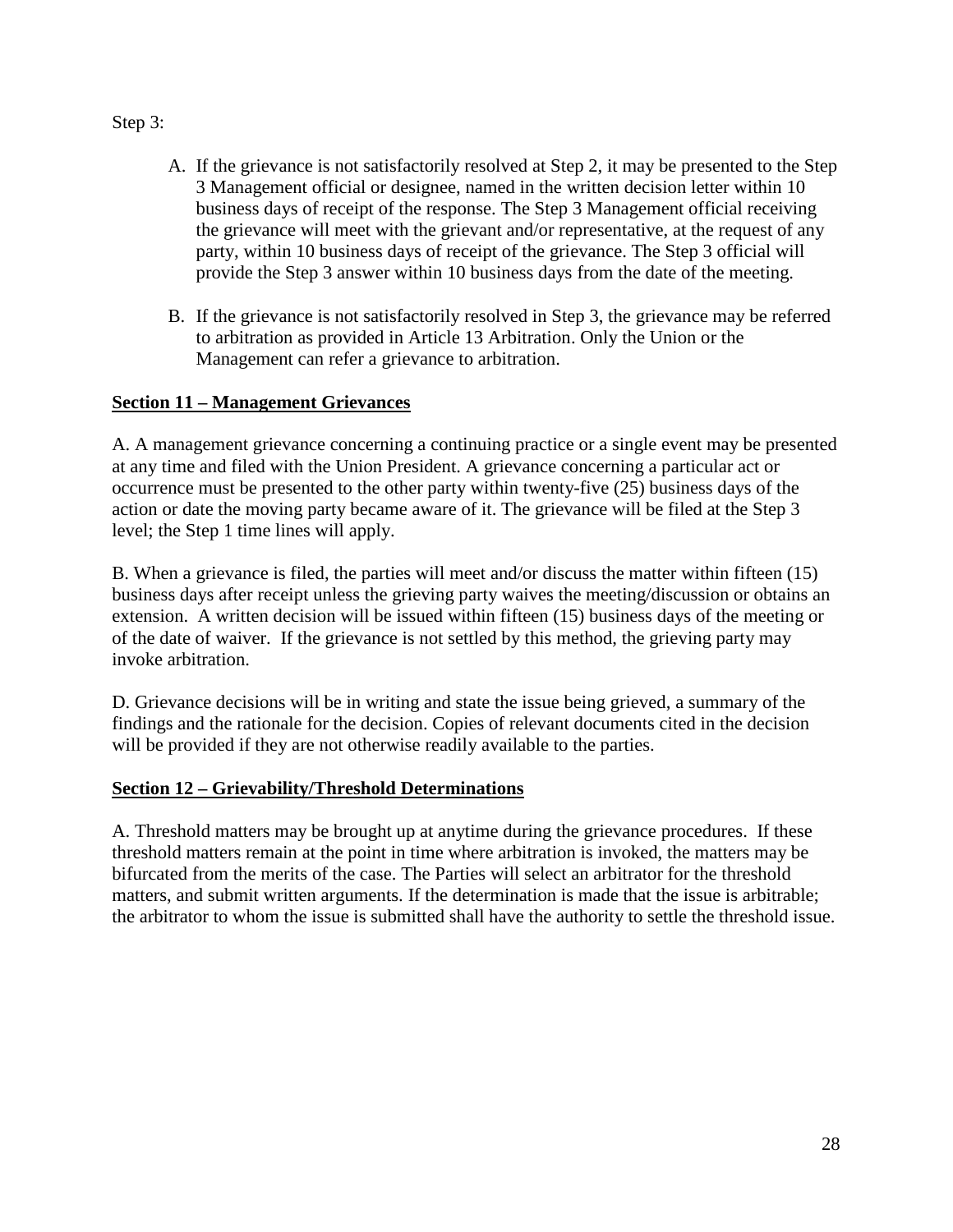Step 3:

A. If the grievance is not satisfactorily resolved at Step 2, it may be presented to the Step 3 Management official or designee, named in the written decision letter within 10 business days of receipt of the response. The Step 3 Management official receiving the grievance will meet with the grievant and/or representative, at the request of any party, within 10 business days of receipt of the grievance. The Step 3 official will provide the Step 3 answer within 10 business days from the date of the meeting.

B. If the grievance is not satisfactorily resolved in Step 3, the grievance may be referred to arbitration as provided in Article 13 Arbitration. Only the Union or the Management can refer a grievance to arbitration.

**Section 11 – Management Grievances**

A. A management grievance concerning a continuing practice or a single event may be presented at any time and filed with the Union President. A grievance concerning a particular act or occurrence must be presented to the other party within twenty-five (25) business days of the action or date the moving party became aware of it. The grievance will be filed at the Step 3 level; the Step 1 time lines will apply.

B. When a grievance is filed, the parties will meet and/or discuss the matter within fifteen (15) business days after receipt unless the grieving party waives the meeting/discussion or obtains an extension. A written decision will be issued within fifteen (15) business days of the meeting or of the date of waiver. If the grievance is not settled by this method, the grieving party may invoke arbitration.

D. Grievance decisions will be in writing and state the issue being grieved, a summary of the findings and the rationale for the decision. Copies of relevant documents cited in the decision will be provided if they are not otherwise readily available to the parties.

**Section 12 – Grievability/Threshold Determinations**

A. Threshold matters may be brought up at anytime during the grievance procedures. If these threshold matters remain at the point in time where arbitration is invoked, the matters may be bifurcated from the merits of the case. The Parties will select an arbitrator for the threshold matters, and submit written arguments. If the determination is made that the issue is arbitrable; the arbitrator to whom the issue is submitted shall have the authority to settle the threshold issue.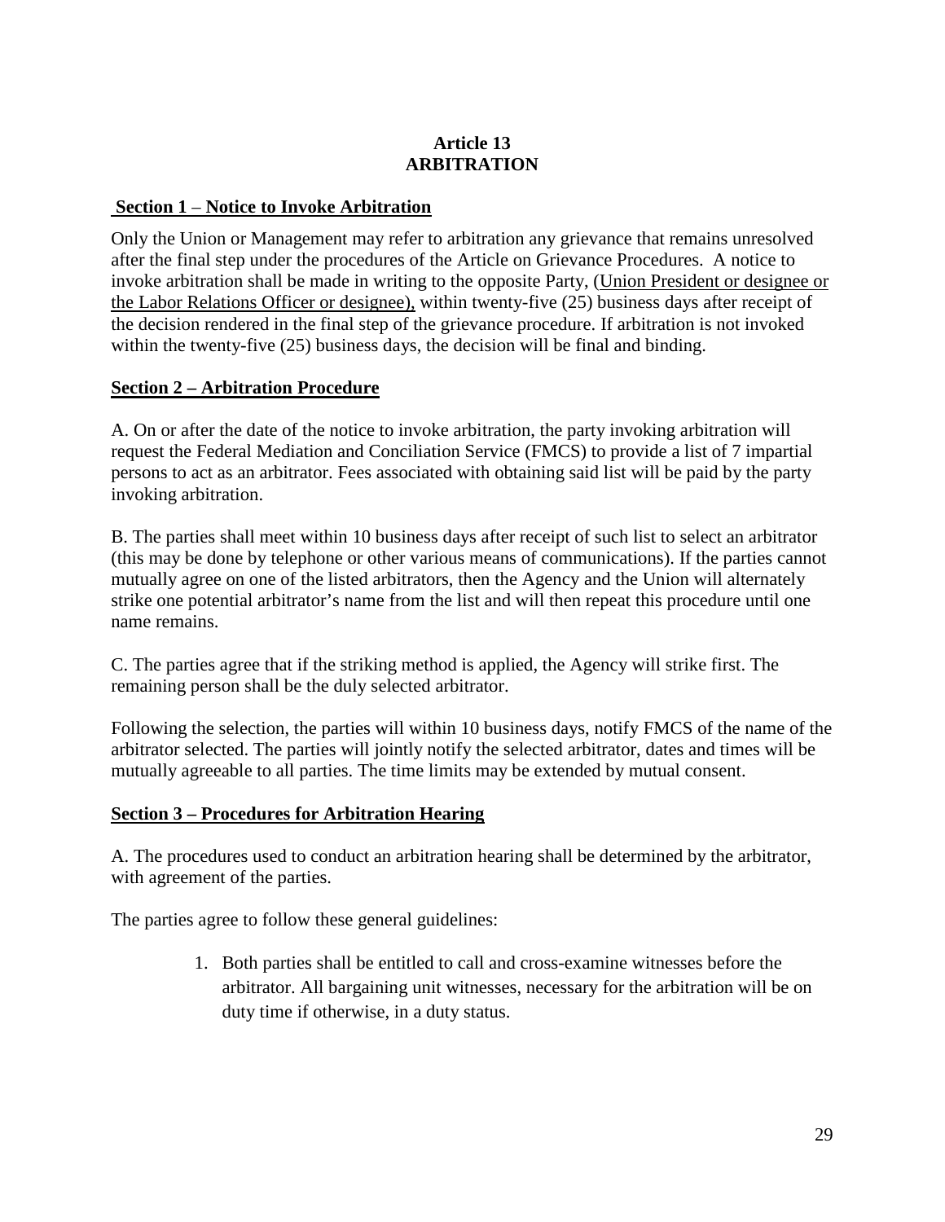# Article 13
# ARBITRATION

## Section 1 – Notice to Invoke Arbitration

Only the Union or Management may refer to arbitration any grievance that remains unresolved after the final step under the procedures of the Article on Grievance Procedures. A notice to invoke arbitration shall be made in writing to the opposite Party, (Union President or designee or the Labor Relations Officer or designee), within twenty-five (25) business days after receipt of the decision rendered in the final step of the grievance procedure. If arbitration is not invoked within the twenty-five (25) business days, the decision will be final and binding.

## Section 2 – Arbitration Procedure

A. On or after the date of the notice to invoke arbitration, the party invoking arbitration will request the Federal Mediation and Conciliation Service (FMCS) to provide a list of 7 impartial persons to act as an arbitrator. Fees associated with obtaining said list will be paid by the party invoking arbitration.

B. The parties shall meet within 10 business days after receipt of such list to select an arbitrator (this may be done by telephone or other various means of communications). If the parties cannot mutually agree on one of the listed arbitrators, then the Agency and the Union will alternately strike one potential arbitrator's name from the list and will then repeat this procedure until one name remains.

C. The parties agree that if the striking method is applied, the Agency will strike first. The remaining person shall be the duly selected arbitrator.

Following the selection, the parties will within 10 business days, notify FMCS of the name of the arbitrator selected. The parties will jointly notify the selected arbitrator, dates and times will be mutually agreeable to all parties. The time limits may be extended by mutual consent.

## Section 3 – Procedures for Arbitration Hearing

A. The procedures used to conduct an arbitration hearing shall be determined by the arbitrator, with agreement of the parties.

The parties agree to follow these general guidelines:

1. Both parties shall be entitled to call and cross-examine witnesses before the arbitrator. All bargaining unit witnesses, necessary for the arbitration will be on duty time if otherwise, in a duty status.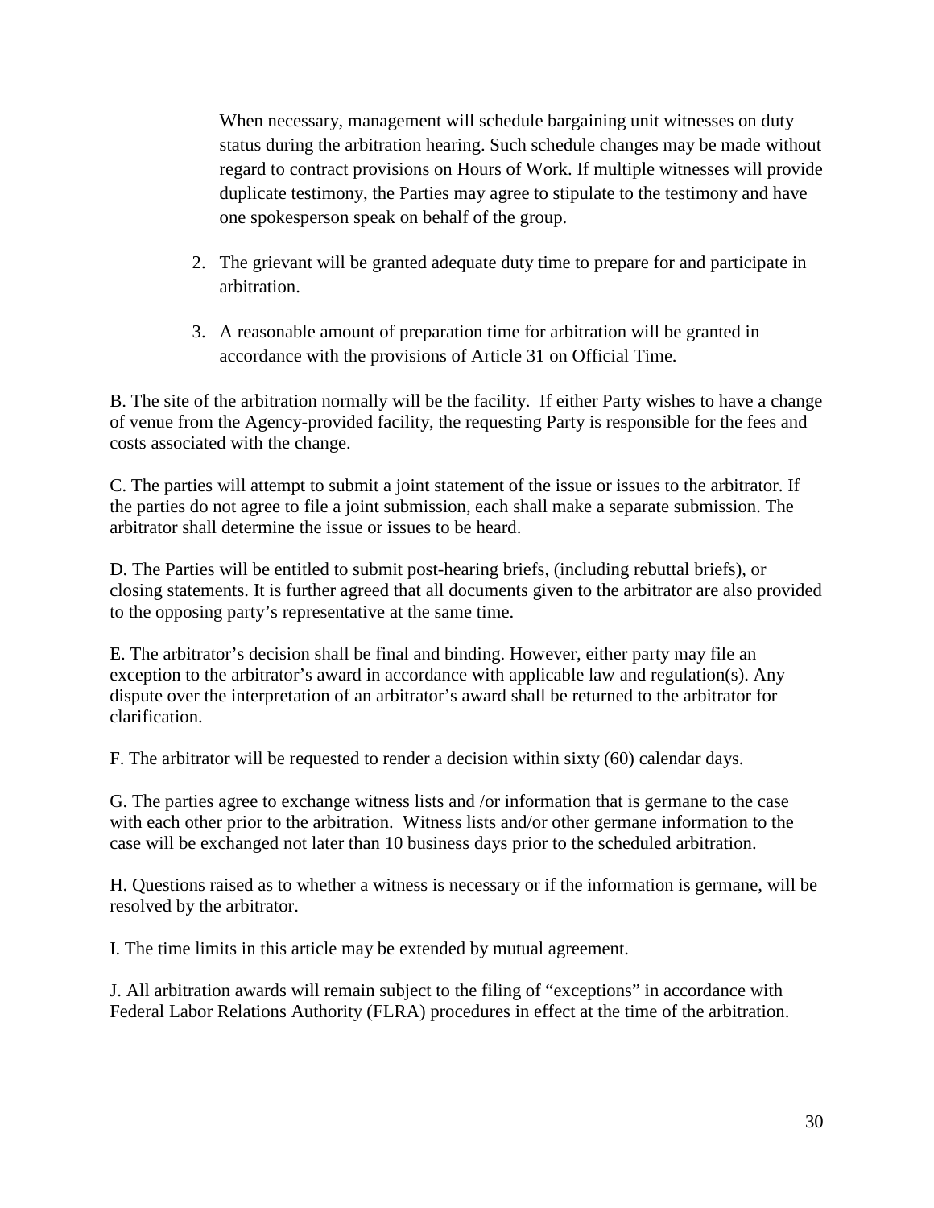When necessary, management will schedule bargaining unit witnesses on duty status during the arbitration hearing. Such schedule changes may be made without regard to contract provisions on Hours of Work. If multiple witnesses will provide duplicate testimony, the Parties may agree to stipulate to the testimony and have one spokesperson speak on behalf of the group.

2. The grievant will be granted adequate duty time to prepare for and participate in arbitration.

3. A reasonable amount of preparation time for arbitration will be granted in accordance with the provisions of Article 31 on Official Time.

B. The site of the arbitration normally will be the facility. If either Party wishes to have a change of venue from the Agency-provided facility, the requesting Party is responsible for the fees and costs associated with the change.

C. The parties will attempt to submit a joint statement of the issue or issues to the arbitrator. If the parties do not agree to file a joint submission, each shall make a separate submission. The arbitrator shall determine the issue or issues to be heard.

D. The Parties will be entitled to submit post-hearing briefs, (including rebuttal briefs), or closing statements. It is further agreed that all documents given to the arbitrator are also provided to the opposing party's representative at the same time.

E. The arbitrator's decision shall be final and binding. However, either party may file an exception to the arbitrator's award in accordance with applicable law and regulation(s). Any dispute over the interpretation of an arbitrator's award shall be returned to the arbitrator for clarification.

F. The arbitrator will be requested to render a decision within sixty (60) calendar days.

G. The parties agree to exchange witness lists and /or information that is germane to the case with each other prior to the arbitration. Witness lists and/or other germane information to the case will be exchanged not later than 10 business days prior to the scheduled arbitration.

H. Questions raised as to whether a witness is necessary or if the information is germane, will be resolved by the arbitrator.

I. The time limits in this article may be extended by mutual agreement.

J. All arbitration awards will remain subject to the filing of "exceptions" in accordance with Federal Labor Relations Authority (FLRA) procedures in effect at the time of the arbitration.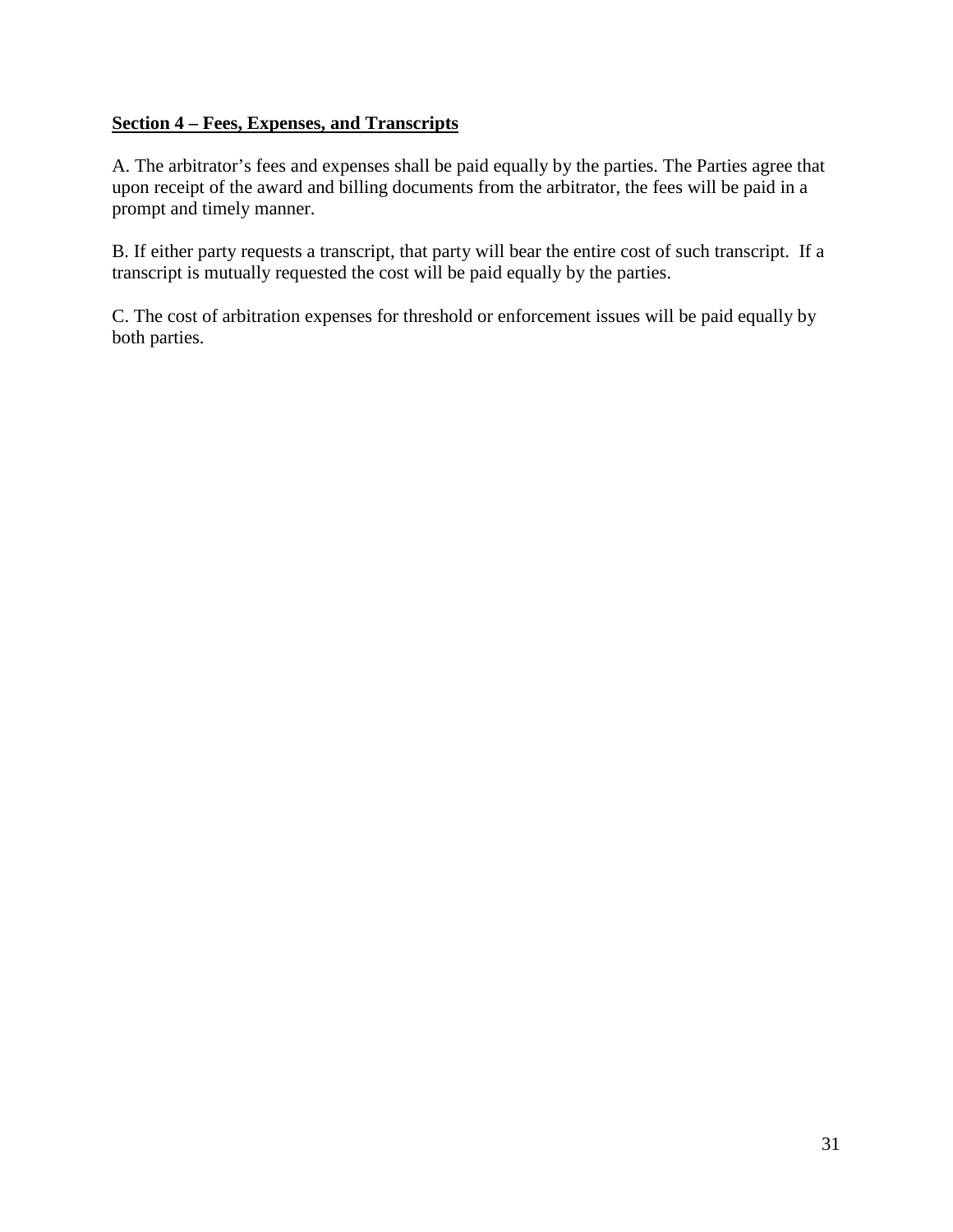**<u>Section 4 – Fees, Expenses, and Transcripts</u>**

A. The arbitrator's fees and expenses shall be paid equally by the parties. The Parties agree that upon receipt of the award and billing documents from the arbitrator, the fees will be paid in a prompt and timely manner.

B. If either party requests a transcript, that party will bear the entire cost of such transcript. If a transcript is mutually requested the cost will be paid equally by the parties.

C. The cost of arbitration expenses for threshold or enforcement issues will be paid equally by both parties.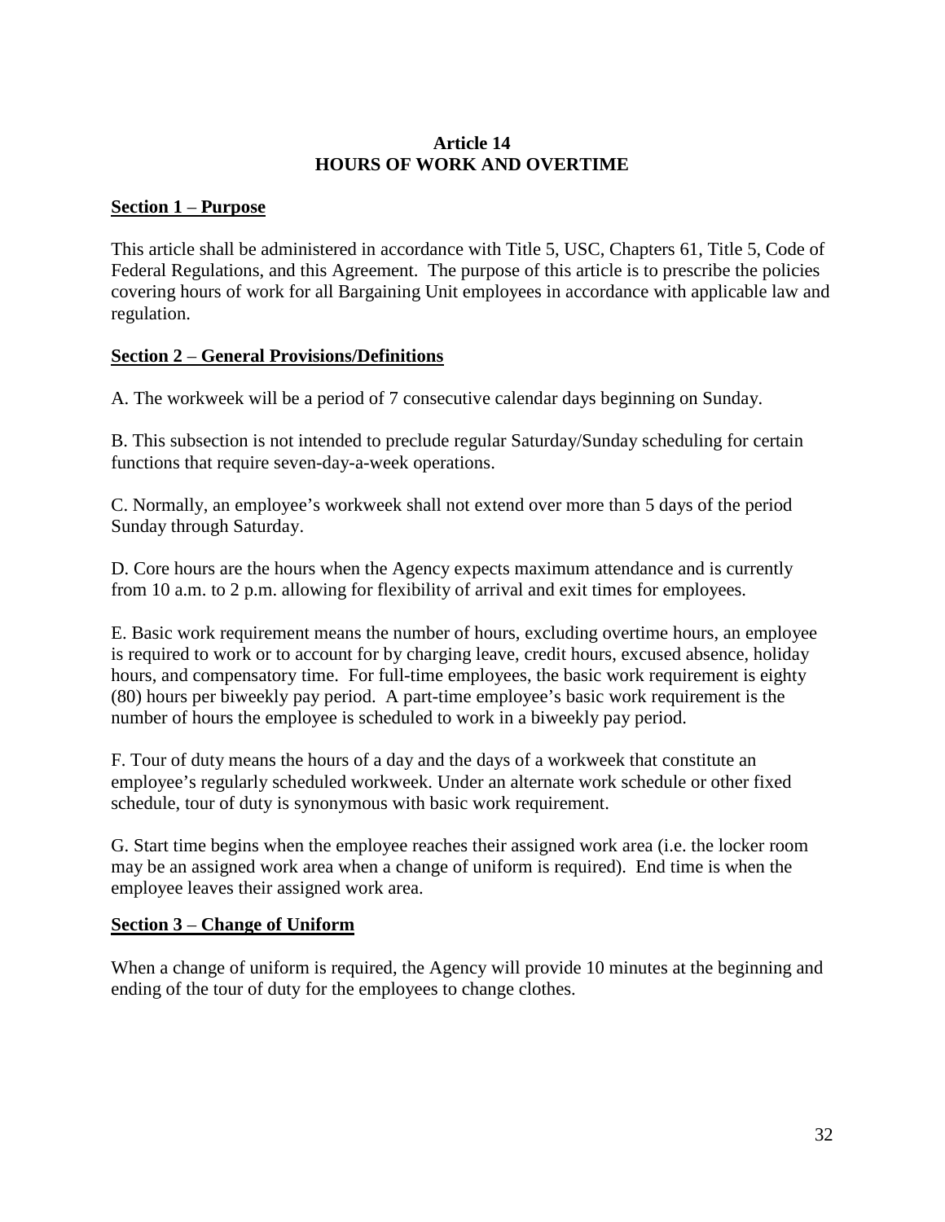## Article 14
## HOURS OF WORK AND OVERTIME

**Section 1 – Purpose**

This article shall be administered in accordance with Title 5, USC, Chapters 61, Title 5, Code of Federal Regulations, and this Agreement. The purpose of this article is to prescribe the policies covering hours of work for all Bargaining Unit employees in accordance with applicable law and regulation.

**Section 2 – General Provisions/Definitions**

A. The workweek will be a period of 7 consecutive calendar days beginning on Sunday.

B. This subsection is not intended to preclude regular Saturday/Sunday scheduling for certain functions that require seven-day-a-week operations.

C. Normally, an employee's workweek shall not extend over more than 5 days of the period Sunday through Saturday.

D. Core hours are the hours when the Agency expects maximum attendance and is currently from 10 a.m. to 2 p.m. allowing for flexibility of arrival and exit times for employees.

E. Basic work requirement means the number of hours, excluding overtime hours, an employee is required to work or to account for by charging leave, credit hours, excused absence, holiday hours, and compensatory time. For full-time employees, the basic work requirement is eighty (80) hours per biweekly pay period. A part-time employee's basic work requirement is the number of hours the employee is scheduled to work in a biweekly pay period.

F. Tour of duty means the hours of a day and the days of a workweek that constitute an employee's regularly scheduled workweek. Under an alternate work schedule or other fixed schedule, tour of duty is synonymous with basic work requirement.

G. Start time begins when the employee reaches their assigned work area (i.e. the locker room may be an assigned work area when a change of uniform is required). End time is when the employee leaves their assigned work area.

**Section 3 – Change of Uniform**

When a change of uniform is required, the Agency will provide 10 minutes at the beginning and ending of the tour of duty for the employees to change clothes.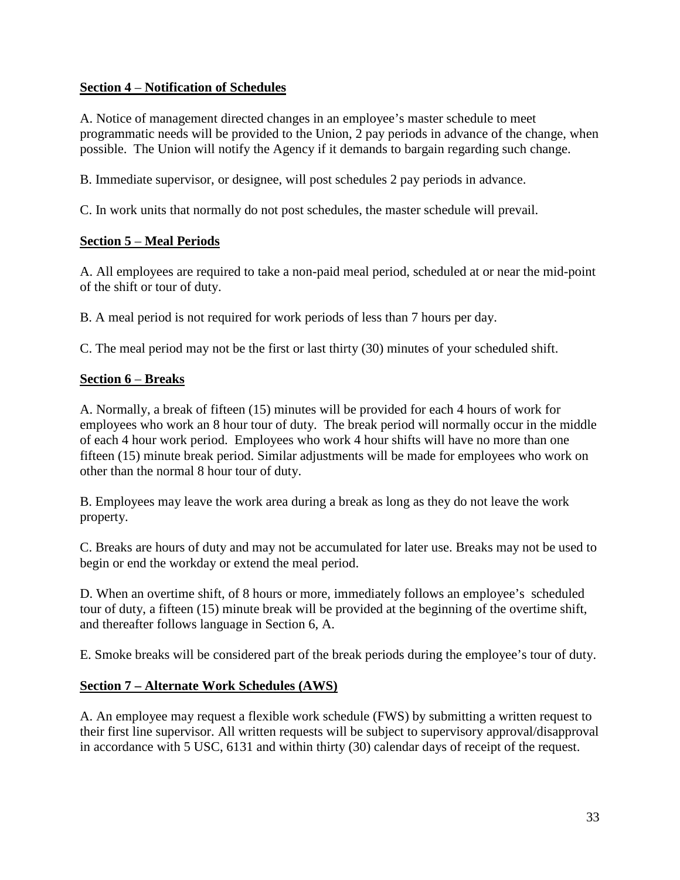**Section 4 – Notification of Schedules**

A. Notice of management directed changes in an employee's master schedule to meet programmatic needs will be provided to the Union, 2 pay periods in advance of the change, when possible. The Union will notify the Agency if it demands to bargain regarding such change.

B. Immediate supervisor, or designee, will post schedules 2 pay periods in advance.

C. In work units that normally do not post schedules, the master schedule will prevail.

**Section 5 – Meal Periods**

A. All employees are required to take a non-paid meal period, scheduled at or near the mid-point of the shift or tour of duty.

B. A meal period is not required for work periods of less than 7 hours per day.

C. The meal period may not be the first or last thirty (30) minutes of your scheduled shift.

**Section 6 – Breaks**

A. Normally, a break of fifteen (15) minutes will be provided for each 4 hours of work for employees who work an 8 hour tour of duty. The break period will normally occur in the middle of each 4 hour work period. Employees who work 4 hour shifts will have no more than one fifteen (15) minute break period. Similar adjustments will be made for employees who work on other than the normal 8 hour tour of duty.

B. Employees may leave the work area during a break as long as they do not leave the work property.

C. Breaks are hours of duty and may not be accumulated for later use. Breaks may not be used to begin or end the workday or extend the meal period.

D. When an overtime shift, of 8 hours or more, immediately follows an employee's scheduled tour of duty, a fifteen (15) minute break will be provided at the beginning of the overtime shift, and thereafter follows language in Section 6, A.

E. Smoke breaks will be considered part of the break periods during the employee's tour of duty.

**Section 7 – Alternate Work Schedules (AWS)**

A. An employee may request a flexible work schedule (FWS) by submitting a written request to their first line supervisor. All written requests will be subject to supervisory approval/disapproval in accordance with 5 USC, 6131 and within thirty (30) calendar days of receipt of the request.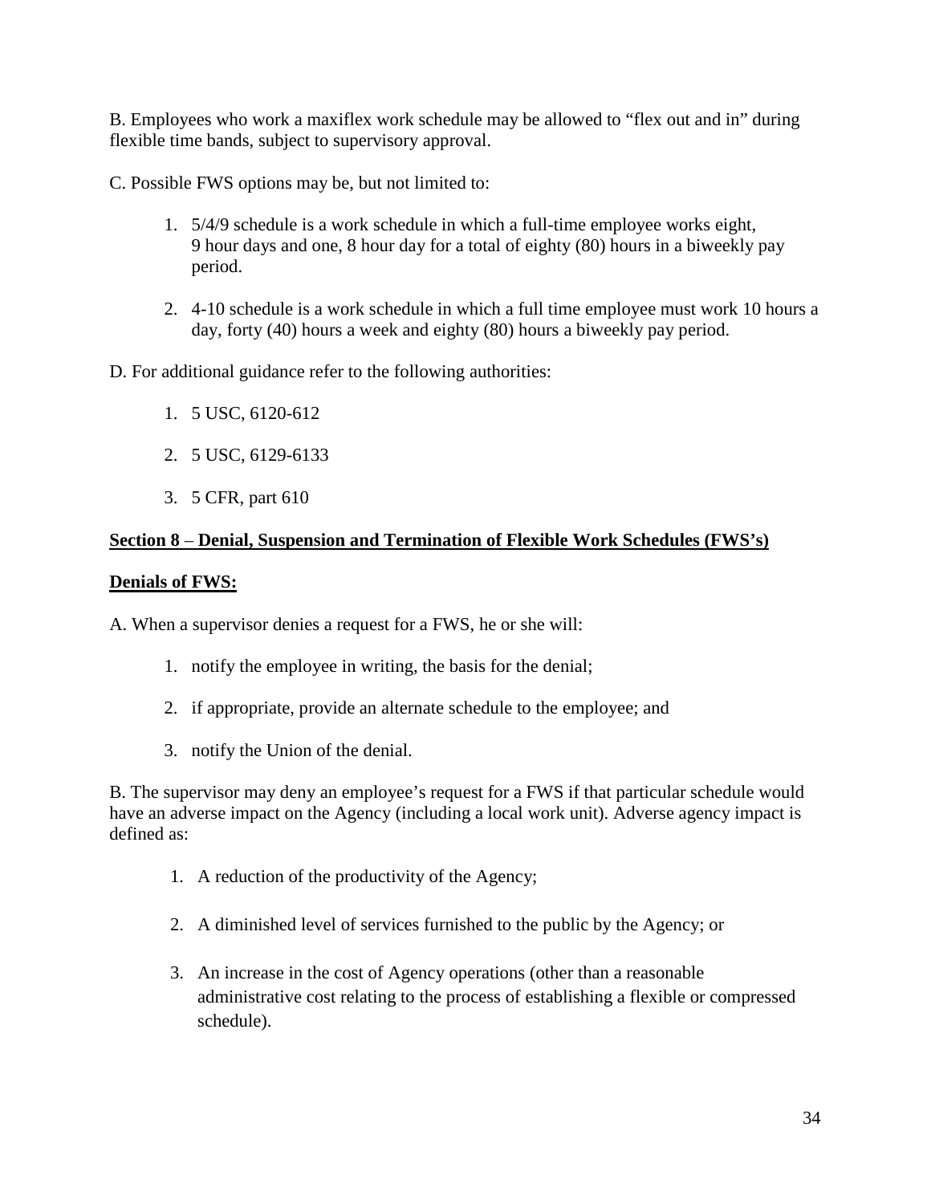B. Employees who work a maxiflex work schedule may be allowed to "flex out and in" during flexible time bands, subject to supervisory approval.

C. Possible FWS options may be, but not limited to:

1. 5/4/9 schedule is a work schedule in which a full-time employee works eight, 9 hour days and one, 8 hour day for a total of eighty (80) hours in a biweekly pay period.

2. 4-10 schedule is a work schedule in which a full time employee must work 10 hours a day, forty (40) hours a week and eighty (80) hours a biweekly pay period.

D. For additional guidance refer to the following authorities:

1. 5 USC, 6120-612

2. 5 USC, 6129-6133

3. 5 CFR, part 610

**Section 8 – Denial, Suspension and Termination of Flexible Work Schedules (FWS's)**

**Denials of FWS:**

A. When a supervisor denies a request for a FWS, he or she will:

1. notify the employee in writing, the basis for the denial;

2. if appropriate, provide an alternate schedule to the employee; and

3. notify the Union of the denial.

B. The supervisor may deny an employee's request for a FWS if that particular schedule would have an adverse impact on the Agency (including a local work unit). Adverse agency impact is defined as:

1. A reduction of the productivity of the Agency;

2. A diminished level of services furnished to the public by the Agency; or

3. An increase in the cost of Agency operations (other than a reasonable administrative cost relating to the process of establishing a flexible or compressed schedule).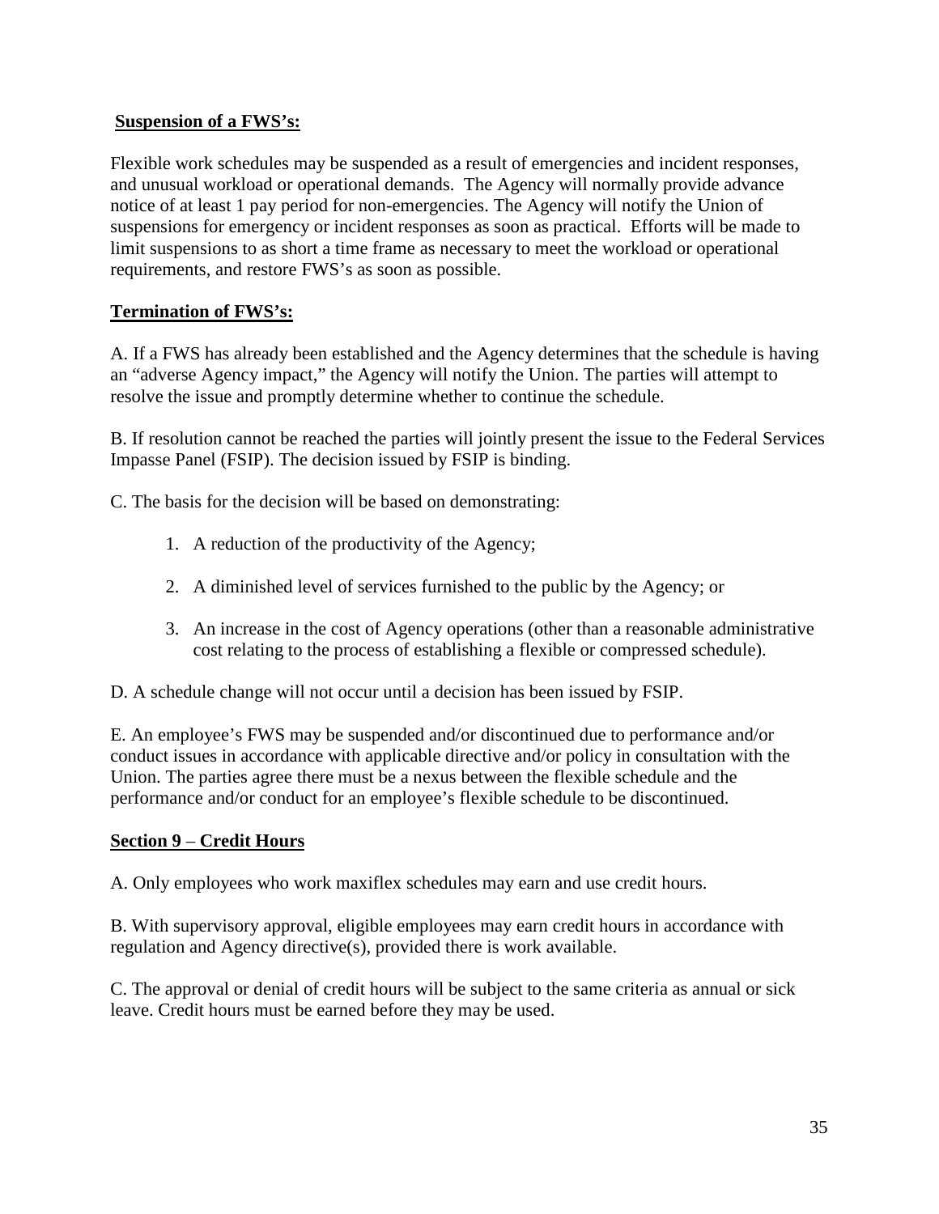**Suspension of a FWS's:**

Flexible work schedules may be suspended as a result of emergencies and incident responses, and unusual workload or operational demands. The Agency will normally provide advance notice of at least 1 pay period for non-emergencies. The Agency will notify the Union of suspensions for emergency or incident responses as soon as practical. Efforts will be made to limit suspensions to as short a time frame as necessary to meet the workload or operational requirements, and restore FWS's as soon as possible.

**Termination of FWS's:**

A. If a FWS has already been established and the Agency determines that the schedule is having an "adverse Agency impact," the Agency will notify the Union. The parties will attempt to resolve the issue and promptly determine whether to continue the schedule.

B. If resolution cannot be reached the parties will jointly present the issue to the Federal Services Impasse Panel (FSIP). The decision issued by FSIP is binding.

C. The basis for the decision will be based on demonstrating:

1. A reduction of the productivity of the Agency;
2. A diminished level of services furnished to the public by the Agency; or
3. An increase in the cost of Agency operations (other than a reasonable administrative cost relating to the process of establishing a flexible or compressed schedule).

D. A schedule change will not occur until a decision has been issued by FSIP.

E. An employee's FWS may be suspended and/or discontinued due to performance and/or conduct issues in accordance with applicable directive and/or policy in consultation with the Union. The parties agree there must be a nexus between the flexible schedule and the performance and/or conduct for an employee's flexible schedule to be discontinued.

**Section 9 – Credit Hours**

A. Only employees who work maxiflex schedules may earn and use credit hours.

B. With supervisory approval, eligible employees may earn credit hours in accordance with regulation and Agency directive(s), provided there is work available.

C. The approval or denial of credit hours will be subject to the same criteria as annual or sick leave. Credit hours must be earned before they may be used.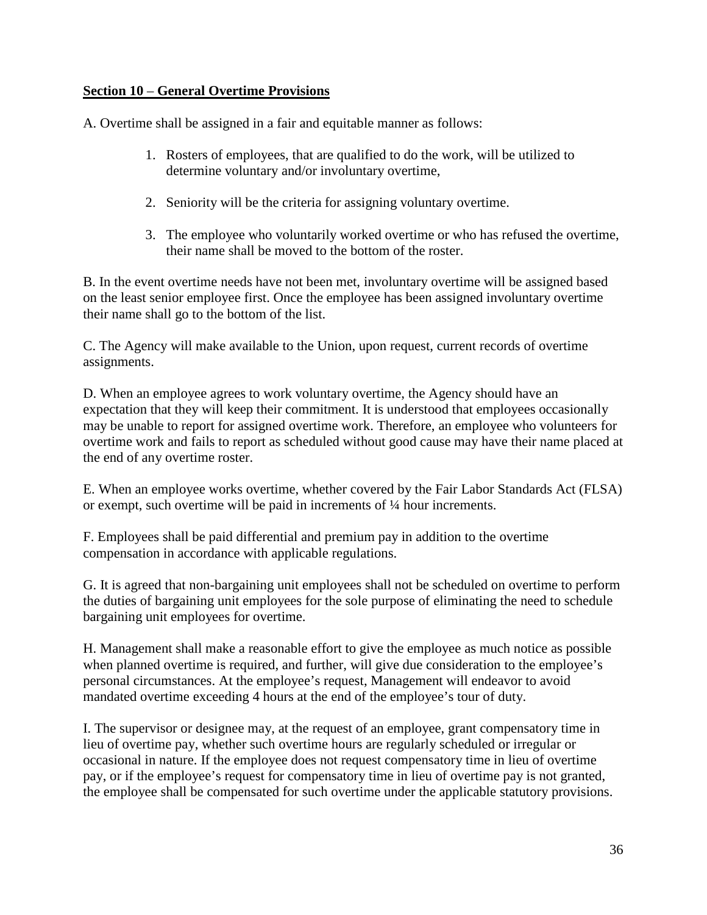**Section 10 – General Overtime Provisions**

A. Overtime shall be assigned in a fair and equitable manner as follows:

1. Rosters of employees, that are qualified to do the work, will be utilized to determine voluntary and/or involuntary overtime,
2. Seniority will be the criteria for assigning voluntary overtime.
3. The employee who voluntarily worked overtime or who has refused the overtime, their name shall be moved to the bottom of the roster.

B. In the event overtime needs have not been met, involuntary overtime will be assigned based on the least senior employee first. Once the employee has been assigned involuntary overtime their name shall go to the bottom of the list.

C. The Agency will make available to the Union, upon request, current records of overtime assignments.

D. When an employee agrees to work voluntary overtime, the Agency should have an expectation that they will keep their commitment. It is understood that employees occasionally may be unable to report for assigned overtime work. Therefore, an employee who volunteers for overtime work and fails to report as scheduled without good cause may have their name placed at the end of any overtime roster.

E. When an employee works overtime, whether covered by the Fair Labor Standards Act (FLSA) or exempt, such overtime will be paid in increments of ¼ hour increments.

F. Employees shall be paid differential and premium pay in addition to the overtime compensation in accordance with applicable regulations.

G. It is agreed that non-bargaining unit employees shall not be scheduled on overtime to perform the duties of bargaining unit employees for the sole purpose of eliminating the need to schedule bargaining unit employees for overtime.

H. Management shall make a reasonable effort to give the employee as much notice as possible when planned overtime is required, and further, will give due consideration to the employee's personal circumstances. At the employee's request, Management will endeavor to avoid mandated overtime exceeding 4 hours at the end of the employee's tour of duty.

I. The supervisor or designee may, at the request of an employee, grant compensatory time in lieu of overtime pay, whether such overtime hours are regularly scheduled or irregular or occasional in nature. If the employee does not request compensatory time in lieu of overtime pay, or if the employee's request for compensatory time in lieu of overtime pay is not granted, the employee shall be compensated for such overtime under the applicable statutory provisions.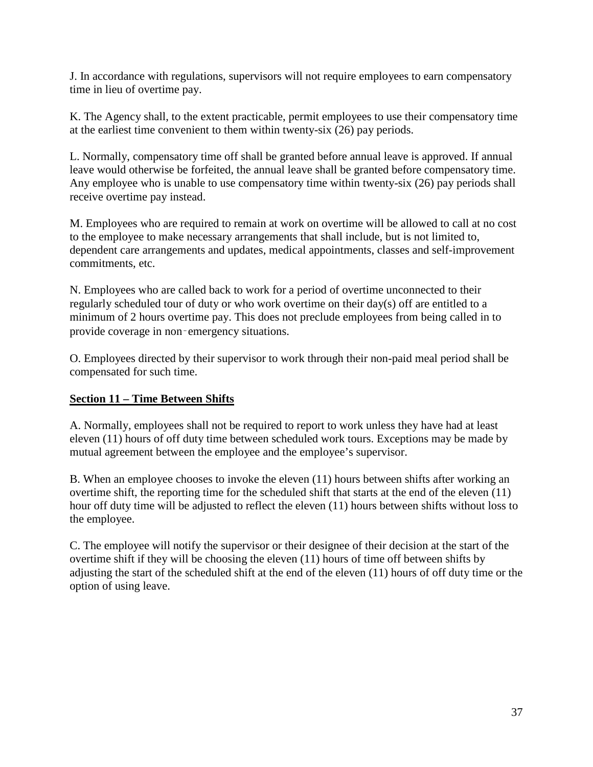J. In accordance with regulations, supervisors will not require employees to earn compensatory time in lieu of overtime pay.

K. The Agency shall, to the extent practicable, permit employees to use their compensatory time at the earliest time convenient to them within twenty-six (26) pay periods.

L. Normally, compensatory time off shall be granted before annual leave is approved. If annual leave would otherwise be forfeited, the annual leave shall be granted before compensatory time. Any employee who is unable to use compensatory time within twenty-six (26) pay periods shall receive overtime pay instead.

M. Employees who are required to remain at work on overtime will be allowed to call at no cost to the employee to make necessary arrangements that shall include, but is not limited to, dependent care arrangements and updates, medical appointments, classes and self-improvement commitments, etc.

N. Employees who are called back to work for a period of overtime unconnected to their regularly scheduled tour of duty or who work overtime on their day(s) off are entitled to a minimum of 2 hours overtime pay. This does not preclude employees from being called in to provide coverage in non-emergency situations.

O. Employees directed by their supervisor to work through their non-paid meal period shall be compensated for such time.

## Section 11 – Time Between Shifts

A. Normally, employees shall not be required to report to work unless they have had at least eleven (11) hours of off duty time between scheduled work tours. Exceptions may be made by mutual agreement between the employee and the employee's supervisor.

B. When an employee chooses to invoke the eleven (11) hours between shifts after working an overtime shift, the reporting time for the scheduled shift that starts at the end of the eleven (11) hour off duty time will be adjusted to reflect the eleven (11) hours between shifts without loss to the employee.

C. The employee will notify the supervisor or their designee of their decision at the start of the overtime shift if they will be choosing the eleven (11) hours of time off between shifts by adjusting the start of the scheduled shift at the end of the eleven (11) hours of off duty time or the option of using leave.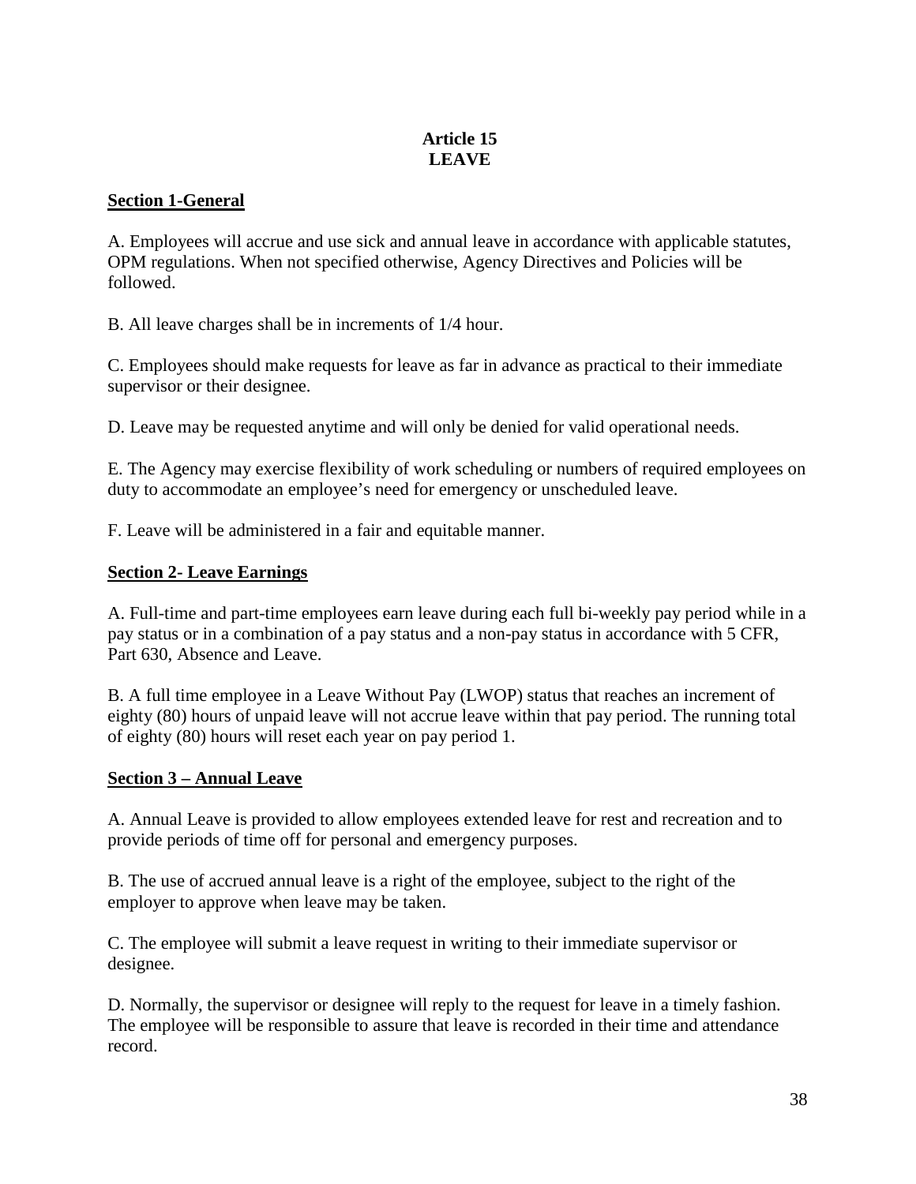# Article 15
# LEAVE

## Section 1-General

A. Employees will accrue and use sick and annual leave in accordance with applicable statutes, OPM regulations. When not specified otherwise, Agency Directives and Policies will be followed.

B. All leave charges shall be in increments of 1/4 hour.

C. Employees should make requests for leave as far in advance as practical to their immediate supervisor or their designee.

D. Leave may be requested anytime and will only be denied for valid operational needs.

E. The Agency may exercise flexibility of work scheduling or numbers of required employees on duty to accommodate an employee's need for emergency or unscheduled leave.

F. Leave will be administered in a fair and equitable manner.

## Section 2- Leave Earnings

A. Full-time and part-time employees earn leave during each full bi-weekly pay period while in a pay status or in a combination of a pay status and a non-pay status in accordance with 5 CFR, Part 630, Absence and Leave.

B. A full time employee in a Leave Without Pay (LWOP) status that reaches an increment of eighty (80) hours of unpaid leave will not accrue leave within that pay period. The running total of eighty (80) hours will reset each year on pay period 1.

## Section 3 – Annual Leave

A. Annual Leave is provided to allow employees extended leave for rest and recreation and to provide periods of time off for personal and emergency purposes.

B. The use of accrued annual leave is a right of the employee, subject to the right of the employer to approve when leave may be taken.

C. The employee will submit a leave request in writing to their immediate supervisor or designee.

D. Normally, the supervisor or designee will reply to the request for leave in a timely fashion. The employee will be responsible to assure that leave is recorded in their time and attendance record.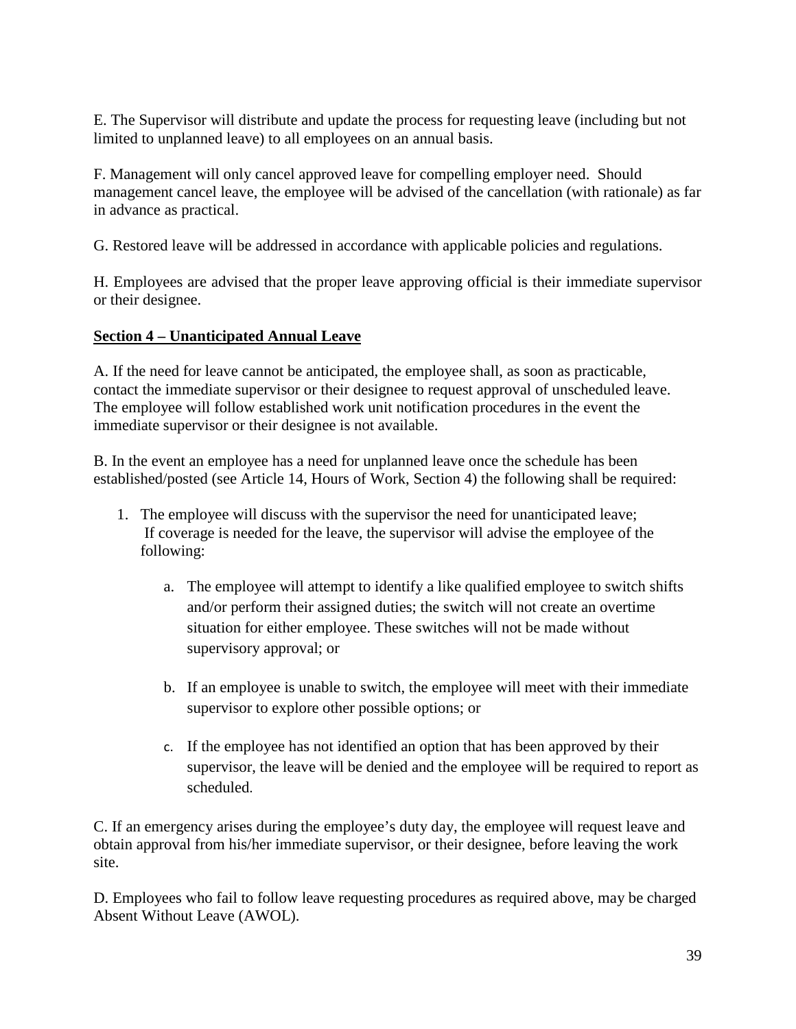E. The Supervisor will distribute and update the process for requesting leave (including but not limited to unplanned leave) to all employees on an annual basis.

F. Management will only cancel approved leave for compelling employer need. Should management cancel leave, the employee will be advised of the cancellation (with rationale) as far in advance as practical.

G. Restored leave will be addressed in accordance with applicable policies and regulations.

H. Employees are advised that the proper leave approving official is their immediate supervisor or their designee.

**Section 4 – Unanticipated Annual Leave**

A. If the need for leave cannot be anticipated, the employee shall, as soon as practicable, contact the immediate supervisor or their designee to request approval of unscheduled leave. The employee will follow established work unit notification procedures in the event the immediate supervisor or their designee is not available.

B. In the event an employee has a need for unplanned leave once the schedule has been established/posted (see Article 14, Hours of Work, Section 4) the following shall be required:

1. The employee will discuss with the supervisor the need for unanticipated leave; If coverage is needed for the leave, the supervisor will advise the employee of the following:

    a. The employee will attempt to identify a like qualified employee to switch shifts and/or perform their assigned duties; the switch will not create an overtime situation for either employee. These switches will not be made without supervisory approval; or

    b. If an employee is unable to switch, the employee will meet with their immediate supervisor to explore other possible options; or

    c. If the employee has not identified an option that has been approved by their supervisor, the leave will be denied and the employee will be required to report as scheduled.

C. If an emergency arises during the employee's duty day, the employee will request leave and obtain approval from his/her immediate supervisor, or their designee, before leaving the work site.

D. Employees who fail to follow leave requesting procedures as required above, may be charged Absent Without Leave (AWOL).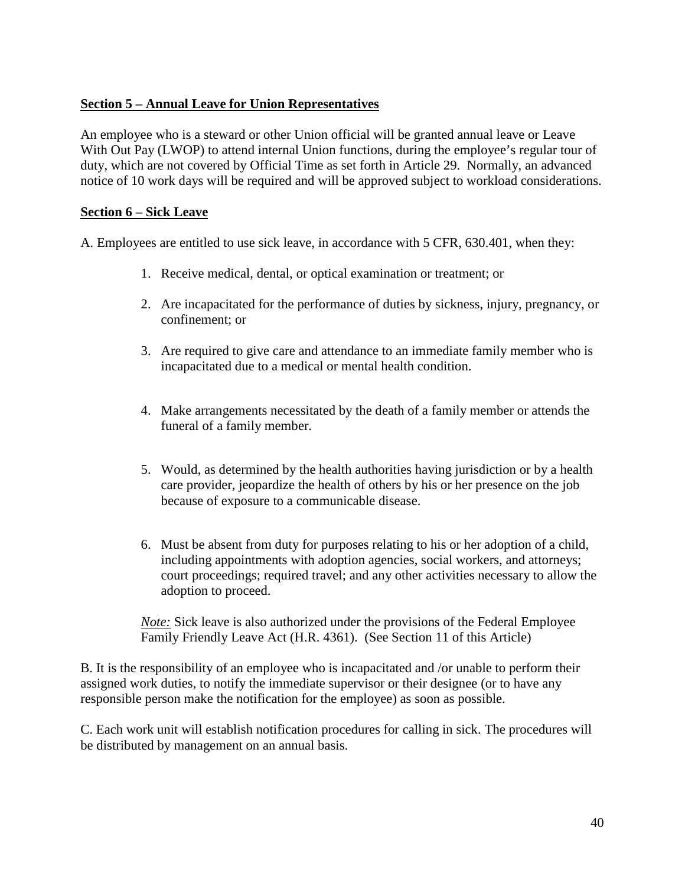**Section 5 – Annual Leave for Union Representatives**

An employee who is a steward or other Union official will be granted annual leave or Leave With Out Pay (LWOP) to attend internal Union functions, during the employee's regular tour of duty, which are not covered by Official Time as set forth in Article 29. Normally, an advanced notice of 10 work days will be required and will be approved subject to workload considerations.

**Section 6 – Sick Leave**

A. Employees are entitled to use sick leave, in accordance with 5 CFR, 630.401, when they:

1. Receive medical, dental, or optical examination or treatment; or
2. Are incapacitated for the performance of duties by sickness, injury, pregnancy, or confinement; or
3. Are required to give care and attendance to an immediate family member who is incapacitated due to a medical or mental health condition.
4. Make arrangements necessitated by the death of a family member or attends the funeral of a family member.
5. Would, as determined by the health authorities having jurisdiction or by a health care provider, jeopardize the health of others by his or her presence on the job because of exposure to a communicable disease.
6. Must be absent from duty for purposes relating to his or her adoption of a child, including appointments with adoption agencies, social workers, and attorneys; court proceedings; required travel; and any other activities necessary to allow the adoption to proceed.

*Note:* Sick leave is also authorized under the provisions of the Federal Employee Family Friendly Leave Act (H.R. 4361). (See Section 11 of this Article)

B. It is the responsibility of an employee who is incapacitated and /or unable to perform their assigned work duties, to notify the immediate supervisor or their designee (or to have any responsible person make the notification for the employee) as soon as possible.

C. Each work unit will establish notification procedures for calling in sick. The procedures will be distributed by management on an annual basis.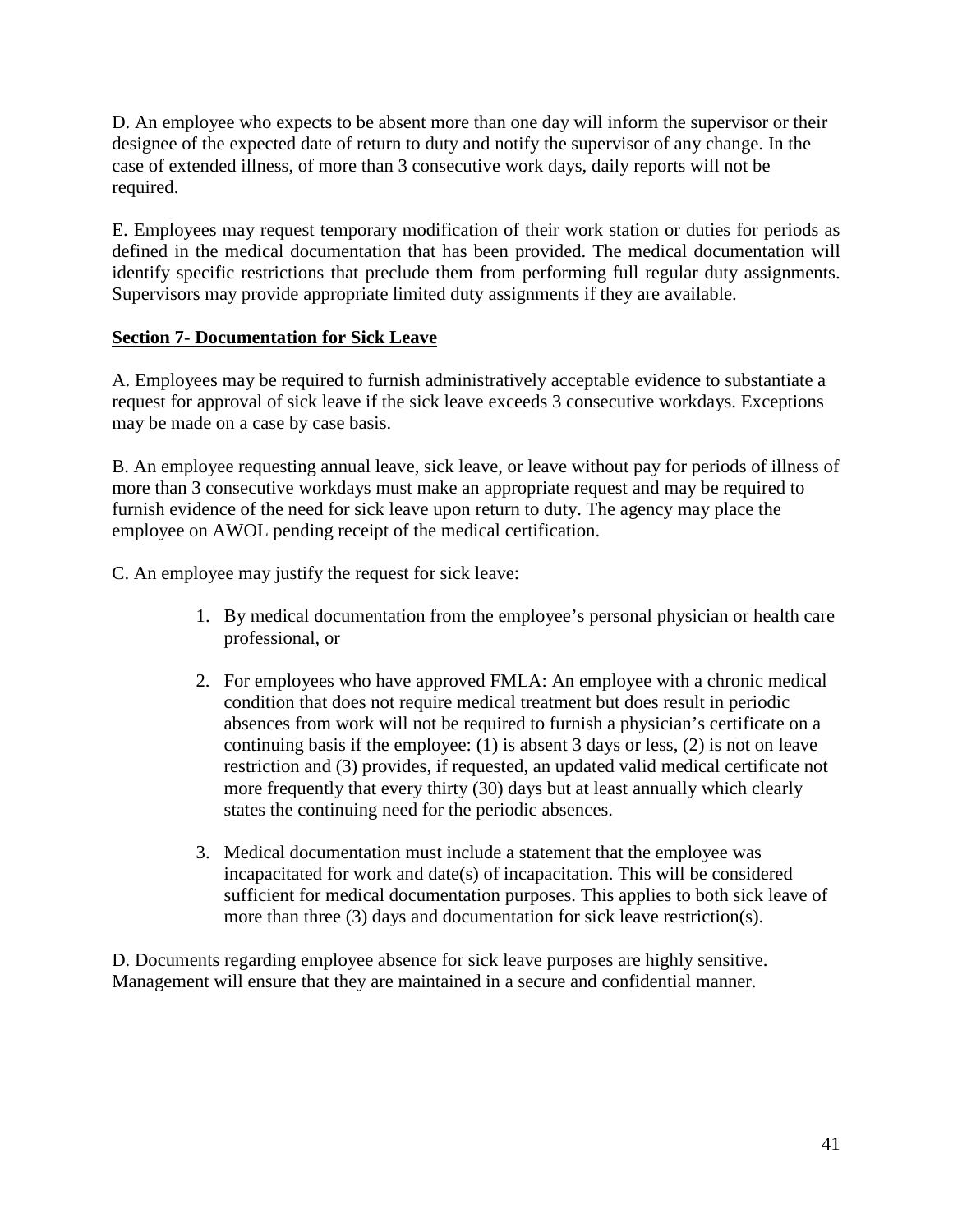D. An employee who expects to be absent more than one day will inform the supervisor or their designee of the expected date of return to duty and notify the supervisor of any change. In the case of extended illness, of more than 3 consecutive work days, daily reports will not be required.

E. Employees may request temporary modification of their work station or duties for periods as defined in the medical documentation that has been provided. The medical documentation will identify specific restrictions that preclude them from performing full regular duty assignments. Supervisors may provide appropriate limited duty assignments if they are available.

## Section 7- Documentation for Sick Leave

A. Employees may be required to furnish administratively acceptable evidence to substantiate a request for approval of sick leave if the sick leave exceeds 3 consecutive workdays. Exceptions may be made on a case by case basis.

B. An employee requesting annual leave, sick leave, or leave without pay for periods of illness of more than 3 consecutive workdays must make an appropriate request and may be required to furnish evidence of the need for sick leave upon return to duty. The agency may place the employee on AWOL pending receipt of the medical certification.

C. An employee may justify the request for sick leave:

1. By medical documentation from the employee's personal physician or health care professional, or
2. For employees who have approved FMLA: An employee with a chronic medical condition that does not require medical treatment but does result in periodic absences from work will not be required to furnish a physician's certificate on a continuing basis if the employee: (1) is absent 3 days or less, (2) is not on leave restriction and (3) provides, if requested, an updated valid medical certificate not more frequently that every thirty (30) days but at least annually which clearly states the continuing need for the periodic absences.
3. Medical documentation must include a statement that the employee was incapacitated for work and date(s) of incapacitation. This will be considered sufficient for medical documentation purposes. This applies to both sick leave of more than three (3) days and documentation for sick leave restriction(s).

D. Documents regarding employee absence for sick leave purposes are highly sensitive. Management will ensure that they are maintained in a secure and confidential manner.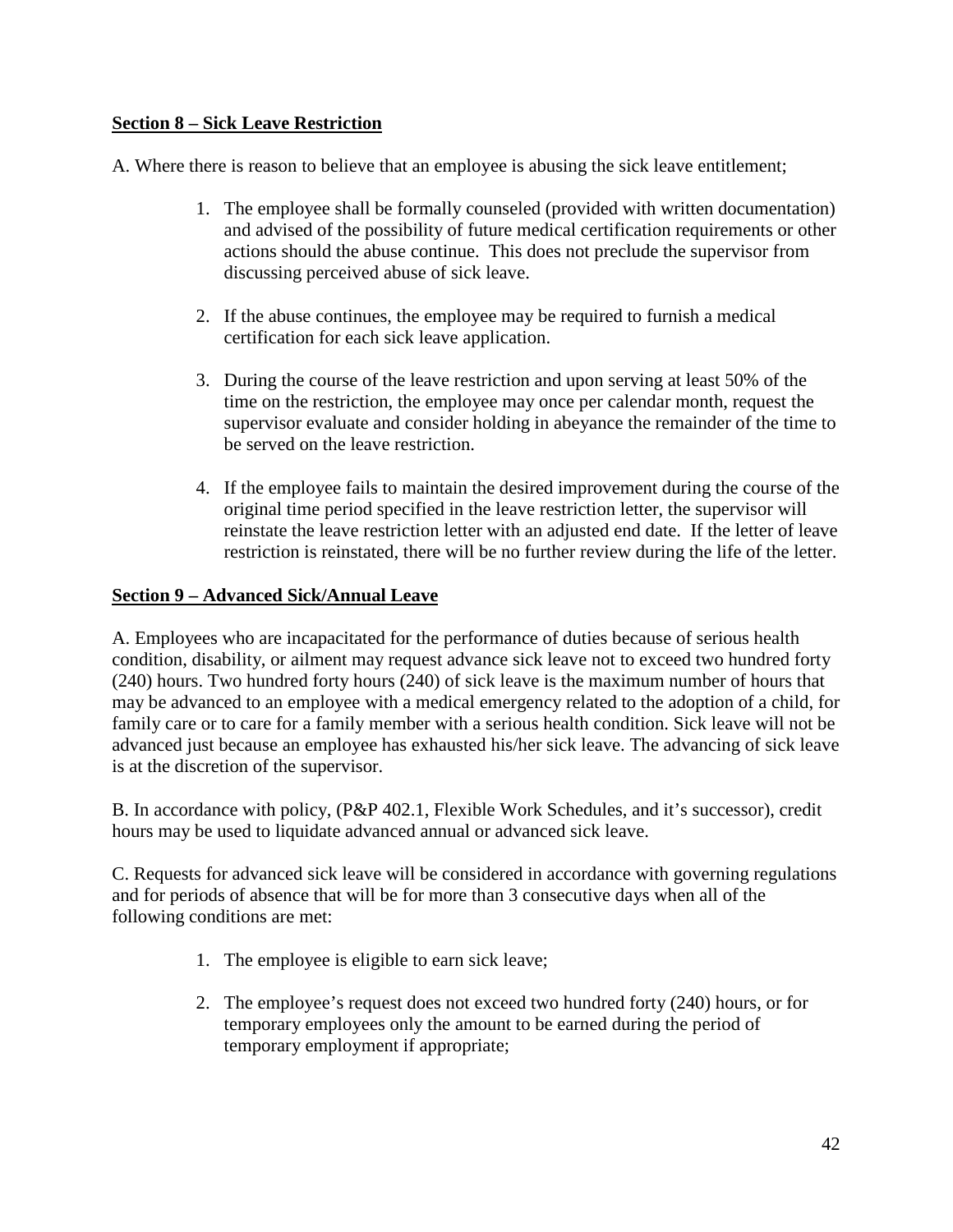**Section 8 – Sick Leave Restriction**

A. Where there is reason to believe that an employee is abusing the sick leave entitlement;

1. The employee shall be formally counseled (provided with written documentation) and advised of the possibility of future medical certification requirements or other actions should the abuse continue. This does not preclude the supervisor from discussing perceived abuse of sick leave.

2. If the abuse continues, the employee may be required to furnish a medical certification for each sick leave application.

3. During the course of the leave restriction and upon serving at least 50% of the time on the restriction, the employee may once per calendar month, request the supervisor evaluate and consider holding in abeyance the remainder of the time to be served on the leave restriction.

4. If the employee fails to maintain the desired improvement during the course of the original time period specified in the leave restriction letter, the supervisor will reinstate the leave restriction letter with an adjusted end date. If the letter of leave restriction is reinstated, there will be no further review during the life of the letter.

**Section 9 – Advanced Sick/Annual Leave**

A. Employees who are incapacitated for the performance of duties because of serious health condition, disability, or ailment may request advance sick leave not to exceed two hundred forty (240) hours. Two hundred forty hours (240) of sick leave is the maximum number of hours that may be advanced to an employee with a medical emergency related to the adoption of a child, for family care or to care for a family member with a serious health condition. Sick leave will not be advanced just because an employee has exhausted his/her sick leave. The advancing of sick leave is at the discretion of the supervisor.

B. In accordance with policy, (P&P 402.1, Flexible Work Schedules, and it's successor), credit hours may be used to liquidate advanced annual or advanced sick leave.

C. Requests for advanced sick leave will be considered in accordance with governing regulations and for periods of absence that will be for more than 3 consecutive days when all of the following conditions are met:

1. The employee is eligible to earn sick leave;

2. The employee's request does not exceed two hundred forty (240) hours, or for temporary employees only the amount to be earned during the period of temporary employment if appropriate;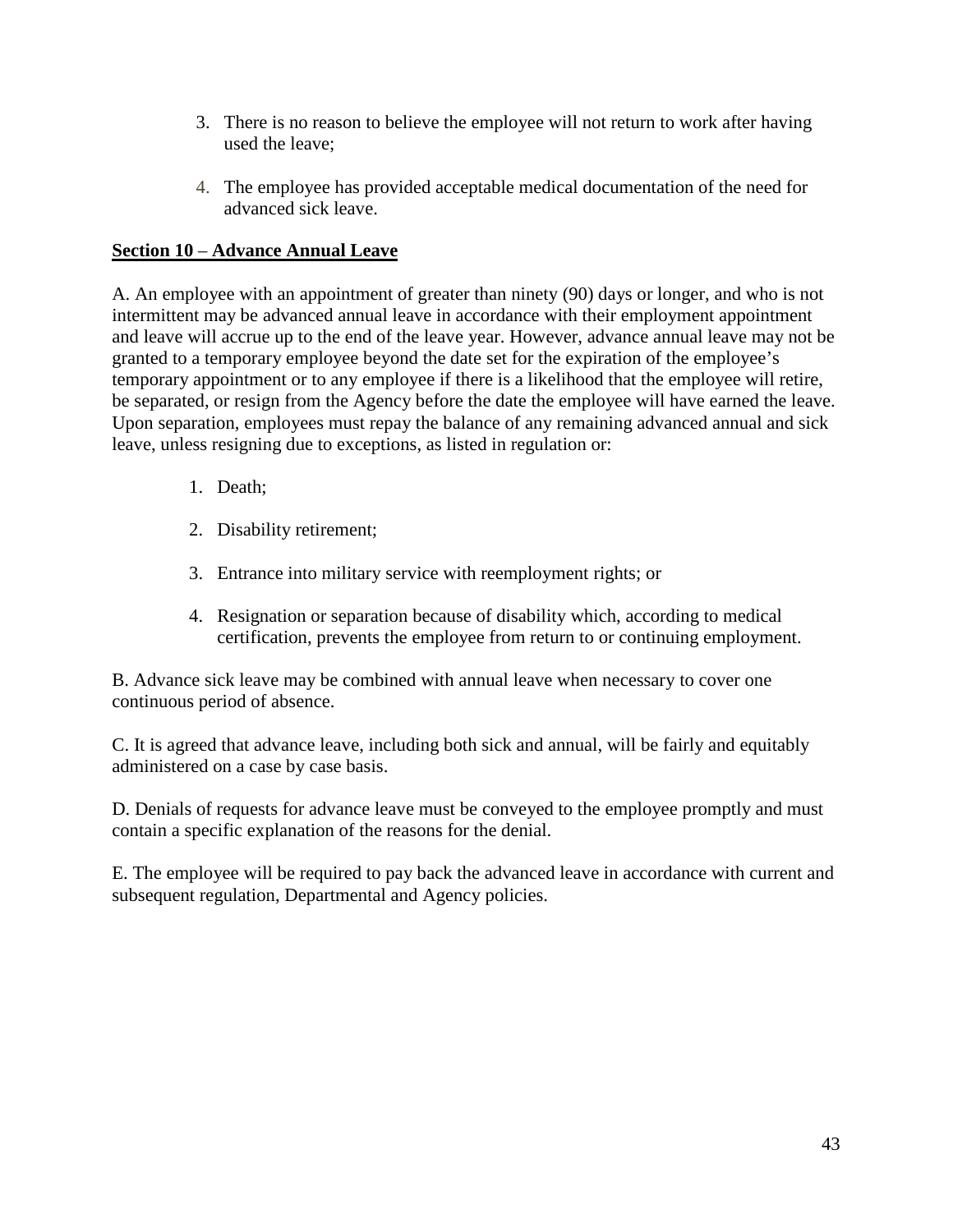3. There is no reason to believe the employee will not return to work after having used the leave;

4. The employee has provided acceptable medical documentation of the need for advanced sick leave.

**<u>Section 10 – Advance Annual Leave</u>**

A. An employee with an appointment of greater than ninety (90) days or longer, and who is not intermittent may be advanced annual leave in accordance with their employment appointment and leave will accrue up to the end of the leave year. However, advance annual leave may not be granted to a temporary employee beyond the date set for the expiration of the employee's temporary appointment or to any employee if there is a likelihood that the employee will retire, be separated, or resign from the Agency before the date the employee will have earned the leave. Upon separation, employees must repay the balance of any remaining advanced annual and sick leave, unless resigning due to exceptions, as listed in regulation or:

1. Death;

2. Disability retirement;

3. Entrance into military service with reemployment rights; or

4. Resignation or separation because of disability which, according to medical certification, prevents the employee from return to or continuing employment.

B. Advance sick leave may be combined with annual leave when necessary to cover one continuous period of absence.

C. It is agreed that advance leave, including both sick and annual, will be fairly and equitably administered on a case by case basis.

D. Denials of requests for advance leave must be conveyed to the employee promptly and must contain a specific explanation of the reasons for the denial.

E. The employee will be required to pay back the advanced leave in accordance with current and subsequent regulation, Departmental and Agency policies.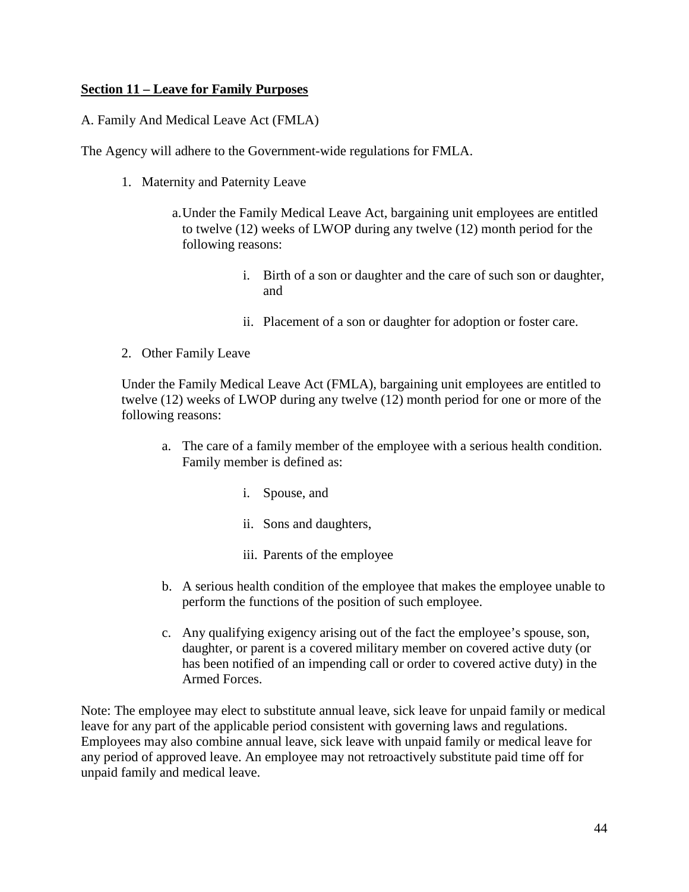**Section 11 – Leave for Family Purposes**

A. Family And Medical Leave Act (FMLA)

The Agency will adhere to the Government-wide regulations for FMLA.

1. Maternity and Paternity Leave

    a. Under the Family Medical Leave Act, bargaining unit employees are entitled to twelve (12) weeks of LWOP during any twelve (12) month period for the following reasons:

        i. Birth of a son or daughter and the care of such son or daughter, and

        ii. Placement of a son or daughter for adoption or foster care.

2. Other Family Leave

    Under the Family Medical Leave Act (FMLA), bargaining unit employees are entitled to twelve (12) weeks of LWOP during any twelve (12) month period for one or more of the following reasons:

    a. The care of a family member of the employee with a serious health condition. Family member is defined as:

        i. Spouse, and

        ii. Sons and daughters,

        iii. Parents of the employee

    b. A serious health condition of the employee that makes the employee unable to perform the functions of the position of such employee.

    c. Any qualifying exigency arising out of the fact the employee's spouse, son, daughter, or parent is a covered military member on covered active duty (or has been notified of an impending call or order to covered active duty) in the Armed Forces.

Note: The employee may elect to substitute annual leave, sick leave for unpaid family or medical leave for any part of the applicable period consistent with governing laws and regulations. Employees may also combine annual leave, sick leave with unpaid family or medical leave for any period of approved leave. An employee may not retroactively substitute paid time off for unpaid family and medical leave.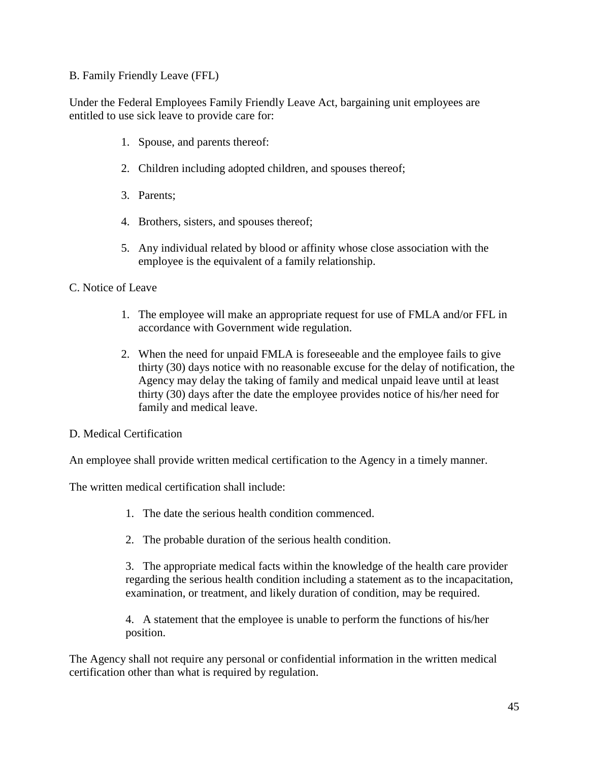B. Family Friendly Leave (FFL)

Under the Federal Employees Family Friendly Leave Act, bargaining unit employees are entitled to use sick leave to provide care for:

1. Spouse, and parents thereof:
2. Children including adopted children, and spouses thereof;
3. Parents;
4. Brothers, sisters, and spouses thereof;
5. Any individual related by blood or affinity whose close association with the employee is the equivalent of a family relationship.

C. Notice of Leave

1. The employee will make an appropriate request for use of FMLA and/or FFL in accordance with Government wide regulation.
2. When the need for unpaid FMLA is foreseeable and the employee fails to give thirty (30) days notice with no reasonable excuse for the delay of notification, the Agency may delay the taking of family and medical unpaid leave until at least thirty (30) days after the date the employee provides notice of his/her need for family and medical leave.

D. Medical Certification

An employee shall provide written medical certification to the Agency in a timely manner.

The written medical certification shall include:

1. The date the serious health condition commenced.
2. The probable duration of the serious health condition.
3. The appropriate medical facts within the knowledge of the health care provider regarding the serious health condition including a statement as to the incapacitation, examination, or treatment, and likely duration of condition, may be required.
4. A statement that the employee is unable to perform the functions of his/her position.

The Agency shall not require any personal or confidential information in the written medical certification other than what is required by regulation.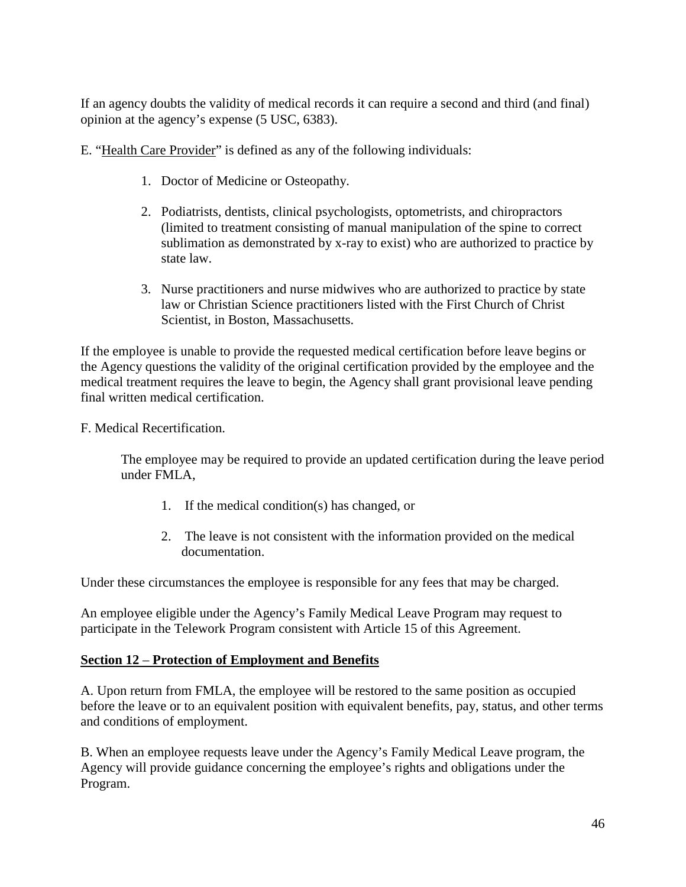If an agency doubts the validity of medical records it can require a second and third (and final) opinion at the agency's expense (5 USC, 6383).

E. "Health Care Provider" is defined as any of the following individuals:

1. Doctor of Medicine or Osteopathy.
2. Podiatrists, dentists, clinical psychologists, optometrists, and chiropractors (limited to treatment consisting of manual manipulation of the spine to correct sublimation as demonstrated by x-ray to exist) who are authorized to practice by state law.
3. Nurse practitioners and nurse midwives who are authorized to practice by state law or Christian Science practitioners listed with the First Church of Christ Scientist, in Boston, Massachusetts.

If the employee is unable to provide the requested medical certification before leave begins or the Agency questions the validity of the original certification provided by the employee and the medical treatment requires the leave to begin, the Agency shall grant provisional leave pending final written medical certification.

F. Medical Recertification.

The employee may be required to provide an updated certification during the leave period under FMLA,

1. If the medical condition(s) has changed, or
2. The leave is not consistent with the information provided on the medical documentation.

Under these circumstances the employee is responsible for any fees that may be charged.

An employee eligible under the Agency's Family Medical Leave Program may request to participate in the Telework Program consistent with Article 15 of this Agreement.

## Section 12 – Protection of Employment and Benefits

A. Upon return from FMLA, the employee will be restored to the same position as occupied before the leave or to an equivalent position with equivalent benefits, pay, status, and other terms and conditions of employment.

B. When an employee requests leave under the Agency's Family Medical Leave program, the Agency will provide guidance concerning the employee's rights and obligations under the Program.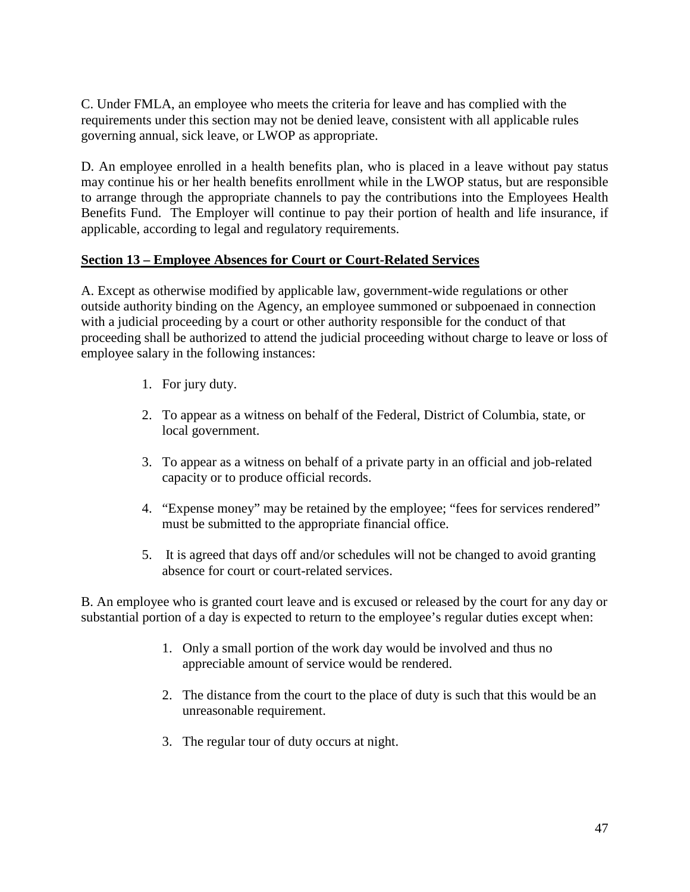C. Under FMLA, an employee who meets the criteria for leave and has complied with the requirements under this section may not be denied leave, consistent with all applicable rules governing annual, sick leave, or LWOP as appropriate.

D. An employee enrolled in a health benefits plan, who is placed in a leave without pay status may continue his or her health benefits enrollment while in the LWOP status, but are responsible to arrange through the appropriate channels to pay the contributions into the Employees Health Benefits Fund. The Employer will continue to pay their portion of health and life insurance, if applicable, according to legal and regulatory requirements.

**Section 13 – Employee Absences for Court or Court-Related Services**

A. Except as otherwise modified by applicable law, government-wide regulations or other outside authority binding on the Agency, an employee summoned or subpoenaed in connection with a judicial proceeding by a court or other authority responsible for the conduct of that proceeding shall be authorized to attend the judicial proceeding without charge to leave or loss of employee salary in the following instances:

1. For jury duty.
2. To appear as a witness on behalf of the Federal, District of Columbia, state, or local government.
3. To appear as a witness on behalf of a private party in an official and job-related capacity or to produce official records.
4. "Expense money" may be retained by the employee; "fees for services rendered" must be submitted to the appropriate financial office.
5. It is agreed that days off and/or schedules will not be changed to avoid granting absence for court or court-related services.

B. An employee who is granted court leave and is excused or released by the court for any day or substantial portion of a day is expected to return to the employee's regular duties except when:

1. Only a small portion of the work day would be involved and thus no appreciable amount of service would be rendered.
2. The distance from the court to the place of duty is such that this would be an unreasonable requirement.
3. The regular tour of duty occurs at night.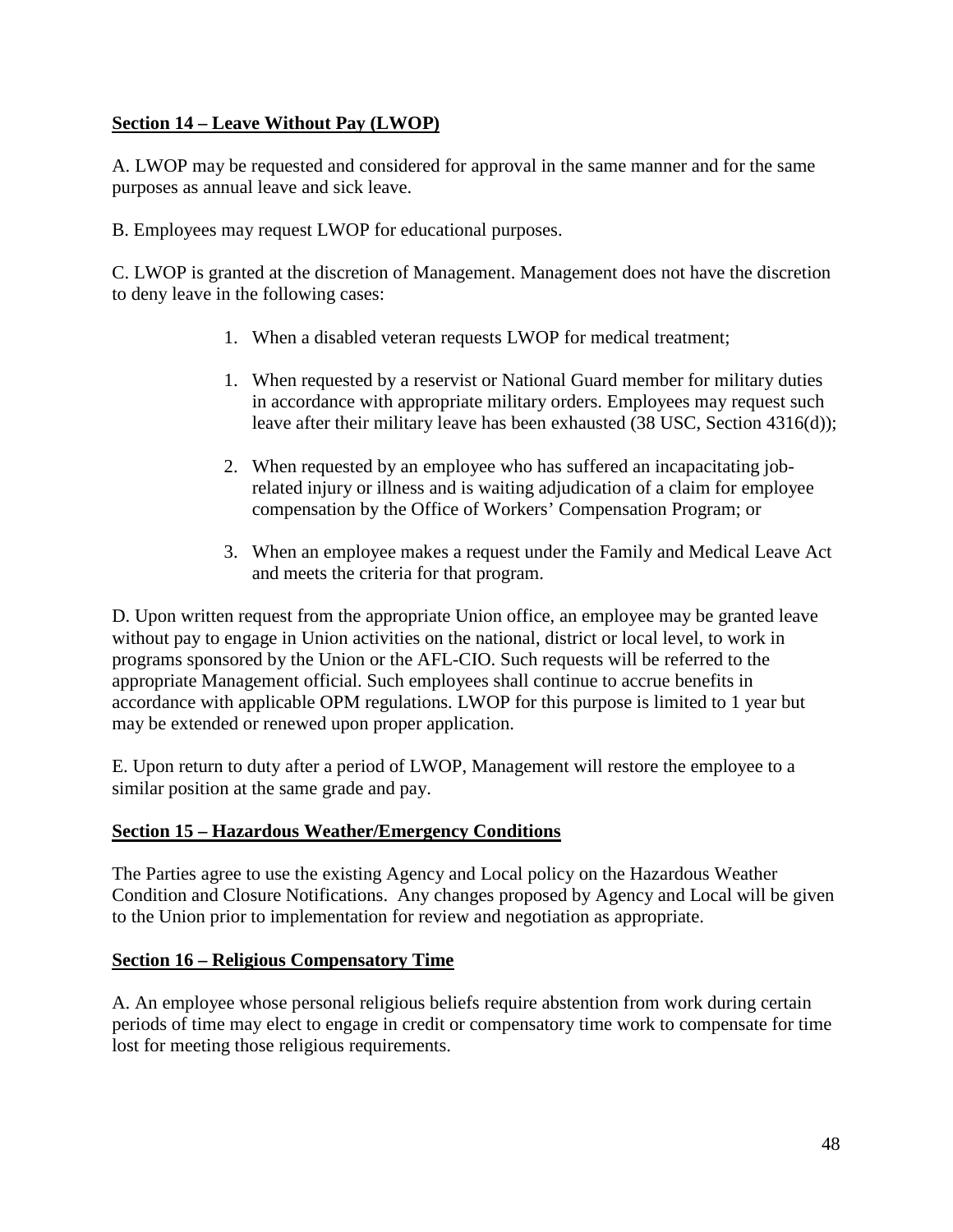**Section 14 – Leave Without Pay (LWOP)**

A. LWOP may be requested and considered for approval in the same manner and for the same purposes as annual leave and sick leave.

B. Employees may request LWOP for educational purposes.

C. LWOP is granted at the discretion of Management. Management does not have the discretion to deny leave in the following cases:

1. When a disabled veteran requests LWOP for medical treatment;

1. When requested by a reservist or National Guard member for military duties in accordance with appropriate military orders. Employees may request such leave after their military leave has been exhausted (38 USC, Section 4316(d));

2. When requested by an employee who has suffered an incapacitating job-related injury or illness and is waiting adjudication of a claim for employee compensation by the Office of Workers' Compensation Program; or

3. When an employee makes a request under the Family and Medical Leave Act and meets the criteria for that program.

D. Upon written request from the appropriate Union office, an employee may be granted leave without pay to engage in Union activities on the national, district or local level, to work in programs sponsored by the Union or the AFL-CIO. Such requests will be referred to the appropriate Management official. Such employees shall continue to accrue benefits in accordance with applicable OPM regulations. LWOP for this purpose is limited to 1 year but may be extended or renewed upon proper application.

E. Upon return to duty after a period of LWOP, Management will restore the employee to a similar position at the same grade and pay.

**Section 15 – Hazardous Weather/Emergency Conditions**

The Parties agree to use the existing Agency and Local policy on the Hazardous Weather Condition and Closure Notifications. Any changes proposed by Agency and Local will be given to the Union prior to implementation for review and negotiation as appropriate.

**Section 16 – Religious Compensatory Time**

A. An employee whose personal religious beliefs require abstention from work during certain periods of time may elect to engage in credit or compensatory time work to compensate for time lost for meeting those religious requirements.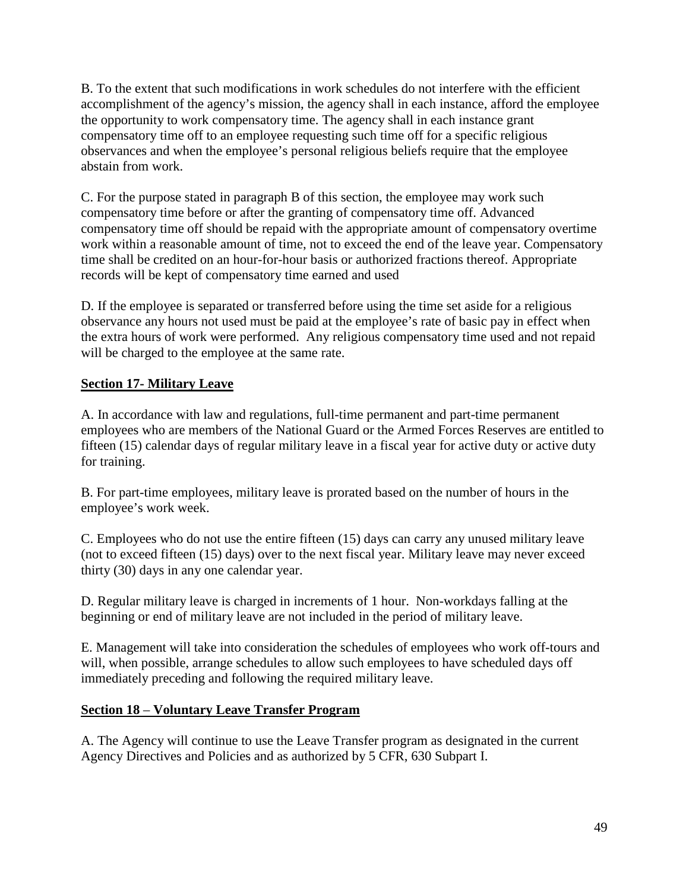B. To the extent that such modifications in work schedules do not interfere with the efficient accomplishment of the agency's mission, the agency shall in each instance, afford the employee the opportunity to work compensatory time. The agency shall in each instance grant compensatory time off to an employee requesting such time off for a specific religious observances and when the employee's personal religious beliefs require that the employee abstain from work.

C. For the purpose stated in paragraph B of this section, the employee may work such compensatory time before or after the granting of compensatory time off. Advanced compensatory time off should be repaid with the appropriate amount of compensatory overtime work within a reasonable amount of time, not to exceed the end of the leave year. Compensatory time shall be credited on an hour-for-hour basis or authorized fractions thereof. Appropriate records will be kept of compensatory time earned and used

D. If the employee is separated or transferred before using the time set aside for a religious observance any hours not used must be paid at the employee's rate of basic pay in effect when the extra hours of work were performed. Any religious compensatory time used and not repaid will be charged to the employee at the same rate.

## Section 17- Military Leave

A. In accordance with law and regulations, full-time permanent and part-time permanent employees who are members of the National Guard or the Armed Forces Reserves are entitled to fifteen (15) calendar days of regular military leave in a fiscal year for active duty or active duty for training.

B. For part-time employees, military leave is prorated based on the number of hours in the employee's work week.

C. Employees who do not use the entire fifteen (15) days can carry any unused military leave (not to exceed fifteen (15) days) over to the next fiscal year. Military leave may never exceed thirty (30) days in any one calendar year.

D. Regular military leave is charged in increments of 1 hour. Non-workdays falling at the beginning or end of military leave are not included in the period of military leave.

E. Management will take into consideration the schedules of employees who work off-tours and will, when possible, arrange schedules to allow such employees to have scheduled days off immediately preceding and following the required military leave.

## Section 18 – Voluntary Leave Transfer Program

A. The Agency will continue to use the Leave Transfer program as designated in the current Agency Directives and Policies and as authorized by 5 CFR, 630 Subpart I.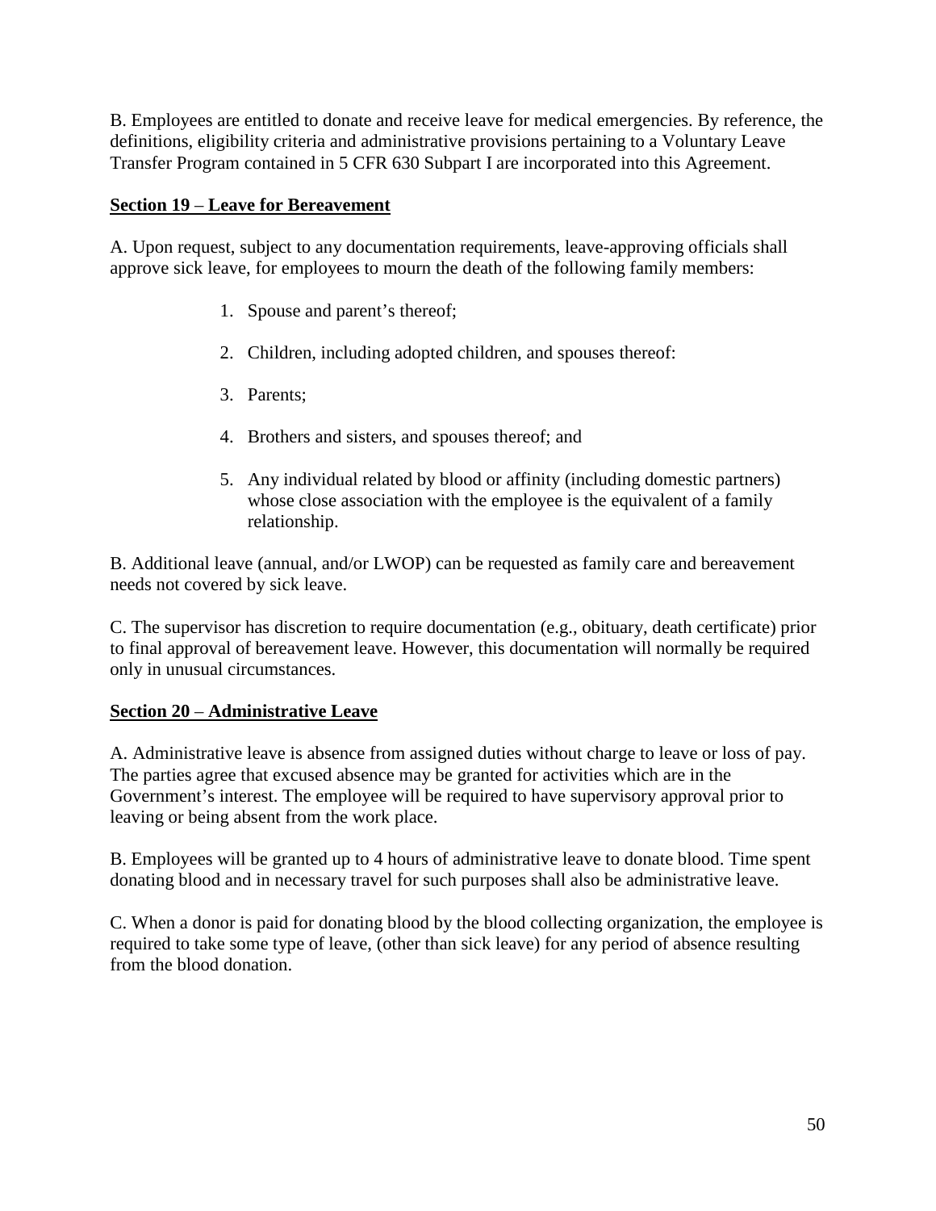B. Employees are entitled to donate and receive leave for medical emergencies. By reference, the definitions, eligibility criteria and administrative provisions pertaining to a Voluntary Leave Transfer Program contained in 5 CFR 630 Subpart I are incorporated into this Agreement.

**Section 19 – Leave for Bereavement**

A. Upon request, subject to any documentation requirements, leave-approving officials shall approve sick leave, for employees to mourn the death of the following family members:

1. Spouse and parent's thereof;
2. Children, including adopted children, and spouses thereof:
3. Parents;
4. Brothers and sisters, and spouses thereof; and
5. Any individual related by blood or affinity (including domestic partners) whose close association with the employee is the equivalent of a family relationship.

B. Additional leave (annual, and/or LWOP) can be requested as family care and bereavement needs not covered by sick leave.

C. The supervisor has discretion to require documentation (e.g., obituary, death certificate) prior to final approval of bereavement leave. However, this documentation will normally be required only in unusual circumstances.

**Section 20 – Administrative Leave**

A. Administrative leave is absence from assigned duties without charge to leave or loss of pay. The parties agree that excused absence may be granted for activities which are in the Government's interest. The employee will be required to have supervisory approval prior to leaving or being absent from the work place.

B. Employees will be granted up to 4 hours of administrative leave to donate blood. Time spent donating blood and in necessary travel for such purposes shall also be administrative leave.

C. When a donor is paid for donating blood by the blood collecting organization, the employee is required to take some type of leave, (other than sick leave) for any period of absence resulting from the blood donation.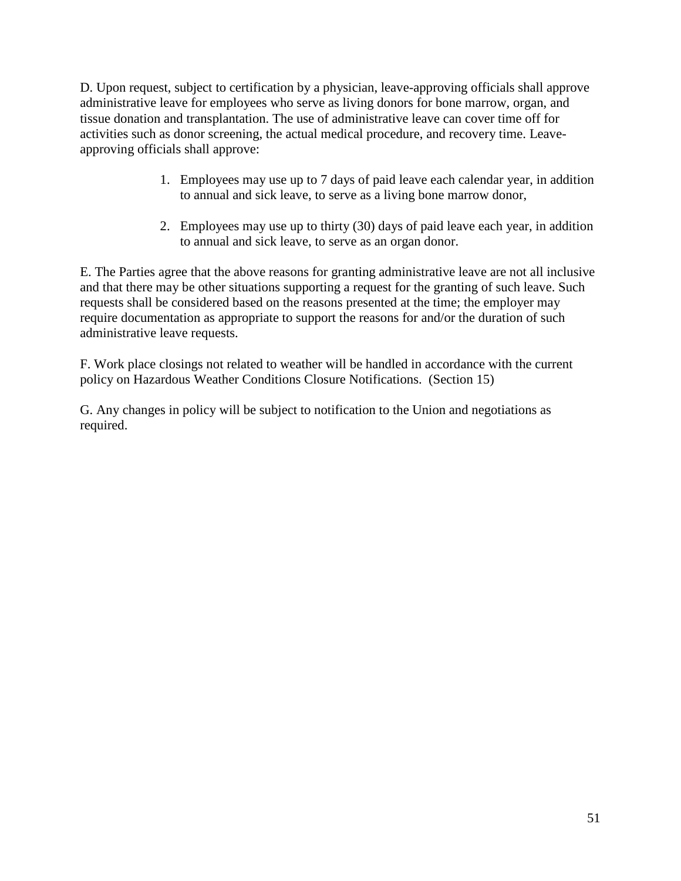D. Upon request, subject to certification by a physician, leave-approving officials shall approve administrative leave for employees who serve as living donors for bone marrow, organ, and tissue donation and transplantation. The use of administrative leave can cover time off for activities such as donor screening, the actual medical procedure, and recovery time. Leave-approving officials shall approve:

1. Employees may use up to 7 days of paid leave each calendar year, in addition to annual and sick leave, to serve as a living bone marrow donor,

2. Employees may use up to thirty (30) days of paid leave each year, in addition to annual and sick leave, to serve as an organ donor.

E. The Parties agree that the above reasons for granting administrative leave are not all inclusive and that there may be other situations supporting a request for the granting of such leave. Such requests shall be considered based on the reasons presented at the time; the employer may require documentation as appropriate to support the reasons for and/or the duration of such administrative leave requests.

F. Work place closings not related to weather will be handled in accordance with the current policy on Hazardous Weather Conditions Closure Notifications. (Section 15)

G. Any changes in policy will be subject to notification to the Union and negotiations as required.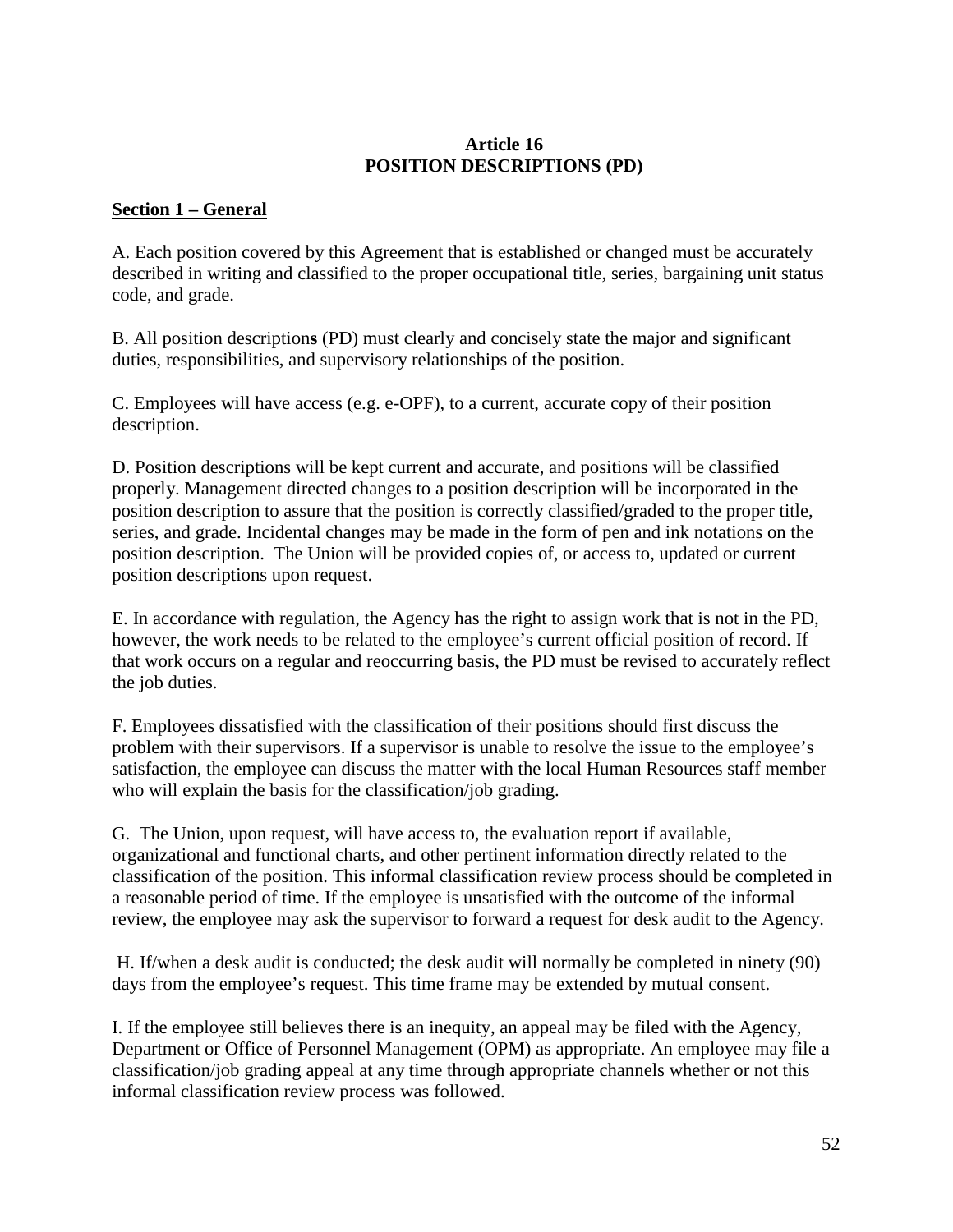# Article 16
# POSITION DESCRIPTIONS (PD)

## Section 1 – General

A. Each position covered by this Agreement that is established or changed must be accurately described in writing and classified to the proper occupational title, series, bargaining unit status code, and grade.

B. All position descriptions (PD) must clearly and concisely state the major and significant duties, responsibilities, and supervisory relationships of the position.

C. Employees will have access (e.g. e-OPF), to a current, accurate copy of their position description.

D. Position descriptions will be kept current and accurate, and positions will be classified properly. Management directed changes to a position description will be incorporated in the position description to assure that the position is correctly classified/graded to the proper title, series, and grade. Incidental changes may be made in the form of pen and ink notations on the position description. The Union will be provided copies of, or access to, updated or current position descriptions upon request.

E. In accordance with regulation, the Agency has the right to assign work that is not in the PD, however, the work needs to be related to the employee's current official position of record. If that work occurs on a regular and reoccurring basis, the PD must be revised to accurately reflect the job duties.

F. Employees dissatisfied with the classification of their positions should first discuss the problem with their supervisors. If a supervisor is unable to resolve the issue to the employee's satisfaction, the employee can discuss the matter with the local Human Resources staff member who will explain the basis for the classification/job grading.

G. The Union, upon request, will have access to, the evaluation report if available, organizational and functional charts, and other pertinent information directly related to the classification of the position. This informal classification review process should be completed in a reasonable period of time. If the employee is unsatisfied with the outcome of the informal review, the employee may ask the supervisor to forward a request for desk audit to the Agency.

H. If/when a desk audit is conducted; the desk audit will normally be completed in ninety (90) days from the employee's request. This time frame may be extended by mutual consent.

I. If the employee still believes there is an inequity, an appeal may be filed with the Agency, Department or Office of Personnel Management (OPM) as appropriate. An employee may file a classification/job grading appeal at any time through appropriate channels whether or not this informal classification review process was followed.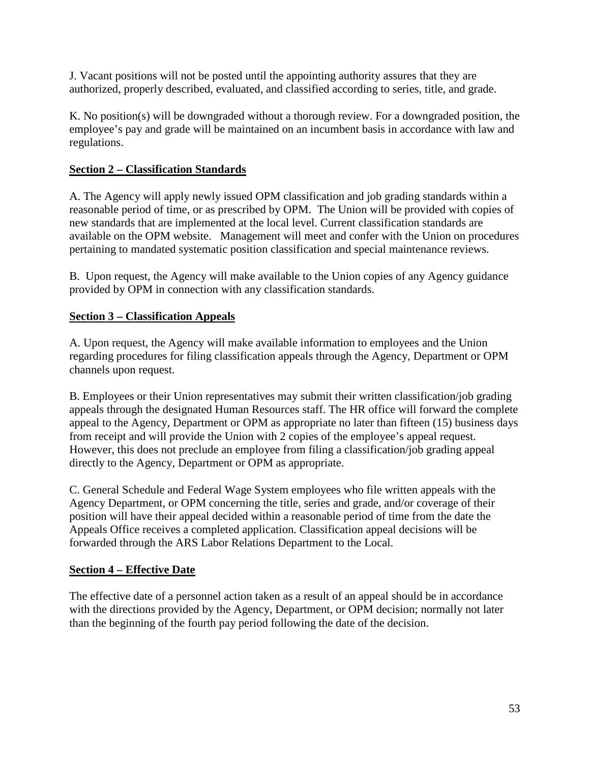J. Vacant positions will not be posted until the appointing authority assures that they are authorized, properly described, evaluated, and classified according to series, title, and grade.

K. No position(s) will be downgraded without a thorough review. For a downgraded position, the employee's pay and grade will be maintained on an incumbent basis in accordance with law and regulations.

**Section 2 – Classification Standards**

A. The Agency will apply newly issued OPM classification and job grading standards within a reasonable period of time, or as prescribed by OPM. The Union will be provided with copies of new standards that are implemented at the local level. Current classification standards are available on the OPM website. Management will meet and confer with the Union on procedures pertaining to mandated systematic position classification and special maintenance reviews.

B. Upon request, the Agency will make available to the Union copies of any Agency guidance provided by OPM in connection with any classification standards.

**Section 3 – Classification Appeals**

A. Upon request, the Agency will make available information to employees and the Union regarding procedures for filing classification appeals through the Agency, Department or OPM channels upon request.

B. Employees or their Union representatives may submit their written classification/job grading appeals through the designated Human Resources staff. The HR office will forward the complete appeal to the Agency, Department or OPM as appropriate no later than fifteen (15) business days from receipt and will provide the Union with 2 copies of the employee's appeal request. However, this does not preclude an employee from filing a classification/job grading appeal directly to the Agency, Department or OPM as appropriate.

C. General Schedule and Federal Wage System employees who file written appeals with the Agency Department, or OPM concerning the title, series and grade, and/or coverage of their position will have their appeal decided within a reasonable period of time from the date the Appeals Office receives a completed application. Classification appeal decisions will be forwarded through the ARS Labor Relations Department to the Local.

**Section 4 – Effective Date**

The effective date of a personnel action taken as a result of an appeal should be in accordance with the directions provided by the Agency, Department, or OPM decision; normally not later than the beginning of the fourth pay period following the date of the decision.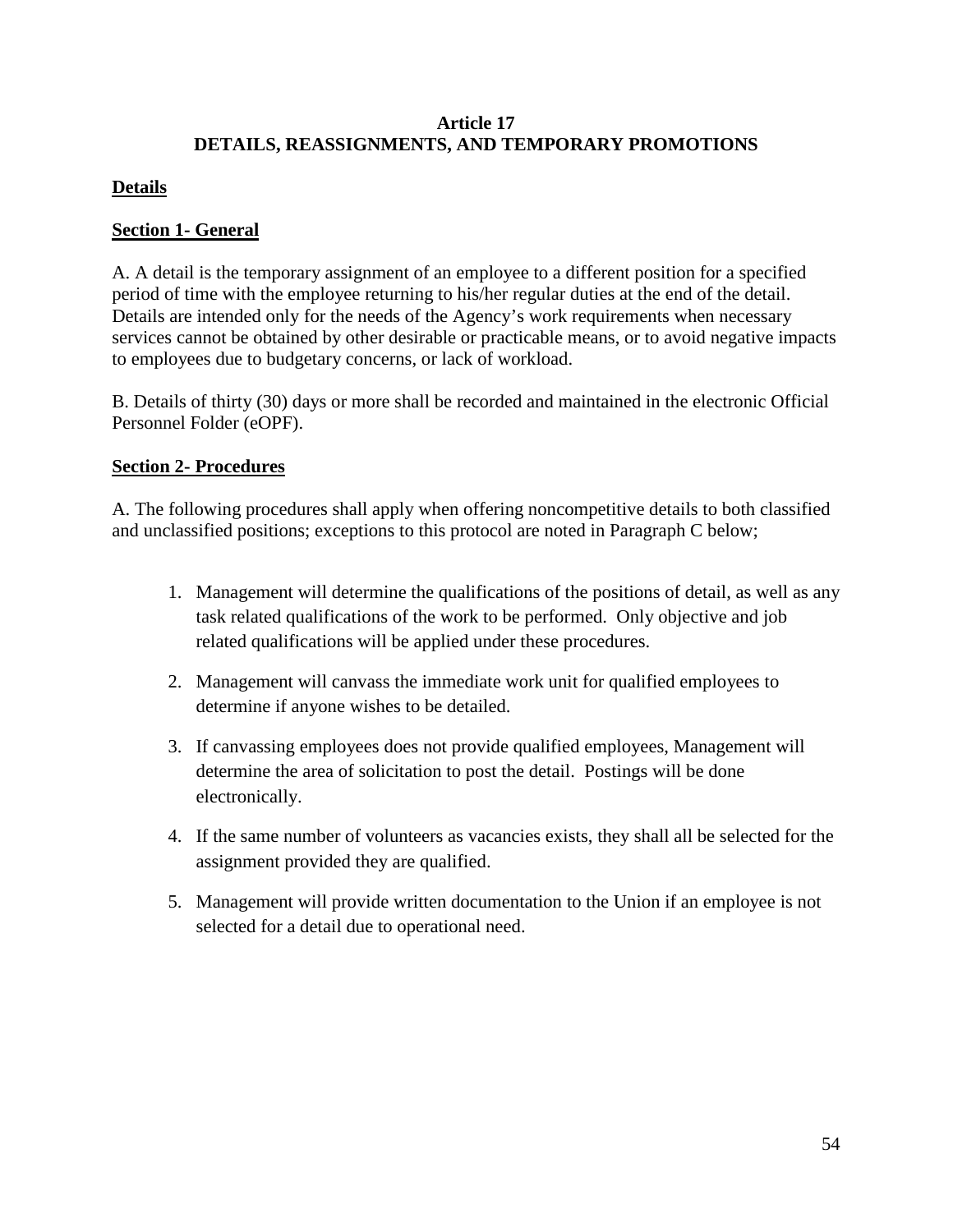# Article 17
# DETAILS, REASSIGNMENTS, AND TEMPORARY PROMOTIONS

## Details

### Section 1- General

A. A detail is the temporary assignment of an employee to a different position for a specified period of time with the employee returning to his/her regular duties at the end of the detail. Details are intended only for the needs of the Agency's work requirements when necessary services cannot be obtained by other desirable or practicable means, or to avoid negative impacts to employees due to budgetary concerns, or lack of workload.

B. Details of thirty (30) days or more shall be recorded and maintained in the electronic Official Personnel Folder (eOPF).

### Section 2- Procedures

A. The following procedures shall apply when offering noncompetitive details to both classified and unclassified positions; exceptions to this protocol are noted in Paragraph C below;

1. Management will determine the qualifications of the positions of detail, as well as any task related qualifications of the work to be performed. Only objective and job related qualifications will be applied under these procedures.
2. Management will canvass the immediate work unit for qualified employees to determine if anyone wishes to be detailed.
3. If canvassing employees does not provide qualified employees, Management will determine the area of solicitation to post the detail. Postings will be done electronically.
4. If the same number of volunteers as vacancies exists, they shall all be selected for the assignment provided they are qualified.
5. Management will provide written documentation to the Union if an employee is not selected for a detail due to operational need.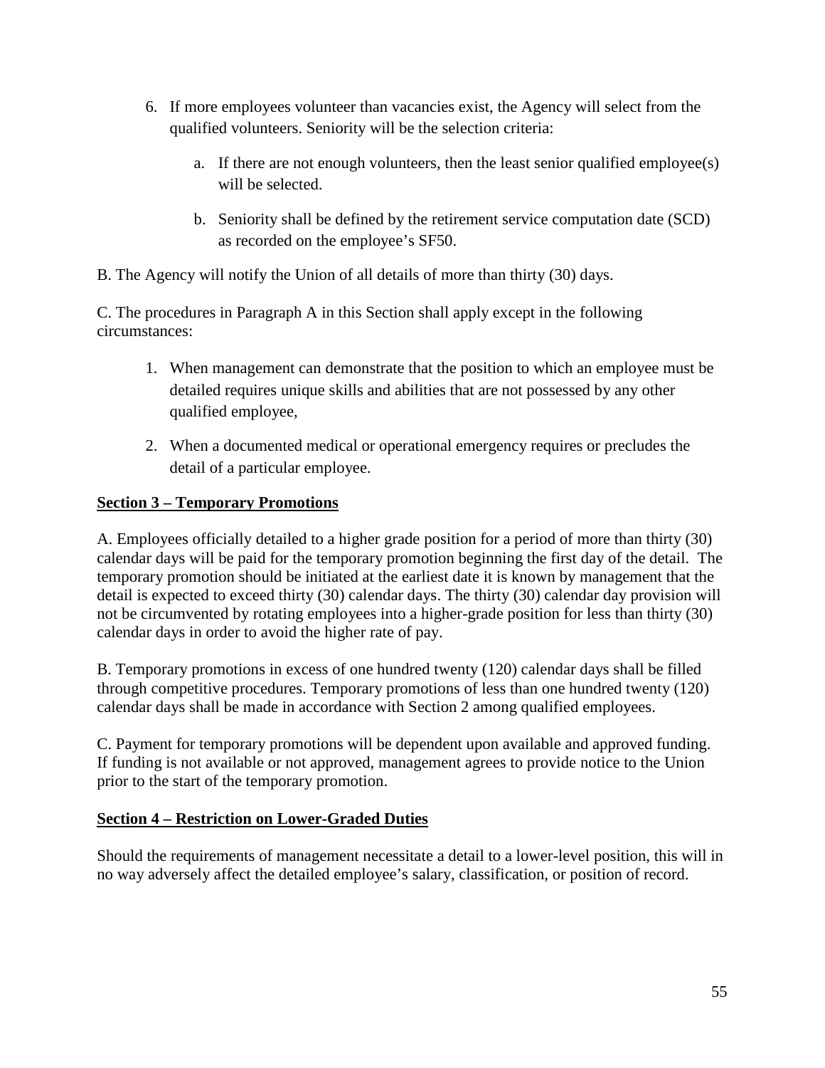6. If more employees volunteer than vacancies exist, the Agency will select from the qualified volunteers. Seniority will be the selection criteria:

    a. If there are not enough volunteers, then the least senior qualified employee(s) will be selected.

    b. Seniority shall be defined by the retirement service computation date (SCD) as recorded on the employee's SF50.

B. The Agency will notify the Union of all details of more than thirty (30) days.

C. The procedures in Paragraph A in this Section shall apply except in the following circumstances:

1. When management can demonstrate that the position to which an employee must be detailed requires unique skills and abilities that are not possessed by any other qualified employee,

2. When a documented medical or operational emergency requires or precludes the detail of a particular employee.

**Section 3 – Temporary Promotions**

A. Employees officially detailed to a higher grade position for a period of more than thirty (30) calendar days will be paid for the temporary promotion beginning the first day of the detail. The temporary promotion should be initiated at the earliest date it is known by management that the detail is expected to exceed thirty (30) calendar days. The thirty (30) calendar day provision will not be circumvented by rotating employees into a higher-grade position for less than thirty (30) calendar days in order to avoid the higher rate of pay.

B. Temporary promotions in excess of one hundred twenty (120) calendar days shall be filled through competitive procedures. Temporary promotions of less than one hundred twenty (120) calendar days shall be made in accordance with Section 2 among qualified employees.

C. Payment for temporary promotions will be dependent upon available and approved funding. If funding is not available or not approved, management agrees to provide notice to the Union prior to the start of the temporary promotion.

**Section 4 – Restriction on Lower-Graded Duties**

Should the requirements of management necessitate a detail to a lower-level position, this will in no way adversely affect the detailed employee's salary, classification, or position of record.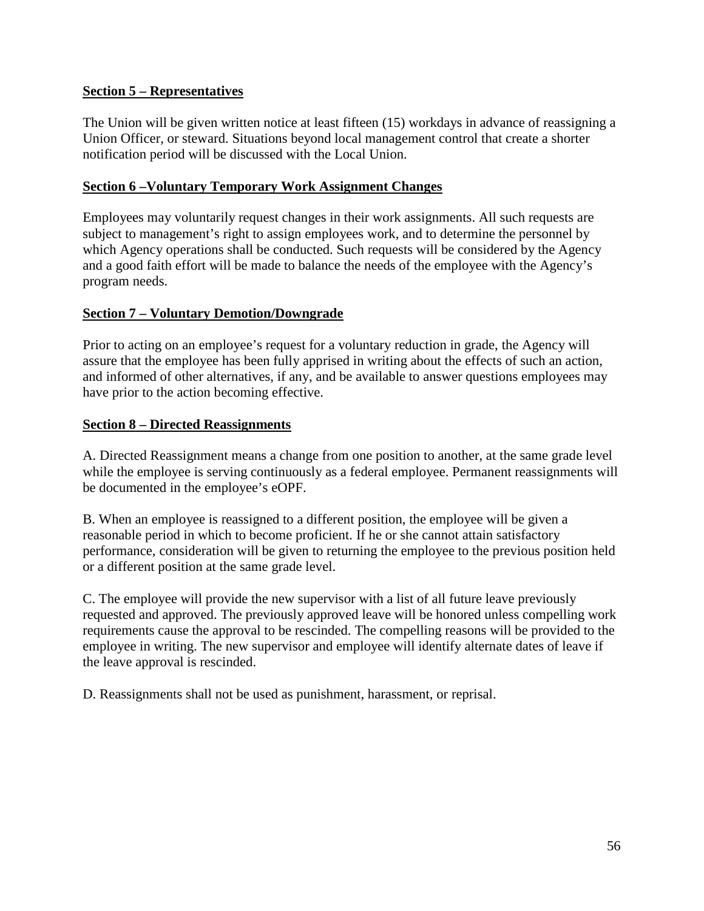## Section 5 – Representatives

The Union will be given written notice at least fifteen (15) workdays in advance of reassigning a Union Officer, or steward. Situations beyond local management control that create a shorter notification period will be discussed with the Local Union.

## Section 6 –Voluntary Temporary Work Assignment Changes

Employees may voluntarily request changes in their work assignments. All such requests are subject to management's right to assign employees work, and to determine the personnel by which Agency operations shall be conducted. Such requests will be considered by the Agency and a good faith effort will be made to balance the needs of the employee with the Agency's program needs.

## Section 7 – Voluntary Demotion/Downgrade

Prior to acting on an employee's request for a voluntary reduction in grade, the Agency will assure that the employee has been fully apprised in writing about the effects of such an action, and informed of other alternatives, if any, and be available to answer questions employees may have prior to the action becoming effective.

## Section 8 – Directed Reassignments

A. Directed Reassignment means a change from one position to another, at the same grade level while the employee is serving continuously as a federal employee. Permanent reassignments will be documented in the employee's eOPF.

B. When an employee is reassigned to a different position, the employee will be given a reasonable period in which to become proficient. If he or she cannot attain satisfactory performance, consideration will be given to returning the employee to the previous position held or a different position at the same grade level.

C. The employee will provide the new supervisor with a list of all future leave previously requested and approved. The previously approved leave will be honored unless compelling work requirements cause the approval to be rescinded. The compelling reasons will be provided to the employee in writing. The new supervisor and employee will identify alternate dates of leave if the leave approval is rescinded.

D. Reassignments shall not be used as punishment, harassment, or reprisal.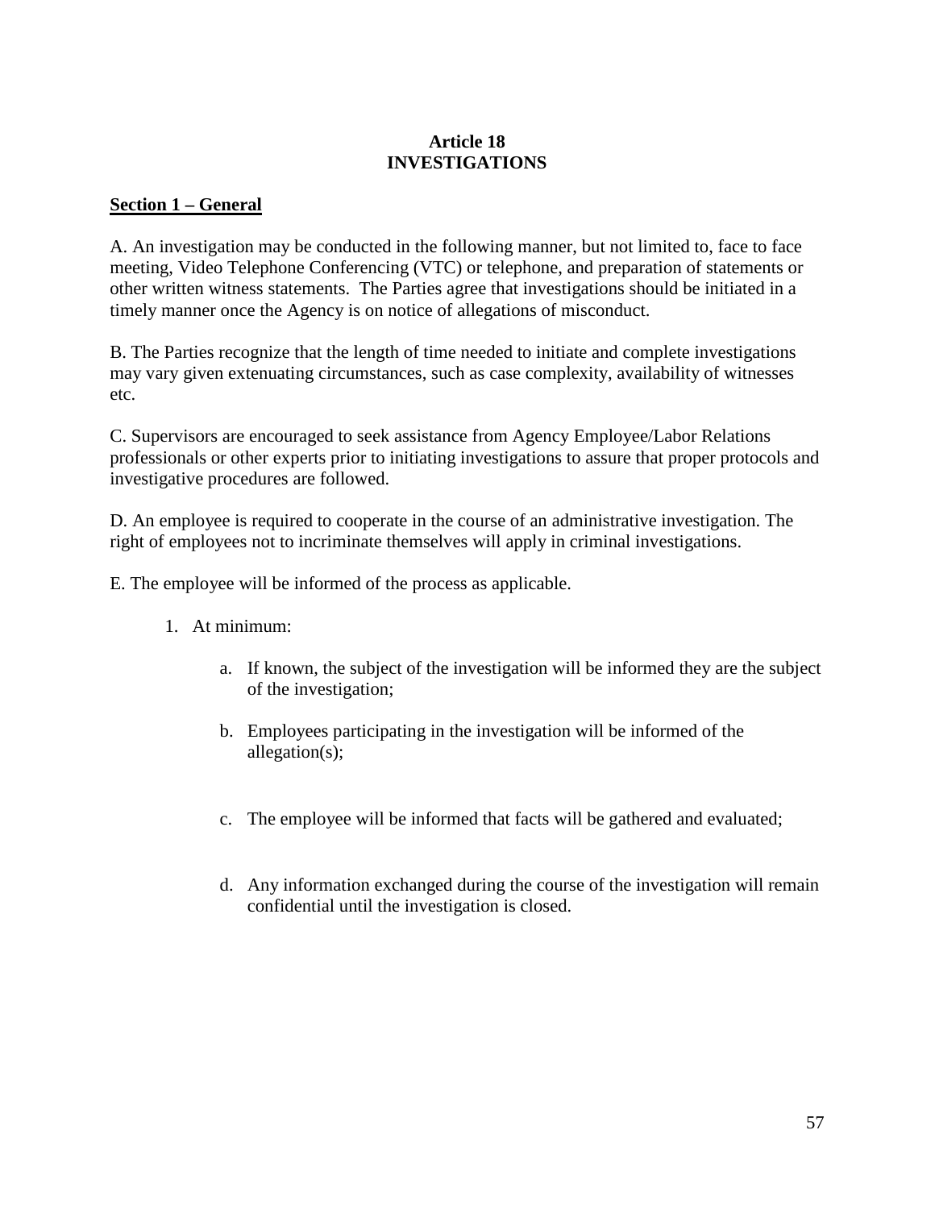# Article 18
# INVESTIGATIONS

## Section 1 – General

A. An investigation may be conducted in the following manner, but not limited to, face to face meeting, Video Telephone Conferencing (VTC) or telephone, and preparation of statements or other written witness statements. The Parties agree that investigations should be initiated in a timely manner once the Agency is on notice of allegations of misconduct.

B. The Parties recognize that the length of time needed to initiate and complete investigations may vary given extenuating circumstances, such as case complexity, availability of witnesses etc.

C. Supervisors are encouraged to seek assistance from Agency Employee/Labor Relations professionals or other experts prior to initiating investigations to assure that proper protocols and investigative procedures are followed.

D. An employee is required to cooperate in the course of an administrative investigation. The right of employees not to incriminate themselves will apply in criminal investigations.

E. The employee will be informed of the process as applicable.

1. At minimum:

    a. If known, the subject of the investigation will be informed they are the subject of the investigation;

    b. Employees participating in the investigation will be informed of the allegation(s);

    c. The employee will be informed that facts will be gathered and evaluated;

    d. Any information exchanged during the course of the investigation will remain confidential until the investigation is closed.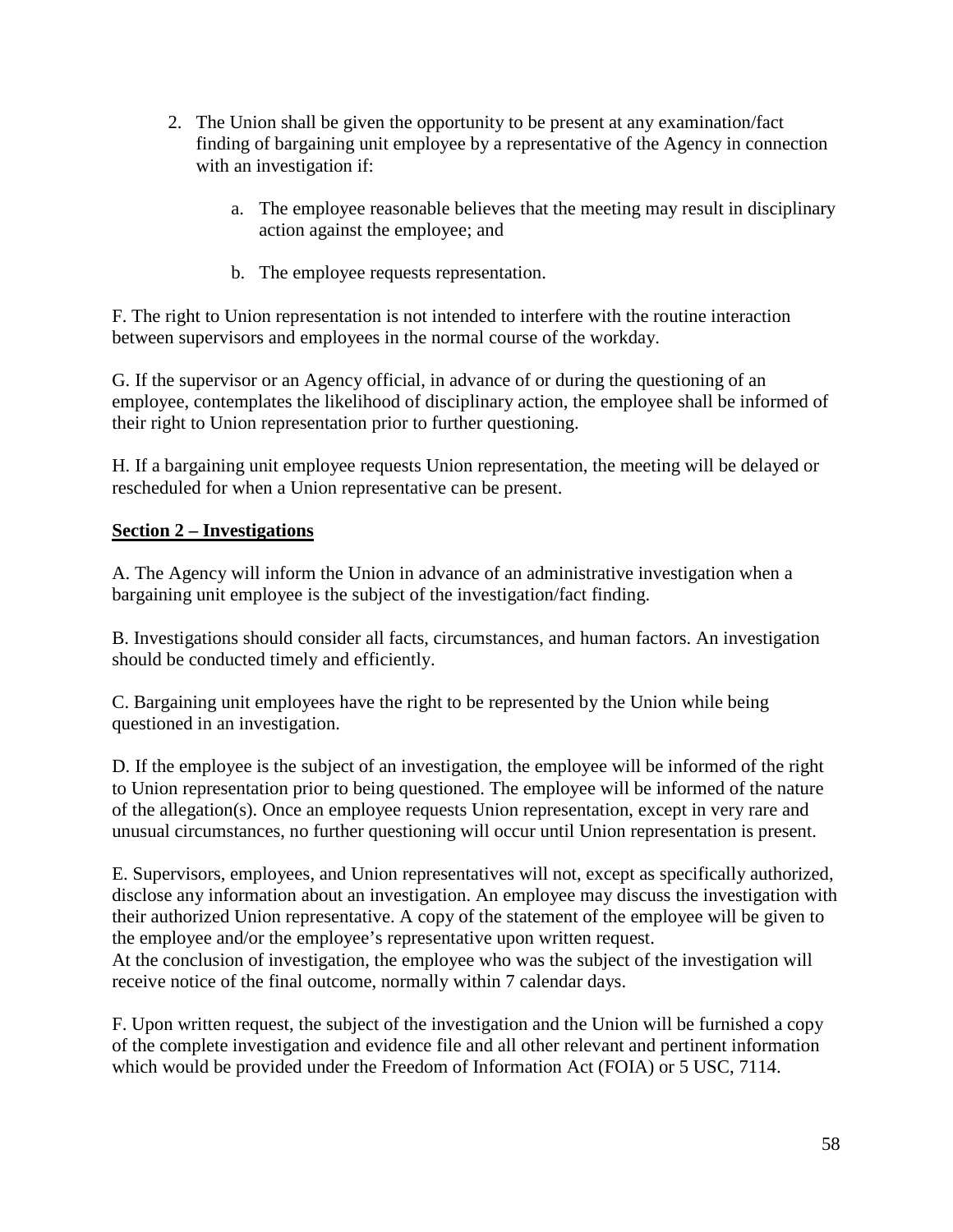2. The Union shall be given the opportunity to be present at any examination/fact finding of bargaining unit employee by a representative of the Agency in connection with an investigation if:

    a. The employee reasonable believes that the meeting may result in disciplinary action against the employee; and

    b. The employee requests representation.

F. The right to Union representation is not intended to interfere with the routine interaction between supervisors and employees in the normal course of the workday.

G. If the supervisor or an Agency official, in advance of or during the questioning of an employee, contemplates the likelihood of disciplinary action, the employee shall be informed of their right to Union representation prior to further questioning.

H. If a bargaining unit employee requests Union representation, the meeting will be delayed or rescheduled for when a Union representative can be present.

**Section 2 – Investigations**

A. The Agency will inform the Union in advance of an administrative investigation when a bargaining unit employee is the subject of the investigation/fact finding.

B. Investigations should consider all facts, circumstances, and human factors. An investigation should be conducted timely and efficiently.

C. Bargaining unit employees have the right to be represented by the Union while being questioned in an investigation.

D. If the employee is the subject of an investigation, the employee will be informed of the right to Union representation prior to being questioned. The employee will be informed of the nature of the allegation(s). Once an employee requests Union representation, except in very rare and unusual circumstances, no further questioning will occur until Union representation is present.

E. Supervisors, employees, and Union representatives will not, except as specifically authorized, disclose any information about an investigation. An employee may discuss the investigation with their authorized Union representative. A copy of the statement of the employee will be given to the employee and/or the employee's representative upon written request.
At the conclusion of investigation, the employee who was the subject of the investigation will receive notice of the final outcome, normally within 7 calendar days.

F. Upon written request, the subject of the investigation and the Union will be furnished a copy of the complete investigation and evidence file and all other relevant and pertinent information which would be provided under the Freedom of Information Act (FOIA) or 5 USC, 7114.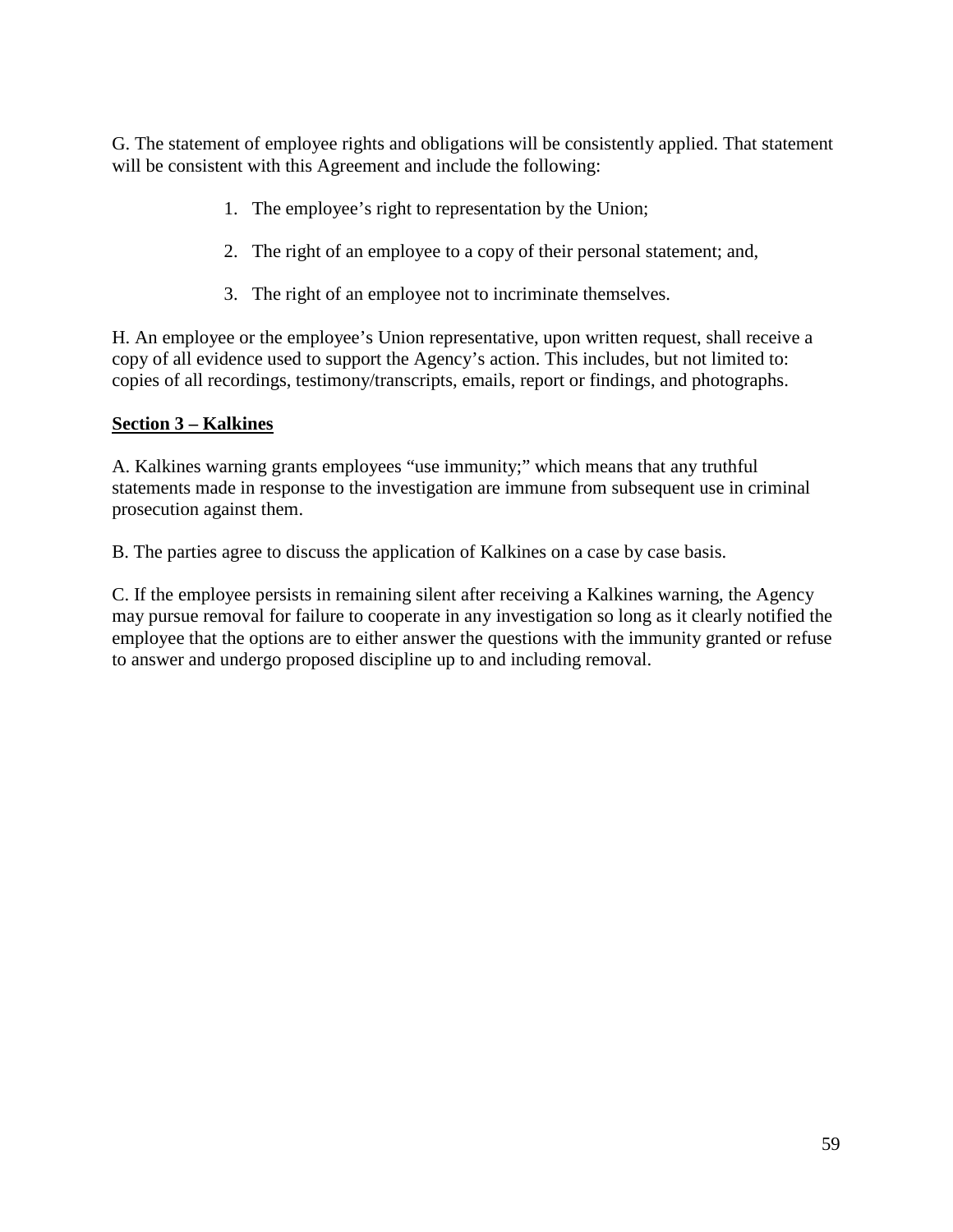G. The statement of employee rights and obligations will be consistently applied. That statement will be consistent with this Agreement and include the following:

1. The employee's right to representation by the Union;

2. The right of an employee to a copy of their personal statement; and,

3. The right of an employee not to incriminate themselves.

H. An employee or the employee's Union representative, upon written request, shall receive a copy of all evidence used to support the Agency's action. This includes, but not limited to: copies of all recordings, testimony/transcripts, emails, report or findings, and photographs.

**Section 3 – Kalkines**

A. Kalkines warning grants employees "use immunity;" which means that any truthful statements made in response to the investigation are immune from subsequent use in criminal prosecution against them.

B. The parties agree to discuss the application of Kalkines on a case by case basis.

C. If the employee persists in remaining silent after receiving a Kalkines warning, the Agency may pursue removal for failure to cooperate in any investigation so long as it clearly notified the employee that the options are to either answer the questions with the immunity granted or refuse to answer and undergo proposed discipline up to and including removal.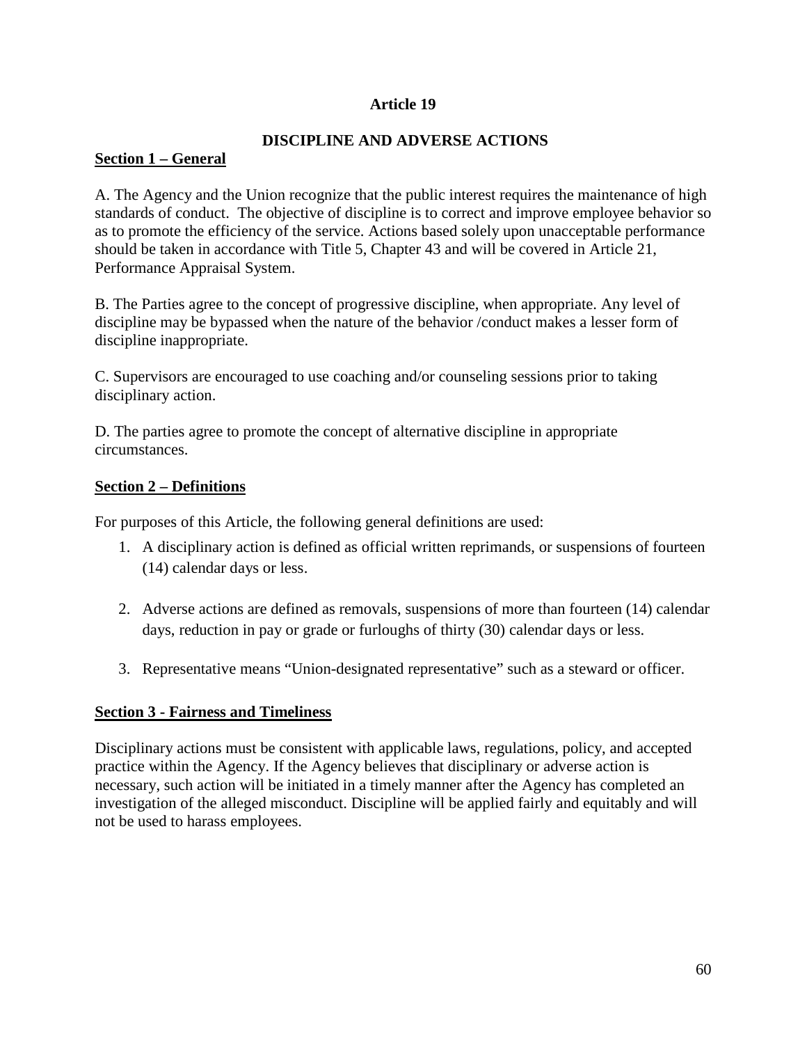# Article 19

## DISCIPLINE AND ADVERSE ACTIONS

### Section 1 – General

A. The Agency and the Union recognize that the public interest requires the maintenance of high standards of conduct. The objective of discipline is to correct and improve employee behavior so as to promote the efficiency of the service. Actions based solely upon unacceptable performance should be taken in accordance with Title 5, Chapter 43 and will be covered in Article 21, Performance Appraisal System.

B. The Parties agree to the concept of progressive discipline, when appropriate. Any level of discipline may be bypassed when the nature of the behavior /conduct makes a lesser form of discipline inappropriate.

C. Supervisors are encouraged to use coaching and/or counseling sessions prior to taking disciplinary action.

D. The parties agree to promote the concept of alternative discipline in appropriate circumstances.

### Section 2 – Definitions

For purposes of this Article, the following general definitions are used:

1. A disciplinary action is defined as official written reprimands, or suspensions of fourteen (14) calendar days or less.
2. Adverse actions are defined as removals, suspensions of more than fourteen (14) calendar days, reduction in pay or grade or furloughs of thirty (30) calendar days or less.
3. Representative means "Union-designated representative" such as a steward or officer.

### Section 3 - Fairness and Timeliness

Disciplinary actions must be consistent with applicable laws, regulations, policy, and accepted practice within the Agency. If the Agency believes that disciplinary or adverse action is necessary, such action will be initiated in a timely manner after the Agency has completed an investigation of the alleged misconduct. Discipline will be applied fairly and equitably and will not be used to harass employees.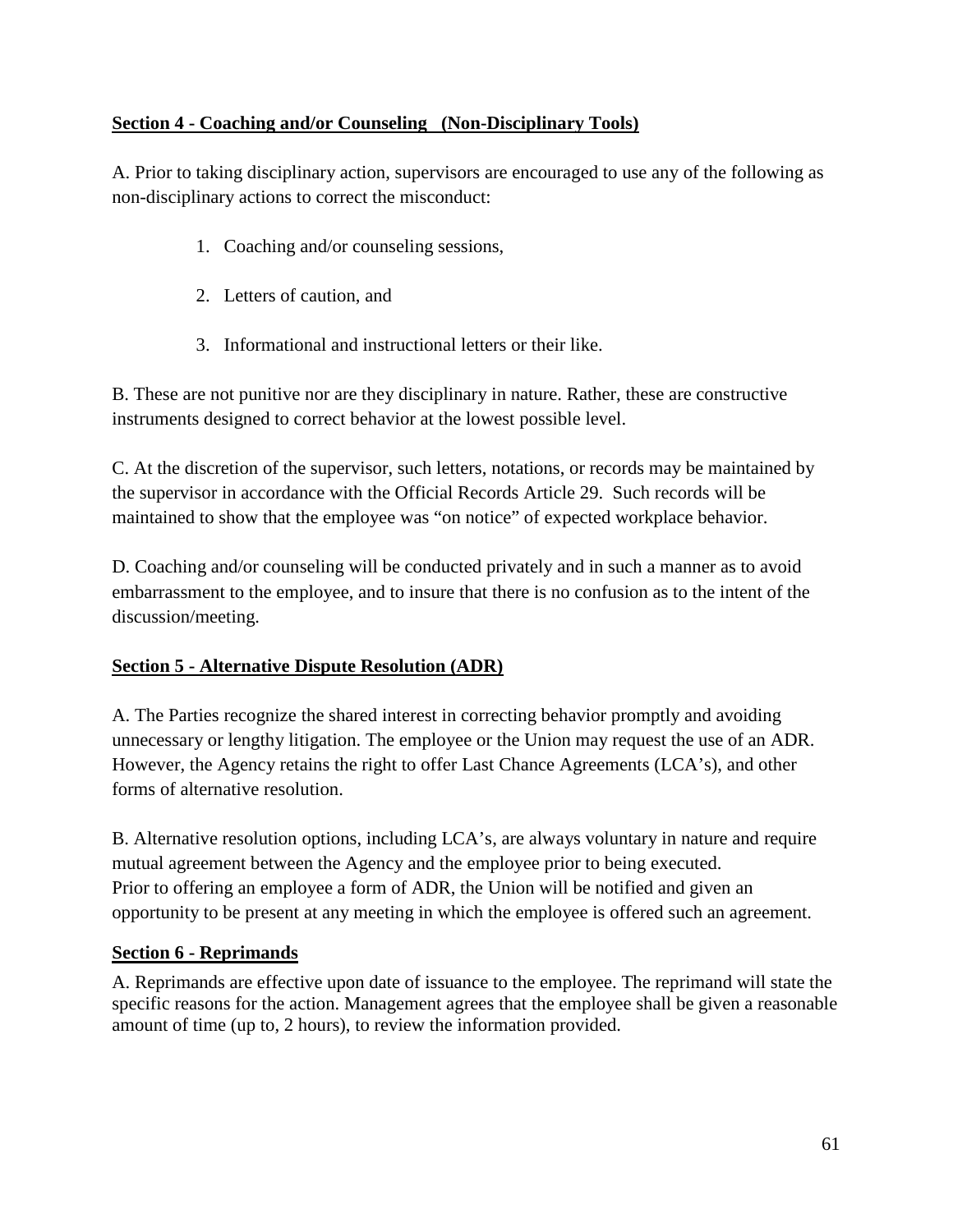**<u>Section 4 - Coaching and/or Counseling (Non-Disciplinary Tools)</u>**

A. Prior to taking disciplinary action, supervisors are encouraged to use any of the following as non-disciplinary actions to correct the misconduct:

1. Coaching and/or counseling sessions,
2. Letters of caution, and
3. Informational and instructional letters or their like.

B. These are not punitive nor are they disciplinary in nature. Rather, these are constructive instruments designed to correct behavior at the lowest possible level.

C. At the discretion of the supervisor, such letters, notations, or records may be maintained by the supervisor in accordance with the Official Records Article 29. Such records will be maintained to show that the employee was "on notice" of expected workplace behavior.

D. Coaching and/or counseling will be conducted privately and in such a manner as to avoid embarrassment to the employee, and to insure that there is no confusion as to the intent of the discussion/meeting.

**<u>Section 5 - Alternative Dispute Resolution (ADR)</u>**

A. The Parties recognize the shared interest in correcting behavior promptly and avoiding unnecessary or lengthy litigation. The employee or the Union may request the use of an ADR. However, the Agency retains the right to offer Last Chance Agreements (LCA's), and other forms of alternative resolution.

B. Alternative resolution options, including LCA's, are always voluntary in nature and require mutual agreement between the Agency and the employee prior to being executed.
Prior to offering an employee a form of ADR, the Union will be notified and given an opportunity to be present at any meeting in which the employee is offered such an agreement.

**<u>Section 6 - Reprimands</u>**

A. Reprimands are effective upon date of issuance to the employee. The reprimand will state the specific reasons for the action. Management agrees that the employee shall be given a reasonable amount of time (up to, 2 hours), to review the information provided.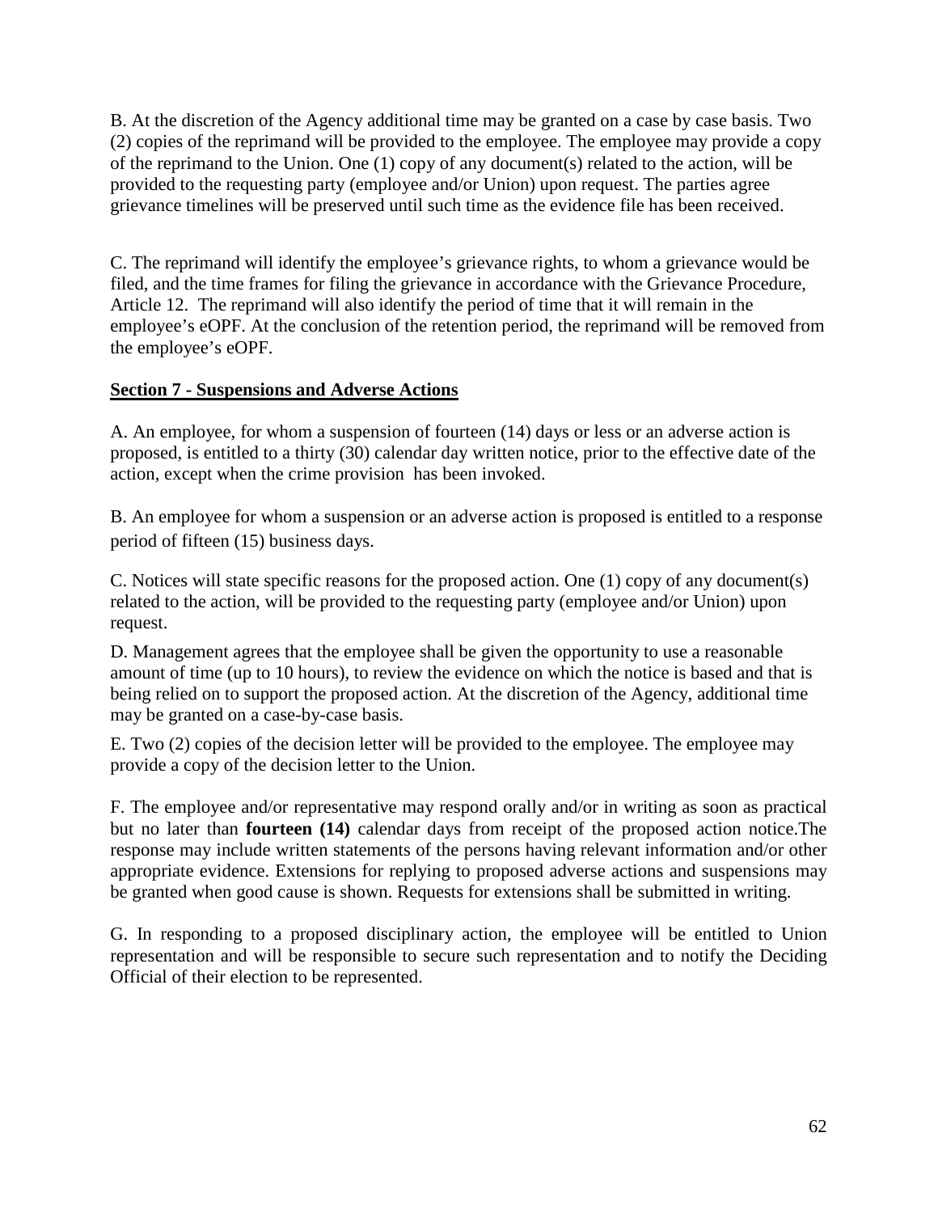B. At the discretion of the Agency additional time may be granted on a case by case basis. Two (2) copies of the reprimand will be provided to the employee. The employee may provide a copy of the reprimand to the Union. One (1) copy of any document(s) related to the action, will be provided to the requesting party (employee and/or Union) upon request. The parties agree grievance timelines will be preserved until such time as the evidence file has been received.

C. The reprimand will identify the employee's grievance rights, to whom a grievance would be filed, and the time frames for filing the grievance in accordance with the Grievance Procedure, Article 12. The reprimand will also identify the period of time that it will remain in the employee's eOPF. At the conclusion of the retention period, the reprimand will be removed from the employee's eOPF.

**Section 7 - Suspensions and Adverse Actions**

A. An employee, for whom a suspension of fourteen (14) days or less or an adverse action is proposed, is entitled to a thirty (30) calendar day written notice, prior to the effective date of the action, except when the crime provision has been invoked.

B. An employee for whom a suspension or an adverse action is proposed is entitled to a response period of fifteen (15) business days.

C. Notices will state specific reasons for the proposed action. One (1) copy of any document(s) related to the action, will be provided to the requesting party (employee and/or Union) upon request.

D. Management agrees that the employee shall be given the opportunity to use a reasonable amount of time (up to 10 hours), to review the evidence on which the notice is based and that is being relied on to support the proposed action. At the discretion of the Agency, additional time may be granted on a case-by-case basis.

E. Two (2) copies of the decision letter will be provided to the employee. The employee may provide a copy of the decision letter to the Union.

F. The employee and/or representative may respond orally and/or in writing as soon as practical but no later than **fourteen (14)** calendar days from receipt of the proposed action notice.The response may include written statements of the persons having relevant information and/or other appropriate evidence. Extensions for replying to proposed adverse actions and suspensions may be granted when good cause is shown. Requests for extensions shall be submitted in writing.

G. In responding to a proposed disciplinary action, the employee will be entitled to Union representation and will be responsible to secure such representation and to notify the Deciding Official of their election to be represented.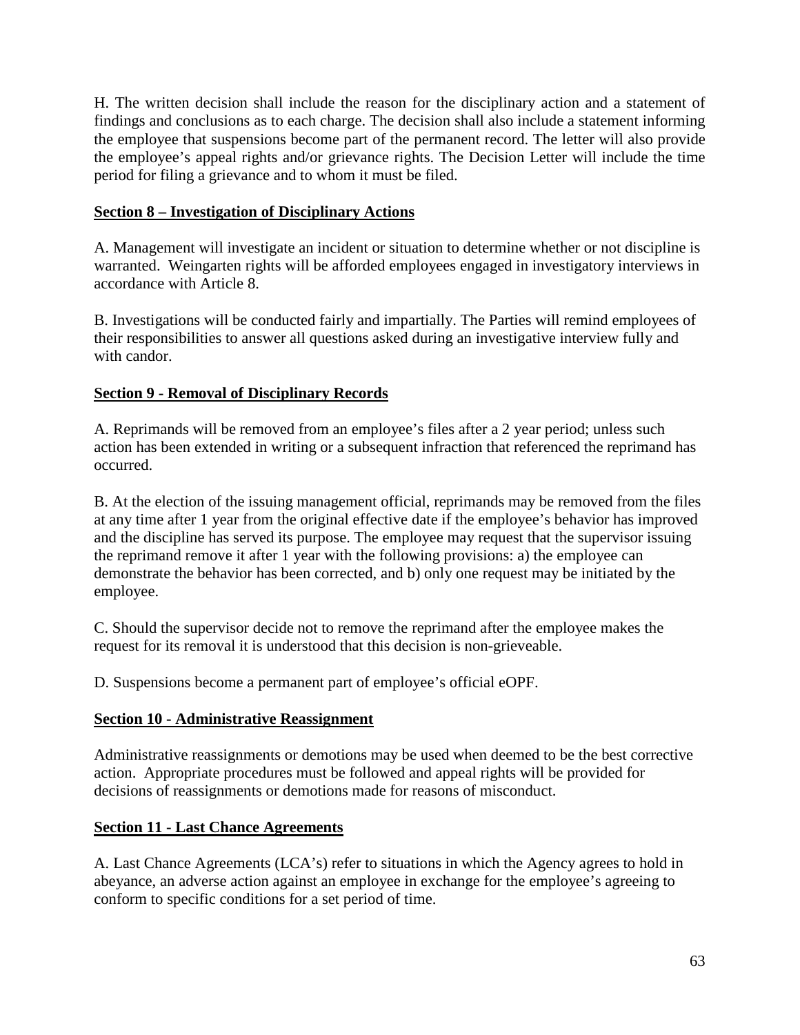H. The written decision shall include the reason for the disciplinary action and a statement of findings and conclusions as to each charge. The decision shall also include a statement informing the employee that suspensions become part of the permanent record. The letter will also provide the employee's appeal rights and/or grievance rights. The Decision Letter will include the time period for filing a grievance and to whom it must be filed.

**Section 8 – Investigation of Disciplinary Actions**

A. Management will investigate an incident or situation to determine whether or not discipline is warranted. Weingarten rights will be afforded employees engaged in investigatory interviews in accordance with Article 8.

B. Investigations will be conducted fairly and impartially. The Parties will remind employees of their responsibilities to answer all questions asked during an investigative interview fully and with candor.

**Section 9 - Removal of Disciplinary Records**

A. Reprimands will be removed from an employee's files after a 2 year period; unless such action has been extended in writing or a subsequent infraction that referenced the reprimand has occurred.

B. At the election of the issuing management official, reprimands may be removed from the files at any time after 1 year from the original effective date if the employee's behavior has improved and the discipline has served its purpose. The employee may request that the supervisor issuing the reprimand remove it after 1 year with the following provisions: a) the employee can demonstrate the behavior has been corrected, and b) only one request may be initiated by the employee.

C. Should the supervisor decide not to remove the reprimand after the employee makes the request for its removal it is understood that this decision is non-grieveable.

D. Suspensions become a permanent part of employee's official eOPF.

**Section 10 - Administrative Reassignment**

Administrative reassignments or demotions may be used when deemed to be the best corrective action. Appropriate procedures must be followed and appeal rights will be provided for decisions of reassignments or demotions made for reasons of misconduct.

**Section 11 - Last Chance Agreements**

A. Last Chance Agreements (LCA's) refer to situations in which the Agency agrees to hold in abeyance, an adverse action against an employee in exchange for the employee's agreeing to conform to specific conditions for a set period of time.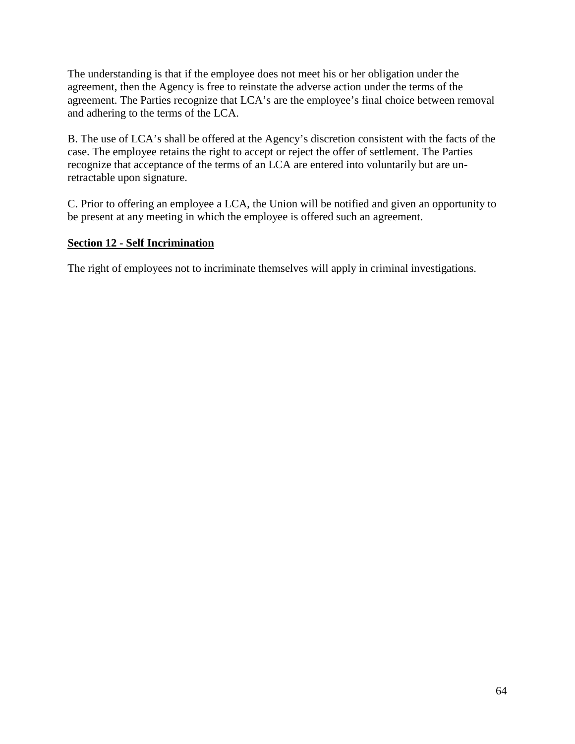The understanding is that if the employee does not meet his or her obligation under the agreement, then the Agency is free to reinstate the adverse action under the terms of the agreement. The Parties recognize that LCA's are the employee's final choice between removal and adhering to the terms of the LCA.

B. The use of LCA's shall be offered at the Agency's discretion consistent with the facts of the case. The employee retains the right to accept or reject the offer of settlement. The Parties recognize that acceptance of the terms of an LCA are entered into voluntarily but are un-retractable upon signature.

C. Prior to offering an employee a LCA, the Union will be notified and given an opportunity to be present at any meeting in which the employee is offered such an agreement.

**Section 12 - Self Incrimination**

The right of employees not to incriminate themselves will apply in criminal investigations.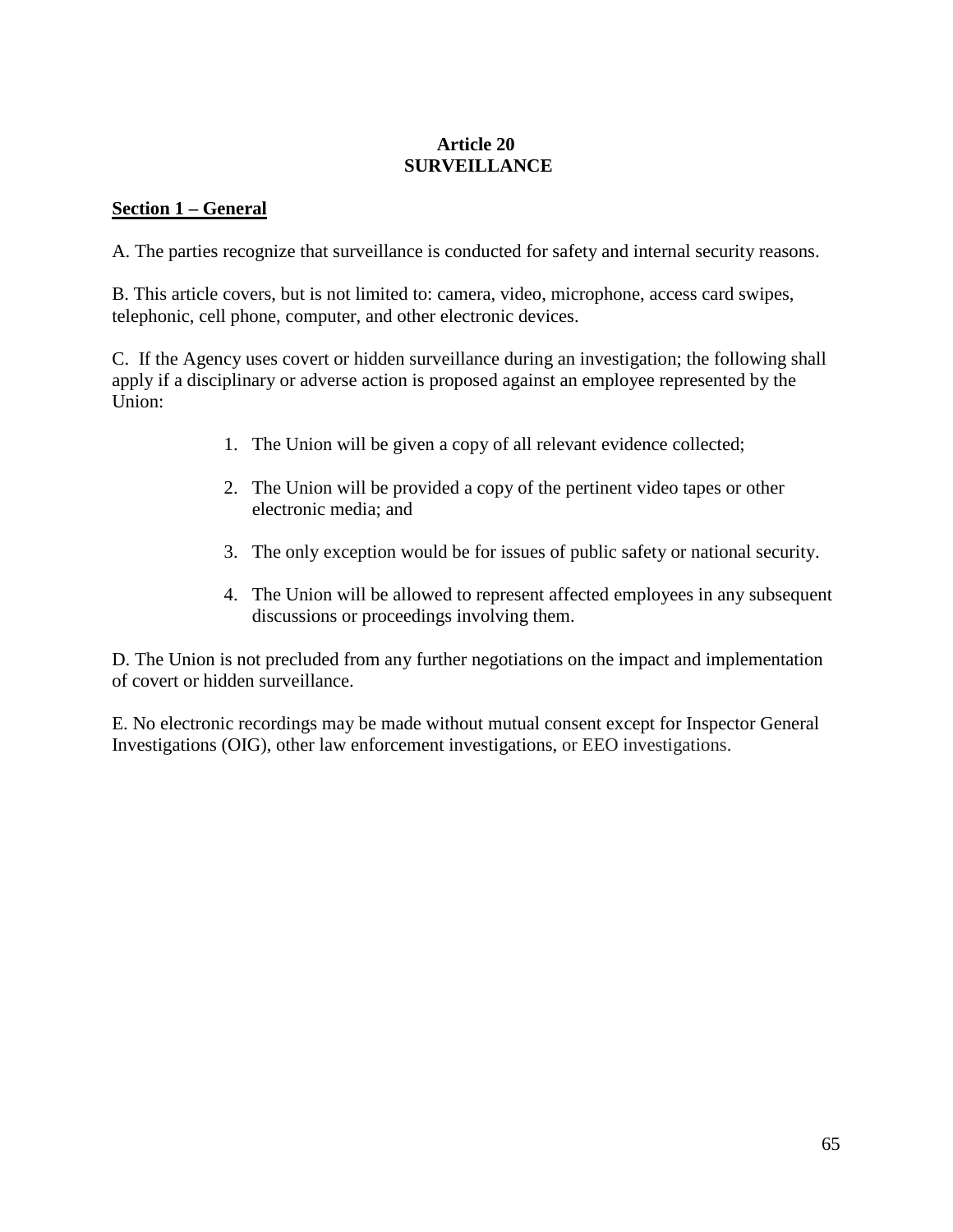# Article 20
# SURVEILLANCE

## Section 1 – General

A. The parties recognize that surveillance is conducted for safety and internal security reasons.

B. This article covers, but is not limited to: camera, video, microphone, access card swipes, telephonic, cell phone, computer, and other electronic devices.

C. If the Agency uses covert or hidden surveillance during an investigation; the following shall apply if a disciplinary or adverse action is proposed against an employee represented by the Union:

1. The Union will be given a copy of all relevant evidence collected;

2. The Union will be provided a copy of the pertinent video tapes or other electronic media; and

3. The only exception would be for issues of public safety or national security.

4. The Union will be allowed to represent affected employees in any subsequent discussions or proceedings involving them.

D. The Union is not precluded from any further negotiations on the impact and implementation of covert or hidden surveillance.

E. No electronic recordings may be made without mutual consent except for Inspector General Investigations (OIG), other law enforcement investigations, or EEO investigations.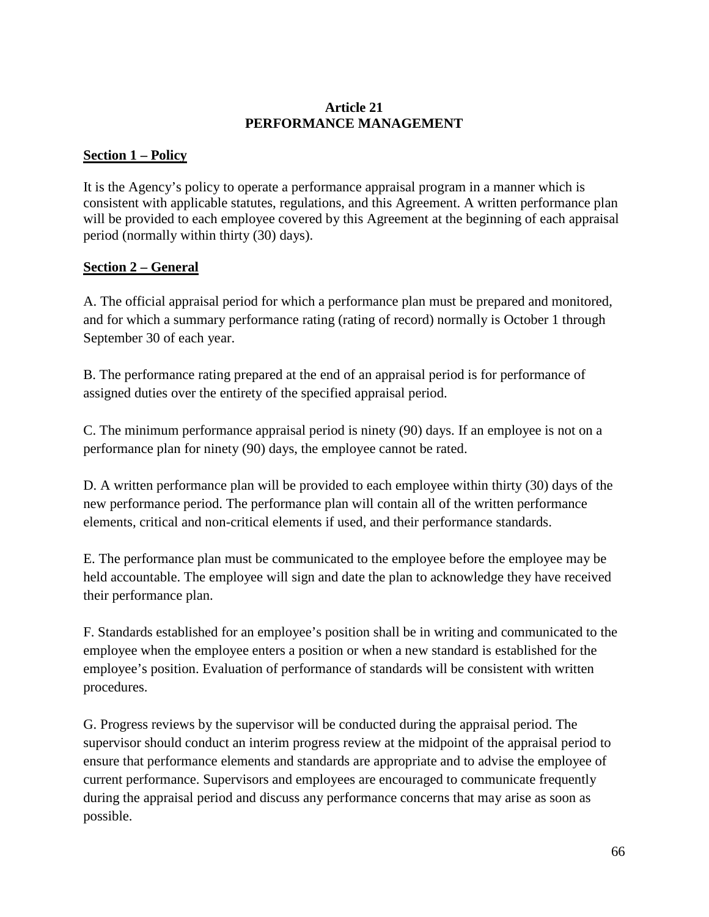# Article 21
# PERFORMANCE MANAGEMENT

## Section 1 – Policy

It is the Agency's policy to operate a performance appraisal program in a manner which is consistent with applicable statutes, regulations, and this Agreement. A written performance plan will be provided to each employee covered by this Agreement at the beginning of each appraisal period (normally within thirty (30) days).

## Section 2 – General

A. The official appraisal period for which a performance plan must be prepared and monitored, and for which a summary performance rating (rating of record) normally is October 1 through September 30 of each year.

B. The performance rating prepared at the end of an appraisal period is for performance of assigned duties over the entirety of the specified appraisal period.

C. The minimum performance appraisal period is ninety (90) days. If an employee is not on a performance plan for ninety (90) days, the employee cannot be rated.

D. A written performance plan will be provided to each employee within thirty (30) days of the new performance period. The performance plan will contain all of the written performance elements, critical and non-critical elements if used, and their performance standards.

E. The performance plan must be communicated to the employee before the employee may be held accountable. The employee will sign and date the plan to acknowledge they have received their performance plan.

F. Standards established for an employee's position shall be in writing and communicated to the employee when the employee enters a position or when a new standard is established for the employee's position. Evaluation of performance of standards will be consistent with written procedures.

G. Progress reviews by the supervisor will be conducted during the appraisal period. The supervisor should conduct an interim progress review at the midpoint of the appraisal period to ensure that performance elements and standards are appropriate and to advise the employee of current performance. Supervisors and employees are encouraged to communicate frequently during the appraisal period and discuss any performance concerns that may arise as soon as possible.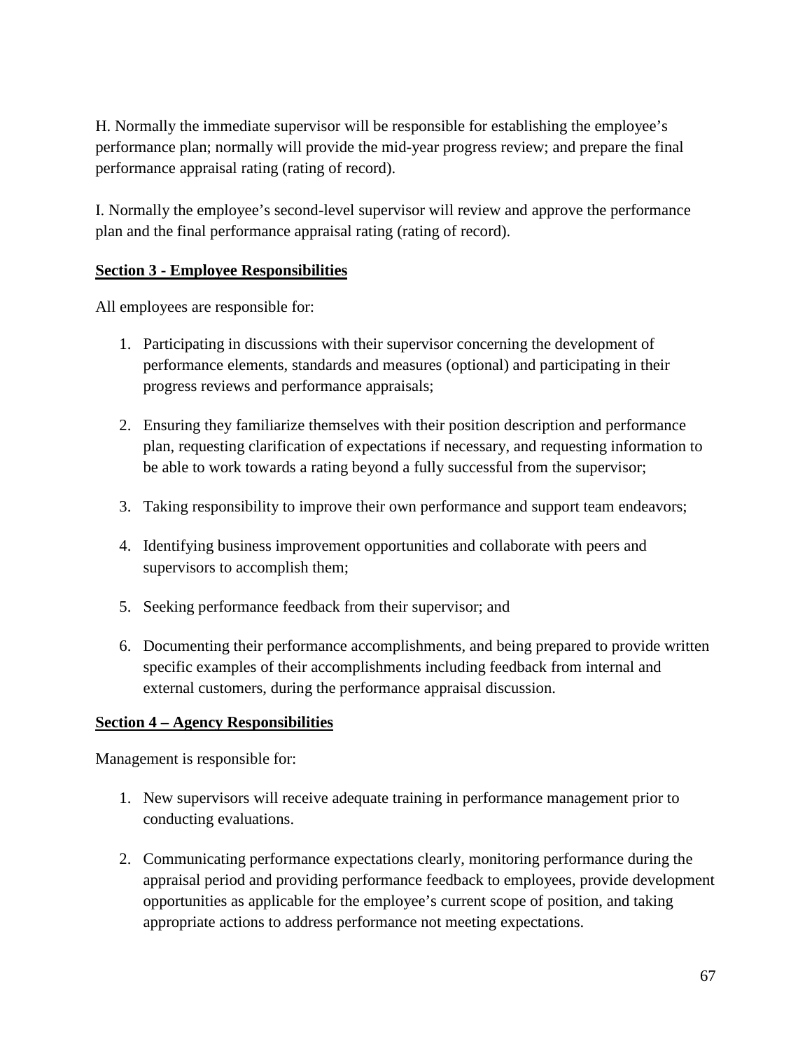H. Normally the immediate supervisor will be responsible for establishing the employee's performance plan; normally will provide the mid-year progress review; and prepare the final performance appraisal rating (rating of record).

I. Normally the employee's second-level supervisor will review and approve the performance plan and the final performance appraisal rating (rating of record).

**Section 3 - Employee Responsibilities**

All employees are responsible for:

1. Participating in discussions with their supervisor concerning the development of performance elements, standards and measures (optional) and participating in their progress reviews and performance appraisals;

2. Ensuring they familiarize themselves with their position description and performance plan, requesting clarification of expectations if necessary, and requesting information to be able to work towards a rating beyond a fully successful from the supervisor;

3. Taking responsibility to improve their own performance and support team endeavors;

4. Identifying business improvement opportunities and collaborate with peers and supervisors to accomplish them;

5. Seeking performance feedback from their supervisor; and

6. Documenting their performance accomplishments, and being prepared to provide written specific examples of their accomplishments including feedback from internal and external customers, during the performance appraisal discussion.

**Section 4 – Agency Responsibilities**

Management is responsible for:

1. New supervisors will receive adequate training in performance management prior to conducting evaluations.

2. Communicating performance expectations clearly, monitoring performance during the appraisal period and providing performance feedback to employees, provide development opportunities as applicable for the employee's current scope of position, and taking appropriate actions to address performance not meeting expectations.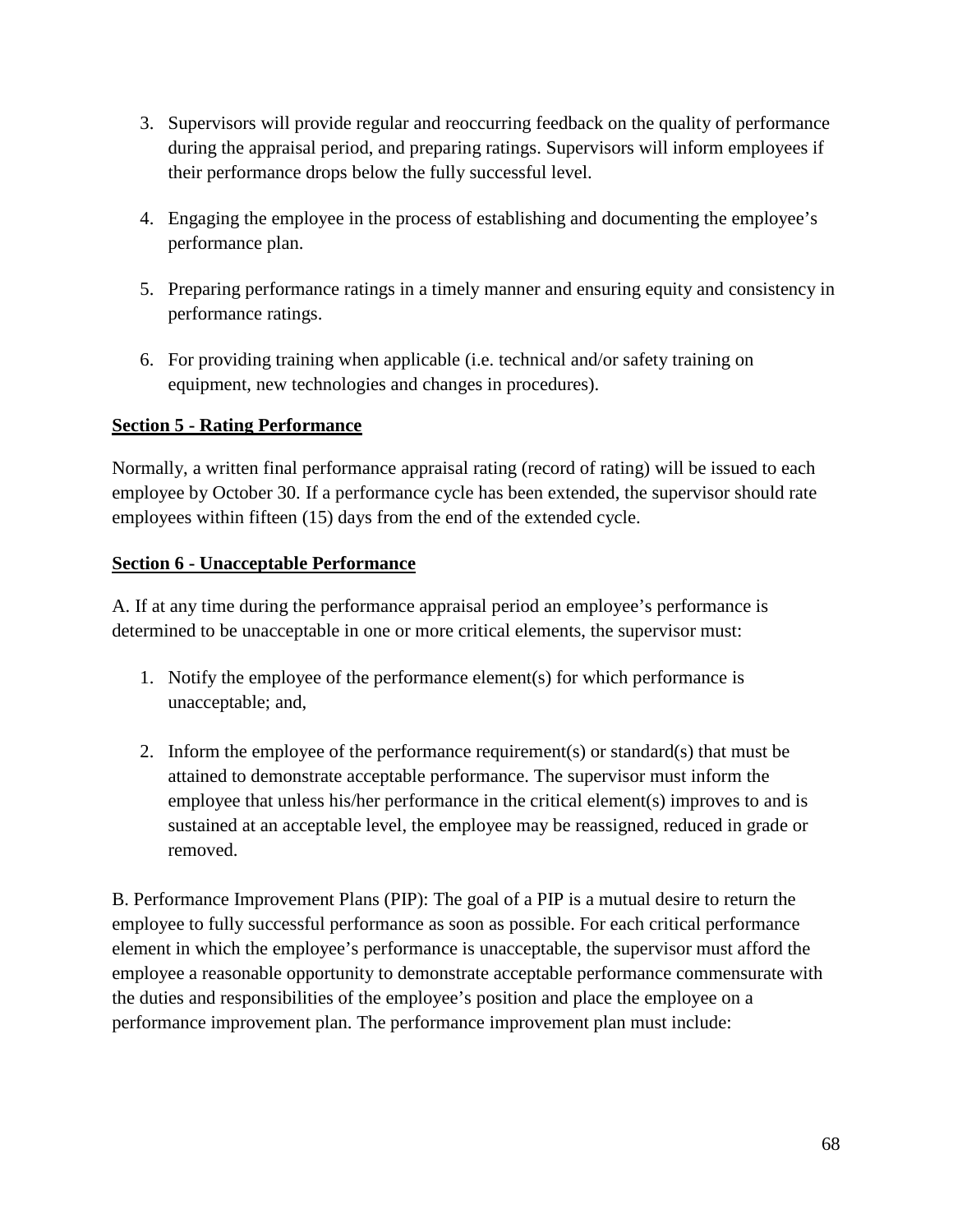3. Supervisors will provide regular and reoccurring feedback on the quality of performance during the appraisal period, and preparing ratings. Supervisors will inform employees if their performance drops below the fully successful level.

4. Engaging the employee in the process of establishing and documenting the employee's performance plan.

5. Preparing performance ratings in a timely manner and ensuring equity and consistency in performance ratings.

6. For providing training when applicable (i.e. technical and/or safety training on equipment, new technologies and changes in procedures).

**Section 5 - Rating Performance**

Normally, a written final performance appraisal rating (record of rating) will be issued to each employee by October 30. If a performance cycle has been extended, the supervisor should rate employees within fifteen (15) days from the end of the extended cycle.

**Section 6 - Unacceptable Performance**

A. If at any time during the performance appraisal period an employee's performance is determined to be unacceptable in one or more critical elements, the supervisor must:

1. Notify the employee of the performance element(s) for which performance is unacceptable; and,

2. Inform the employee of the performance requirement(s) or standard(s) that must be attained to demonstrate acceptable performance. The supervisor must inform the employee that unless his/her performance in the critical element(s) improves to and is sustained at an acceptable level, the employee may be reassigned, reduced in grade or removed.

B. Performance Improvement Plans (PIP): The goal of a PIP is a mutual desire to return the employee to fully successful performance as soon as possible. For each critical performance element in which the employee's performance is unacceptable, the supervisor must afford the employee a reasonable opportunity to demonstrate acceptable performance commensurate with the duties and responsibilities of the employee's position and place the employee on a performance improvement plan. The performance improvement plan must include: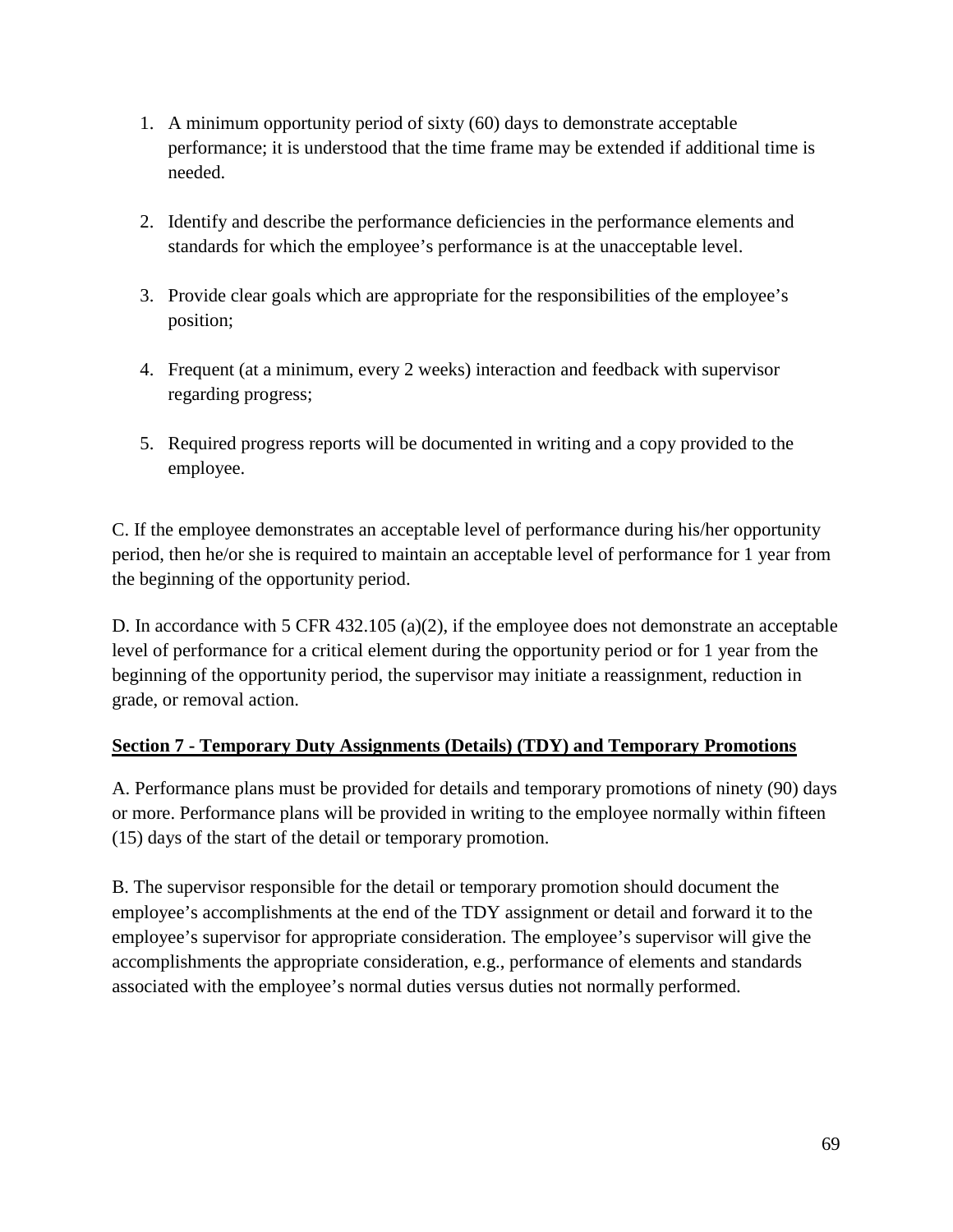1. A minimum opportunity period of sixty (60) days to demonstrate acceptable performance; it is understood that the time frame may be extended if additional time is needed.

2. Identify and describe the performance deficiencies in the performance elements and standards for which the employee's performance is at the unacceptable level.

3. Provide clear goals which are appropriate for the responsibilities of the employee's position;

4. Frequent (at a minimum, every 2 weeks) interaction and feedback with supervisor regarding progress;

5. Required progress reports will be documented in writing and a copy provided to the employee.

C. If the employee demonstrates an acceptable level of performance during his/her opportunity period, then he/or she is required to maintain an acceptable level of performance for 1 year from the beginning of the opportunity period.

D. In accordance with 5 CFR 432.105 (a)(2), if the employee does not demonstrate an acceptable level of performance for a critical element during the opportunity period or for 1 year from the beginning of the opportunity period, the supervisor may initiate a reassignment, reduction in grade, or removal action.

**Section 7 - Temporary Duty Assignments (Details) (TDY) and Temporary Promotions**

A. Performance plans must be provided for details and temporary promotions of ninety (90) days or more. Performance plans will be provided in writing to the employee normally within fifteen (15) days of the start of the detail or temporary promotion.

B. The supervisor responsible for the detail or temporary promotion should document the employee's accomplishments at the end of the TDY assignment or detail and forward it to the employee's supervisor for appropriate consideration. The employee's supervisor will give the accomplishments the appropriate consideration, e.g., performance of elements and standards associated with the employee's normal duties versus duties not normally performed.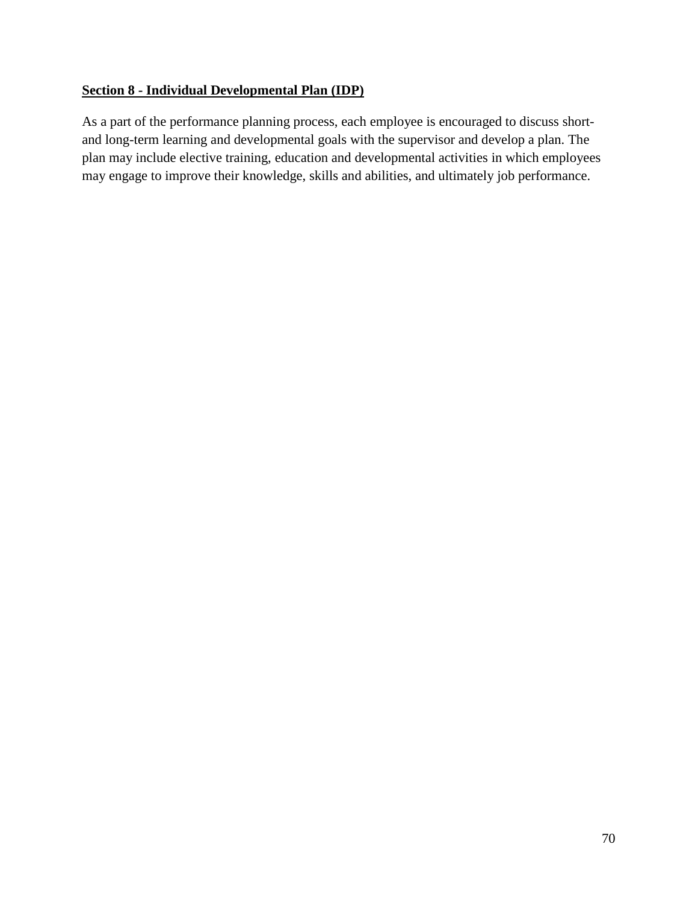**Section 8 - Individual Developmental Plan (IDP)**

As a part of the performance planning process, each employee is encouraged to discuss short- and long-term learning and developmental goals with the supervisor and develop a plan. The plan may include elective training, education and developmental activities in which employees may engage to improve their knowledge, skills and abilities, and ultimately job performance.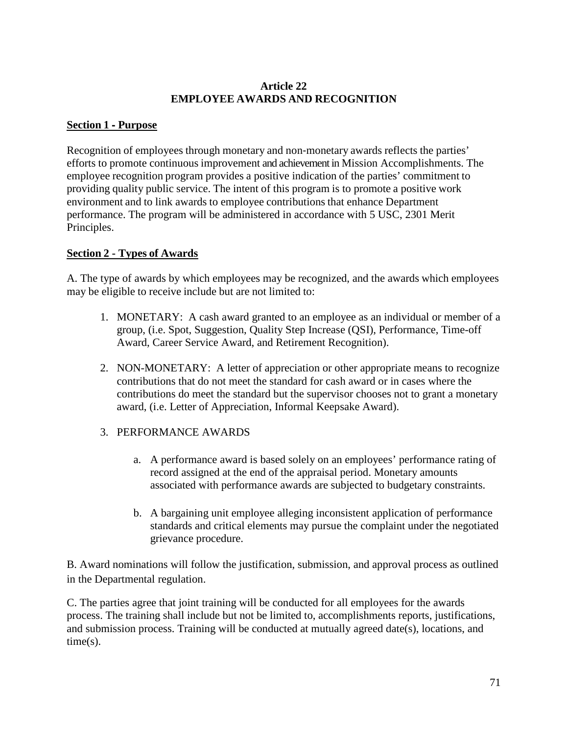# Article 22
# EMPLOYEE AWARDS AND RECOGNITION

## Section 1 - Purpose

Recognition of employees through monetary and non-monetary awards reflects the parties' efforts to promote continuous improvement and achievement in Mission Accomplishments. The employee recognition program provides a positive indication of the parties' commitment to providing quality public service. The intent of this program is to promote a positive work environment and to link awards to employee contributions that enhance Department performance. The program will be administered in accordance with 5 USC, 2301 Merit Principles.

## Section 2 - Types of Awards

A. The type of awards by which employees may be recognized, and the awards which employees may be eligible to receive include but are not limited to:

1. MONETARY: A cash award granted to an employee as an individual or member of a group, (i.e. Spot, Suggestion, Quality Step Increase (QSI), Performance, Time-off Award, Career Service Award, and Retirement Recognition).

2. NON-MONETARY: A letter of appreciation or other appropriate means to recognize contributions that do not meet the standard for cash award or in cases where the contributions do meet the standard but the supervisor chooses not to grant a monetary award, (i.e. Letter of Appreciation, Informal Keepsake Award).

3. PERFORMANCE AWARDS

   a. A performance award is based solely on an employees' performance rating of record assigned at the end of the appraisal period. Monetary amounts associated with performance awards are subjected to budgetary constraints.

   b. A bargaining unit employee alleging inconsistent application of performance standards and critical elements may pursue the complaint under the negotiated grievance procedure.

B. Award nominations will follow the justification, submission, and approval process as outlined in the Departmental regulation.

C. The parties agree that joint training will be conducted for all employees for the awards process. The training shall include but not be limited to, accomplishments reports, justifications, and submission process. Training will be conducted at mutually agreed date(s), locations, and time(s).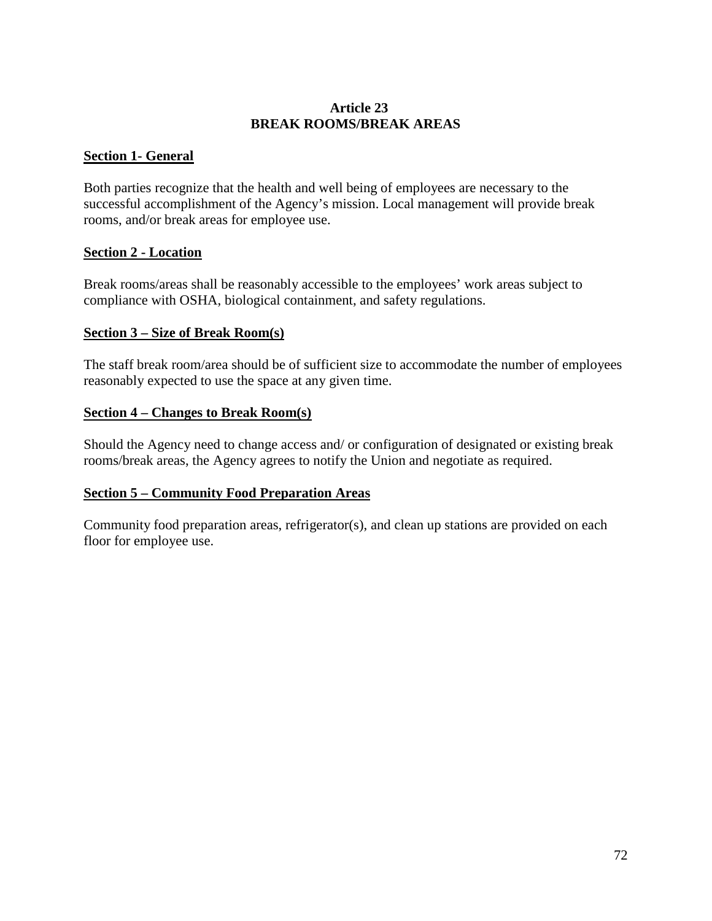# Article 23
# BREAK ROOMS/BREAK AREAS

## Section 1- General

Both parties recognize that the health and well being of employees are necessary to the successful accomplishment of the Agency's mission. Local management will provide break rooms, and/or break areas for employee use.

## Section 2 - Location

Break rooms/areas shall be reasonably accessible to the employees' work areas subject to compliance with OSHA, biological containment, and safety regulations.

## Section 3 – Size of Break Room(s)

The staff break room/area should be of sufficient size to accommodate the number of employees reasonably expected to use the space at any given time.

## Section 4 – Changes to Break Room(s)

Should the Agency need to change access and/ or configuration of designated or existing break rooms/break areas, the Agency agrees to notify the Union and negotiate as required.

## Section 5 – Community Food Preparation Areas

Community food preparation areas, refrigerator(s), and clean up stations are provided on each floor for employee use.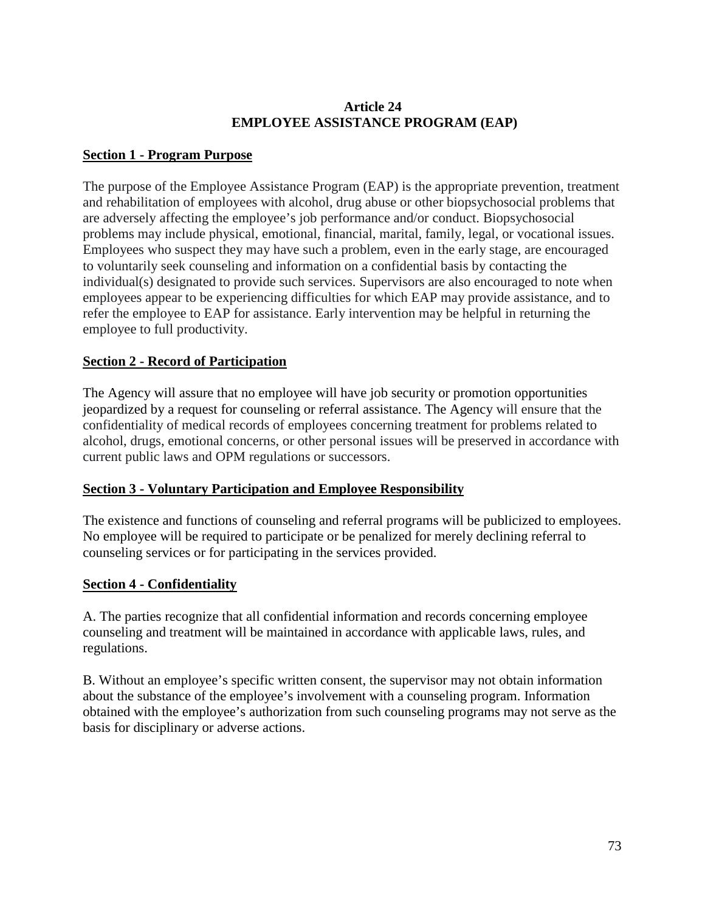# Article 24
# EMPLOYEE ASSISTANCE PROGRAM (EAP)

## Section 1 - Program Purpose

The purpose of the Employee Assistance Program (EAP) is the appropriate prevention, treatment and rehabilitation of employees with alcohol, drug abuse or other biopsychosocial problems that are adversely affecting the employee's job performance and/or conduct. Biopsychosocial problems may include physical, emotional, financial, marital, family, legal, or vocational issues. Employees who suspect they may have such a problem, even in the early stage, are encouraged to voluntarily seek counseling and information on a confidential basis by contacting the individual(s) designated to provide such services. Supervisors are also encouraged to note when employees appear to be experiencing difficulties for which EAP may provide assistance, and to refer the employee to EAP for assistance. Early intervention may be helpful in returning the employee to full productivity.

## Section 2 - Record of Participation

The Agency will assure that no employee will have job security or promotion opportunities jeopardized by a request for counseling or referral assistance. The Agency will ensure that the confidentiality of medical records of employees concerning treatment for problems related to alcohol, drugs, emotional concerns, or other personal issues will be preserved in accordance with current public laws and OPM regulations or successors.

## Section 3 - Voluntary Participation and Employee Responsibility

The existence and functions of counseling and referral programs will be publicized to employees. No employee will be required to participate or be penalized for merely declining referral to counseling services or for participating in the services provided.

## Section 4 - Confidentiality

A. The parties recognize that all confidential information and records concerning employee counseling and treatment will be maintained in accordance with applicable laws, rules, and regulations.

B. Without an employee's specific written consent, the supervisor may not obtain information about the substance of the employee's involvement with a counseling program. Information obtained with the employee's authorization from such counseling programs may not serve as the basis for disciplinary or adverse actions.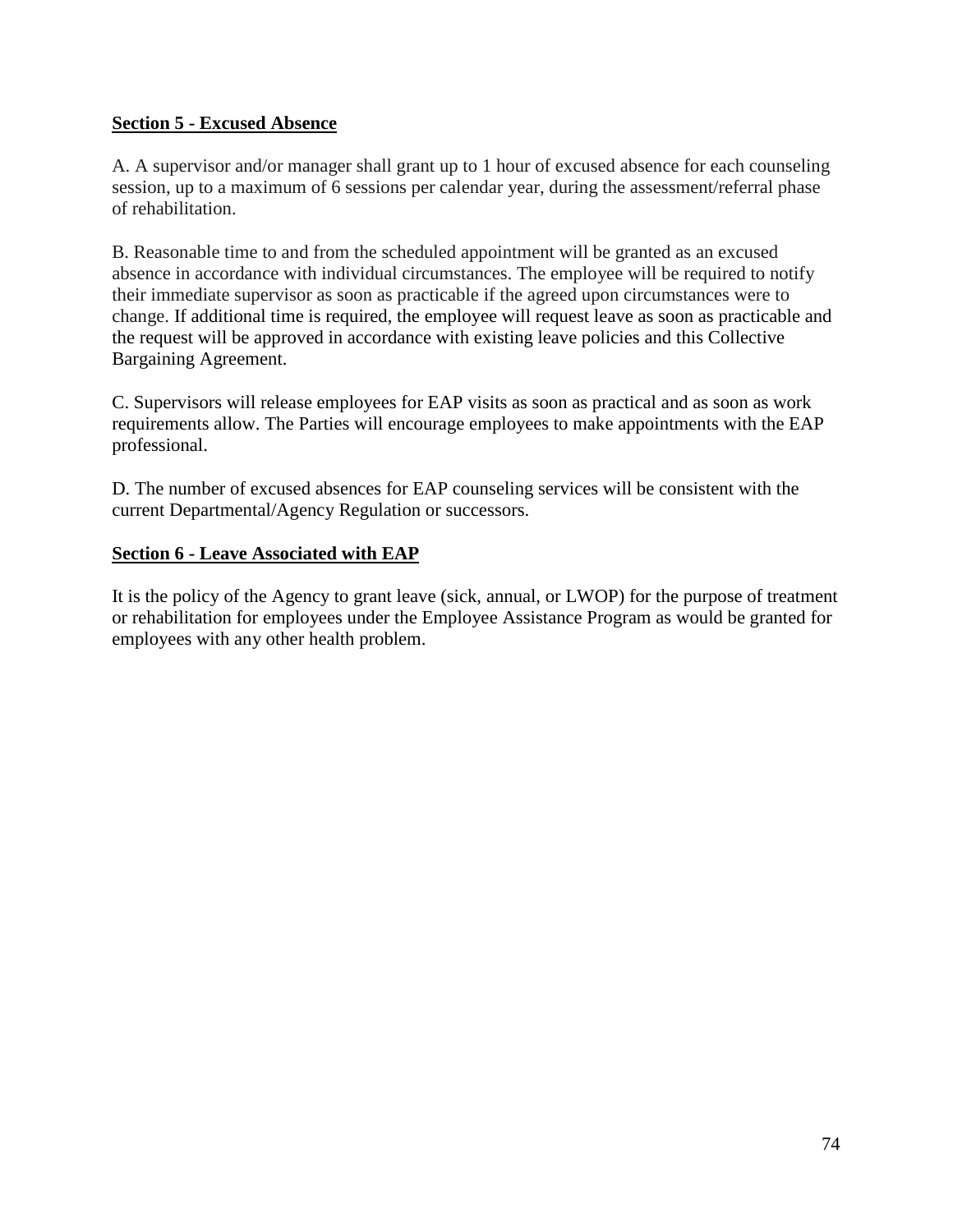**Section 5 - Excused Absence**

A. A supervisor and/or manager shall grant up to 1 hour of excused absence for each counseling session, up to a maximum of 6 sessions per calendar year, during the assessment/referral phase of rehabilitation.

B. Reasonable time to and from the scheduled appointment will be granted as an excused absence in accordance with individual circumstances. The employee will be required to notify their immediate supervisor as soon as practicable if the agreed upon circumstances were to change. If additional time is required, the employee will request leave as soon as practicable and the request will be approved in accordance with existing leave policies and this Collective Bargaining Agreement.

C. Supervisors will release employees for EAP visits as soon as practical and as soon as work requirements allow. The Parties will encourage employees to make appointments with the EAP professional.

D. The number of excused absences for EAP counseling services will be consistent with the current Departmental/Agency Regulation or successors.

**Section 6 - Leave Associated with EAP**

It is the policy of the Agency to grant leave (sick, annual, or LWOP) for the purpose of treatment or rehabilitation for employees under the Employee Assistance Program as would be granted for employees with any other health problem.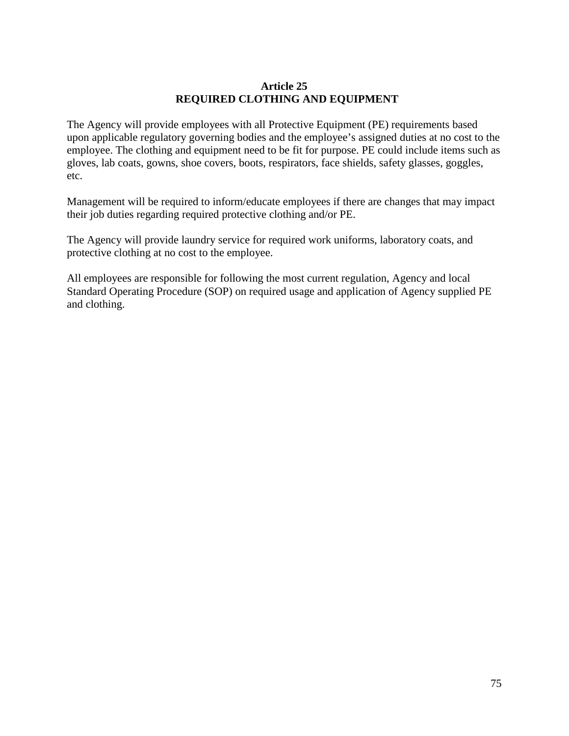# Article 25
# REQUIRED CLOTHING AND EQUIPMENT

The Agency will provide employees with all Protective Equipment (PE) requirements based upon applicable regulatory governing bodies and the employee's assigned duties at no cost to the employee. The clothing and equipment need to be fit for purpose. PE could include items such as gloves, lab coats, gowns, shoe covers, boots, respirators, face shields, safety glasses, goggles, etc.

Management will be required to inform/educate employees if there are changes that may impact their job duties regarding required protective clothing and/or PE.

The Agency will provide laundry service for required work uniforms, laboratory coats, and protective clothing at no cost to the employee.

All employees are responsible for following the most current regulation, Agency and local Standard Operating Procedure (SOP) on required usage and application of Agency supplied PE and clothing.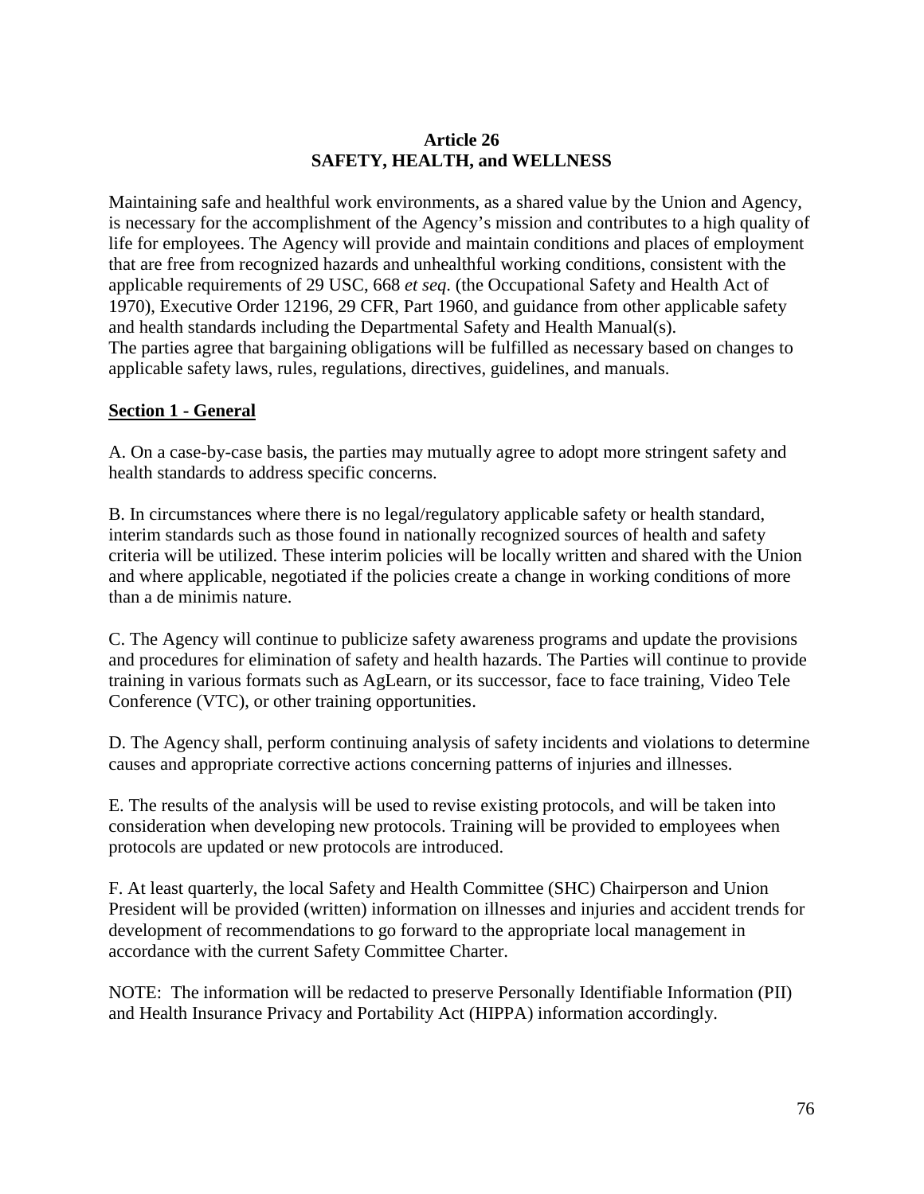# Article 26
# SAFETY, HEALTH, and WELLNESS

Maintaining safe and healthful work environments, as a shared value by the Union and Agency, is necessary for the accomplishment of the Agency's mission and contributes to a high quality of life for employees. The Agency will provide and maintain conditions and places of employment that are free from recognized hazards and unhealthful working conditions, consistent with the applicable requirements of 29 USC, 668 *et seq.* (the Occupational Safety and Health Act of 1970), Executive Order 12196, 29 CFR, Part 1960, and guidance from other applicable safety and health standards including the Departmental Safety and Health Manual(s).
The parties agree that bargaining obligations will be fulfilled as necessary based on changes to applicable safety laws, rules, regulations, directives, guidelines, and manuals.

## Section 1 - General

A. On a case-by-case basis, the parties may mutually agree to adopt more stringent safety and health standards to address specific concerns.

B. In circumstances where there is no legal/regulatory applicable safety or health standard, interim standards such as those found in nationally recognized sources of health and safety criteria will be utilized. These interim policies will be locally written and shared with the Union and where applicable, negotiated if the policies create a change in working conditions of more than a de minimis nature.

C. The Agency will continue to publicize safety awareness programs and update the provisions and procedures for elimination of safety and health hazards. The Parties will continue to provide training in various formats such as AgLearn, or its successor, face to face training, Video Tele Conference (VTC), or other training opportunities.

D. The Agency shall, perform continuing analysis of safety incidents and violations to determine causes and appropriate corrective actions concerning patterns of injuries and illnesses.

E. The results of the analysis will be used to revise existing protocols, and will be taken into consideration when developing new protocols. Training will be provided to employees when protocols are updated or new protocols are introduced.

F. At least quarterly, the local Safety and Health Committee (SHC) Chairperson and Union President will be provided (written) information on illnesses and injuries and accident trends for development of recommendations to go forward to the appropriate local management in accordance with the current Safety Committee Charter.

NOTE: The information will be redacted to preserve Personally Identifiable Information (PII) and Health Insurance Privacy and Portability Act (HIPPA) information accordingly.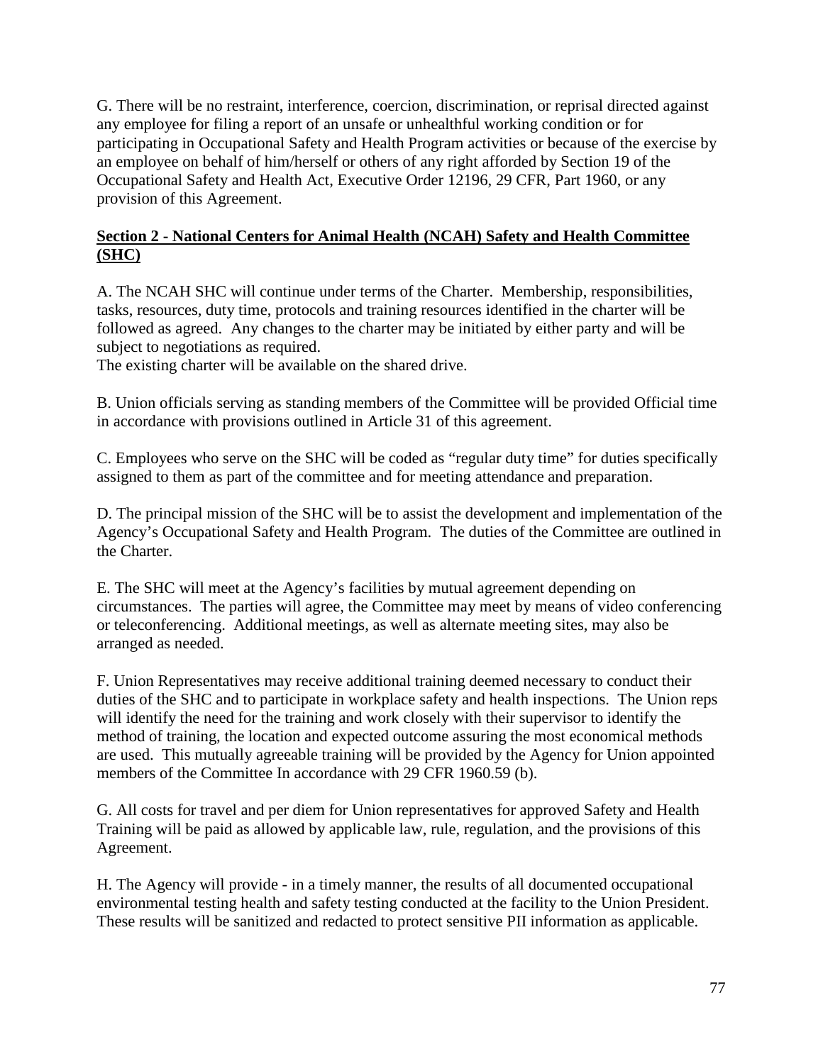G. There will be no restraint, interference, coercion, discrimination, or reprisal directed against any employee for filing a report of an unsafe or unhealthful working condition or for participating in Occupational Safety and Health Program activities or because of the exercise by an employee on behalf of him/herself or others of any right afforded by Section 19 of the Occupational Safety and Health Act, Executive Order 12196, 29 CFR, Part 1960, or any provision of this Agreement.

**Section 2 - National Centers for Animal Health (NCAH) Safety and Health Committee (SHC)**

A. The NCAH SHC will continue under terms of the Charter. Membership, responsibilities, tasks, resources, duty time, protocols and training resources identified in the charter will be followed as agreed. Any changes to the charter may be initiated by either party and will be subject to negotiations as required.
The existing charter will be available on the shared drive.

B. Union officials serving as standing members of the Committee will be provided Official time in accordance with provisions outlined in Article 31 of this agreement.

C. Employees who serve on the SHC will be coded as "regular duty time" for duties specifically assigned to them as part of the committee and for meeting attendance and preparation.

D. The principal mission of the SHC will be to assist the development and implementation of the Agency's Occupational Safety and Health Program. The duties of the Committee are outlined in the Charter.

E. The SHC will meet at the Agency's facilities by mutual agreement depending on circumstances. The parties will agree, the Committee may meet by means of video conferencing or teleconferencing. Additional meetings, as well as alternate meeting sites, may also be arranged as needed.

F. Union Representatives may receive additional training deemed necessary to conduct their duties of the SHC and to participate in workplace safety and health inspections. The Union reps will identify the need for the training and work closely with their supervisor to identify the method of training, the location and expected outcome assuring the most economical methods are used. This mutually agreeable training will be provided by the Agency for Union appointed members of the Committee In accordance with 29 CFR 1960.59 (b).

G. All costs for travel and per diem for Union representatives for approved Safety and Health Training will be paid as allowed by applicable law, rule, regulation, and the provisions of this Agreement.

H. The Agency will provide - in a timely manner, the results of all documented occupational environmental testing health and safety testing conducted at the facility to the Union President. These results will be sanitized and redacted to protect sensitive PII information as applicable.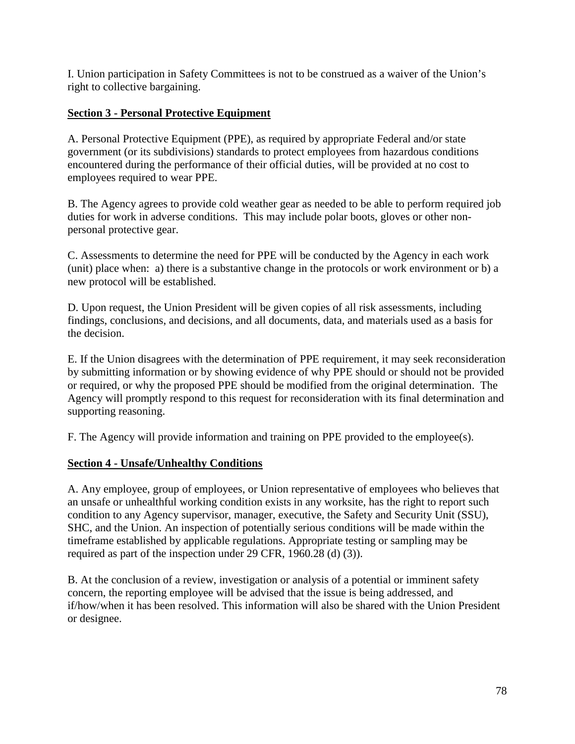I. Union participation in Safety Committees is not to be construed as a waiver of the Union's right to collective bargaining.

**Section 3 - Personal Protective Equipment**

A. Personal Protective Equipment (PPE), as required by appropriate Federal and/or state government (or its subdivisions) standards to protect employees from hazardous conditions encountered during the performance of their official duties, will be provided at no cost to employees required to wear PPE.

B. The Agency agrees to provide cold weather gear as needed to be able to perform required job duties for work in adverse conditions. This may include polar boots, gloves or other non-personal protective gear.

C. Assessments to determine the need for PPE will be conducted by the Agency in each work (unit) place when: a) there is a substantive change in the protocols or work environment or b) a new protocol will be established.

D. Upon request, the Union President will be given copies of all risk assessments, including findings, conclusions, and decisions, and all documents, data, and materials used as a basis for the decision.

E. If the Union disagrees with the determination of PPE requirement, it may seek reconsideration by submitting information or by showing evidence of why PPE should or should not be provided or required, or why the proposed PPE should be modified from the original determination. The Agency will promptly respond to this request for reconsideration with its final determination and supporting reasoning.

F. The Agency will provide information and training on PPE provided to the employee(s).

**Section 4 - Unsafe/Unhealthy Conditions**

A. Any employee, group of employees, or Union representative of employees who believes that an unsafe or unhealthful working condition exists in any worksite, has the right to report such condition to any Agency supervisor, manager, executive, the Safety and Security Unit (SSU), SHC, and the Union. An inspection of potentially serious conditions will be made within the timeframe established by applicable regulations. Appropriate testing or sampling may be required as part of the inspection under 29 CFR, 1960.28 (d) (3)).

B. At the conclusion of a review, investigation or analysis of a potential or imminent safety concern, the reporting employee will be advised that the issue is being addressed, and if/how/when it has been resolved. This information will also be shared with the Union President or designee.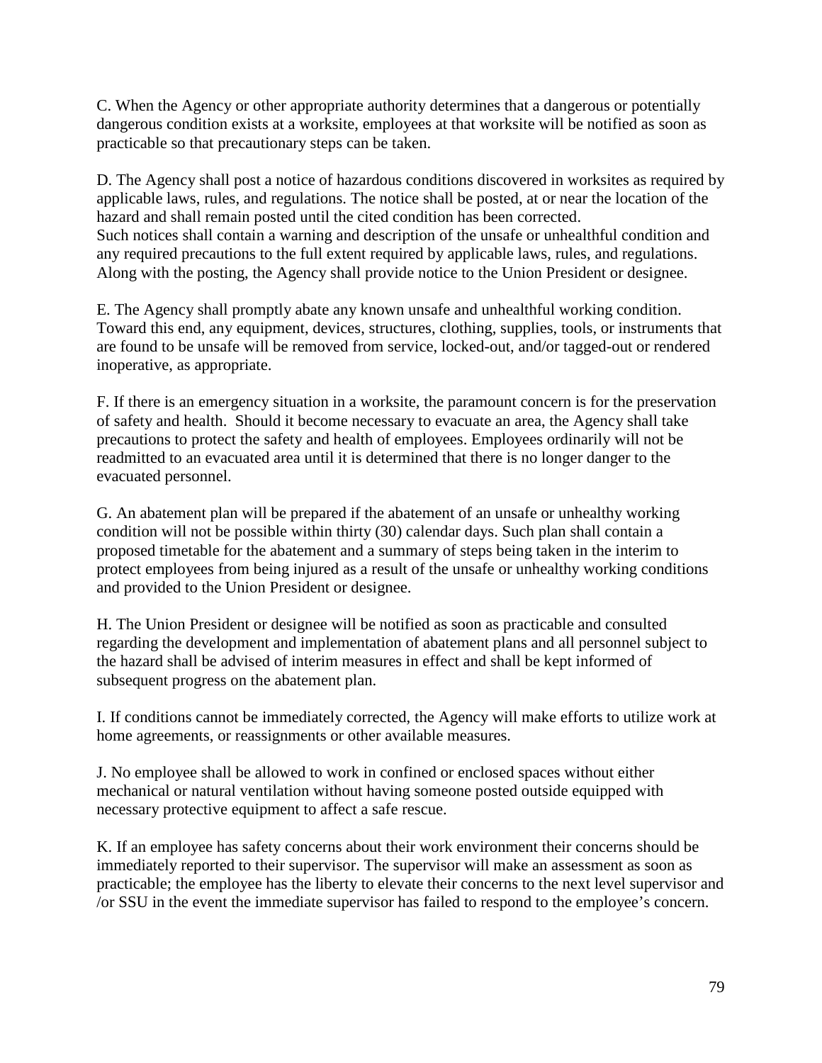C. When the Agency or other appropriate authority determines that a dangerous or potentially dangerous condition exists at a worksite, employees at that worksite will be notified as soon as practicable so that precautionary steps can be taken.

D. The Agency shall post a notice of hazardous conditions discovered in worksites as required by applicable laws, rules, and regulations. The notice shall be posted, at or near the location of the hazard and shall remain posted until the cited condition has been corrected.
Such notices shall contain a warning and description of the unsafe or unhealthful condition and any required precautions to the full extent required by applicable laws, rules, and regulations. Along with the posting, the Agency shall provide notice to the Union President or designee.

E. The Agency shall promptly abate any known unsafe and unhealthful working condition. Toward this end, any equipment, devices, structures, clothing, supplies, tools, or instruments that are found to be unsafe will be removed from service, locked-out, and/or tagged-out or rendered inoperative, as appropriate.

F. If there is an emergency situation in a worksite, the paramount concern is for the preservation of safety and health. Should it become necessary to evacuate an area, the Agency shall take precautions to protect the safety and health of employees. Employees ordinarily will not be readmitted to an evacuated area until it is determined that there is no longer danger to the evacuated personnel.

G. An abatement plan will be prepared if the abatement of an unsafe or unhealthy working condition will not be possible within thirty (30) calendar days. Such plan shall contain a proposed timetable for the abatement and a summary of steps being taken in the interim to protect employees from being injured as a result of the unsafe or unhealthy working conditions and provided to the Union President or designee.

H. The Union President or designee will be notified as soon as practicable and consulted regarding the development and implementation of abatement plans and all personnel subject to the hazard shall be advised of interim measures in effect and shall be kept informed of subsequent progress on the abatement plan.

I. If conditions cannot be immediately corrected, the Agency will make efforts to utilize work at home agreements, or reassignments or other available measures.

J. No employee shall be allowed to work in confined or enclosed spaces without either mechanical or natural ventilation without having someone posted outside equipped with necessary protective equipment to affect a safe rescue.

K. If an employee has safety concerns about their work environment their concerns should be immediately reported to their supervisor. The supervisor will make an assessment as soon as practicable; the employee has the liberty to elevate their concerns to the next level supervisor and /or SSU in the event the immediate supervisor has failed to respond to the employee's concern.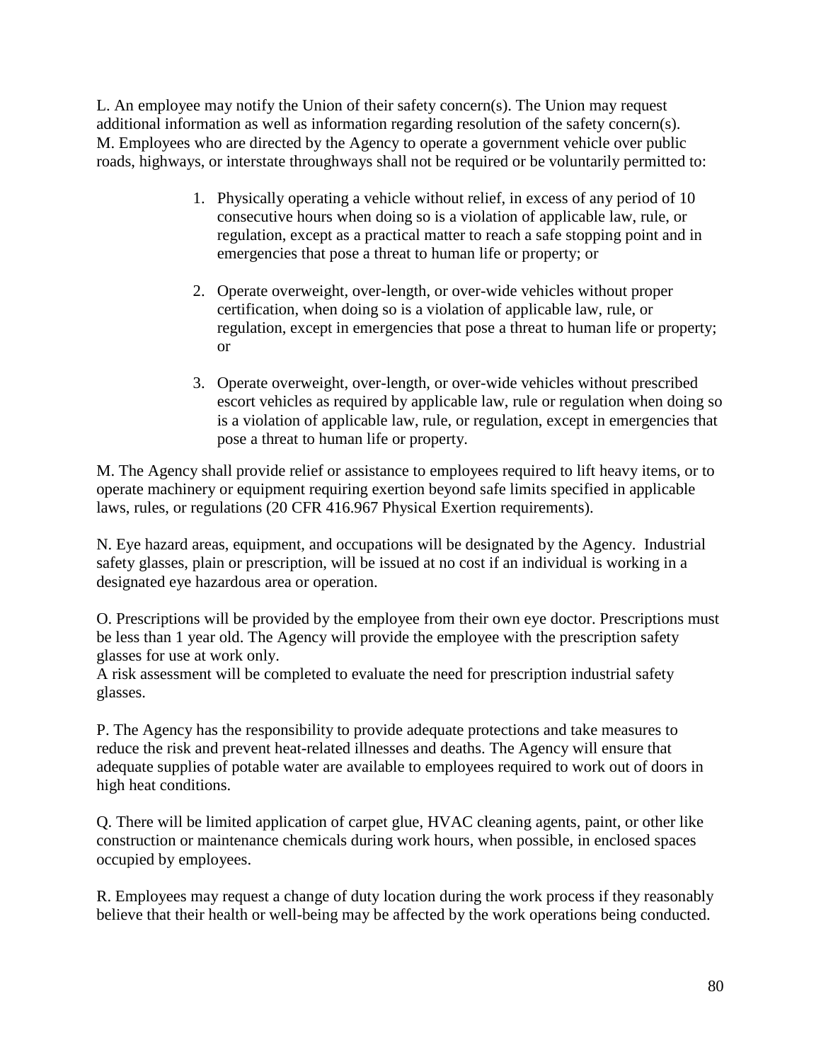L. An employee may notify the Union of their safety concern(s). The Union may request additional information as well as information regarding resolution of the safety concern(s).
M. Employees who are directed by the Agency to operate a government vehicle over public roads, highways, or interstate throughways shall not be required or be voluntarily permitted to:

1. Physically operating a vehicle without relief, in excess of any period of 10 consecutive hours when doing so is a violation of applicable law, rule, or regulation, except as a practical matter to reach a safe stopping point and in emergencies that pose a threat to human life or property; or

2. Operate overweight, over-length, or over-wide vehicles without proper certification, when doing so is a violation of applicable law, rule, or regulation, except in emergencies that pose a threat to human life or property; or

3. Operate overweight, over-length, or over-wide vehicles without prescribed escort vehicles as required by applicable law, rule or regulation when doing so is a violation of applicable law, rule, or regulation, except in emergencies that pose a threat to human life or property.

M. The Agency shall provide relief or assistance to employees required to lift heavy items, or to operate machinery or equipment requiring exertion beyond safe limits specified in applicable laws, rules, or regulations (20 CFR 416.967 Physical Exertion requirements).

N. Eye hazard areas, equipment, and occupations will be designated by the Agency. Industrial safety glasses, plain or prescription, will be issued at no cost if an individual is working in a designated eye hazardous area or operation.

O. Prescriptions will be provided by the employee from their own eye doctor. Prescriptions must be less than 1 year old. The Agency will provide the employee with the prescription safety glasses for use at work only.
A risk assessment will be completed to evaluate the need for prescription industrial safety glasses.

P. The Agency has the responsibility to provide adequate protections and take measures to reduce the risk and prevent heat-related illnesses and deaths. The Agency will ensure that adequate supplies of potable water are available to employees required to work out of doors in high heat conditions.

Q. There will be limited application of carpet glue, HVAC cleaning agents, paint, or other like construction or maintenance chemicals during work hours, when possible, in enclosed spaces occupied by employees.

R. Employees may request a change of duty location during the work process if they reasonably believe that their health or well-being may be affected by the work operations being conducted.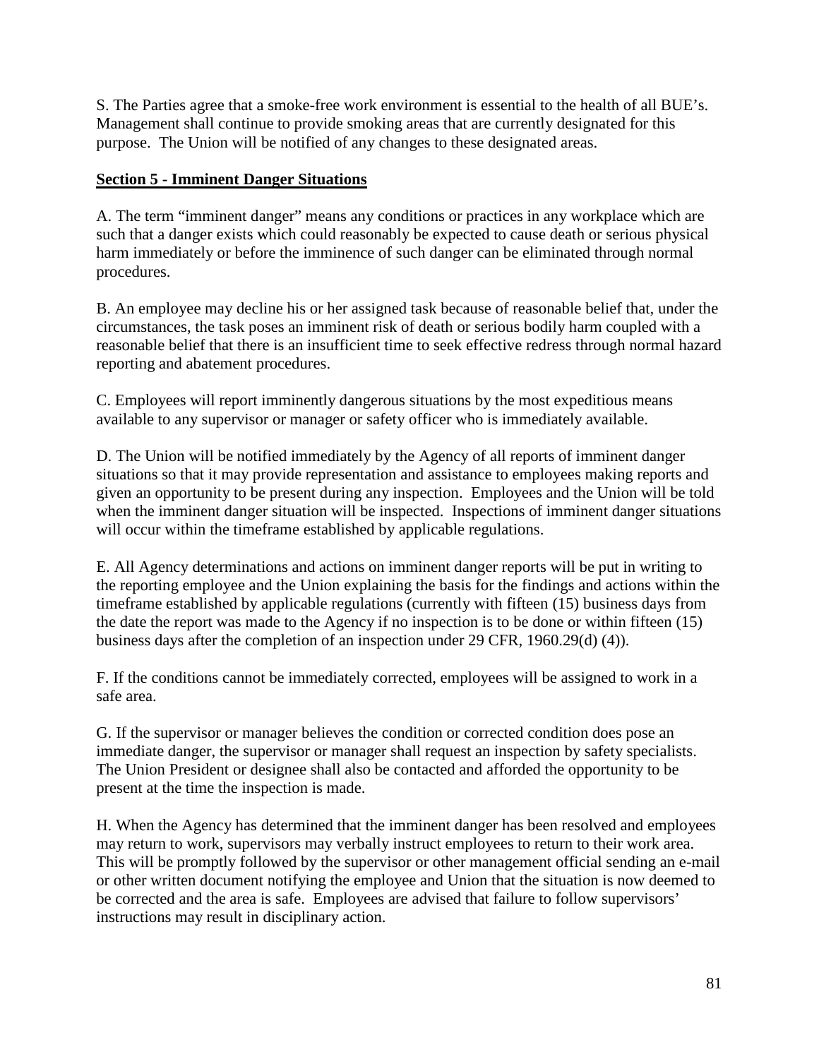S. The Parties agree that a smoke-free work environment is essential to the health of all BUE's. Management shall continue to provide smoking areas that are currently designated for this purpose. The Union will be notified of any changes to these designated areas.

**Section 5 - Imminent Danger Situations**

A. The term "imminent danger" means any conditions or practices in any workplace which are such that a danger exists which could reasonably be expected to cause death or serious physical harm immediately or before the imminence of such danger can be eliminated through normal procedures.

B. An employee may decline his or her assigned task because of reasonable belief that, under the circumstances, the task poses an imminent risk of death or serious bodily harm coupled with a reasonable belief that there is an insufficient time to seek effective redress through normal hazard reporting and abatement procedures.

C. Employees will report imminently dangerous situations by the most expeditious means available to any supervisor or manager or safety officer who is immediately available.

D. The Union will be notified immediately by the Agency of all reports of imminent danger situations so that it may provide representation and assistance to employees making reports and given an opportunity to be present during any inspection. Employees and the Union will be told when the imminent danger situation will be inspected. Inspections of imminent danger situations will occur within the timeframe established by applicable regulations.

E. All Agency determinations and actions on imminent danger reports will be put in writing to the reporting employee and the Union explaining the basis for the findings and actions within the timeframe established by applicable regulations (currently with fifteen (15) business days from the date the report was made to the Agency if no inspection is to be done or within fifteen (15) business days after the completion of an inspection under 29 CFR, 1960.29(d) (4)).

F. If the conditions cannot be immediately corrected, employees will be assigned to work in a safe area.

G. If the supervisor or manager believes the condition or corrected condition does pose an immediate danger, the supervisor or manager shall request an inspection by safety specialists. The Union President or designee shall also be contacted and afforded the opportunity to be present at the time the inspection is made.

H. When the Agency has determined that the imminent danger has been resolved and employees may return to work, supervisors may verbally instruct employees to return to their work area. This will be promptly followed by the supervisor or other management official sending an e-mail or other written document notifying the employee and Union that the situation is now deemed to be corrected and the area is safe. Employees are advised that failure to follow supervisors' instructions may result in disciplinary action.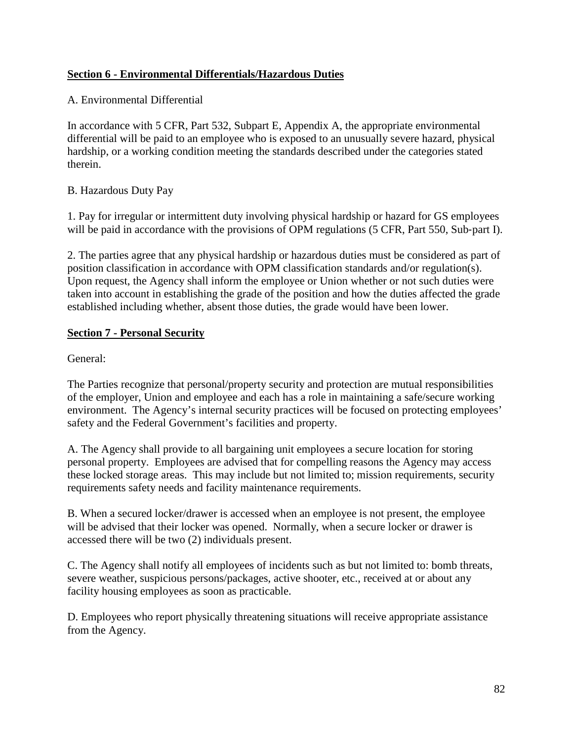**Section 6 - Environmental Differentials/Hazardous Duties**

A. Environmental Differential

In accordance with 5 CFR, Part 532, Subpart E, Appendix A, the appropriate environmental differential will be paid to an employee who is exposed to an unusually severe hazard, physical hardship, or a working condition meeting the standards described under the categories stated therein.

B. Hazardous Duty Pay

1. Pay for irregular or intermittent duty involving physical hardship or hazard for GS employees will be paid in accordance with the provisions of OPM regulations (5 CFR, Part 550, Sub-part I).

2. The parties agree that any physical hardship or hazardous duties must be considered as part of position classification in accordance with OPM classification standards and/or regulation(s). Upon request, the Agency shall inform the employee or Union whether or not such duties were taken into account in establishing the grade of the position and how the duties affected the grade established including whether, absent those duties, the grade would have been lower.

**Section 7 - Personal Security**

General:

The Parties recognize that personal/property security and protection are mutual responsibilities of the employer, Union and employee and each has a role in maintaining a safe/secure working environment. The Agency's internal security practices will be focused on protecting employees' safety and the Federal Government's facilities and property.

A. The Agency shall provide to all bargaining unit employees a secure location for storing personal property. Employees are advised that for compelling reasons the Agency may access these locked storage areas. This may include but not limited to; mission requirements, security requirements safety needs and facility maintenance requirements.

B. When a secured locker/drawer is accessed when an employee is not present, the employee will be advised that their locker was opened. Normally, when a secure locker or drawer is accessed there will be two (2) individuals present.

C. The Agency shall notify all employees of incidents such as but not limited to: bomb threats, severe weather, suspicious persons/packages, active shooter, etc., received at or about any facility housing employees as soon as practicable.

D. Employees who report physically threatening situations will receive appropriate assistance from the Agency.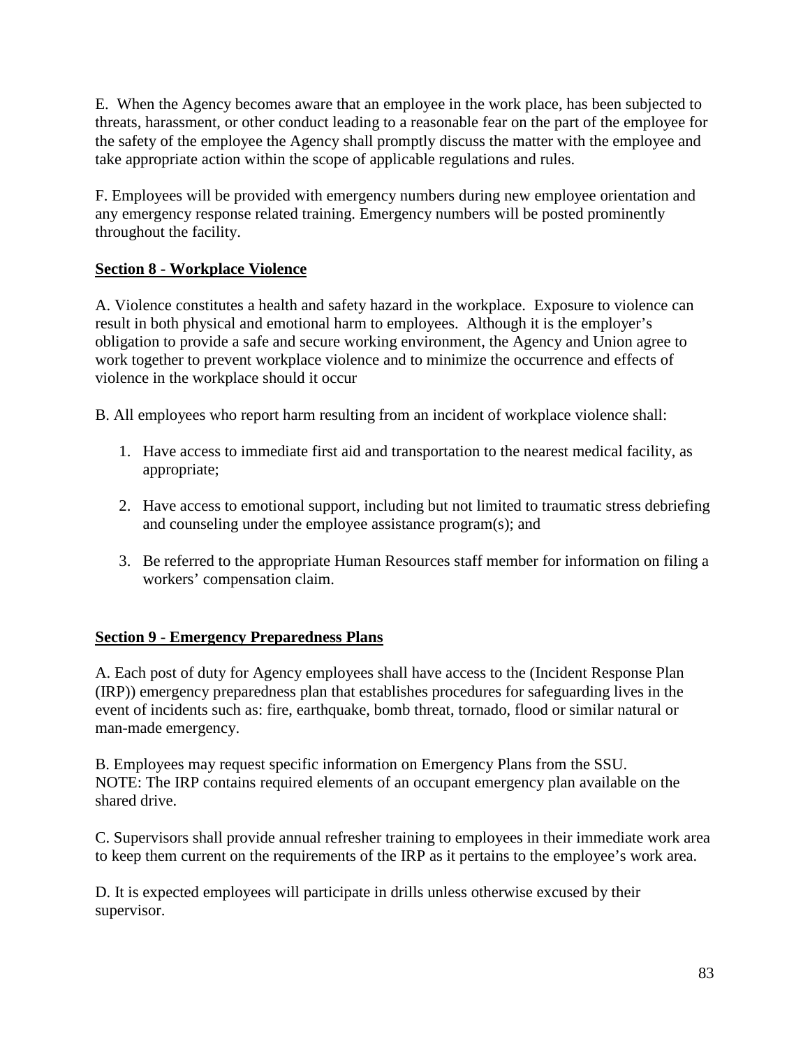E. When the Agency becomes aware that an employee in the work place, has been subjected to threats, harassment, or other conduct leading to a reasonable fear on the part of the employee for the safety of the employee the Agency shall promptly discuss the matter with the employee and take appropriate action within the scope of applicable regulations and rules.

F. Employees will be provided with emergency numbers during new employee orientation and any emergency response related training. Emergency numbers will be posted prominently throughout the facility.

**Section 8 - Workplace Violence**

A. Violence constitutes a health and safety hazard in the workplace. Exposure to violence can result in both physical and emotional harm to employees. Although it is the employer's obligation to provide a safe and secure working environment, the Agency and Union agree to work together to prevent workplace violence and to minimize the occurrence and effects of violence in the workplace should it occur

B. All employees who report harm resulting from an incident of workplace violence shall:

1. Have access to immediate first aid and transportation to the nearest medical facility, as appropriate;

2. Have access to emotional support, including but not limited to traumatic stress debriefing and counseling under the employee assistance program(s); and

3. Be referred to the appropriate Human Resources staff member for information on filing a workers' compensation claim.

**Section 9 - Emergency Preparedness Plans**

A. Each post of duty for Agency employees shall have access to the (Incident Response Plan (IRP)) emergency preparedness plan that establishes procedures for safeguarding lives in the event of incidents such as: fire, earthquake, bomb threat, tornado, flood or similar natural or man-made emergency.

B. Employees may request specific information on Emergency Plans from the SSU.
NOTE: The IRP contains required elements of an occupant emergency plan available on the shared drive.

C. Supervisors shall provide annual refresher training to employees in their immediate work area to keep them current on the requirements of the IRP as it pertains to the employee's work area.

D. It is expected employees will participate in drills unless otherwise excused by their supervisor.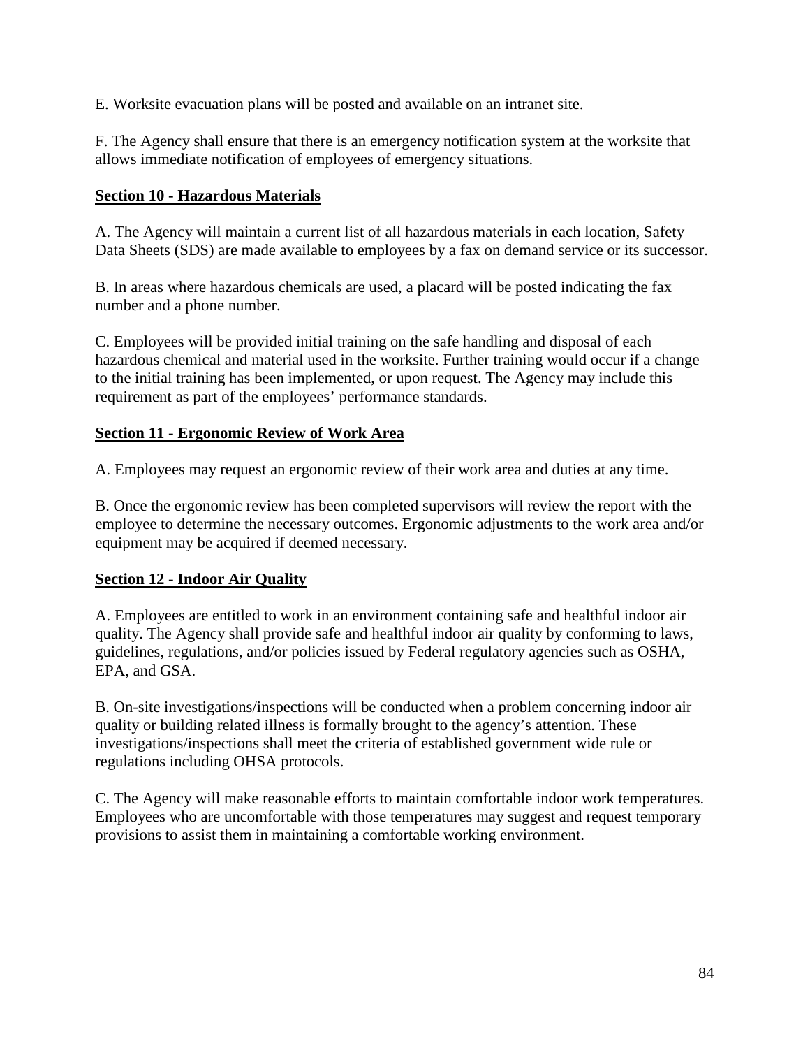E. Worksite evacuation plans will be posted and available on an intranet site.

F. The Agency shall ensure that there is an emergency notification system at the worksite that allows immediate notification of employees of emergency situations.

**Section 10 - Hazardous Materials**

A. The Agency will maintain a current list of all hazardous materials in each location, Safety Data Sheets (SDS) are made available to employees by a fax on demand service or its successor.

B. In areas where hazardous chemicals are used, a placard will be posted indicating the fax number and a phone number.

C. Employees will be provided initial training on the safe handling and disposal of each hazardous chemical and material used in the worksite. Further training would occur if a change to the initial training has been implemented, or upon request. The Agency may include this requirement as part of the employees' performance standards.

**Section 11 - Ergonomic Review of Work Area**

A. Employees may request an ergonomic review of their work area and duties at any time.

B. Once the ergonomic review has been completed supervisors will review the report with the employee to determine the necessary outcomes. Ergonomic adjustments to the work area and/or equipment may be acquired if deemed necessary.

**Section 12 - Indoor Air Quality**

A. Employees are entitled to work in an environment containing safe and healthful indoor air quality. The Agency shall provide safe and healthful indoor air quality by conforming to laws, guidelines, regulations, and/or policies issued by Federal regulatory agencies such as OSHA, EPA, and GSA.

B. On-site investigations/inspections will be conducted when a problem concerning indoor air quality or building related illness is formally brought to the agency's attention. These investigations/inspections shall meet the criteria of established government wide rule or regulations including OHSA protocols.

C. The Agency will make reasonable efforts to maintain comfortable indoor work temperatures. Employees who are uncomfortable with those temperatures may suggest and request temporary provisions to assist them in maintaining a comfortable working environment.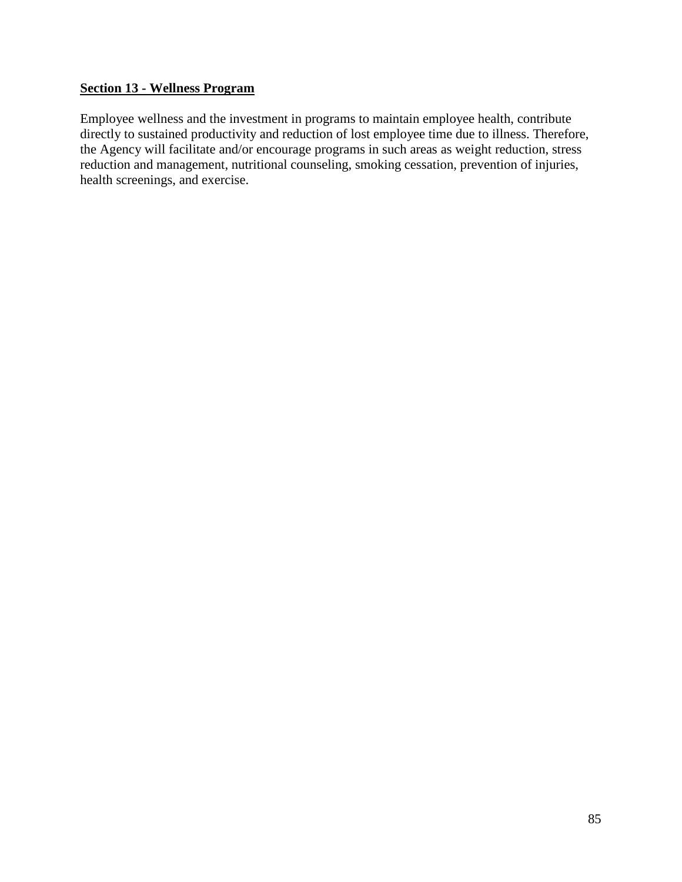**Section 13 - Wellness Program**

Employee wellness and the investment in programs to maintain employee health, contribute directly to sustained productivity and reduction of lost employee time due to illness. Therefore, the Agency will facilitate and/or encourage programs in such areas as weight reduction, stress reduction and management, nutritional counseling, smoking cessation, prevention of injuries, health screenings, and exercise.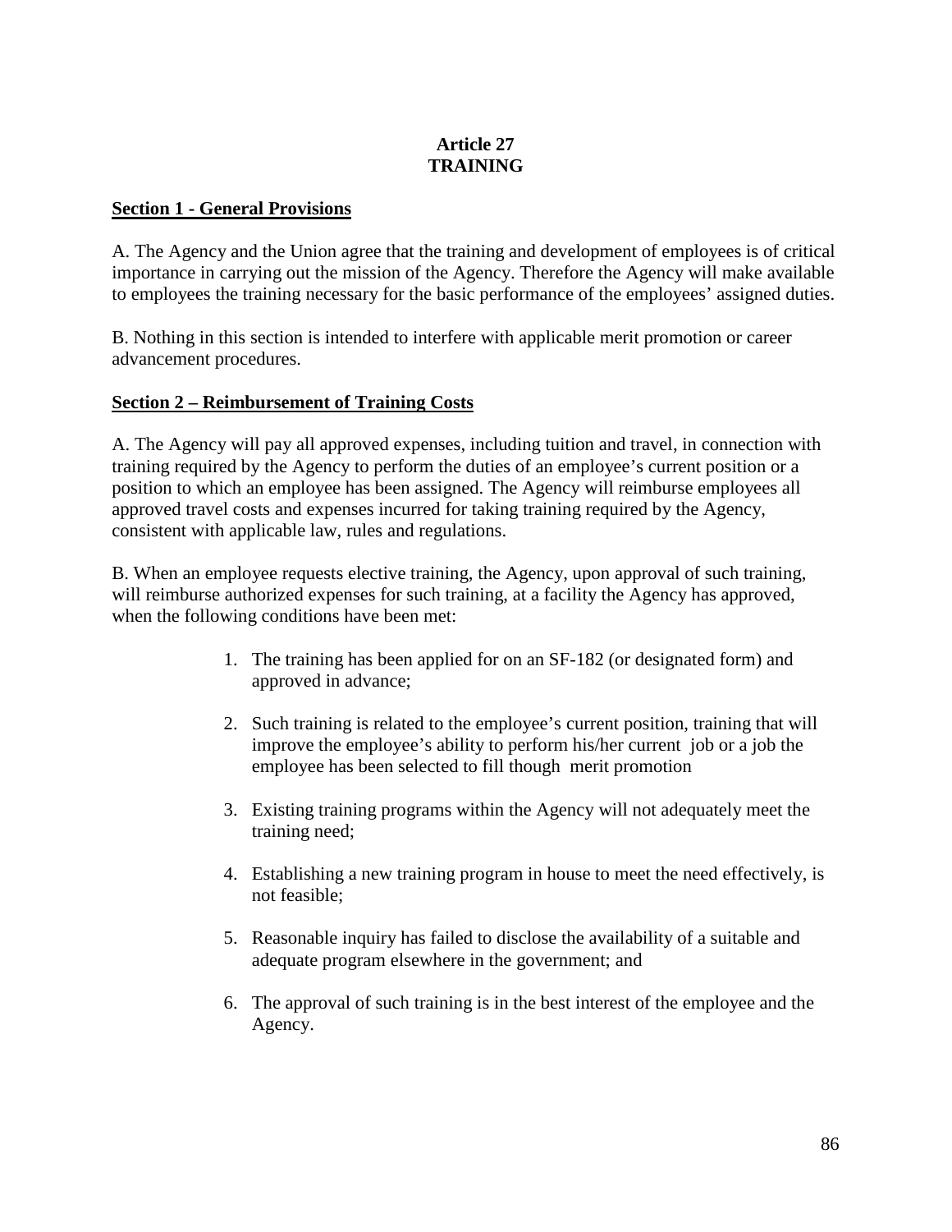# Article 27
# TRAINING

## Section 1 - General Provisions

A. The Agency and the Union agree that the training and development of employees is of critical importance in carrying out the mission of the Agency. Therefore the Agency will make available to employees the training necessary for the basic performance of the employees' assigned duties.

B. Nothing in this section is intended to interfere with applicable merit promotion or career advancement procedures.

## Section 2 – Reimbursement of Training Costs

A. The Agency will pay all approved expenses, including tuition and travel, in connection with training required by the Agency to perform the duties of an employee's current position or a position to which an employee has been assigned. The Agency will reimburse employees all approved travel costs and expenses incurred for taking training required by the Agency, consistent with applicable law, rules and regulations.

B. When an employee requests elective training, the Agency, upon approval of such training, will reimburse authorized expenses for such training, at a facility the Agency has approved, when the following conditions have been met:

1. The training has been applied for on an SF-182 (or designated form) and approved in advance;
2. Such training is related to the employee's current position, training that will improve the employee's ability to perform his/her current job or a job the employee has been selected to fill though merit promotion
3. Existing training programs within the Agency will not adequately meet the training need;
4. Establishing a new training program in house to meet the need effectively, is not feasible;
5. Reasonable inquiry has failed to disclose the availability of a suitable and adequate program elsewhere in the government; and
6. The approval of such training is in the best interest of the employee and the Agency.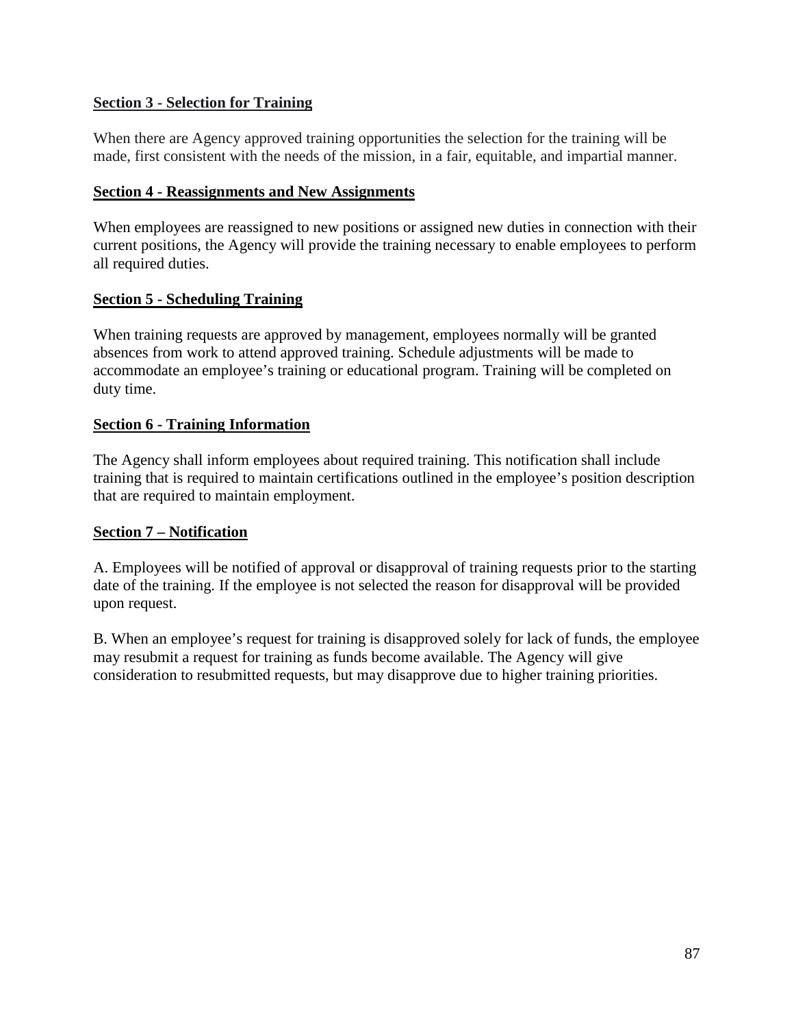**Section 3 - Selection for Training**

When there are Agency approved training opportunities the selection for the training will be made, first consistent with the needs of the mission, in a fair, equitable, and impartial manner.

**Section 4 - Reassignments and New Assignments**

When employees are reassigned to new positions or assigned new duties in connection with their current positions, the Agency will provide the training necessary to enable employees to perform all required duties.

**Section 5 - Scheduling Training**

When training requests are approved by management, employees normally will be granted absences from work to attend approved training. Schedule adjustments will be made to accommodate an employee's training or educational program. Training will be completed on duty time.

**Section 6 - Training Information**

The Agency shall inform employees about required training. This notification shall include training that is required to maintain certifications outlined in the employee's position description that are required to maintain employment.

**Section 7 – Notification**

A. Employees will be notified of approval or disapproval of training requests prior to the starting date of the training. If the employee is not selected the reason for disapproval will be provided upon request.

B. When an employee's request for training is disapproved solely for lack of funds, the employee may resubmit a request for training as funds become available. The Agency will give consideration to resubmitted requests, but may disapprove due to higher training priorities.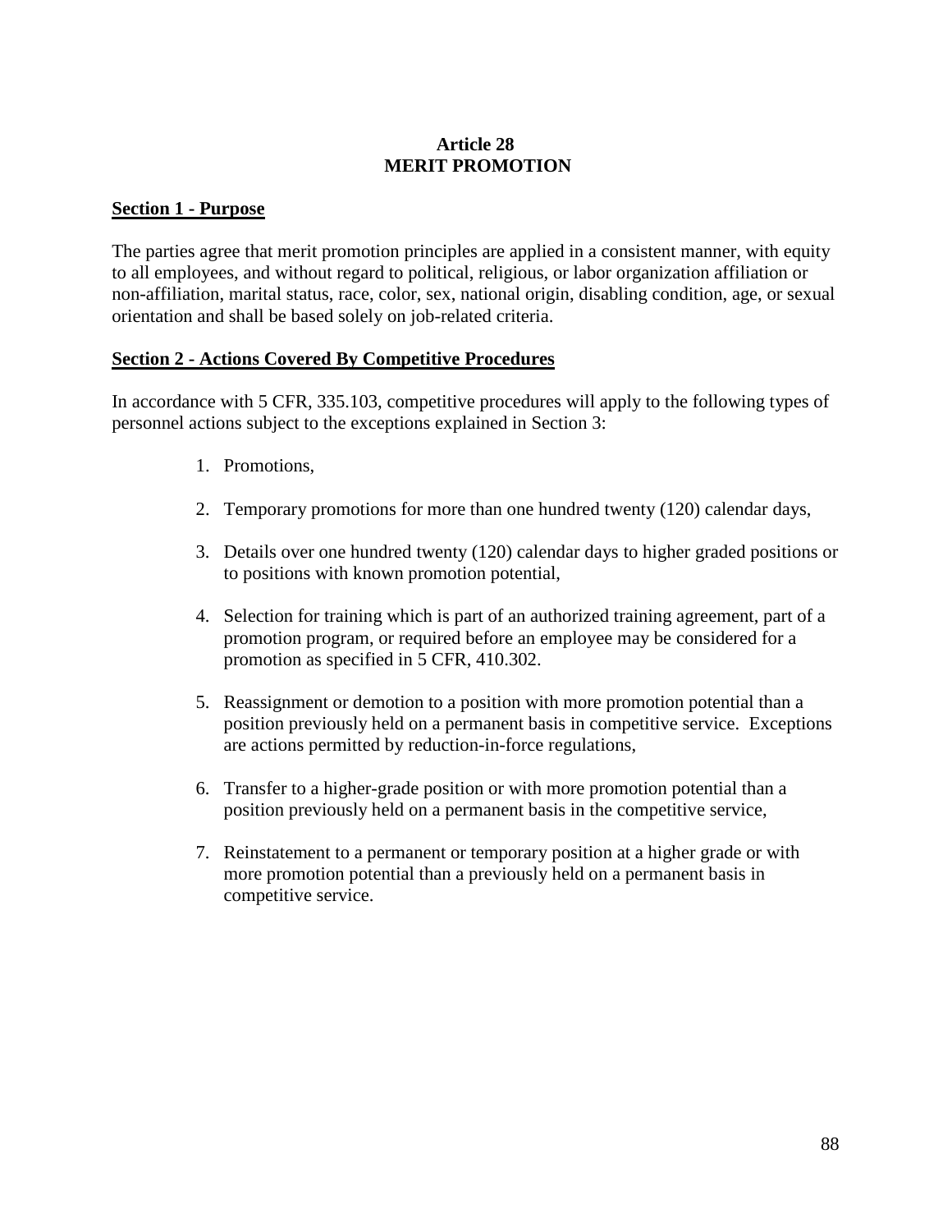# Article 28
# MERIT PROMOTION

## Section 1 - Purpose

The parties agree that merit promotion principles are applied in a consistent manner, with equity to all employees, and without regard to political, religious, or labor organization affiliation or non-affiliation, marital status, race, color, sex, national origin, disabling condition, age, or sexual orientation and shall be based solely on job-related criteria.

## Section 2 - Actions Covered By Competitive Procedures

In accordance with 5 CFR, 335.103, competitive procedures will apply to the following types of personnel actions subject to the exceptions explained in Section 3:

1. Promotions,
2. Temporary promotions for more than one hundred twenty (120) calendar days,
3. Details over one hundred twenty (120) calendar days to higher graded positions or to positions with known promotion potential,
4. Selection for training which is part of an authorized training agreement, part of a promotion program, or required before an employee may be considered for a promotion as specified in 5 CFR, 410.302.
5. Reassignment or demotion to a position with more promotion potential than a position previously held on a permanent basis in competitive service. Exceptions are actions permitted by reduction-in-force regulations,
6. Transfer to a higher-grade position or with more promotion potential than a position previously held on a permanent basis in the competitive service,
7. Reinstatement to a permanent or temporary position at a higher grade or with more promotion potential than a previously held on a permanent basis in competitive service.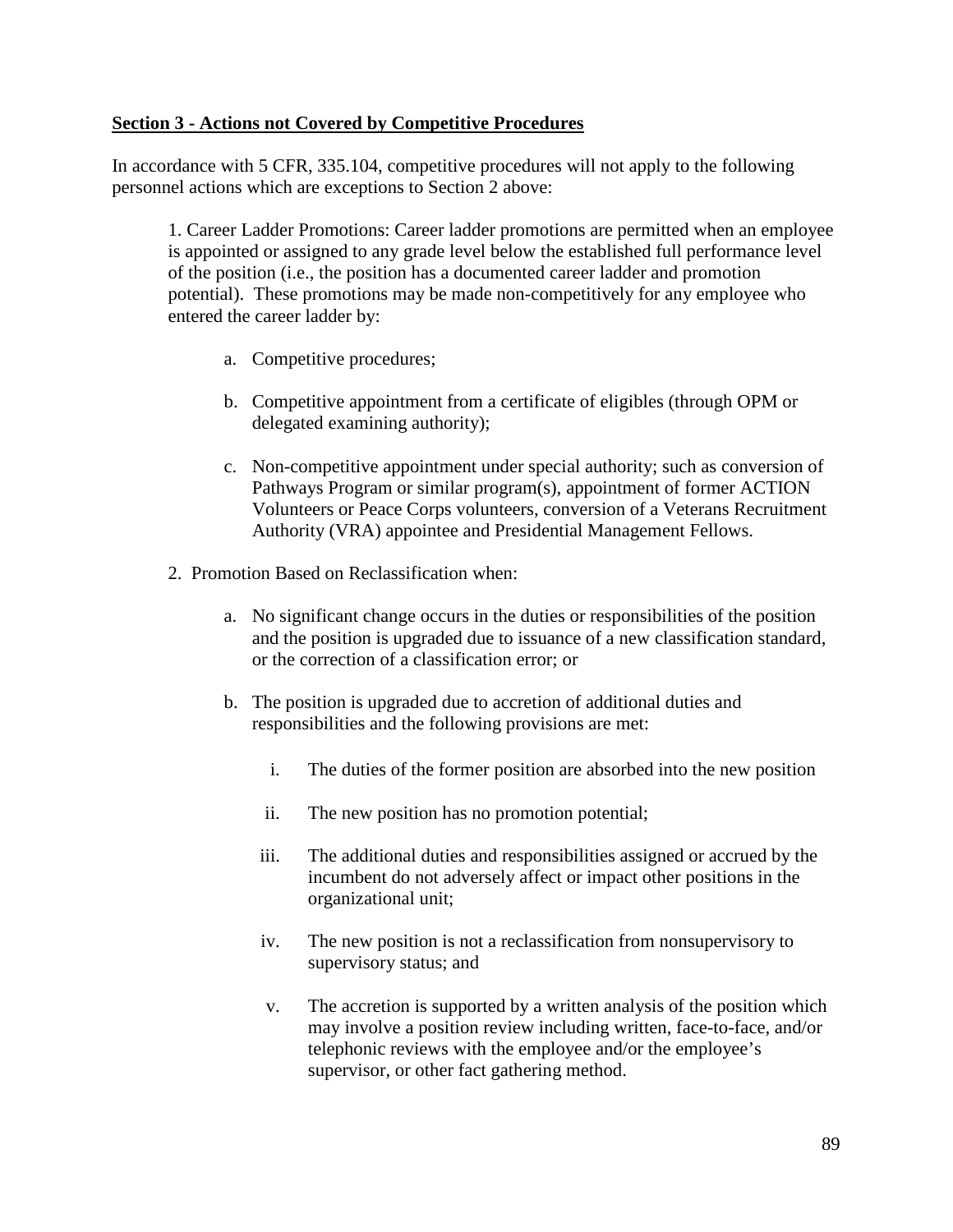**Section 3 - Actions not Covered by Competitive Procedures**

In accordance with 5 CFR, 335.104, competitive procedures will not apply to the following personnel actions which are exceptions to Section 2 above:

1. Career Ladder Promotions: Career ladder promotions are permitted when an employee is appointed or assigned to any grade level below the established full performance level of the position (i.e., the position has a documented career ladder and promotion potential). These promotions may be made non-competitively for any employee who entered the career ladder by:

    a. Competitive procedures;

    b. Competitive appointment from a certificate of eligibles (through OPM or delegated examining authority);

    c. Non-competitive appointment under special authority; such as conversion of Pathways Program or similar program(s), appointment of former ACTION Volunteers or Peace Corps volunteers, conversion of a Veterans Recruitment Authority (VRA) appointee and Presidential Management Fellows.

2. Promotion Based on Reclassification when:

    a. No significant change occurs in the duties or responsibilities of the position and the position is upgraded due to issuance of a new classification standard, or the correction of a classification error; or

    b. The position is upgraded due to accretion of additional duties and responsibilities and the following provisions are met:

        i. The duties of the former position are absorbed into the new position

        ii. The new position has no promotion potential;

        iii. The additional duties and responsibilities assigned or accrued by the incumbent do not adversely affect or impact other positions in the organizational unit;

        iv. The new position is not a reclassification from nonsupervisory to supervisory status; and

        v. The accretion is supported by a written analysis of the position which may involve a position review including written, face-to-face, and/or telephonic reviews with the employee and/or the employee's supervisor, or other fact gathering method.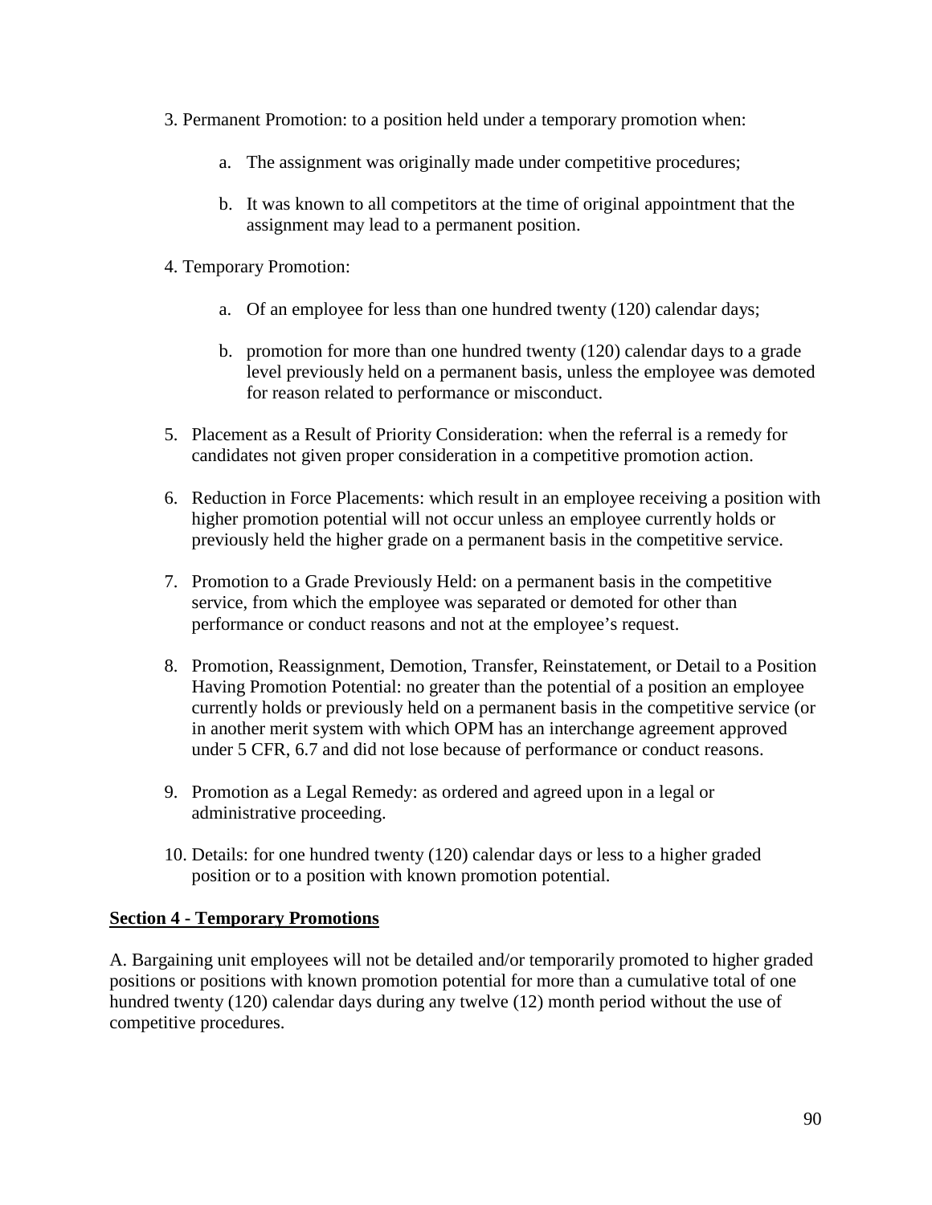3. Permanent Promotion: to a position held under a temporary promotion when:

    a. The assignment was originally made under competitive procedures;

    b. It was known to all competitors at the time of original appointment that the assignment may lead to a permanent position.

4. Temporary Promotion:

    a. Of an employee for less than one hundred twenty (120) calendar days;

    b. promotion for more than one hundred twenty (120) calendar days to a grade level previously held on a permanent basis, unless the employee was demoted for reason related to performance or misconduct.

5. Placement as a Result of Priority Consideration: when the referral is a remedy for candidates not given proper consideration in a competitive promotion action.

6. Reduction in Force Placements: which result in an employee receiving a position with higher promotion potential will not occur unless an employee currently holds or previously held the higher grade on a permanent basis in the competitive service.

7. Promotion to a Grade Previously Held: on a permanent basis in the competitive service, from which the employee was separated or demoted for other than performance or conduct reasons and not at the employee's request.

8. Promotion, Reassignment, Demotion, Transfer, Reinstatement, or Detail to a Position Having Promotion Potential: no greater than the potential of a position an employee currently holds or previously held on a permanent basis in the competitive service (or in another merit system with which OPM has an interchange agreement approved under 5 CFR, 6.7 and did not lose because of performance or conduct reasons.

9. Promotion as a Legal Remedy: as ordered and agreed upon in a legal or administrative proceeding.

10. Details: for one hundred twenty (120) calendar days or less to a higher graded position or to a position with known promotion potential.

**Section 4 - Temporary Promotions**

A. Bargaining unit employees will not be detailed and/or temporarily promoted to higher graded positions or positions with known promotion potential for more than a cumulative total of one hundred twenty (120) calendar days during any twelve (12) month period without the use of competitive procedures.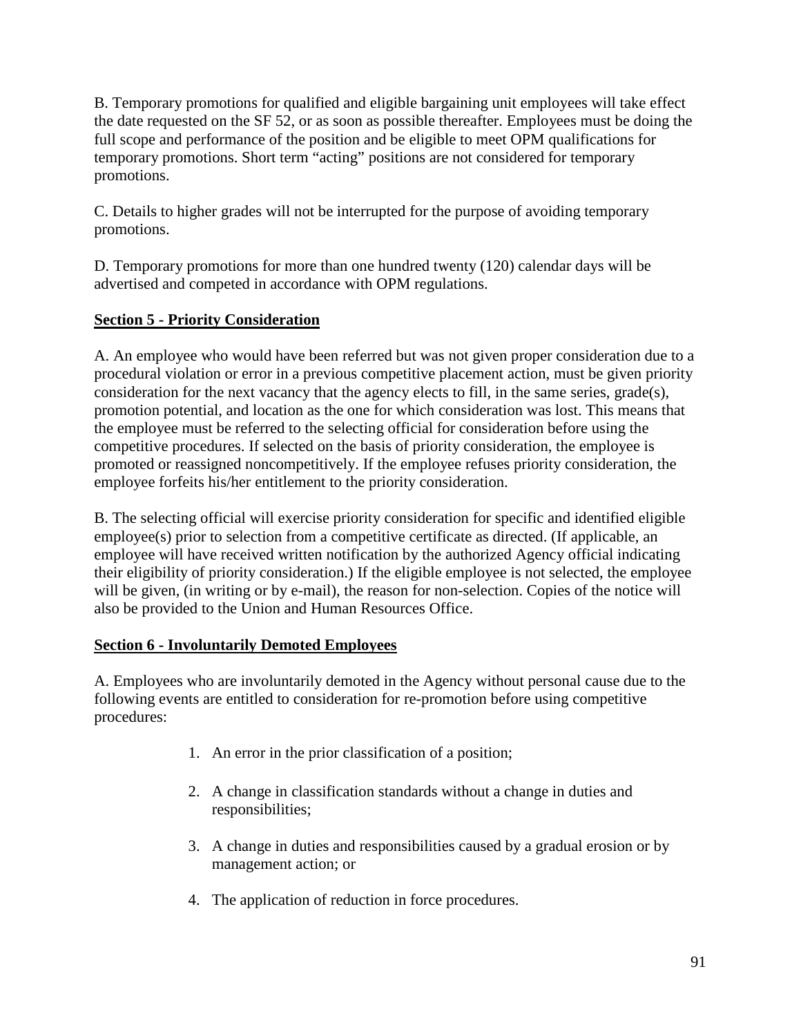B. Temporary promotions for qualified and eligible bargaining unit employees will take effect the date requested on the SF 52, or as soon as possible thereafter. Employees must be doing the full scope and performance of the position and be eligible to meet OPM qualifications for temporary promotions. Short term "acting" positions are not considered for temporary promotions.

C. Details to higher grades will not be interrupted for the purpose of avoiding temporary promotions.

D. Temporary promotions for more than one hundred twenty (120) calendar days will be advertised and competed in accordance with OPM regulations.

**Section 5 - Priority Consideration**

A. An employee who would have been referred but was not given proper consideration due to a procedural violation or error in a previous competitive placement action, must be given priority consideration for the next vacancy that the agency elects to fill, in the same series, grade(s), promotion potential, and location as the one for which consideration was lost. This means that the employee must be referred to the selecting official for consideration before using the competitive procedures. If selected on the basis of priority consideration, the employee is promoted or reassigned noncompetitively. If the employee refuses priority consideration, the employee forfeits his/her entitlement to the priority consideration.

B. The selecting official will exercise priority consideration for specific and identified eligible employee(s) prior to selection from a competitive certificate as directed. (If applicable, an employee will have received written notification by the authorized Agency official indicating their eligibility of priority consideration.) If the eligible employee is not selected, the employee will be given, (in writing or by e-mail), the reason for non-selection. Copies of the notice will also be provided to the Union and Human Resources Office.

**Section 6 - Involuntarily Demoted Employees**

A. Employees who are involuntarily demoted in the Agency without personal cause due to the following events are entitled to consideration for re-promotion before using competitive procedures:

1. An error in the prior classification of a position;
2. A change in classification standards without a change in duties and responsibilities;
3. A change in duties and responsibilities caused by a gradual erosion or by management action; or
4. The application of reduction in force procedures.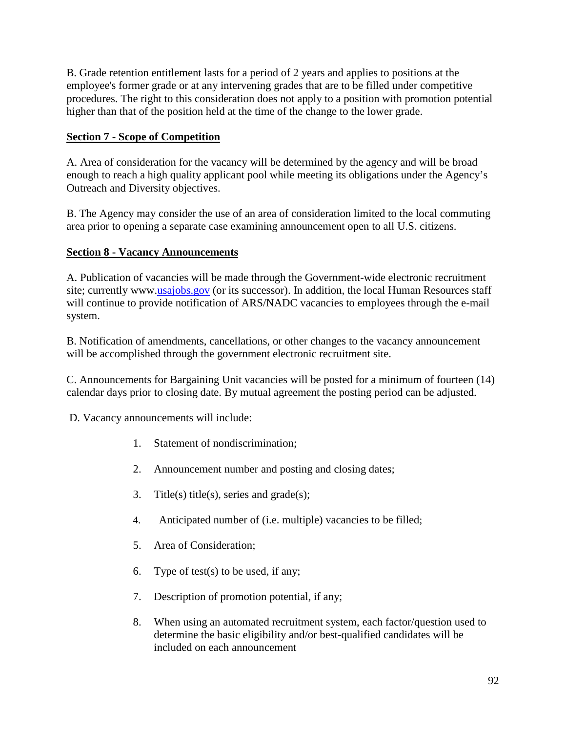B. Grade retention entitlement lasts for a period of 2 years and applies to positions at the employee's former grade or at any intervening grades that are to be filled under competitive procedures. The right to this consideration does not apply to a position with promotion potential higher than that of the position held at the time of the change to the lower grade.

**Section 7 - Scope of Competition**

A. Area of consideration for the vacancy will be determined by the agency and will be broad enough to reach a high quality applicant pool while meeting its obligations under the Agency's Outreach and Diversity objectives.

B. The Agency may consider the use of an area of consideration limited to the local commuting area prior to opening a separate case examining announcement open to all U.S. citizens.

**Section 8 - Vacancy Announcements**

A. Publication of vacancies will be made through the Government-wide electronic recruitment site; currently www.usajobs.gov (or its successor). In addition, the local Human Resources staff will continue to provide notification of ARS/NADC vacancies to employees through the e-mail system.

B. Notification of amendments, cancellations, or other changes to the vacancy announcement will be accomplished through the government electronic recruitment site.

C. Announcements for Bargaining Unit vacancies will be posted for a minimum of fourteen (14) calendar days prior to closing date. By mutual agreement the posting period can be adjusted.

D. Vacancy announcements will include:

1. Statement of nondiscrimination;
2. Announcement number and posting and closing dates;
3. Title(s) title(s), series and grade(s);
4. Anticipated number of (i.e. multiple) vacancies to be filled;
5. Area of Consideration;
6. Type of test(s) to be used, if any;
7. Description of promotion potential, if any;
8. When using an automated recruitment system, each factor/question used to determine the basic eligibility and/or best-qualified candidates will be included on each announcement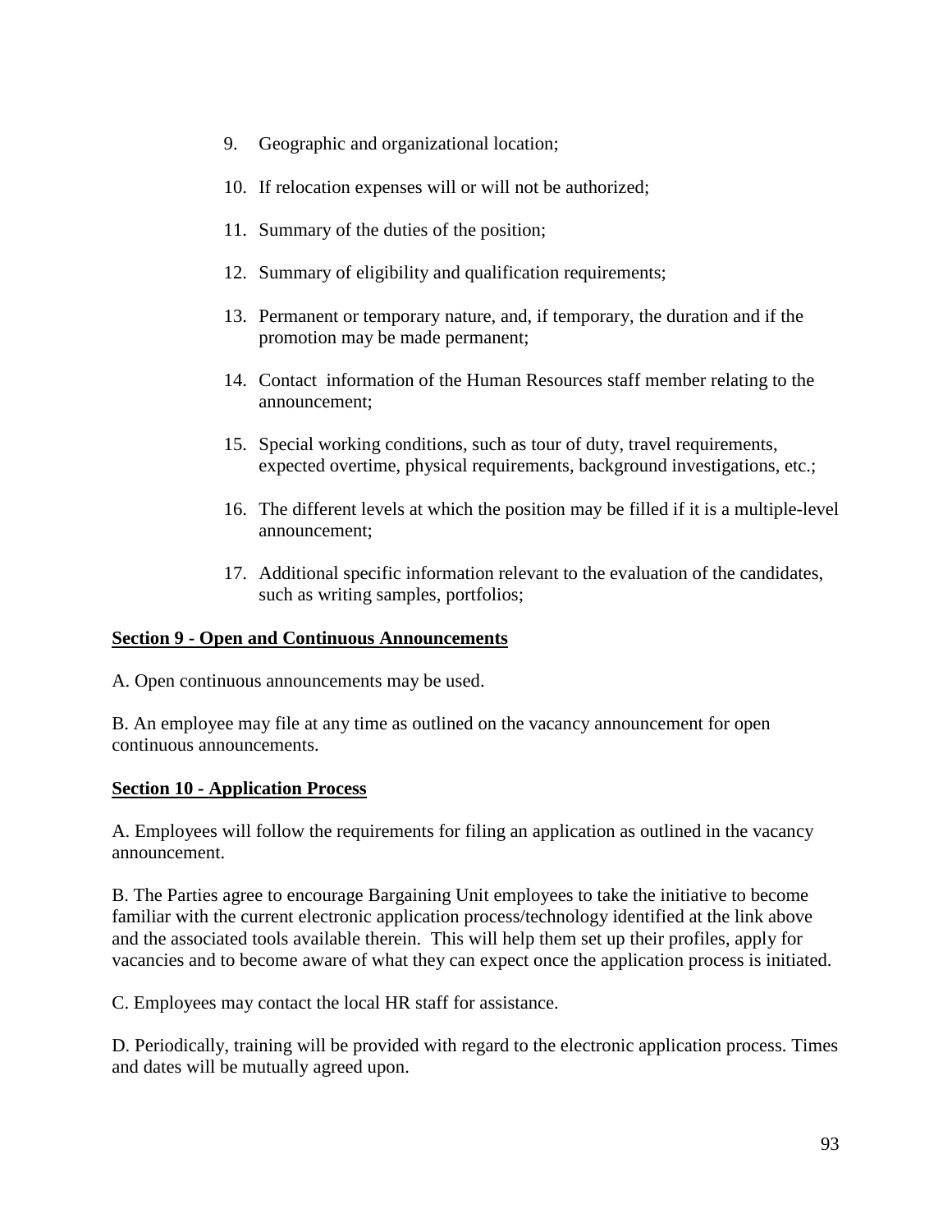9. Geographic and organizational location;

10. If relocation expenses will or will not be authorized;

11. Summary of the duties of the position;

12. Summary of eligibility and qualification requirements;

13. Permanent or temporary nature, and, if temporary, the duration and if the promotion may be made permanent;

14. Contact information of the Human Resources staff member relating to the announcement;

15. Special working conditions, such as tour of duty, travel requirements, expected overtime, physical requirements, background investigations, etc.;

16. The different levels at which the position may be filled if it is a multiple-level announcement;

17. Additional specific information relevant to the evaluation of the candidates, such as writing samples, portfolios;

**Section 9 - Open and Continuous Announcements**

A. Open continuous announcements may be used.

B. An employee may file at any time as outlined on the vacancy announcement for open continuous announcements.

**Section 10 - Application Process**

A. Employees will follow the requirements for filing an application as outlined in the vacancy announcement.

B. The Parties agree to encourage Bargaining Unit employees to take the initiative to become familiar with the current electronic application process/technology identified at the link above and the associated tools available therein. This will help them set up their profiles, apply for vacancies and to become aware of what they can expect once the application process is initiated.

C. Employees may contact the local HR staff for assistance.

D. Periodically, training will be provided with regard to the electronic application process. Times and dates will be mutually agreed upon.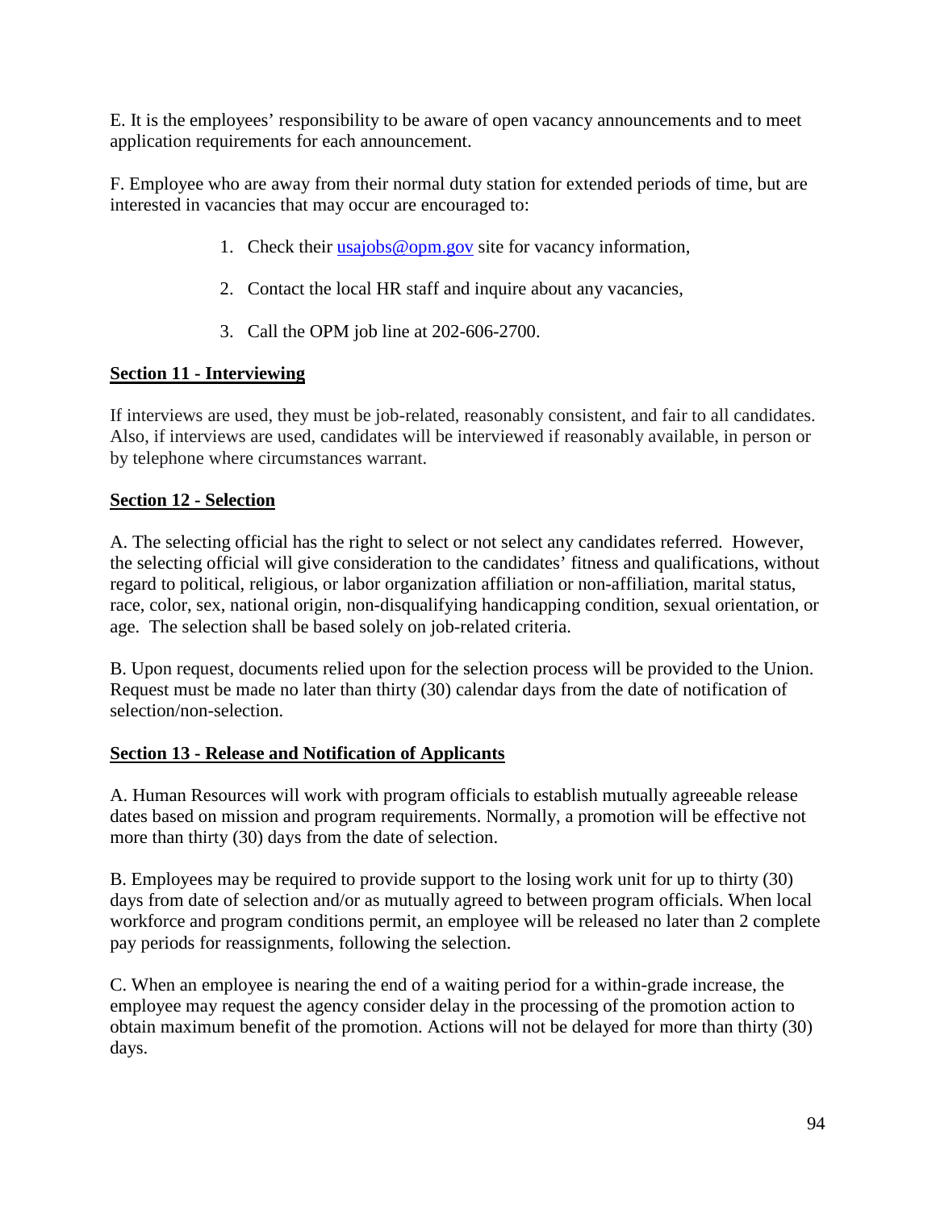E. It is the employees' responsibility to be aware of open vacancy announcements and to meet application requirements for each announcement.

F. Employee who are away from their normal duty station for extended periods of time, but are interested in vacancies that may occur are encouraged to:

1. Check their [usajobs@opm.gov](mailto:usajobs@opm.gov) site for vacancy information,
2. Contact the local HR staff and inquire about any vacancies,
3. Call the OPM job line at 202-606-2700.

**Section 11 - Interviewing**

If interviews are used, they must be job-related, reasonably consistent, and fair to all candidates. Also, if interviews are used, candidates will be interviewed if reasonably available, in person or by telephone where circumstances warrant.

**Section 12 - Selection**

A. The selecting official has the right to select or not select any candidates referred. However, the selecting official will give consideration to the candidates' fitness and qualifications, without regard to political, religious, or labor organization affiliation or non-affiliation, marital status, race, color, sex, national origin, non-disqualifying handicapping condition, sexual orientation, or age. The selection shall be based solely on job-related criteria.

B. Upon request, documents relied upon for the selection process will be provided to the Union. Request must be made no later than thirty (30) calendar days from the date of notification of selection/non-selection.

**Section 13 - Release and Notification of Applicants**

A. Human Resources will work with program officials to establish mutually agreeable release dates based on mission and program requirements. Normally, a promotion will be effective not more than thirty (30) days from the date of selection.

B. Employees may be required to provide support to the losing work unit for up to thirty (30) days from date of selection and/or as mutually agreed to between program officials. When local workforce and program conditions permit, an employee will be released no later than 2 complete pay periods for reassignments, following the selection.

C. When an employee is nearing the end of a waiting period for a within-grade increase, the employee may request the agency consider delay in the processing of the promotion action to obtain maximum benefit of the promotion. Actions will not be delayed for more than thirty (30) days.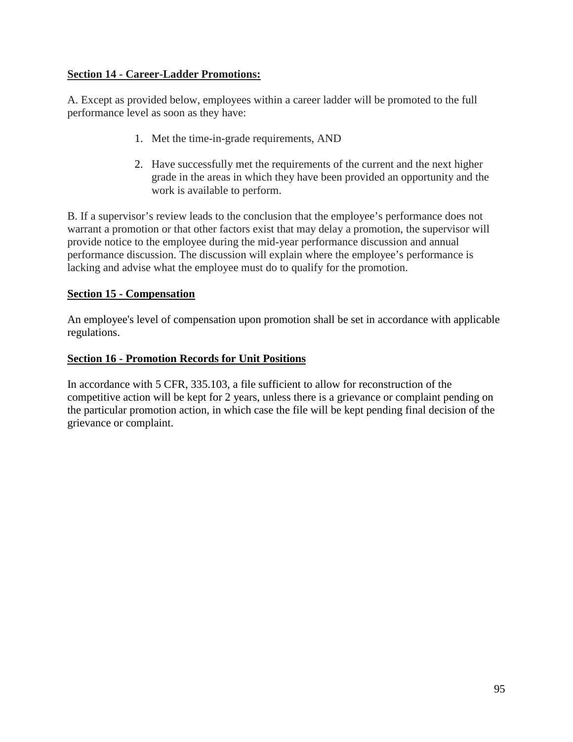**Section 14 - Career-Ladder Promotions:**

A. Except as provided below, employees within a career ladder will be promoted to the full performance level as soon as they have:

1. Met the time-in-grade requirements, AND

2. Have successfully met the requirements of the current and the next higher grade in the areas in which they have been provided an opportunity and the work is available to perform.

B. If a supervisor's review leads to the conclusion that the employee's performance does not warrant a promotion or that other factors exist that may delay a promotion, the supervisor will provide notice to the employee during the mid-year performance discussion and annual performance discussion. The discussion will explain where the employee's performance is lacking and advise what the employee must do to qualify for the promotion.

**Section 15 - Compensation**

An employee's level of compensation upon promotion shall be set in accordance with applicable regulations.

**Section 16 - Promotion Records for Unit Positions**

In accordance with 5 CFR, 335.103, a file sufficient to allow for reconstruction of the competitive action will be kept for 2 years, unless there is a grievance or complaint pending on the particular promotion action, in which case the file will be kept pending final decision of the grievance or complaint.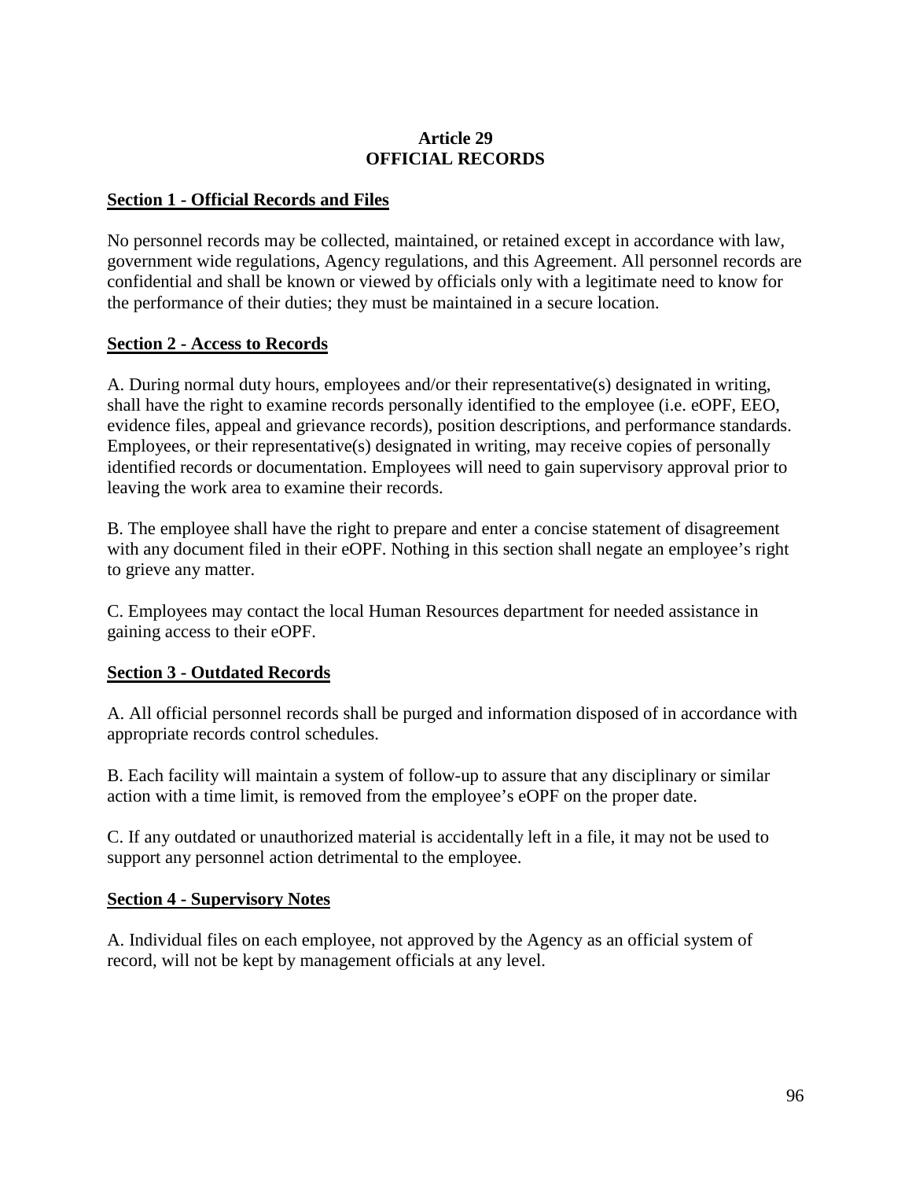# Article 29
# OFFICIAL RECORDS

## Section 1 - Official Records and Files

No personnel records may be collected, maintained, or retained except in accordance with law, government wide regulations, Agency regulations, and this Agreement. All personnel records are confidential and shall be known or viewed by officials only with a legitimate need to know for the performance of their duties; they must be maintained in a secure location.

## Section 2 - Access to Records

A. During normal duty hours, employees and/or their representative(s) designated in writing, shall have the right to examine records personally identified to the employee (i.e. eOPF, EEO, evidence files, appeal and grievance records), position descriptions, and performance standards. Employees, or their representative(s) designated in writing, may receive copies of personally identified records or documentation. Employees will need to gain supervisory approval prior to leaving the work area to examine their records.

B. The employee shall have the right to prepare and enter a concise statement of disagreement with any document filed in their eOPF. Nothing in this section shall negate an employee's right to grieve any matter.

C. Employees may contact the local Human Resources department for needed assistance in gaining access to their eOPF.

## Section 3 - Outdated Records

A. All official personnel records shall be purged and information disposed of in accordance with appropriate records control schedules.

B. Each facility will maintain a system of follow-up to assure that any disciplinary or similar action with a time limit, is removed from the employee's eOPF on the proper date.

C. If any outdated or unauthorized material is accidentally left in a file, it may not be used to support any personnel action detrimental to the employee.

## Section 4 - Supervisory Notes

A. Individual files on each employee, not approved by the Agency as an official system of record, will not be kept by management officials at any level.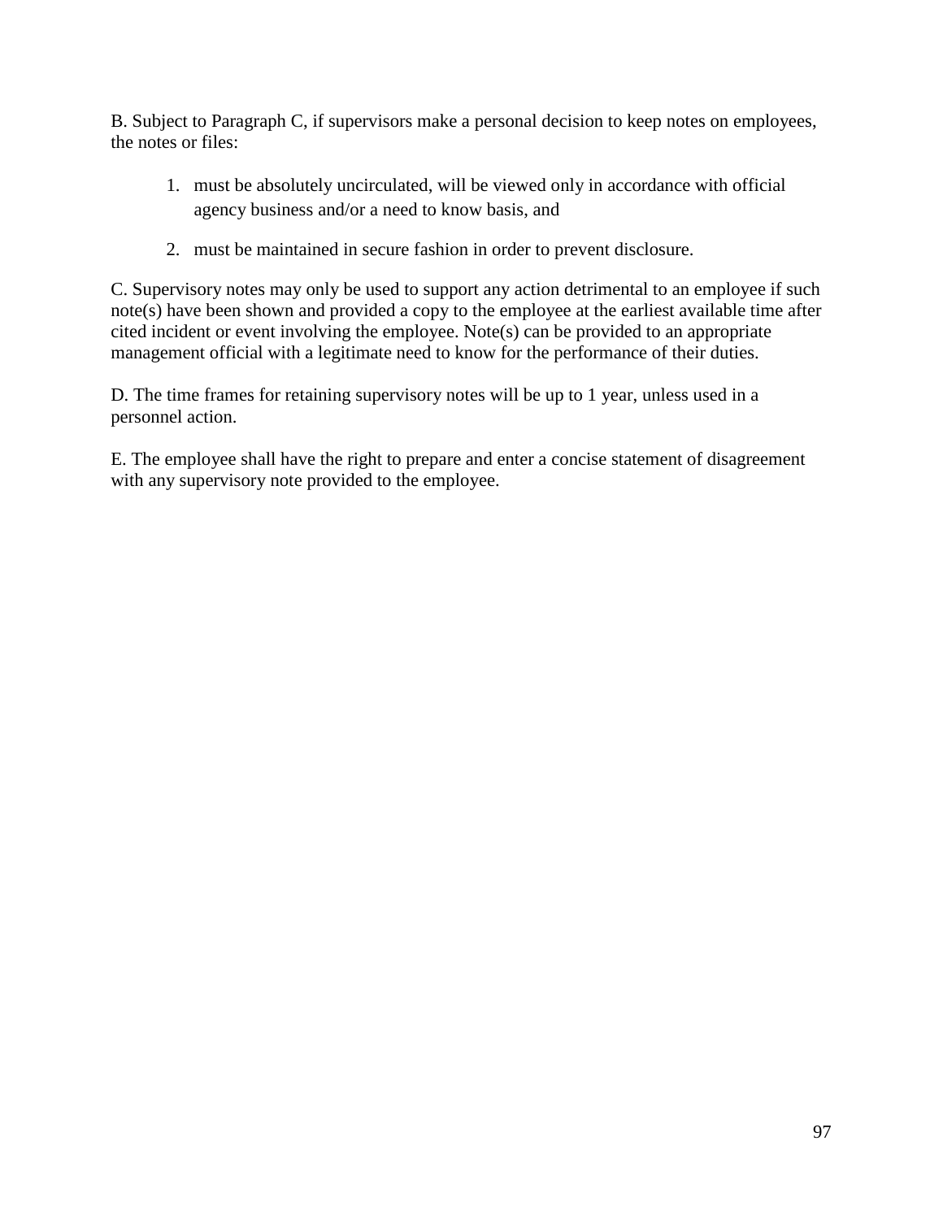B. Subject to Paragraph C, if supervisors make a personal decision to keep notes on employees, the notes or files:

1. must be absolutely uncirculated, will be viewed only in accordance with official agency business and/or a need to know basis, and
2. must be maintained in secure fashion in order to prevent disclosure.

C. Supervisory notes may only be used to support any action detrimental to an employee if such note(s) have been shown and provided a copy to the employee at the earliest available time after cited incident or event involving the employee. Note(s) can be provided to an appropriate management official with a legitimate need to know for the performance of their duties.

D. The time frames for retaining supervisory notes will be up to 1 year, unless used in a personnel action.

E. The employee shall have the right to prepare and enter a concise statement of disagreement with any supervisory note provided to the employee.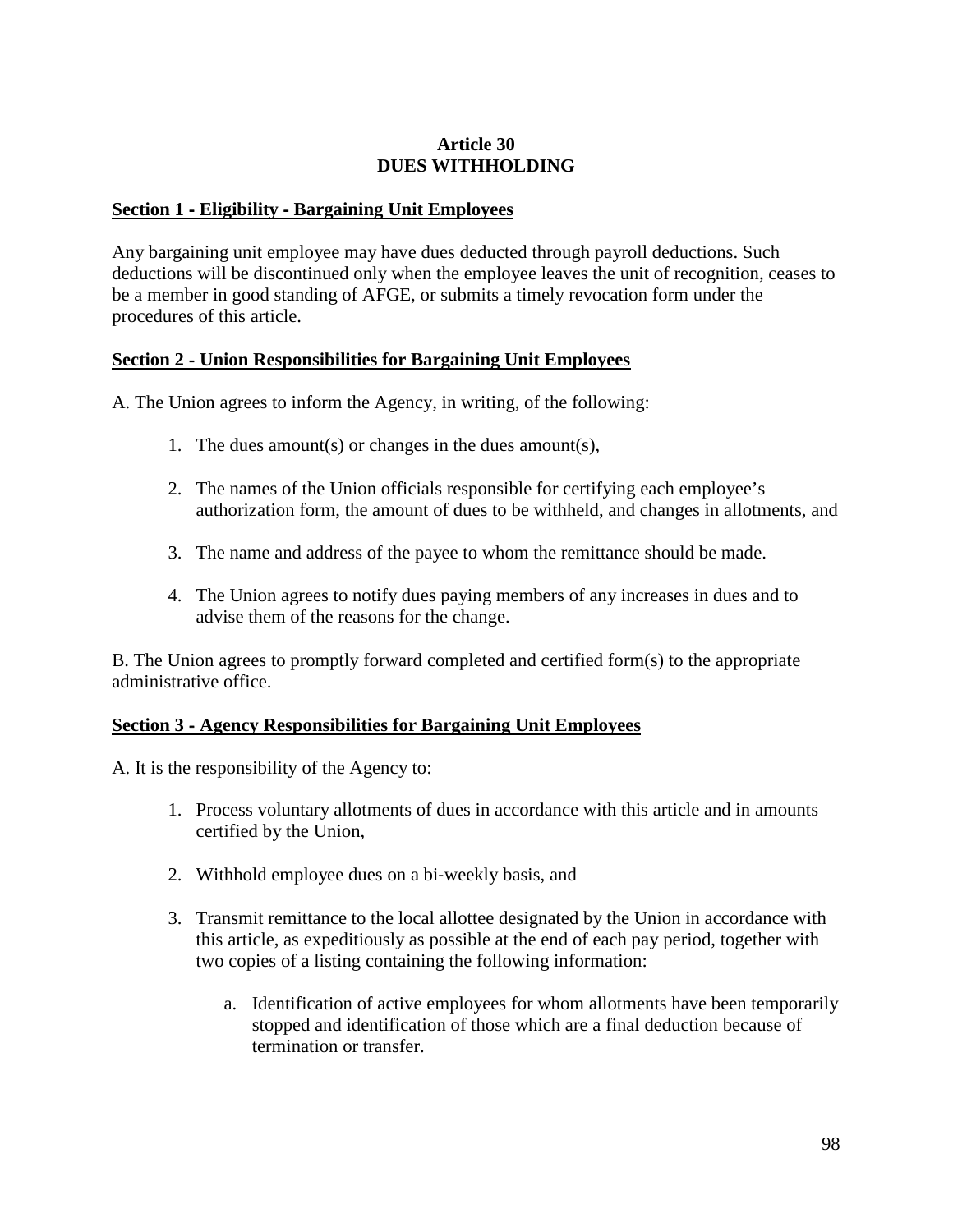# Article 30
# DUES WITHHOLDING

## Section 1 - Eligibility - Bargaining Unit Employees

Any bargaining unit employee may have dues deducted through payroll deductions. Such deductions will be discontinued only when the employee leaves the unit of recognition, ceases to be a member in good standing of AFGE, or submits a timely revocation form under the procedures of this article.

## Section 2 - Union Responsibilities for Bargaining Unit Employees

A. The Union agrees to inform the Agency, in writing, of the following:

1. The dues amount(s) or changes in the dues amount(s),
2. The names of the Union officials responsible for certifying each employee's authorization form, the amount of dues to be withheld, and changes in allotments, and
3. The name and address of the payee to whom the remittance should be made.
4. The Union agrees to notify dues paying members of any increases in dues and to advise them of the reasons for the change.

B. The Union agrees to promptly forward completed and certified form(s) to the appropriate administrative office.

## Section 3 - Agency Responsibilities for Bargaining Unit Employees

A. It is the responsibility of the Agency to:

1. Process voluntary allotments of dues in accordance with this article and in amounts certified by the Union,
2. Withhold employee dues on a bi-weekly basis, and
3. Transmit remittance to the local allottee designated by the Union in accordance with this article, as expeditiously as possible at the end of each pay period, together with two copies of a listing containing the following information:
    a. Identification of active employees for whom allotments have been temporarily stopped and identification of those which are a final deduction because of termination or transfer.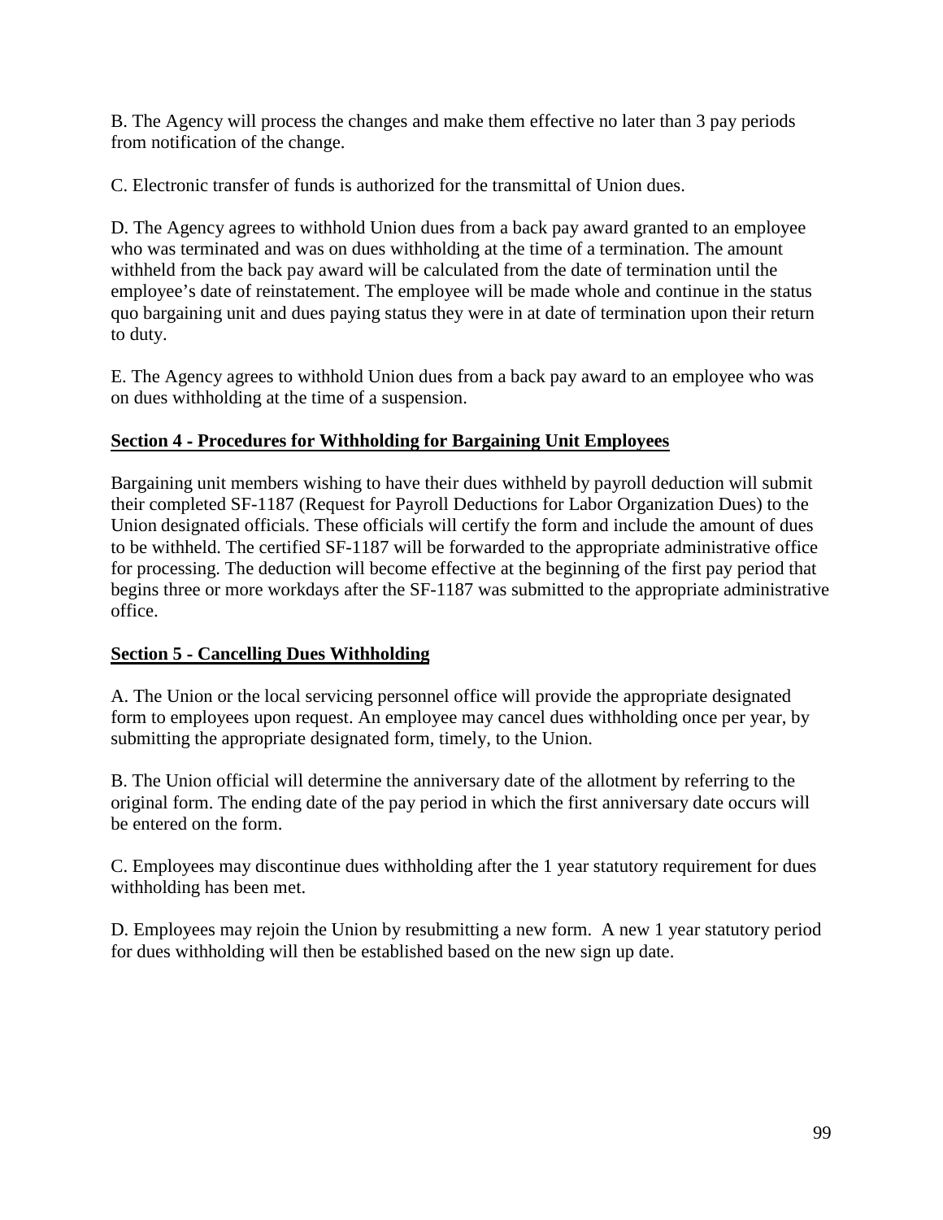B. The Agency will process the changes and make them effective no later than 3 pay periods from notification of the change.

C. Electronic transfer of funds is authorized for the transmittal of Union dues.

D. The Agency agrees to withhold Union dues from a back pay award granted to an employee who was terminated and was on dues withholding at the time of a termination. The amount withheld from the back pay award will be calculated from the date of termination until the employee's date of reinstatement. The employee will be made whole and continue in the status quo bargaining unit and dues paying status they were in at date of termination upon their return to duty.

E. The Agency agrees to withhold Union dues from a back pay award to an employee who was on dues withholding at the time of a suspension.

**Section 4 - Procedures for Withholding for Bargaining Unit Employees**

Bargaining unit members wishing to have their dues withheld by payroll deduction will submit their completed SF-1187 (Request for Payroll Deductions for Labor Organization Dues) to the Union designated officials. These officials will certify the form and include the amount of dues to be withheld. The certified SF-1187 will be forwarded to the appropriate administrative office for processing. The deduction will become effective at the beginning of the first pay period that begins three or more workdays after the SF-1187 was submitted to the appropriate administrative office.

**Section 5 - Cancelling Dues Withholding**

A. The Union or the local servicing personnel office will provide the appropriate designated form to employees upon request. An employee may cancel dues withholding once per year, by submitting the appropriate designated form, timely, to the Union.

B. The Union official will determine the anniversary date of the allotment by referring to the original form. The ending date of the pay period in which the first anniversary date occurs will be entered on the form.

C. Employees may discontinue dues withholding after the 1 year statutory requirement for dues withholding has been met.

D. Employees may rejoin the Union by resubmitting a new form. A new 1 year statutory period for dues withholding will then be established based on the new sign up date.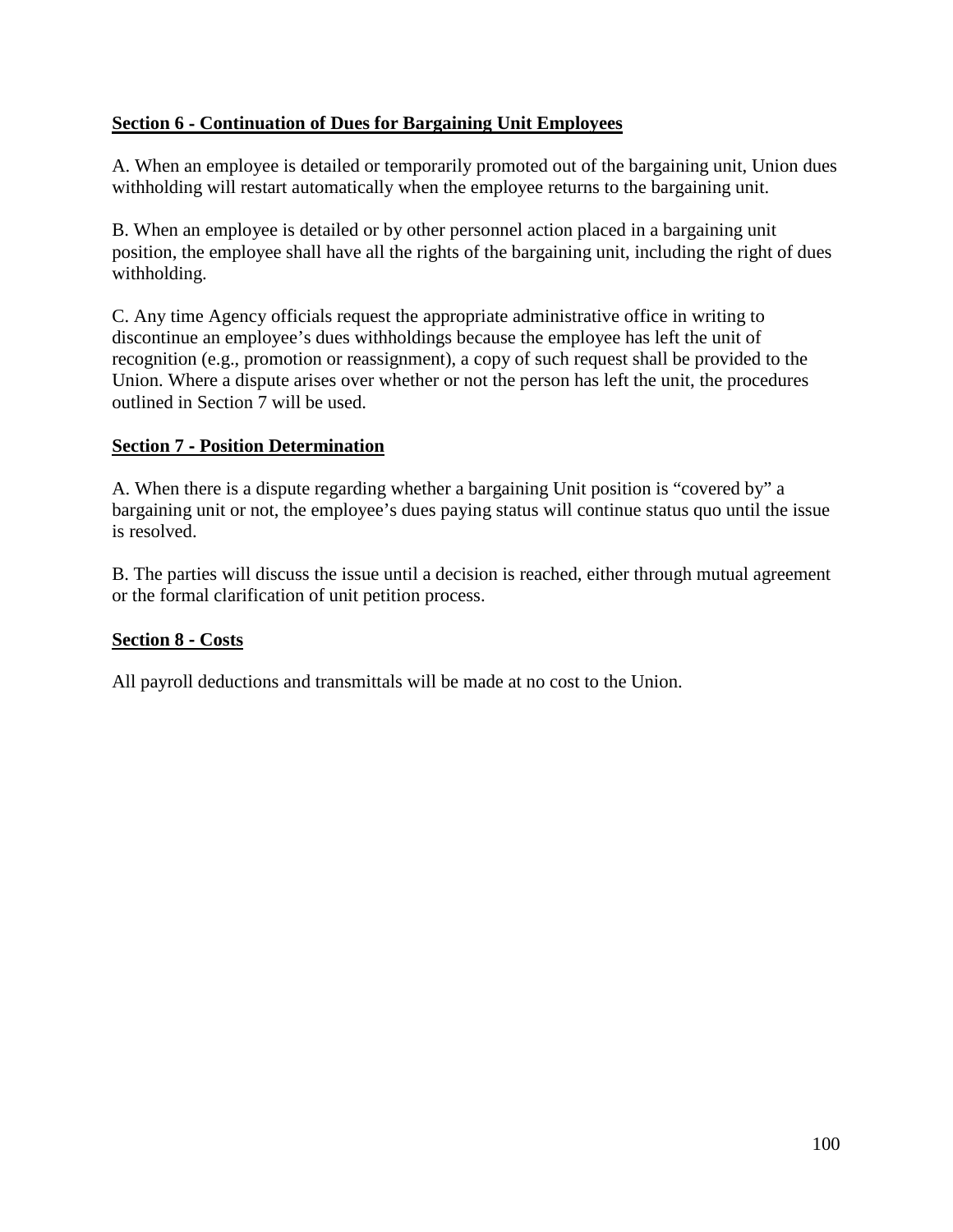**Section 6 - Continuation of Dues for Bargaining Unit Employees**

A. When an employee is detailed or temporarily promoted out of the bargaining unit, Union dues withholding will restart automatically when the employee returns to the bargaining unit.

B. When an employee is detailed or by other personnel action placed in a bargaining unit position, the employee shall have all the rights of the bargaining unit, including the right of dues withholding.

C. Any time Agency officials request the appropriate administrative office in writing to discontinue an employee's dues withholdings because the employee has left the unit of recognition (e.g., promotion or reassignment), a copy of such request shall be provided to the Union. Where a dispute arises over whether or not the person has left the unit, the procedures outlined in Section 7 will be used.

**Section 7 - Position Determination**

A. When there is a dispute regarding whether a bargaining Unit position is "covered by" a bargaining unit or not, the employee's dues paying status will continue status quo until the issue is resolved.

B. The parties will discuss the issue until a decision is reached, either through mutual agreement or the formal clarification of unit petition process.

**Section 8 - Costs**

All payroll deductions and transmittals will be made at no cost to the Union.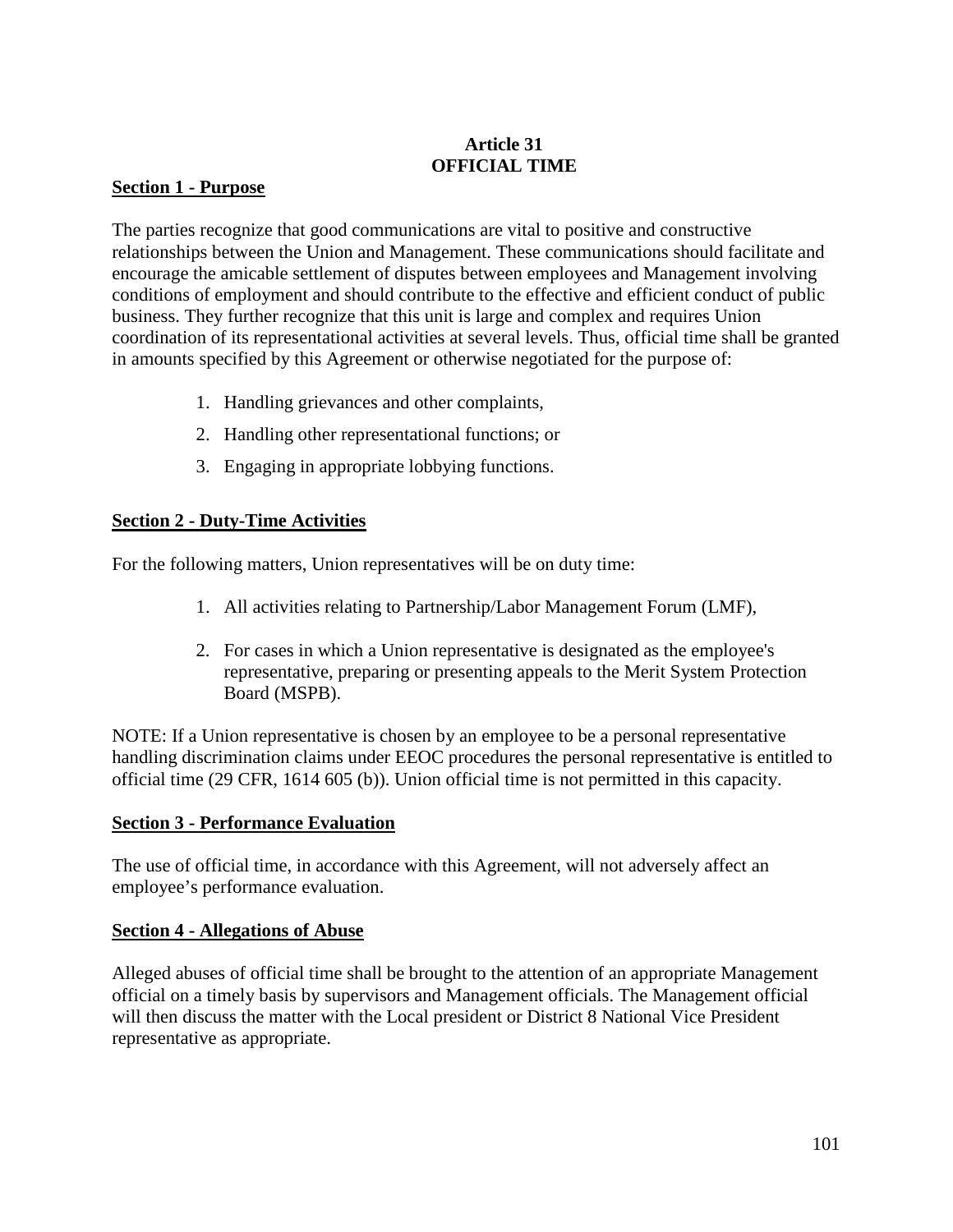# Article 31
# OFFICIAL TIME

## Section 1 - Purpose

The parties recognize that good communications are vital to positive and constructive relationships between the Union and Management. These communications should facilitate and encourage the amicable settlement of disputes between employees and Management involving conditions of employment and should contribute to the effective and efficient conduct of public business. They further recognize that this unit is large and complex and requires Union coordination of its representational activities at several levels. Thus, official time shall be granted in amounts specified by this Agreement or otherwise negotiated for the purpose of:

1. Handling grievances and other complaints,
2. Handling other representational functions; or
3. Engaging in appropriate lobbying functions.

## Section 2 - Duty-Time Activities

For the following matters, Union representatives will be on duty time:

1. All activities relating to Partnership/Labor Management Forum (LMF),
2. For cases in which a Union representative is designated as the employee's representative, preparing or presenting appeals to the Merit System Protection Board (MSPB).

NOTE: If a Union representative is chosen by an employee to be a personal representative handling discrimination claims under EEOC procedures the personal representative is entitled to official time (29 CFR, 1614 605 (b)). Union official time is not permitted in this capacity.

## Section 3 - Performance Evaluation

The use of official time, in accordance with this Agreement, will not adversely affect an employee's performance evaluation.

## Section 4 - Allegations of Abuse

Alleged abuses of official time shall be brought to the attention of an appropriate Management official on a timely basis by supervisors and Management officials. The Management official will then discuss the matter with the Local president or District 8 National Vice President representative as appropriate.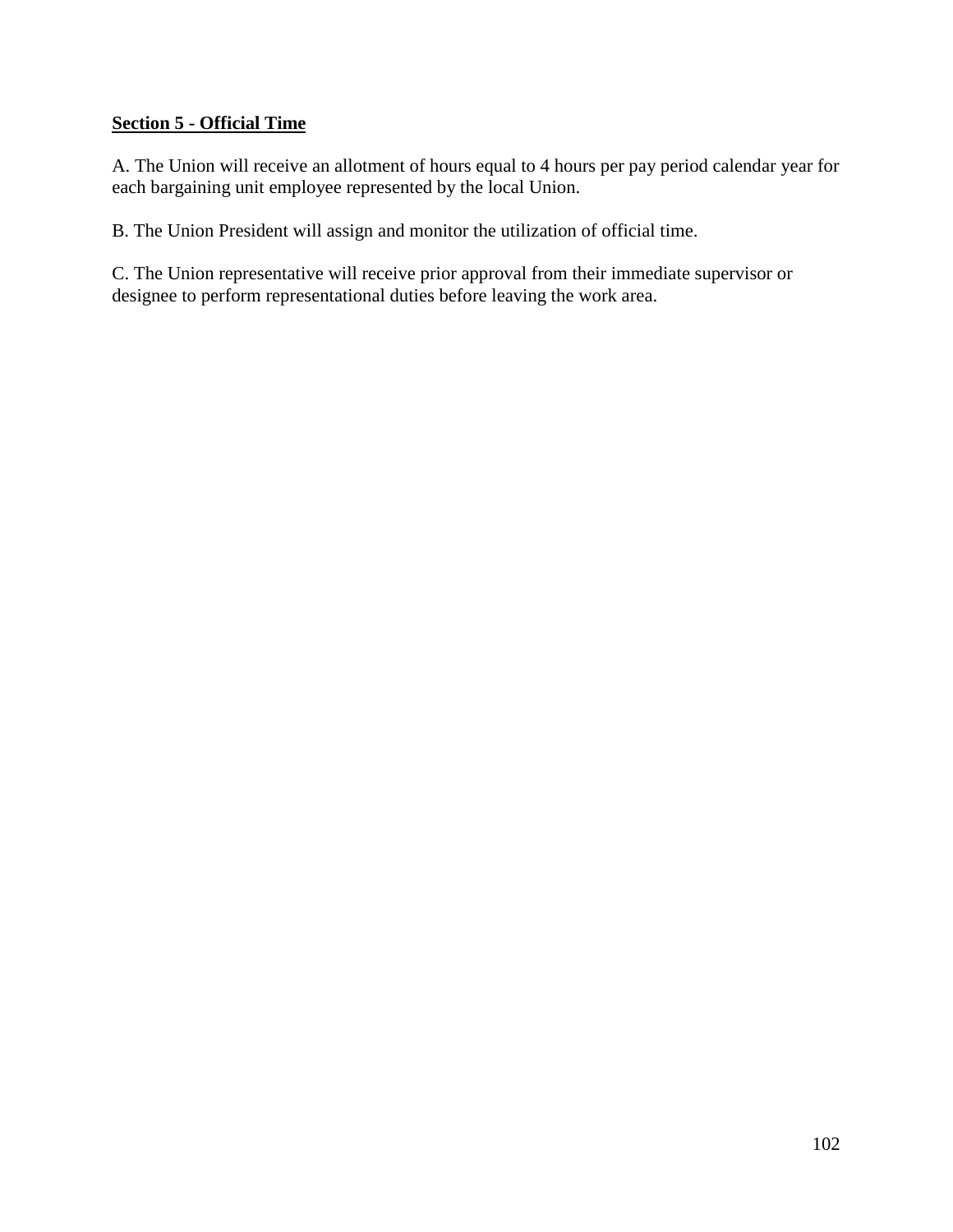**Section 5 - Official Time**

A. The Union will receive an allotment of hours equal to 4 hours per pay period calendar year for each bargaining unit employee represented by the local Union.

B. The Union President will assign and monitor the utilization of official time.

C. The Union representative will receive prior approval from their immediate supervisor or designee to perform representational duties before leaving the work area.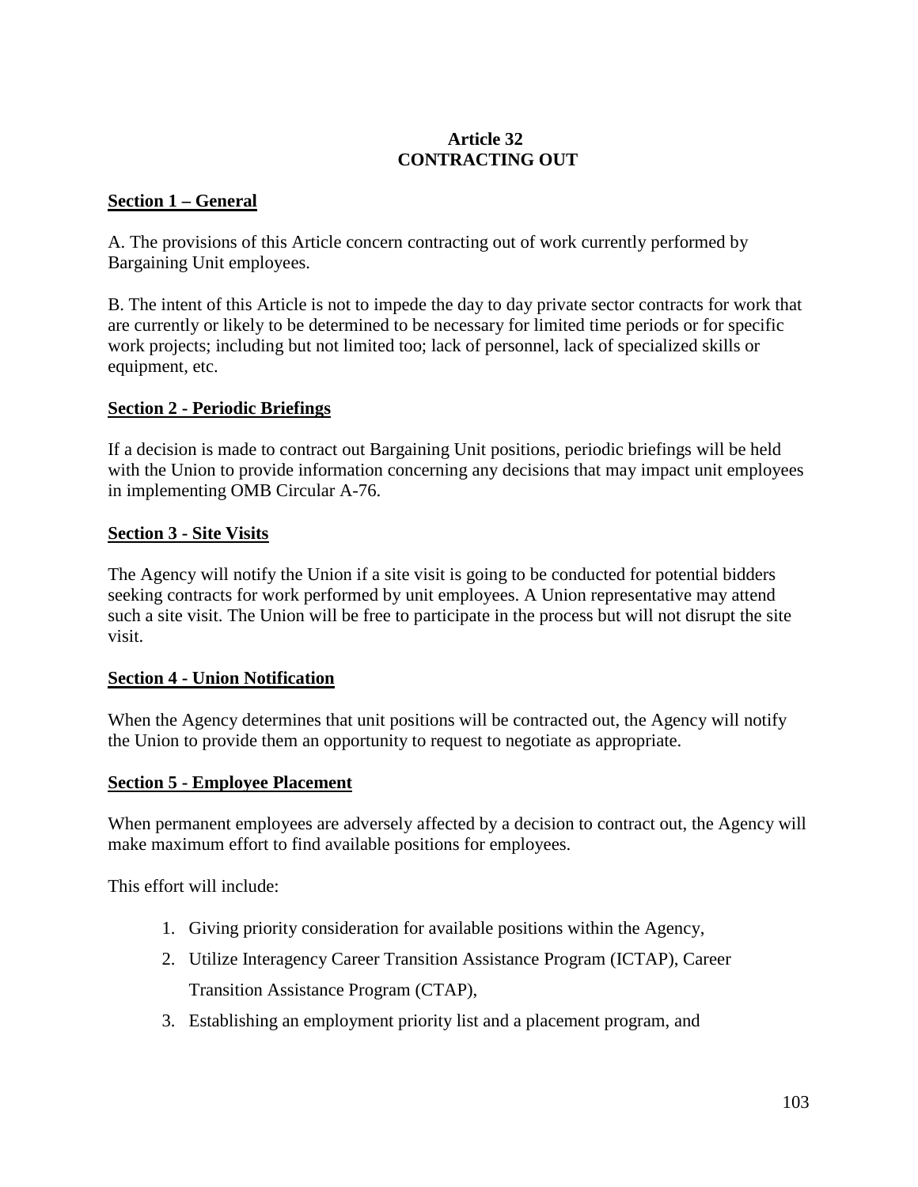# Article 32
# CONTRACTING OUT

## Section 1 – General

A. The provisions of this Article concern contracting out of work currently performed by Bargaining Unit employees.

B. The intent of this Article is not to impede the day to day private sector contracts for work that are currently or likely to be determined to be necessary for limited time periods or for specific work projects; including but not limited too; lack of personnel, lack of specialized skills or equipment, etc.

## Section 2 - Periodic Briefings

If a decision is made to contract out Bargaining Unit positions, periodic briefings will be held with the Union to provide information concerning any decisions that may impact unit employees in implementing OMB Circular A-76.

## Section 3 - Site Visits

The Agency will notify the Union if a site visit is going to be conducted for potential bidders seeking contracts for work performed by unit employees. A Union representative may attend such a site visit. The Union will be free to participate in the process but will not disrupt the site visit.

## Section 4 - Union Notification

When the Agency determines that unit positions will be contracted out, the Agency will notify the Union to provide them an opportunity to request to negotiate as appropriate.

## Section 5 - Employee Placement

When permanent employees are adversely affected by a decision to contract out, the Agency will make maximum effort to find available positions for employees.

This effort will include:

1. Giving priority consideration for available positions within the Agency,
2. Utilize Interagency Career Transition Assistance Program (ICTAP), Career Transition Assistance Program (CTAP),
3. Establishing an employment priority list and a placement program, and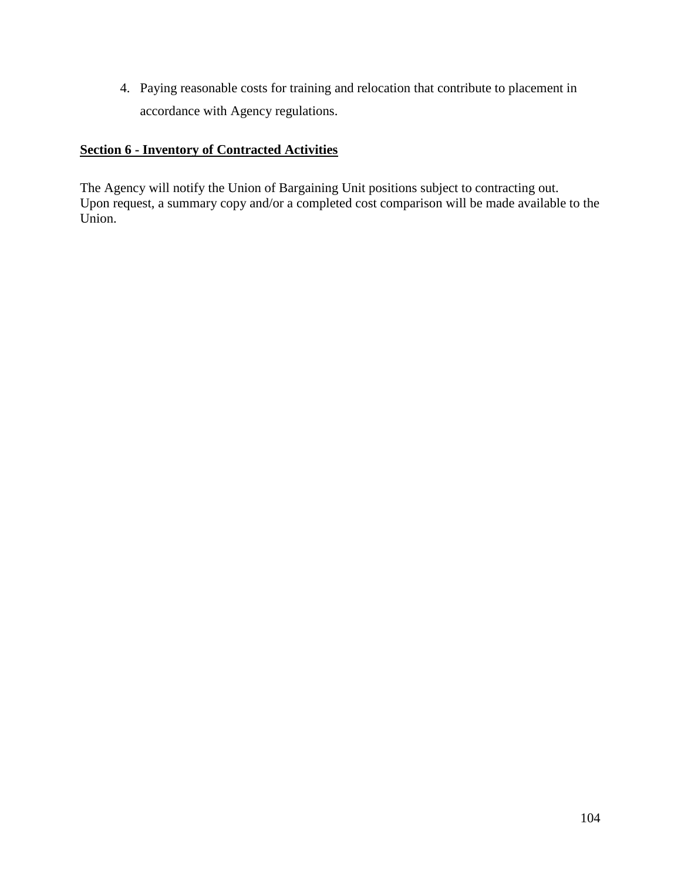4. Paying reasonable costs for training and relocation that contribute to placement in accordance with Agency regulations.

**Section 6 - Inventory of Contracted Activities**

The Agency will notify the Union of Bargaining Unit positions subject to contracting out. Upon request, a summary copy and/or a completed cost comparison will be made available to the Union.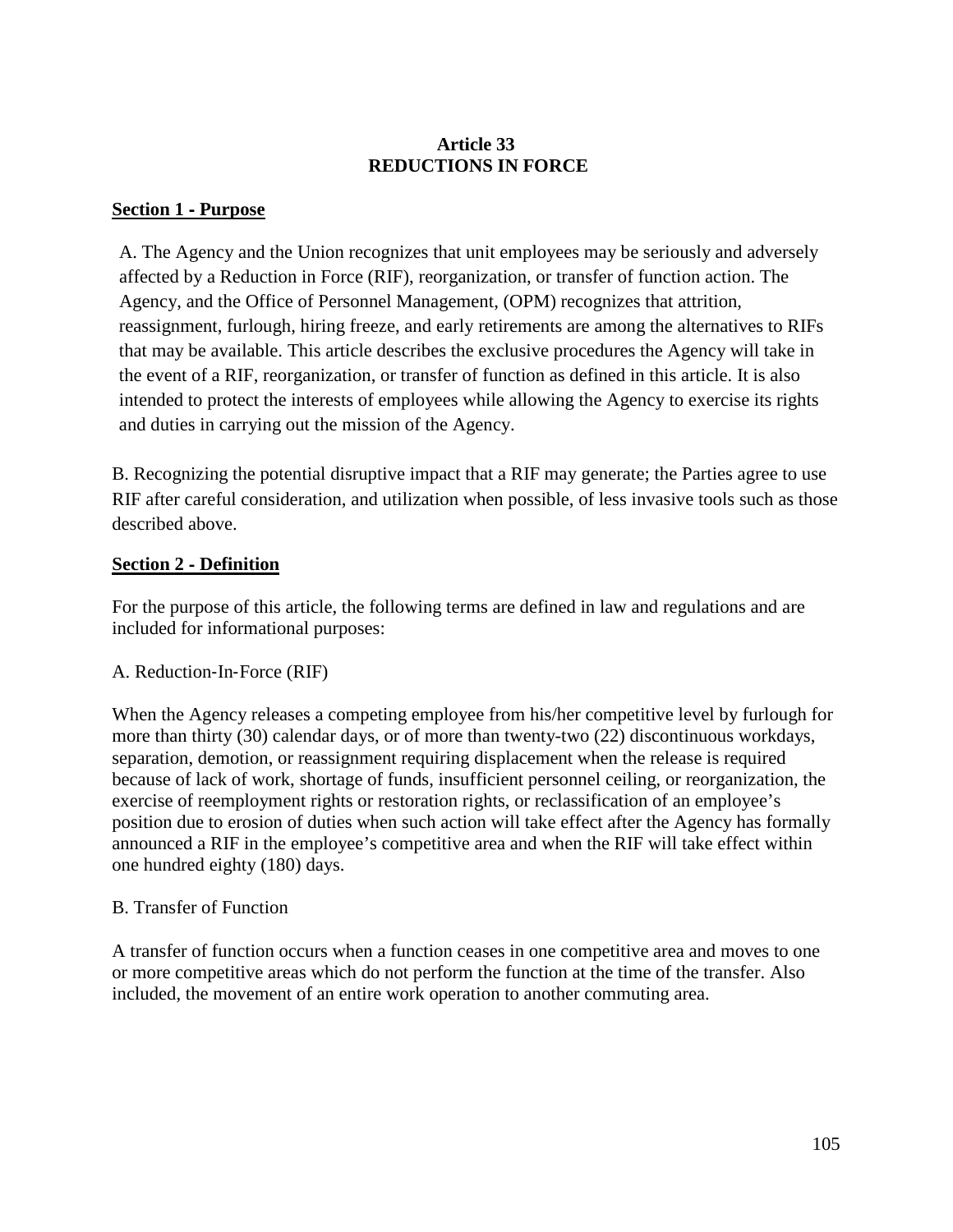# Article 33
# REDUCTIONS IN FORCE

**Section 1 - Purpose**

A. The Agency and the Union recognizes that unit employees may be seriously and adversely affected by a Reduction in Force (RIF), reorganization, or transfer of function action. The Agency, and the Office of Personnel Management, (OPM) recognizes that attrition, reassignment, furlough, hiring freeze, and early retirements are among the alternatives to RIFs that may be available. This article describes the exclusive procedures the Agency will take in the event of a RIF, reorganization, or transfer of function as defined in this article. It is also intended to protect the interests of employees while allowing the Agency to exercise its rights and duties in carrying out the mission of the Agency.

B. Recognizing the potential disruptive impact that a RIF may generate; the Parties agree to use RIF after careful consideration, and utilization when possible, of less invasive tools such as those described above.

**Section 2 - Definition**

For the purpose of this article, the following terms are defined in law and regulations and are included for informational purposes:

A. Reduction-In-Force (RIF)

When the Agency releases a competing employee from his/her competitive level by furlough for more than thirty (30) calendar days, or of more than twenty-two (22) discontinuous workdays, separation, demotion, or reassignment requiring displacement when the release is required because of lack of work, shortage of funds, insufficient personnel ceiling, or reorganization, the exercise of reemployment rights or restoration rights, or reclassification of an employee's position due to erosion of duties when such action will take effect after the Agency has formally announced a RIF in the employee's competitive area and when the RIF will take effect within one hundred eighty (180) days.

B. Transfer of Function

A transfer of function occurs when a function ceases in one competitive area and moves to one or more competitive areas which do not perform the function at the time of the transfer. Also included, the movement of an entire work operation to another commuting area.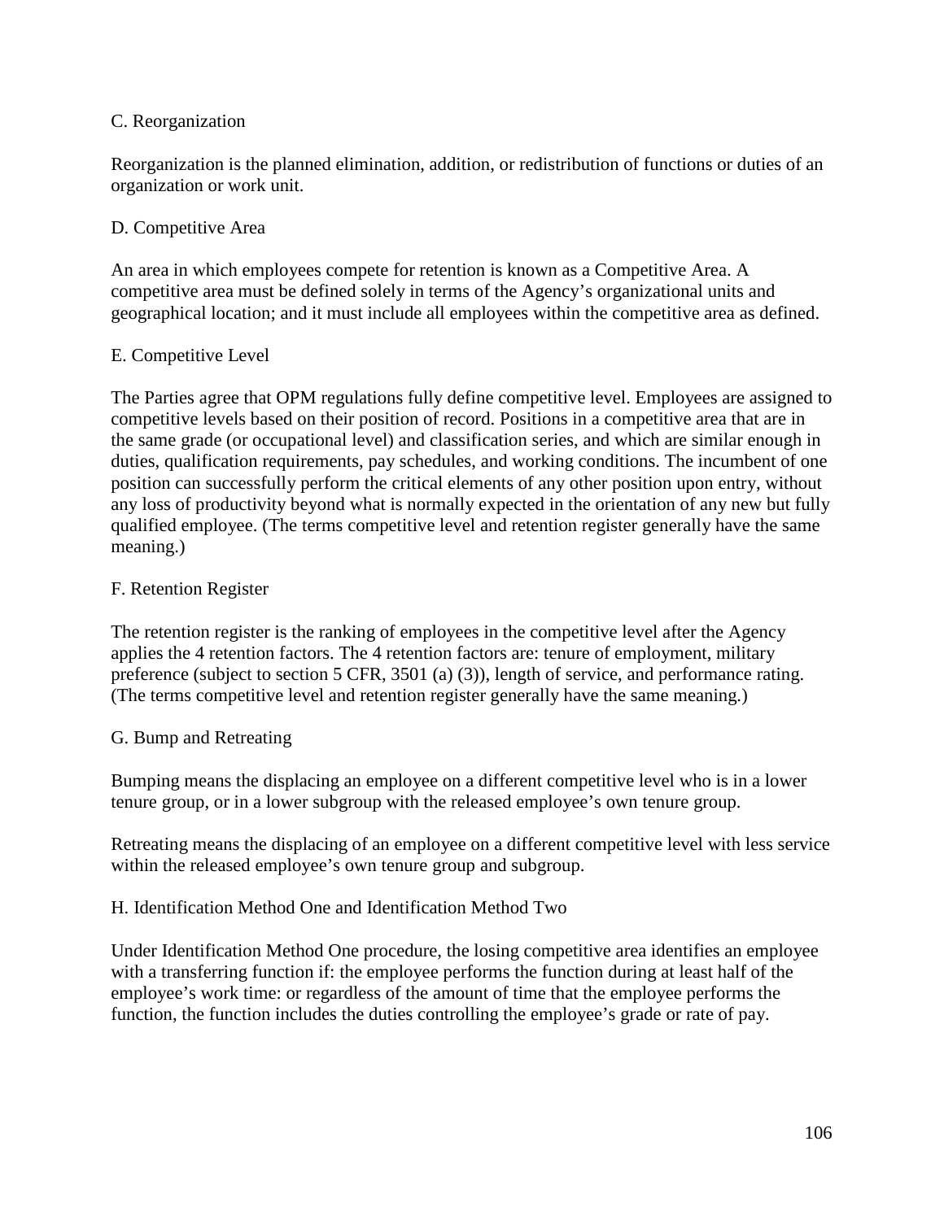C. Reorganization

Reorganization is the planned elimination, addition, or redistribution of functions or duties of an organization or work unit.

D. Competitive Area

An area in which employees compete for retention is known as a Competitive Area. A competitive area must be defined solely in terms of the Agency's organizational units and geographical location; and it must include all employees within the competitive area as defined.

E. Competitive Level

The Parties agree that OPM regulations fully define competitive level. Employees are assigned to competitive levels based on their position of record. Positions in a competitive area that are in the same grade (or occupational level) and classification series, and which are similar enough in duties, qualification requirements, pay schedules, and working conditions. The incumbent of one position can successfully perform the critical elements of any other position upon entry, without any loss of productivity beyond what is normally expected in the orientation of any new but fully qualified employee. (The terms competitive level and retention register generally have the same meaning.)

F. Retention Register

The retention register is the ranking of employees in the competitive level after the Agency applies the 4 retention factors. The 4 retention factors are: tenure of employment, military preference (subject to section 5 CFR, 3501 (a) (3)), length of service, and performance rating. (The terms competitive level and retention register generally have the same meaning.)

G. Bump and Retreating

Bumping means the displacing an employee on a different competitive level who is in a lower tenure group, or in a lower subgroup with the released employee's own tenure group.

Retreating means the displacing of an employee on a different competitive level with less service within the released employee's own tenure group and subgroup.

H. Identification Method One and Identification Method Two

Under Identification Method One procedure, the losing competitive area identifies an employee with a transferring function if: the employee performs the function during at least half of the employee's work time: or regardless of the amount of time that the employee performs the function, the function includes the duties controlling the employee's grade or rate of pay.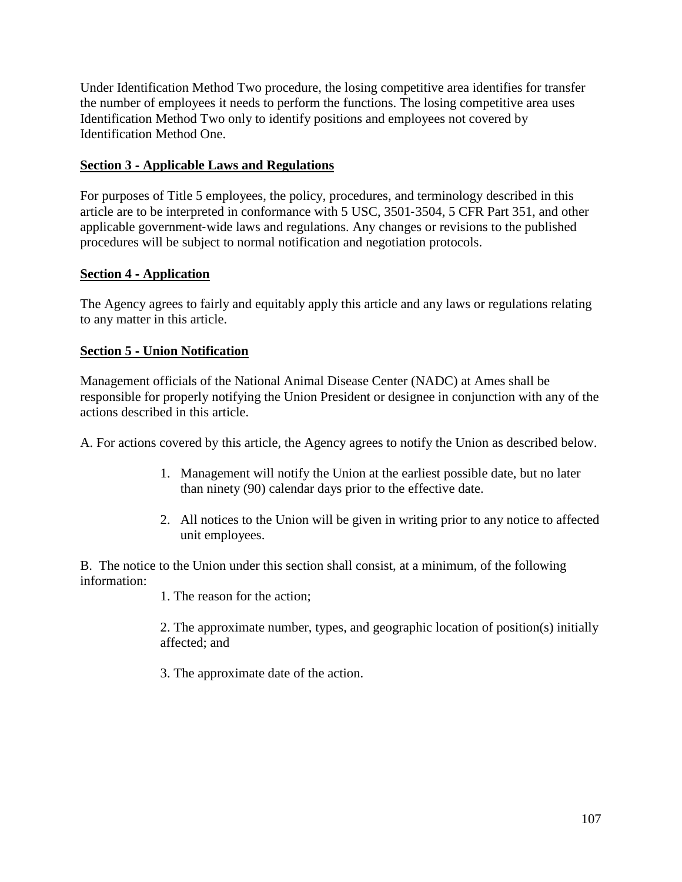Under Identification Method Two procedure, the losing competitive area identifies for transfer the number of employees it needs to perform the functions. The losing competitive area uses Identification Method Two only to identify positions and employees not covered by Identification Method One.

**Section 3 - Applicable Laws and Regulations**

For purposes of Title 5 employees, the policy, procedures, and terminology described in this article are to be interpreted in conformance with 5 USC, 3501-3504, 5 CFR Part 351, and other applicable government-wide laws and regulations. Any changes or revisions to the published procedures will be subject to normal notification and negotiation protocols.

**Section 4 - Application**

The Agency agrees to fairly and equitably apply this article and any laws or regulations relating to any matter in this article.

**Section 5 - Union Notification**

Management officials of the National Animal Disease Center (NADC) at Ames shall be responsible for properly notifying the Union President or designee in conjunction with any of the actions described in this article.

A. For actions covered by this article, the Agency agrees to notify the Union as described below.

1. Management will notify the Union at the earliest possible date, but no later than ninety (90) calendar days prior to the effective date.
2. All notices to the Union will be given in writing prior to any notice to affected unit employees.

B. The notice to the Union under this section shall consist, at a minimum, of the following information:

1. The reason for the action;
2. The approximate number, types, and geographic location of position(s) initially affected; and
3. The approximate date of the action.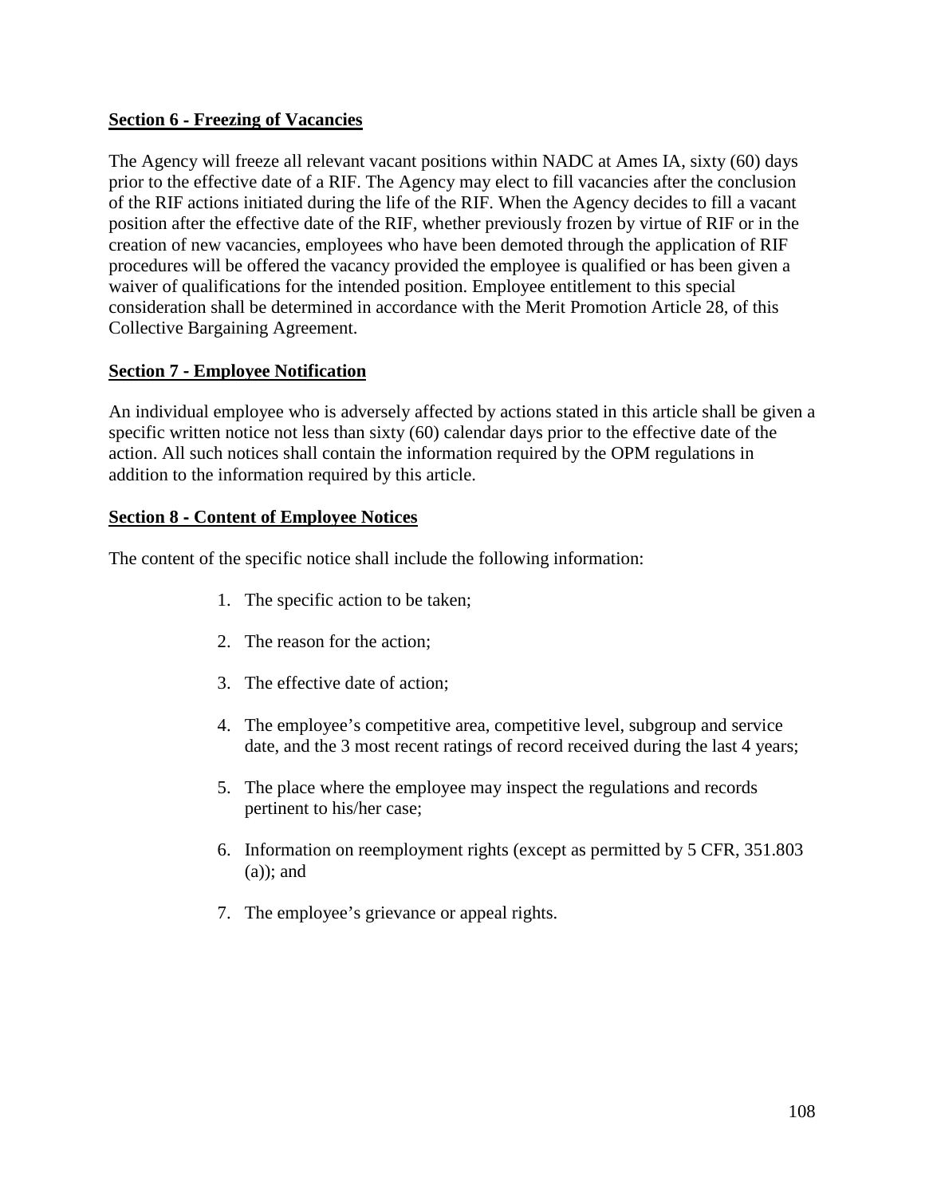**Section 6 - Freezing of Vacancies**

The Agency will freeze all relevant vacant positions within NADC at Ames IA, sixty (60) days prior to the effective date of a RIF. The Agency may elect to fill vacancies after the conclusion of the RIF actions initiated during the life of the RIF. When the Agency decides to fill a vacant position after the effective date of the RIF, whether previously frozen by virtue of RIF or in the creation of new vacancies, employees who have been demoted through the application of RIF procedures will be offered the vacancy provided the employee is qualified or has been given a waiver of qualifications for the intended position. Employee entitlement to this special consideration shall be determined in accordance with the Merit Promotion Article 28, of this Collective Bargaining Agreement.

**Section 7 - Employee Notification**

An individual employee who is adversely affected by actions stated in this article shall be given a specific written notice not less than sixty (60) calendar days prior to the effective date of the action. All such notices shall contain the information required by the OPM regulations in addition to the information required by this article.

**Section 8 - Content of Employee Notices**

The content of the specific notice shall include the following information:

1. The specific action to be taken;
2. The reason for the action;
3. The effective date of action;
4. The employee's competitive area, competitive level, subgroup and service date, and the 3 most recent ratings of record received during the last 4 years;
5. The place where the employee may inspect the regulations and records pertinent to his/her case;
6. Information on reemployment rights (except as permitted by 5 CFR, 351.803 (a)); and
7. The employee's grievance or appeal rights.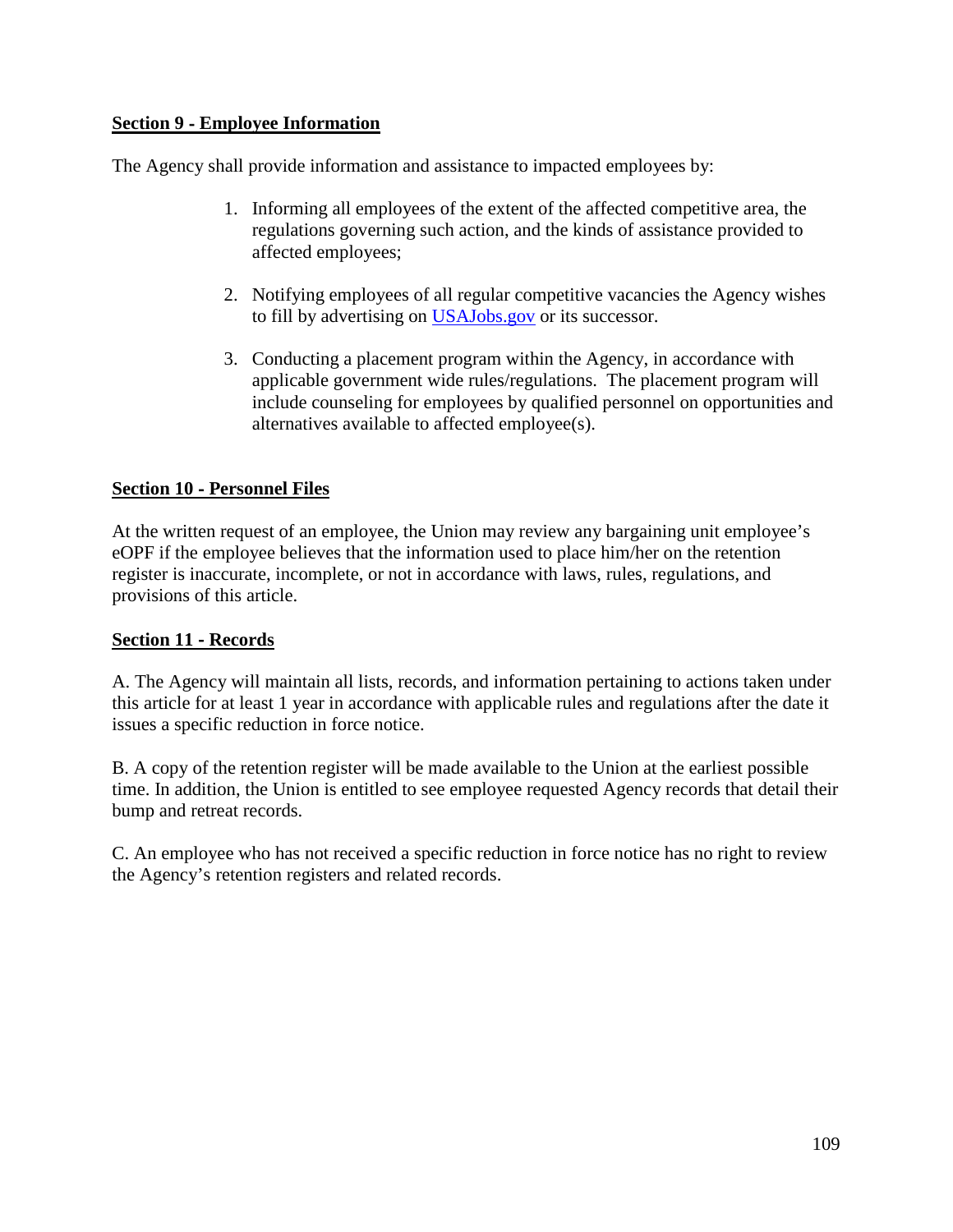**Section 9 - Employee Information**

The Agency shall provide information and assistance to impacted employees by:

1. Informing all employees of the extent of the affected competitive area, the regulations governing such action, and the kinds of assistance provided to affected employees;

2. Notifying employees of all regular competitive vacancies the Agency wishes to fill by advertising on [USAJobs.gov](USAJobs.gov) or its successor.

3. Conducting a placement program within the Agency, in accordance with applicable government wide rules/regulations. The placement program will include counseling for employees by qualified personnel on opportunities and alternatives available to affected employee(s).

**Section 10 - Personnel Files**

At the written request of an employee, the Union may review any bargaining unit employee's eOPF if the employee believes that the information used to place him/her on the retention register is inaccurate, incomplete, or not in accordance with laws, rules, regulations, and provisions of this article.

**Section 11 - Records**

A. The Agency will maintain all lists, records, and information pertaining to actions taken under this article for at least 1 year in accordance with applicable rules and regulations after the date it issues a specific reduction in force notice.

B. A copy of the retention register will be made available to the Union at the earliest possible time. In addition, the Union is entitled to see employee requested Agency records that detail their bump and retreat records.

C. An employee who has not received a specific reduction in force notice has no right to review the Agency's retention registers and related records.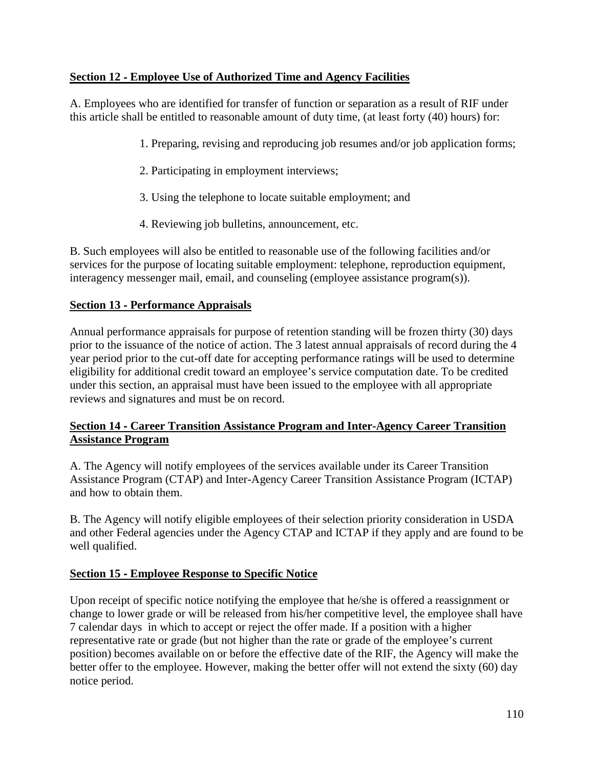**Section 12 - Employee Use of Authorized Time and Agency Facilities**

A. Employees who are identified for transfer of function or separation as a result of RIF under this article shall be entitled to reasonable amount of duty time, (at least forty (40) hours) for:

1. Preparing, revising and reproducing job resumes and/or job application forms;
2. Participating in employment interviews;
3. Using the telephone to locate suitable employment; and
4. Reviewing job bulletins, announcement, etc.

B. Such employees will also be entitled to reasonable use of the following facilities and/or services for the purpose of locating suitable employment: telephone, reproduction equipment, interagency messenger mail, email, and counseling (employee assistance program(s)).

**Section 13 - Performance Appraisals**

Annual performance appraisals for purpose of retention standing will be frozen thirty (30) days prior to the issuance of the notice of action. The 3 latest annual appraisals of record during the 4 year period prior to the cut-off date for accepting performance ratings will be used to determine eligibility for additional credit toward an employee's service computation date. To be credited under this section, an appraisal must have been issued to the employee with all appropriate reviews and signatures and must be on record.

**Section 14 - Career Transition Assistance Program and Inter-Agency Career Transition Assistance Program**

A. The Agency will notify employees of the services available under its Career Transition Assistance Program (CTAP) and Inter-Agency Career Transition Assistance Program (ICTAP) and how to obtain them.

B. The Agency will notify eligible employees of their selection priority consideration in USDA and other Federal agencies under the Agency CTAP and ICTAP if they apply and are found to be well qualified.

**Section 15 - Employee Response to Specific Notice**

Upon receipt of specific notice notifying the employee that he/she is offered a reassignment or change to lower grade or will be released from his/her competitive level, the employee shall have 7 calendar days in which to accept or reject the offer made. If a position with a higher representative rate or grade (but not higher than the rate or grade of the employee's current position) becomes available on or before the effective date of the RIF, the Agency will make the better offer to the employee. However, making the better offer will not extend the sixty (60) day notice period.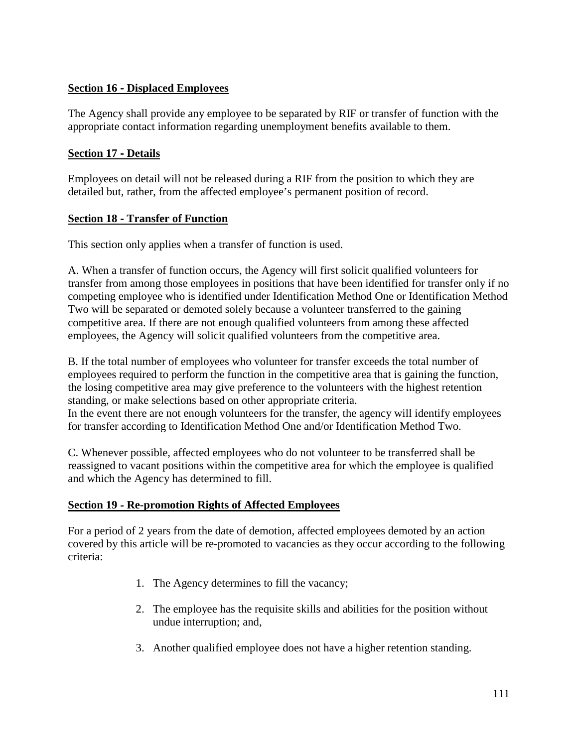**Section 16 - Displaced Employees**

The Agency shall provide any employee to be separated by RIF or transfer of function with the appropriate contact information regarding unemployment benefits available to them.

**Section 17 - Details**

Employees on detail will not be released during a RIF from the position to which they are detailed but, rather, from the affected employee's permanent position of record.

**Section 18 - Transfer of Function**

This section only applies when a transfer of function is used.

A. When a transfer of function occurs, the Agency will first solicit qualified volunteers for transfer from among those employees in positions that have been identified for transfer only if no competing employee who is identified under Identification Method One or Identification Method Two will be separated or demoted solely because a volunteer transferred to the gaining competitive area. If there are not enough qualified volunteers from among these affected employees, the Agency will solicit qualified volunteers from the competitive area.

B. If the total number of employees who volunteer for transfer exceeds the total number of employees required to perform the function in the competitive area that is gaining the function, the losing competitive area may give preference to the volunteers with the highest retention standing, or make selections based on other appropriate criteria.
In the event there are not enough volunteers for the transfer, the agency will identify employees for transfer according to Identification Method One and/or Identification Method Two.

C. Whenever possible, affected employees who do not volunteer to be transferred shall be reassigned to vacant positions within the competitive area for which the employee is qualified and which the Agency has determined to fill.

**Section 19 - Re-promotion Rights of Affected Employees**

For a period of 2 years from the date of demotion, affected employees demoted by an action covered by this article will be re-promoted to vacancies as they occur according to the following criteria:

1. The Agency determines to fill the vacancy;
2. The employee has the requisite skills and abilities for the position without undue interruption; and,
3. Another qualified employee does not have a higher retention standing.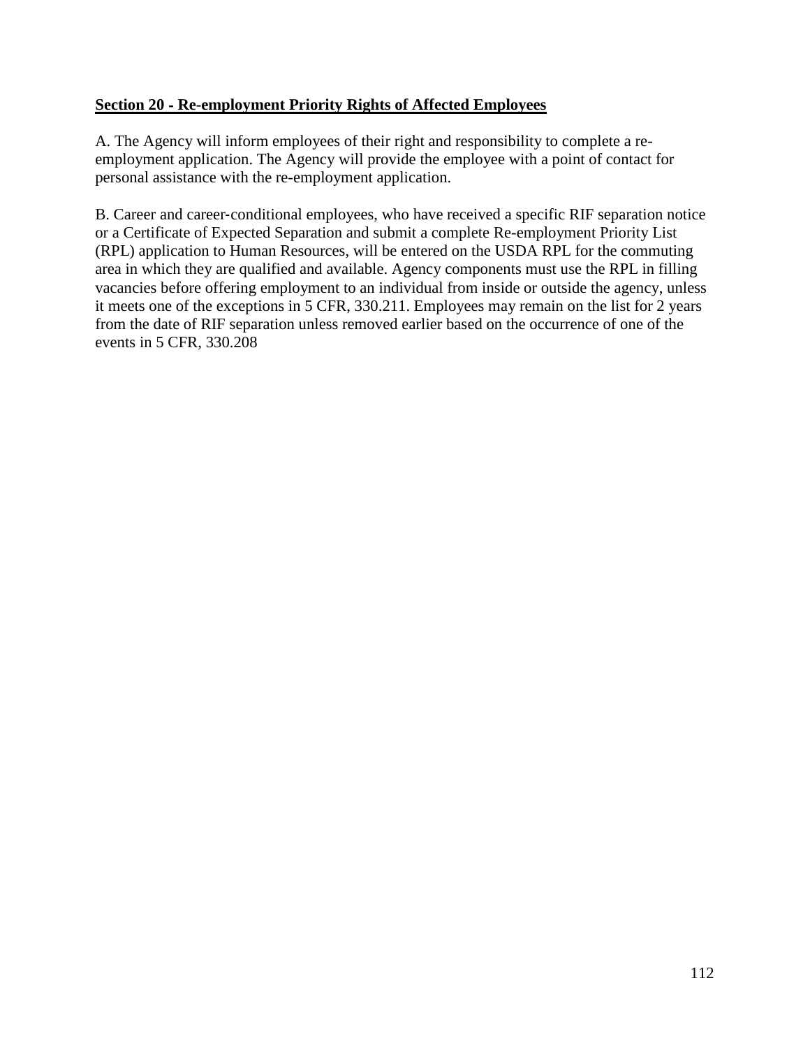**Section 20 - Re-employment Priority Rights of Affected Employees**

A. The Agency will inform employees of their right and responsibility to complete a re-employment application. The Agency will provide the employee with a point of contact for personal assistance with the re-employment application.

B. Career and career-conditional employees, who have received a specific RIF separation notice or a Certificate of Expected Separation and submit a complete Re-employment Priority List (RPL) application to Human Resources, will be entered on the USDA RPL for the commuting area in which they are qualified and available. Agency components must use the RPL in filling vacancies before offering employment to an individual from inside or outside the agency, unless it meets one of the exceptions in 5 CFR, 330.211. Employees may remain on the list for 2 years from the date of RIF separation unless removed earlier based on the occurrence of one of the events in 5 CFR, 330.208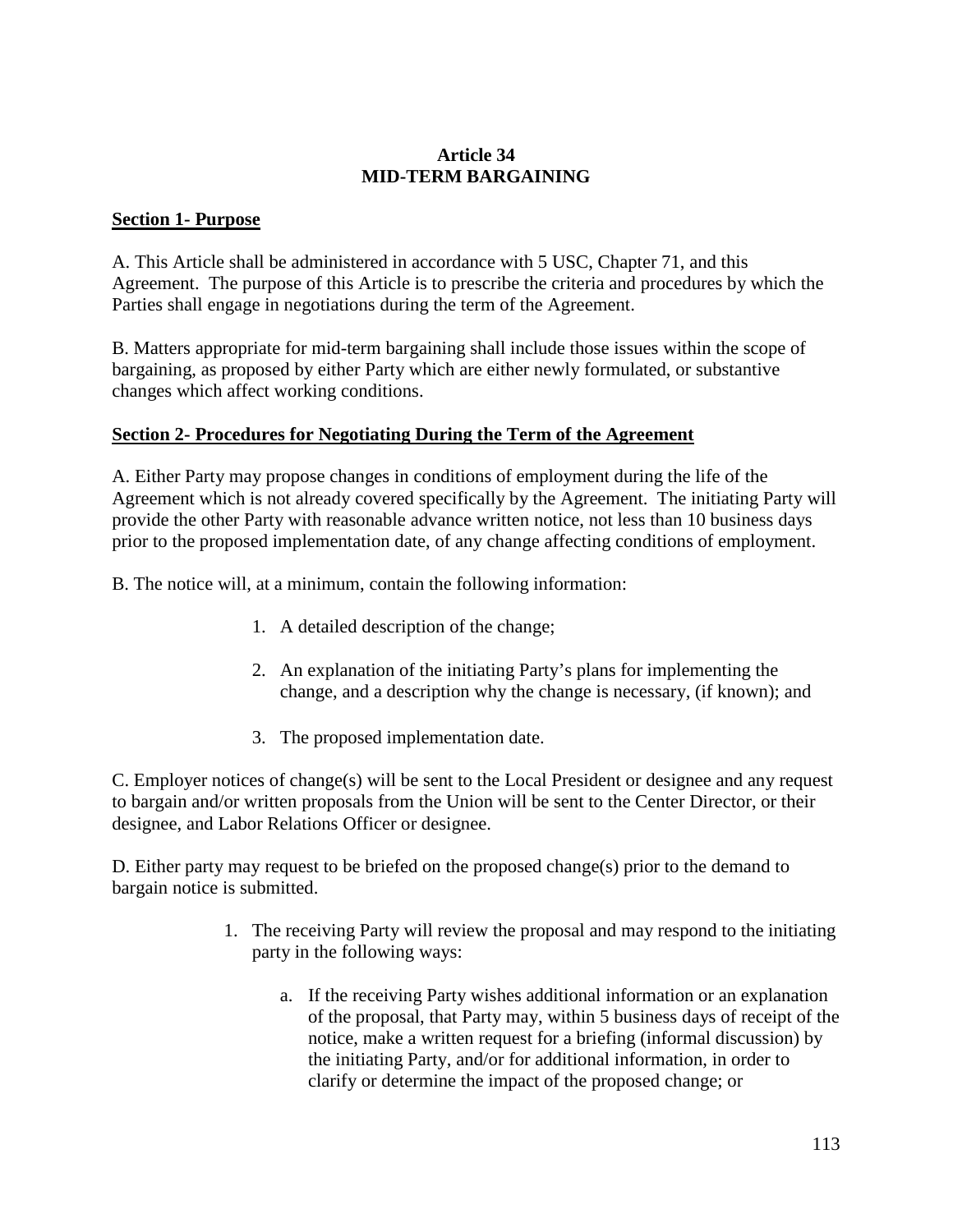**Article 34**
**MID-TERM BARGAINING**

**Section 1- Purpose**

A. This Article shall be administered in accordance with 5 USC, Chapter 71, and this Agreement. The purpose of this Article is to prescribe the criteria and procedures by which the Parties shall engage in negotiations during the term of the Agreement.

B. Matters appropriate for mid-term bargaining shall include those issues within the scope of bargaining, as proposed by either Party which are either newly formulated, or substantive changes which affect working conditions.

**Section 2- Procedures for Negotiating During the Term of the Agreement**

A. Either Party may propose changes in conditions of employment during the life of the Agreement which is not already covered specifically by the Agreement. The initiating Party will provide the other Party with reasonable advance written notice, not less than 10 business days prior to the proposed implementation date, of any change affecting conditions of employment.

B. The notice will, at a minimum, contain the following information:

1. A detailed description of the change;
2. An explanation of the initiating Party's plans for implementing the change, and a description why the change is necessary, (if known); and
3. The proposed implementation date.

C. Employer notices of change(s) will be sent to the Local President or designee and any request to bargain and/or written proposals from the Union will be sent to the Center Director, or their designee, and Labor Relations Officer or designee.

D. Either party may request to be briefed on the proposed change(s) prior to the demand to bargain notice is submitted.

1. The receiving Party will review the proposal and may respond to the initiating party in the following ways:
   a. If the receiving Party wishes additional information or an explanation of the proposal, that Party may, within 5 business days of receipt of the notice, make a written request for a briefing (informal discussion) by the initiating Party, and/or for additional information, in order to clarify or determine the impact of the proposed change; or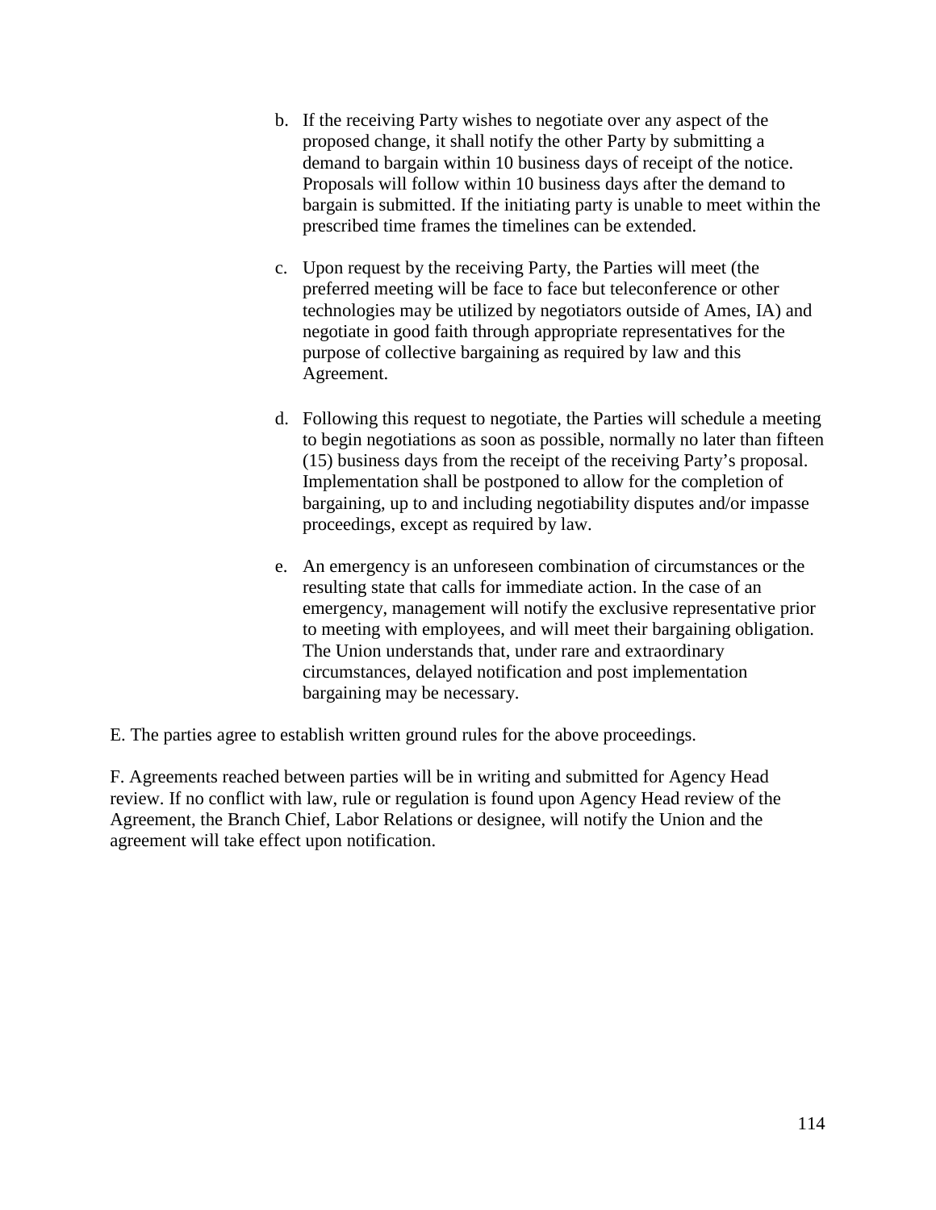b. If the receiving Party wishes to negotiate over any aspect of the proposed change, it shall notify the other Party by submitting a demand to bargain within 10 business days of receipt of the notice. Proposals will follow within 10 business days after the demand to bargain is submitted. If the initiating party is unable to meet within the prescribed time frames the timelines can be extended.

c. Upon request by the receiving Party, the Parties will meet (the preferred meeting will be face to face but teleconference or other technologies may be utilized by negotiators outside of Ames, IA) and negotiate in good faith through appropriate representatives for the purpose of collective bargaining as required by law and this Agreement.

d. Following this request to negotiate, the Parties will schedule a meeting to begin negotiations as soon as possible, normally no later than fifteen (15) business days from the receipt of the receiving Party's proposal. Implementation shall be postponed to allow for the completion of bargaining, up to and including negotiability disputes and/or impasse proceedings, except as required by law.

e. An emergency is an unforeseen combination of circumstances or the resulting state that calls for immediate action. In the case of an emergency, management will notify the exclusive representative prior to meeting with employees, and will meet their bargaining obligation. The Union understands that, under rare and extraordinary circumstances, delayed notification and post implementation bargaining may be necessary.

E. The parties agree to establish written ground rules for the above proceedings.

F. Agreements reached between parties will be in writing and submitted for Agency Head review. If no conflict with law, rule or regulation is found upon Agency Head review of the Agreement, the Branch Chief, Labor Relations or designee, will notify the Union and the agreement will take effect upon notification.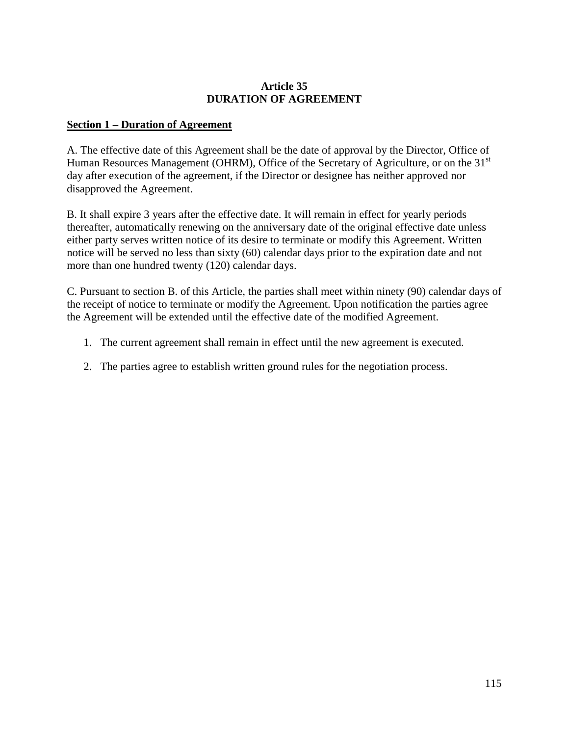# Article 35
# DURATION OF AGREEMENT

**Section 1 – Duration of Agreement**

A. The effective date of this Agreement shall be the date of approval by the Director, Office of Human Resources Management (OHRM), Office of the Secretary of Agriculture, or on the 31st day after execution of the agreement, if the Director or designee has neither approved nor disapproved the Agreement.

B. It shall expire 3 years after the effective date. It will remain in effect for yearly periods thereafter, automatically renewing on the anniversary date of the original effective date unless either party serves written notice of its desire to terminate or modify this Agreement. Written notice will be served no less than sixty (60) calendar days prior to the expiration date and not more than one hundred twenty (120) calendar days.

C. Pursuant to section B. of this Article, the parties shall meet within ninety (90) calendar days of the receipt of notice to terminate or modify the Agreement. Upon notification the parties agree the Agreement will be extended until the effective date of the modified Agreement.

1. The current agreement shall remain in effect until the new agreement is executed.

2. The parties agree to establish written ground rules for the negotiation process.